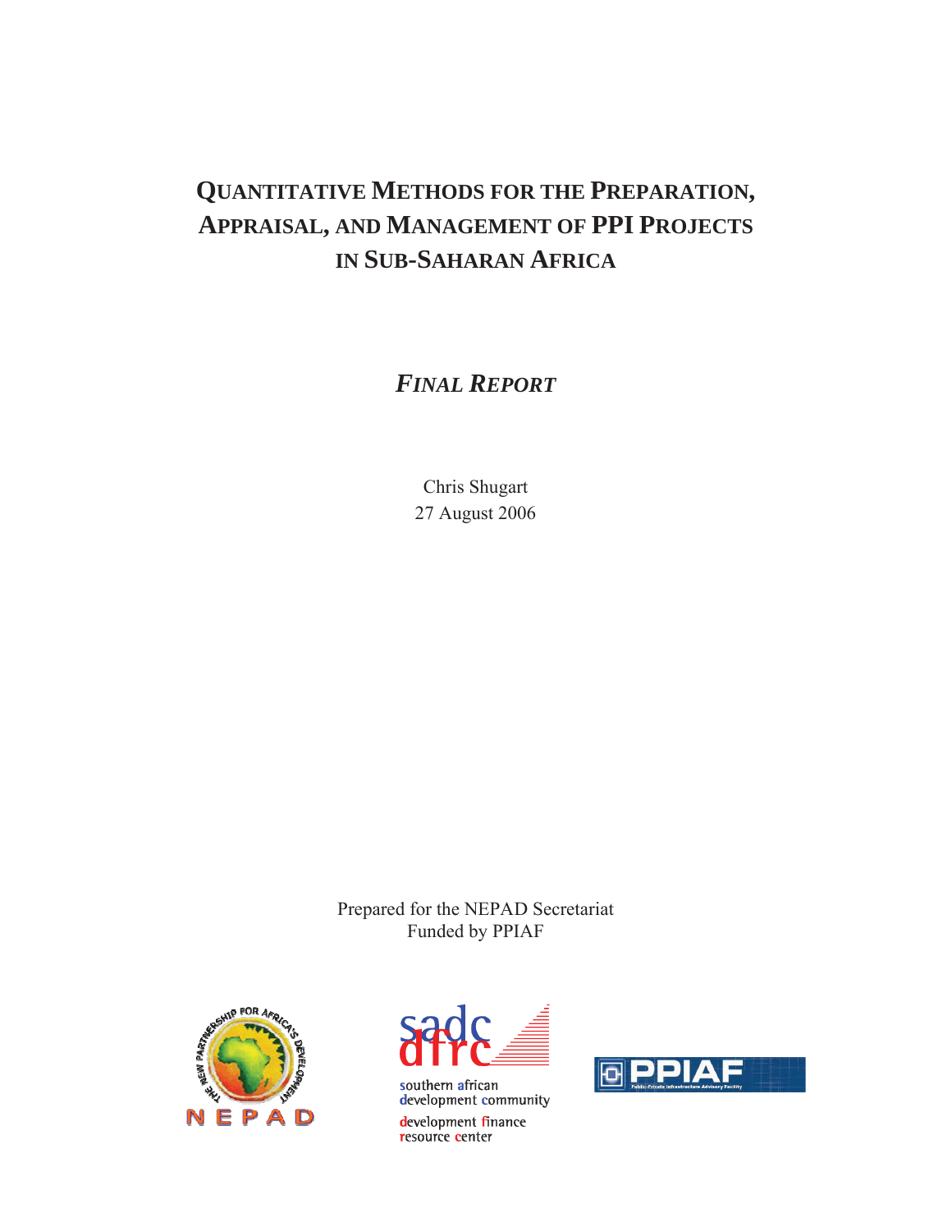# QUANTITATIVE METHODS FOR THE PREPARATION, APPRAISAL, AND MANAGEMENT OF PPI PROJECTS IN SUB-SAHARAN AFRICA

***FINAL REPORT***

Chris Shugart
27 August 2006

Prepared for the NEPAD Secretariat
Funded by PPIAF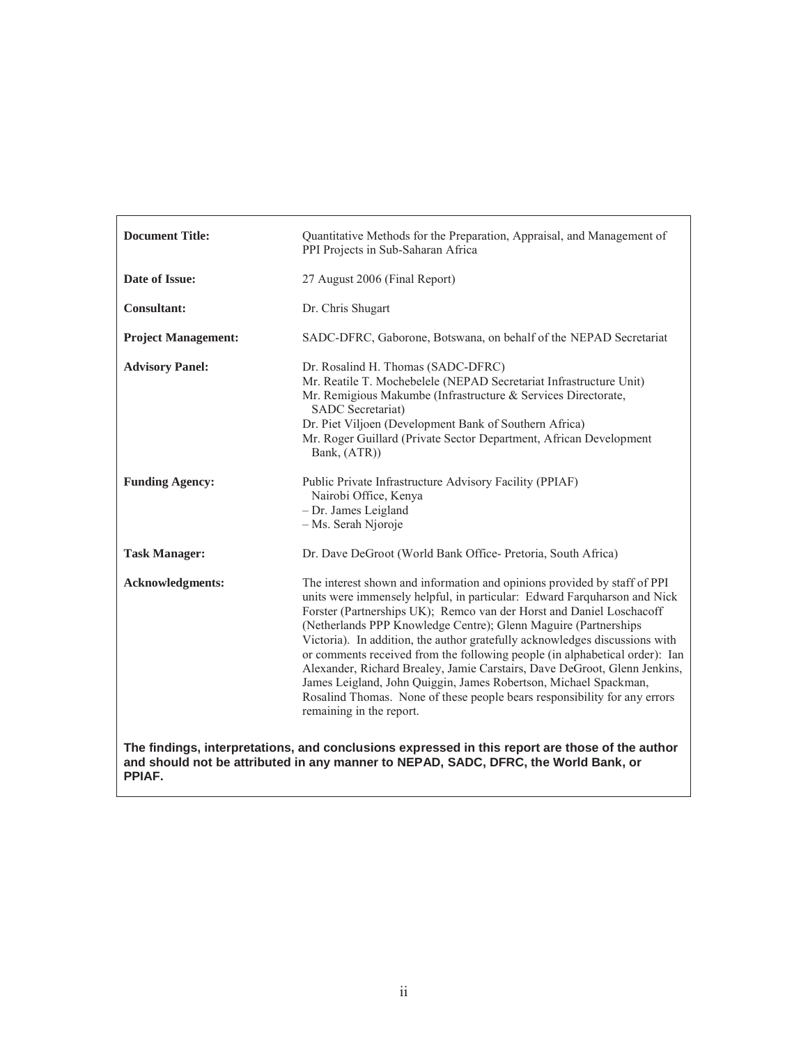| | |
|---|---|
| **Document Title:** | Quantitative Methods for the Preparation, Appraisal, and Management of PPI Projects in Sub-Saharan Africa |
| **Date of Issue:** | 27 August 2006 (Final Report) |
| **Consultant:** | Dr. Chris Shugart |
| **Project Management:** | SADC-DFRC, Gaborone, Botswana, on behalf of the NEPAD Secretariat |
| **Advisory Panel:** | Dr. Rosalind H. Thomas (SADC-DFRC)<br>Mr. Reatile T. Mochebelele (NEPAD Secretariat Infrastructure Unit)<br>Mr. Remigious Makumbe (Infrastructure & Services Directorate, SADC Secretariat)<br>Dr. Piet Viljoen (Development Bank of Southern Africa)<br>Mr. Roger Guillard (Private Sector Department, African Development Bank, (ATR)) |
| **Funding Agency:** | Public Private Infrastructure Advisory Facility (PPIAF)<br>Nairobi Office, Kenya<br>– Dr. James Leigland<br>– Ms. Serah Njoroje |
| **Task Manager:** | Dr. Dave DeGroot (World Bank Office- Pretoria, South Africa) |
| **Acknowledgments:** | The interest shown and information and opinions provided by staff of PPI units were immensely helpful, in particular: Edward Farquharson and Nick Forster (Partnerships UK); Remco van der Horst and Daniel Loschacoff (Netherlands PPP Knowledge Centre); Glenn Maguire (Partnerships Victoria). In addition, the author gratefully acknowledges discussions with or comments received from the following people (in alphabetical order): Ian Alexander, Richard Brealey, Jamie Carstairs, Dave DeGroot, Glenn Jenkins, James Leigland, John Quiggin, James Robertson, Michael Spackman, Rosalind Thomas. None of these people bears responsibility for any errors remaining in the report. |

**The findings, interpretations, and conclusions expressed in this report are those of the author and should not be attributed in any manner to NEPAD, SADC, DFRC, the World Bank, or PPIAF.**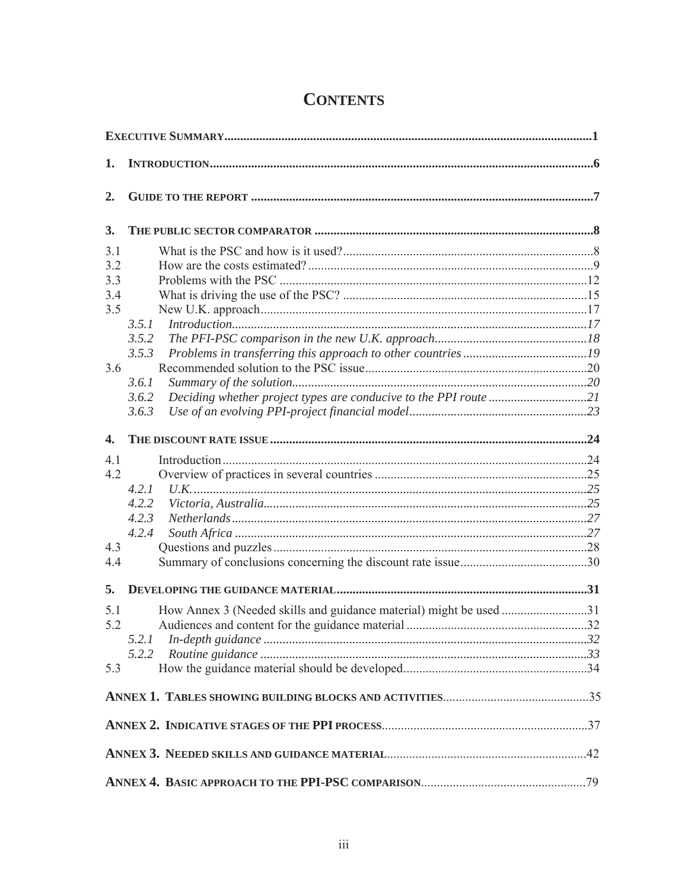# CONTENTS

**EXECUTIVE SUMMARY** .......... 1

**1. INTRODUCTION** .......... 6

**2. GUIDE TO THE REPORT** .......... 7

**3. THE PUBLIC SECTOR COMPARATOR** .......... 8

3.1 What is the PSC and how is it used? .......... 8
3.2 How are the costs estimated? .......... 9
3.3 Problems with the PSC .......... 12
3.4 What is driving the use of the PSC? .......... 15
3.5 New U.K. approach .......... 17
  *3.5.1 Introduction* .......... *17*
  *3.5.2 The PFI-PSC comparison in the new U.K. approach* .......... *18*
  *3.5.3 Problems in transferring this approach to other countries* .......... *19*
3.6 Recommended solution to the PSC issue .......... 20
  *3.6.1 Summary of the solution* .......... *20*
  *3.6.2 Deciding whether project types are conducive to the PPI route* .......... *21*
  *3.6.3 Use of an evolving PPI-project financial model* .......... *23*

**4. THE DISCOUNT RATE ISSUE** .......... 24

4.1 Introduction .......... 24
4.2 Overview of practices in several countries .......... 25
  *4.2.1 U.K.* .......... *25*
  *4.2.2 Victoria, Australia* .......... *25*
  *4.2.3 Netherlands* .......... *27*
  *4.2.4 South Africa* .......... *27*
4.3 Questions and puzzles .......... 28
4.4 Summary of conclusions concerning the discount rate issue .......... 30

**5. DEVELOPING THE GUIDANCE MATERIAL** .......... 31

5.1 How Annex 3 (Needed skills and guidance material) might be used .......... 31
5.2 Audiences and content for the guidance material .......... 32
  *5.2.1 In-depth guidance* .......... *32*
  *5.2.2 Routine guidance* .......... *33*
5.3 How the guidance material should be developed .......... 34

**ANNEX 1. TABLES SHOWING BUILDING BLOCKS AND ACTIVITIES** .......... 35

**ANNEX 2. INDICATIVE STAGES OF THE PPI PROCESS** .......... 37

**ANNEX 3. NEEDED SKILLS AND GUIDANCE MATERIAL** .......... 42

**ANNEX 4. BASIC APPROACH TO THE PPI-PSC COMPARISON** .......... 79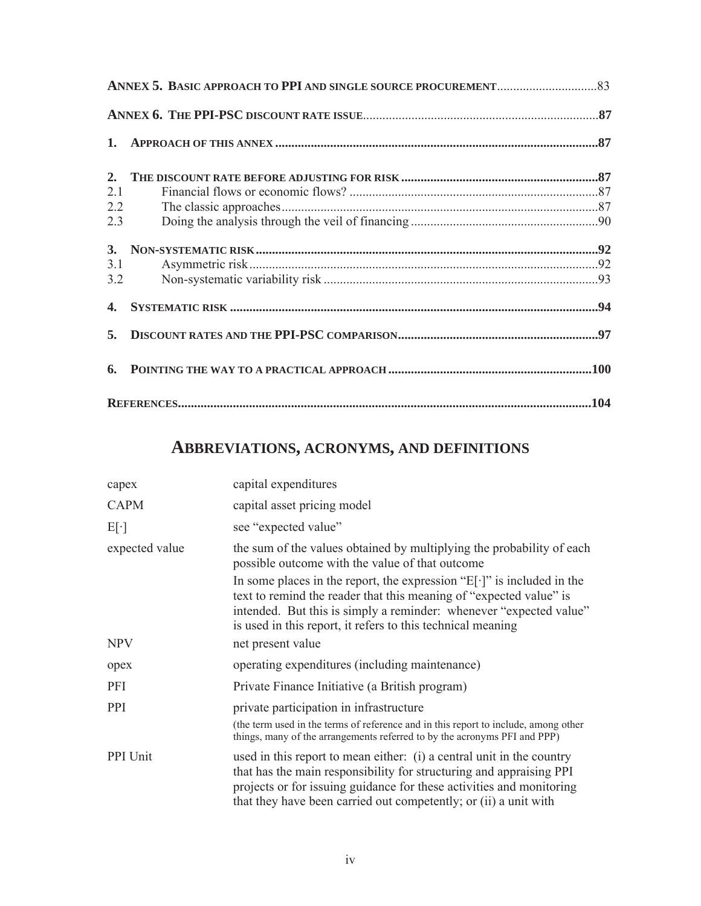| | | |
|---|---|---|
| **ANNEX 5. BASIC APPROACH TO PPI AND SINGLE SOURCE PROCUREMENT** | | 83 |
| **ANNEX 6. THE PPI-PSC DISCOUNT RATE ISSUE** | | 87 |
| **1.** | **APPROACH OF THIS ANNEX** | **87** |
| **2.** | **THE DISCOUNT RATE BEFORE ADJUSTING FOR RISK** | **87** |
| 2.1 | Financial flows or economic flows? | 87 |
| 2.2 | The classic approaches | 87 |
| 2.3 | Doing the analysis through the veil of financing | 90 |
| **3.** | **NON-SYSTEMATIC RISK** | **92** |
| 3.1 | Asymmetric risk | 92 |
| 3.2 | Non-systematic variability risk | 93 |
| **4.** | **SYSTEMATIC RISK** | **94** |
| **5.** | **DISCOUNT RATES AND THE PPI-PSC COMPARISON** | **97** |
| **6.** | **POINTING THE WAY TO A PRACTICAL APPROACH** | **100** |
| **REFERENCES** | | **104** |

# ABBREVIATIONS, ACRONYMS, AND DEFINITIONS

| | |
|---|---|
| capex | capital expenditures |
| CAPM | capital asset pricing model |
| E[·] | see "expected value" |
| expected value | the sum of the values obtained by multiplying the probability of each possible outcome with the value of that outcome<br>In some places in the report, the expression "E[·]" is included in the text to remind the reader that this meaning of "expected value" is intended. But this is simply a reminder: whenever "expected value" is used in this report, it refers to this technical meaning |
| NPV | net present value |
| opex | operating expenditures (including maintenance) |
| PFI | Private Finance Initiative (a British program) |
| PPI | private participation in infrastructure<br>(the term used in the terms of reference and in this report to include, among other things, many of the arrangements referred to by the acronyms PFI and PPP) |
| PPI Unit | used in this report to mean either: (i) a central unit in the country that has the main responsibility for structuring and appraising PPI projects or for issuing guidance for these activities and monitoring that they have been carried out competently; or (ii) a unit with |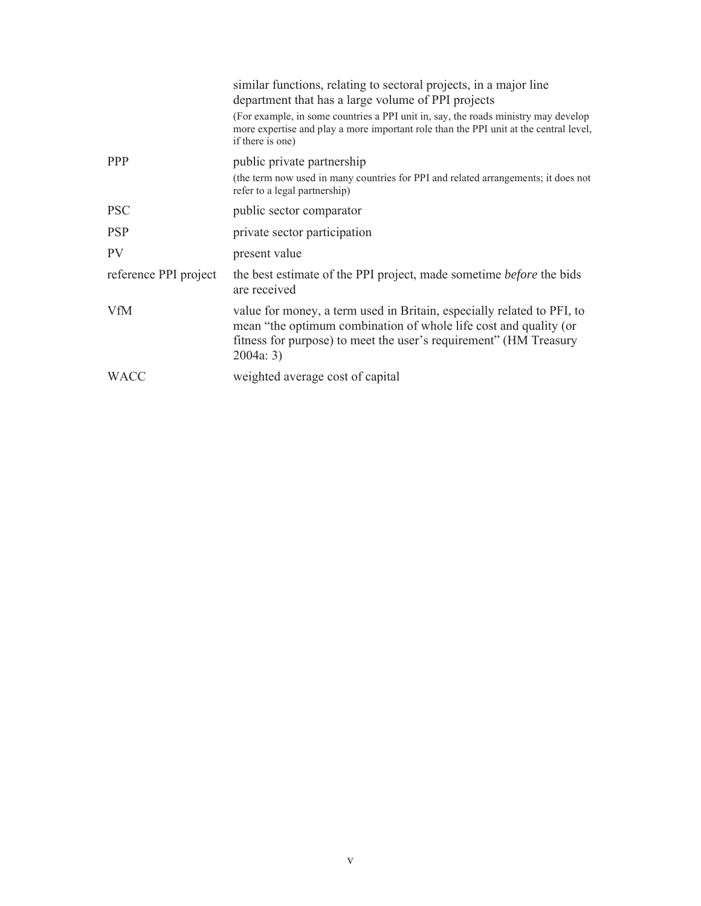|  |  |
|---|---|
|  | similar functions, relating to sectoral projects, in a major line department that has a large volume of PPI projects<br>(For example, in some countries a PPI unit in, say, the roads ministry may develop more expertise and play a more important role than the PPI unit at the central level, if there is one) |
| PPP | public private partnership<br>(the term now used in many countries for PPI and related arrangements; it does not refer to a legal partnership) |
| PSC | public sector comparator |
| PSP | private sector participation |
| PV | present value |
| reference PPI project | the best estimate of the PPI project, made sometime *before* the bids are received |
| VfM | value for money, a term used in Britain, especially related to PFI, to mean "the optimum combination of whole life cost and quality (or fitness for purpose) to meet the user's requirement" (HM Treasury 2004a: 3) |
| WACC | weighted average cost of capital |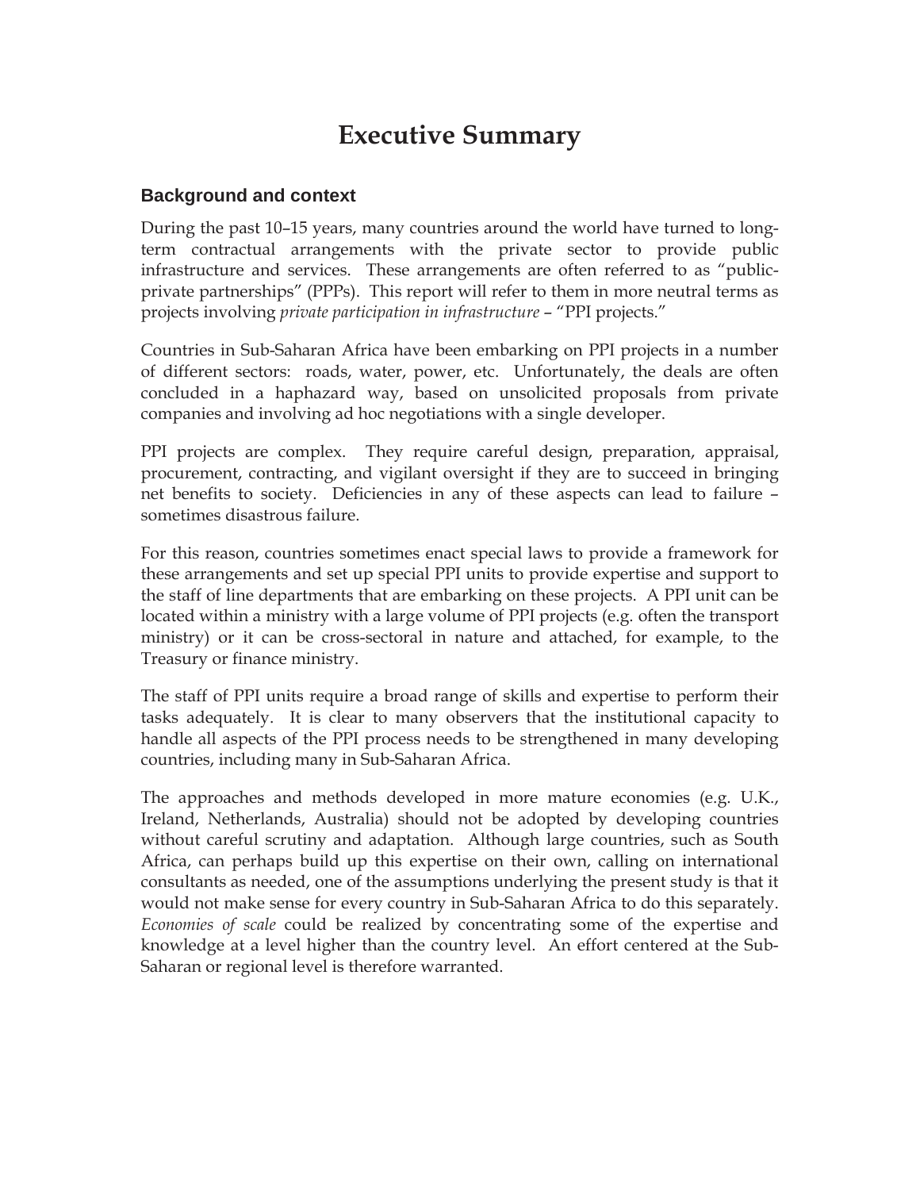# Executive Summary

## Background and context

During the past 10–15 years, many countries around the world have turned to long-term contractual arrangements with the private sector to provide public infrastructure and services. These arrangements are often referred to as "public-private partnerships" (PPPs). This report will refer to them in more neutral terms as projects involving *private participation in infrastructure* – "PPI projects."

Countries in Sub-Saharan Africa have been embarking on PPI projects in a number of different sectors: roads, water, power, etc. Unfortunately, the deals are often concluded in a haphazard way, based on unsolicited proposals from private companies and involving ad hoc negotiations with a single developer.

PPI projects are complex. They require careful design, preparation, appraisal, procurement, contracting, and vigilant oversight if they are to succeed in bringing net benefits to society. Deficiencies in any of these aspects can lead to failure – sometimes disastrous failure.

For this reason, countries sometimes enact special laws to provide a framework for these arrangements and set up special PPI units to provide expertise and support to the staff of line departments that are embarking on these projects. A PPI unit can be located within a ministry with a large volume of PPI projects (e.g. often the transport ministry) or it can be cross-sectoral in nature and attached, for example, to the Treasury or finance ministry.

The staff of PPI units require a broad range of skills and expertise to perform their tasks adequately. It is clear to many observers that the institutional capacity to handle all aspects of the PPI process needs to be strengthened in many developing countries, including many in Sub-Saharan Africa.

The approaches and methods developed in more mature economies (e.g. U.K., Ireland, Netherlands, Australia) should not be adopted by developing countries without careful scrutiny and adaptation. Although large countries, such as South Africa, can perhaps build up this expertise on their own, calling on international consultants as needed, one of the assumptions underlying the present study is that it would not make sense for every country in Sub-Saharan Africa to do this separately. *Economies of scale* could be realized by concentrating some of the expertise and knowledge at a level higher than the country level. An effort centered at the Sub-Saharan or regional level is therefore warranted.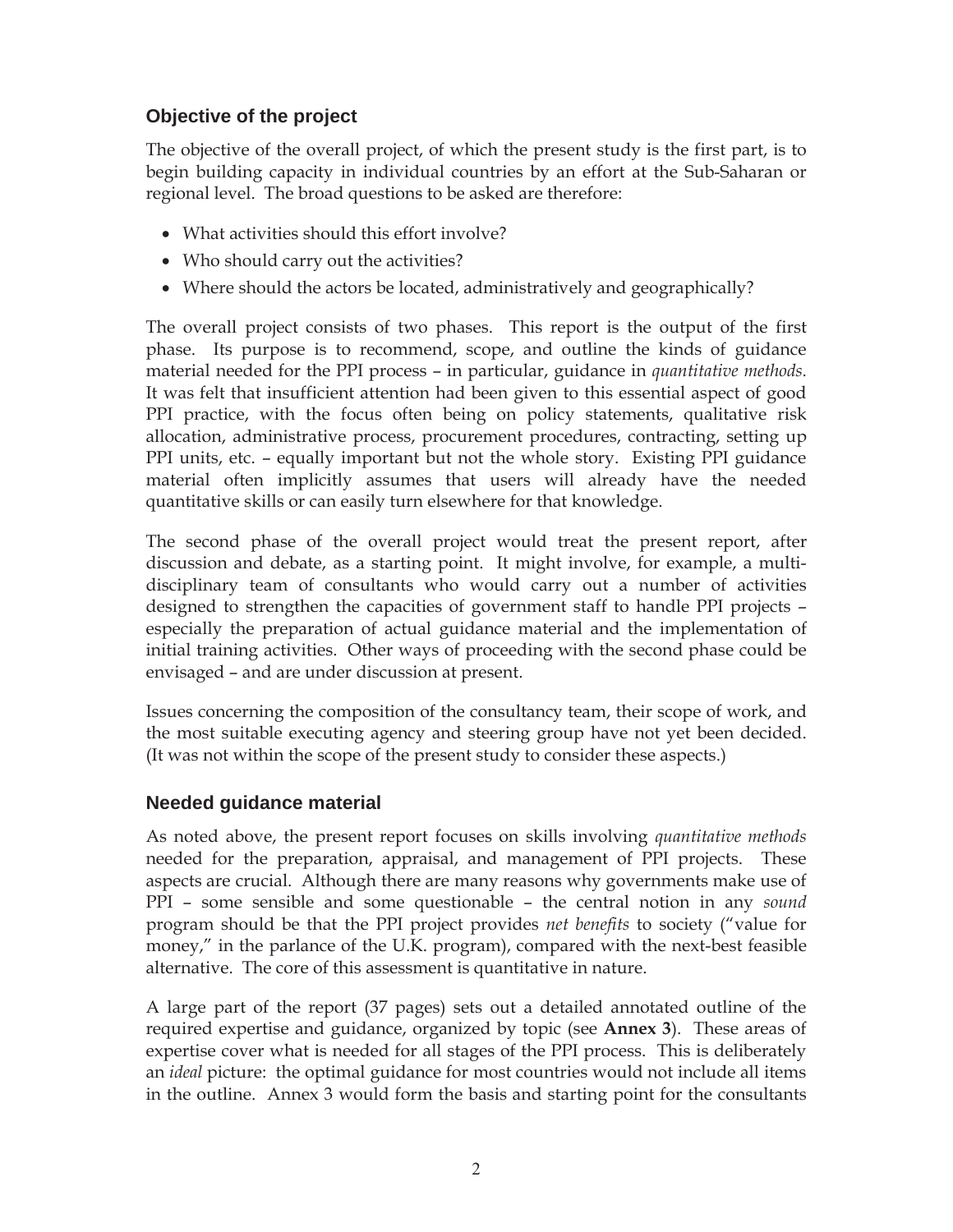## Objective of the project

The objective of the overall project, of which the present study is the first part, is to begin building capacity in individual countries by an effort at the Sub-Saharan or regional level. The broad questions to be asked are therefore:

- What activities should this effort involve?
- Who should carry out the activities?
- Where should the actors be located, administratively and geographically?

The overall project consists of two phases. This report is the output of the first phase. Its purpose is to recommend, scope, and outline the kinds of guidance material needed for the PPI process – in particular, guidance in *quantitative methods*. It was felt that insufficient attention had been given to this essential aspect of good PPI practice, with the focus often being on policy statements, qualitative risk allocation, administrative process, procurement procedures, contracting, setting up PPI units, etc. – equally important but not the whole story. Existing PPI guidance material often implicitly assumes that users will already have the needed quantitative skills or can easily turn elsewhere for that knowledge.

The second phase of the overall project would treat the present report, after discussion and debate, as a starting point. It might involve, for example, a multi-disciplinary team of consultants who would carry out a number of activities designed to strengthen the capacities of government staff to handle PPI projects – especially the preparation of actual guidance material and the implementation of initial training activities. Other ways of proceeding with the second phase could be envisaged – and are under discussion at present.

Issues concerning the composition of the consultancy team, their scope of work, and the most suitable executing agency and steering group have not yet been decided. (It was not within the scope of the present study to consider these aspects.)

## Needed guidance material

As noted above, the present report focuses on skills involving *quantitative methods* needed for the preparation, appraisal, and management of PPI projects. These aspects are crucial. Although there are many reasons why governments make use of PPI – some sensible and some questionable – the central notion in any *sound* program should be that the PPI project provides *net benefits* to society ("value for money," in the parlance of the U.K. program), compared with the next-best feasible alternative. The core of this assessment is quantitative in nature.

A large part of the report (37 pages) sets out a detailed annotated outline of the required expertise and guidance, organized by topic (see **Annex 3**). These areas of expertise cover what is needed for all stages of the PPI process. This is deliberately an *ideal* picture: the optimal guidance for most countries would not include all items in the outline. Annex 3 would form the basis and starting point for the consultants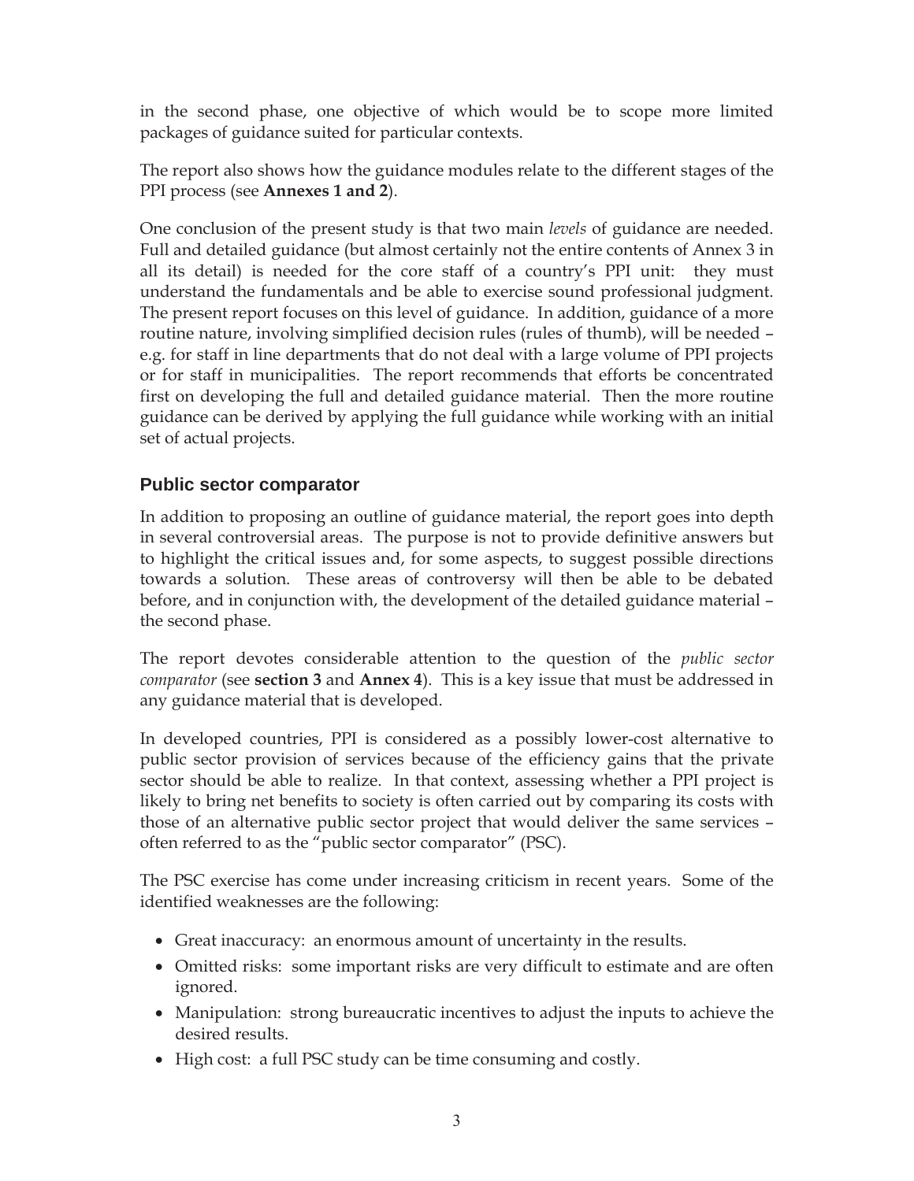in the second phase, one objective of which would be to scope more limited packages of guidance suited for particular contexts.

The report also shows how the guidance modules relate to the different stages of the PPI process (see **Annexes 1 and 2**).

One conclusion of the present study is that two main *levels* of guidance are needed. Full and detailed guidance (but almost certainly not the entire contents of Annex 3 in all its detail) is needed for the core staff of a country's PPI unit: they must understand the fundamentals and be able to exercise sound professional judgment. The present report focuses on this level of guidance. In addition, guidance of a more routine nature, involving simplified decision rules (rules of thumb), will be needed – e.g. for staff in line departments that do not deal with a large volume of PPI projects or for staff in municipalities. The report recommends that efforts be concentrated first on developing the full and detailed guidance material. Then the more routine guidance can be derived by applying the full guidance while working with an initial set of actual projects.

## Public sector comparator

In addition to proposing an outline of guidance material, the report goes into depth in several controversial areas. The purpose is not to provide definitive answers but to highlight the critical issues and, for some aspects, to suggest possible directions towards a solution. These areas of controversy will then be able to be debated before, and in conjunction with, the development of the detailed guidance material – the second phase.

The report devotes considerable attention to the question of the *public sector comparator* (see **section 3** and **Annex 4**). This is a key issue that must be addressed in any guidance material that is developed.

In developed countries, PPI is considered as a possibly lower-cost alternative to public sector provision of services because of the efficiency gains that the private sector should be able to realize. In that context, assessing whether a PPI project is likely to bring net benefits to society is often carried out by comparing its costs with those of an alternative public sector project that would deliver the same services – often referred to as the "public sector comparator" (PSC).

The PSC exercise has come under increasing criticism in recent years. Some of the identified weaknesses are the following:

- Great inaccuracy: an enormous amount of uncertainty in the results.
- Omitted risks: some important risks are very difficult to estimate and are often ignored.
- Manipulation: strong bureaucratic incentives to adjust the inputs to achieve the desired results.
- High cost: a full PSC study can be time consuming and costly.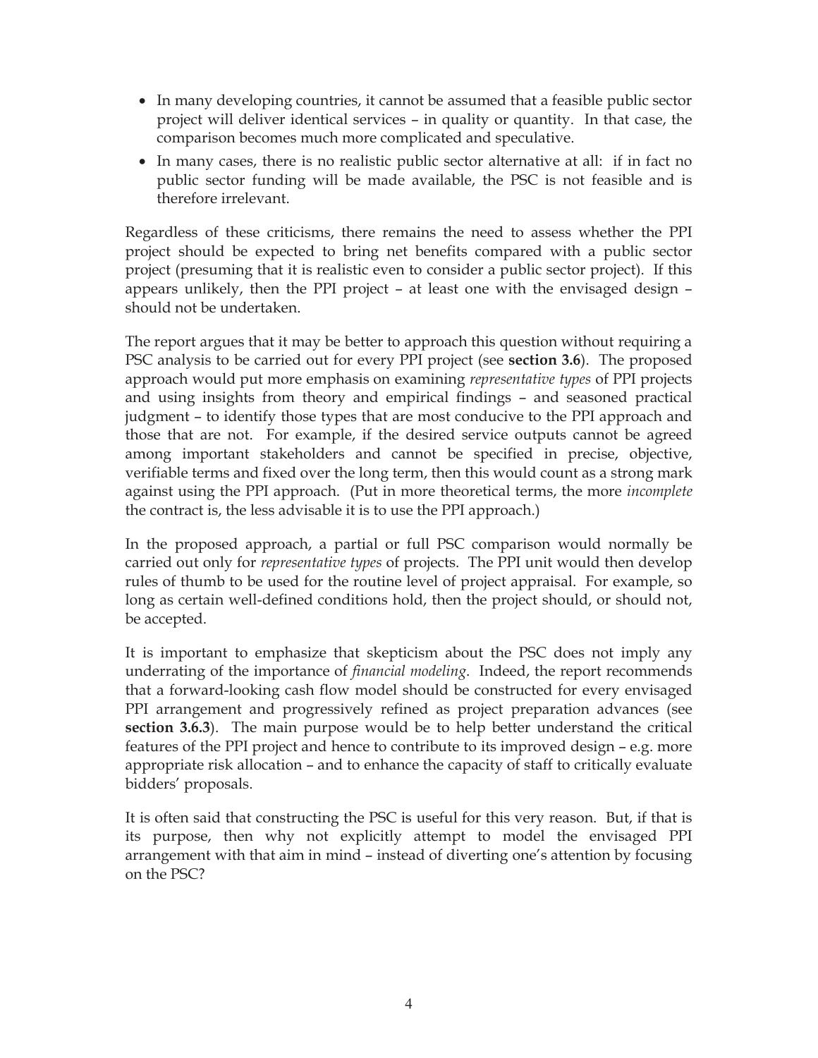- In many developing countries, it cannot be assumed that a feasible public sector project will deliver identical services – in quality or quantity. In that case, the comparison becomes much more complicated and speculative.
- In many cases, there is no realistic public sector alternative at all: if in fact no public sector funding will be made available, the PSC is not feasible and is therefore irrelevant.

Regardless of these criticisms, there remains the need to assess whether the PPI project should be expected to bring net benefits compared with a public sector project (presuming that it is realistic even to consider a public sector project). If this appears unlikely, then the PPI project – at least one with the envisaged design – should not be undertaken.

The report argues that it may be better to approach this question without requiring a PSC analysis to be carried out for every PPI project (see **section 3.6**). The proposed approach would put more emphasis on examining *representative types* of PPI projects and using insights from theory and empirical findings – and seasoned practical judgment – to identify those types that are most conducive to the PPI approach and those that are not. For example, if the desired service outputs cannot be agreed among important stakeholders and cannot be specified in precise, objective, verifiable terms and fixed over the long term, then this would count as a strong mark against using the PPI approach. (Put in more theoretical terms, the more *incomplete* the contract is, the less advisable it is to use the PPI approach.)

In the proposed approach, a partial or full PSC comparison would normally be carried out only for *representative types* of projects. The PPI unit would then develop rules of thumb to be used for the routine level of project appraisal. For example, so long as certain well-defined conditions hold, then the project should, or should not, be accepted.

It is important to emphasize that skepticism about the PSC does not imply any underrating of the importance of *financial modeling*. Indeed, the report recommends that a forward-looking cash flow model should be constructed for every envisaged PPI arrangement and progressively refined as project preparation advances (see **section 3.6.3**). The main purpose would be to help better understand the critical features of the PPI project and hence to contribute to its improved design – e.g. more appropriate risk allocation – and to enhance the capacity of staff to critically evaluate bidders' proposals.

It is often said that constructing the PSC is useful for this very reason. But, if that is its purpose, then why not explicitly attempt to model the envisaged PPI arrangement with that aim in mind – instead of diverting one's attention by focusing on the PSC?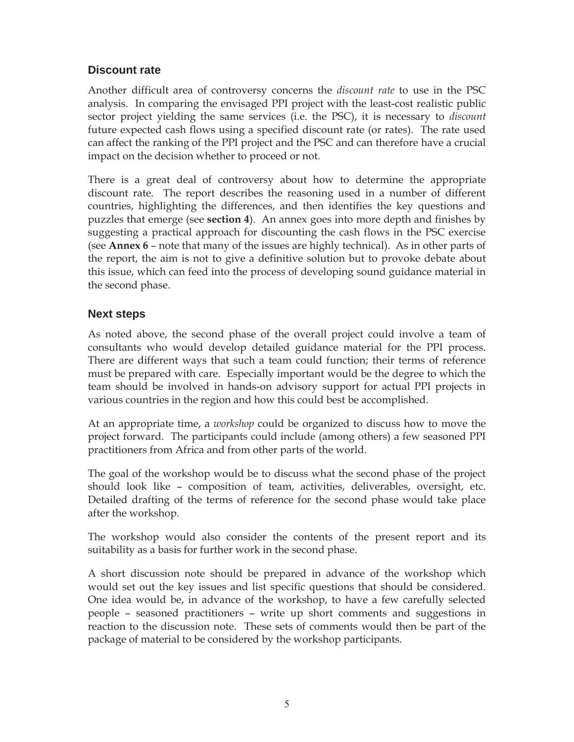## Discount rate

Another difficult area of controversy concerns the *discount rate* to use in the PSC analysis. In comparing the envisaged PPI project with the least-cost realistic public sector project yielding the same services (i.e. the PSC), it is necessary to *discount* future expected cash flows using a specified discount rate (or rates). The rate used can affect the ranking of the PPI project and the PSC and can therefore have a crucial impact on the decision whether to proceed or not.

There is a great deal of controversy about how to determine the appropriate discount rate. The report describes the reasoning used in a number of different countries, highlighting the differences, and then identifies the key questions and puzzles that emerge (see **section 4**). An annex goes into more depth and finishes by suggesting a practical approach for discounting the cash flows in the PSC exercise (see **Annex 6** – note that many of the issues are highly technical). As in other parts of the report, the aim is not to give a definitive solution but to provoke debate about this issue, which can feed into the process of developing sound guidance material in the second phase.

## Next steps

As noted above, the second phase of the overall project could involve a team of consultants who would develop detailed guidance material for the PPI process. There are different ways that such a team could function; their terms of reference must be prepared with care. Especially important would be the degree to which the team should be involved in hands-on advisory support for actual PPI projects in various countries in the region and how this could best be accomplished.

At an appropriate time, a *workshop* could be organized to discuss how to move the project forward. The participants could include (among others) a few seasoned PPI practitioners from Africa and from other parts of the world.

The goal of the workshop would be to discuss what the second phase of the project should look like – composition of team, activities, deliverables, oversight, etc. Detailed drafting of the terms of reference for the second phase would take place after the workshop.

The workshop would also consider the contents of the present report and its suitability as a basis for further work in the second phase.

A short discussion note should be prepared in advance of the workshop which would set out the key issues and list specific questions that should be considered. One idea would be, in advance of the workshop, to have a few carefully selected people – seasoned practitioners – write up short comments and suggestions in reaction to the discussion note. These sets of comments would then be part of the package of material to be considered by the workshop participants.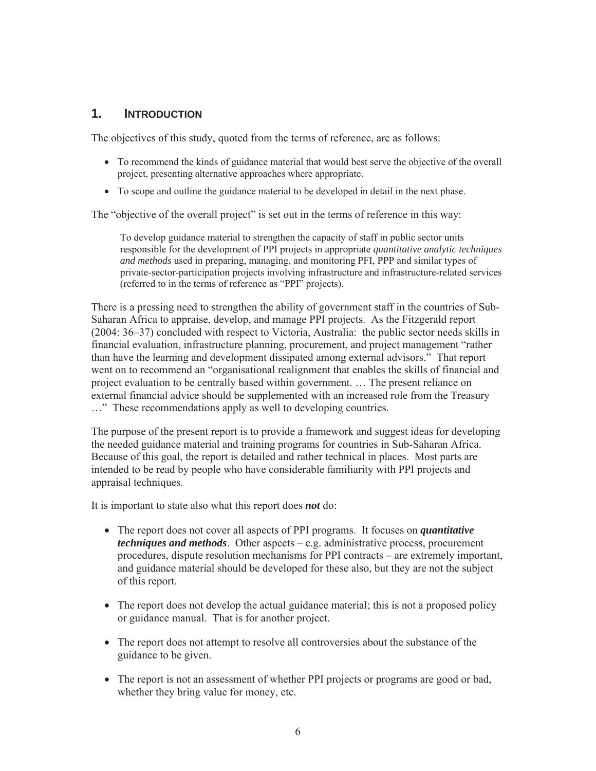## 1. INTRODUCTION

The objectives of this study, quoted from the terms of reference, are as follows:

- To recommend the kinds of guidance material that would best serve the objective of the overall project, presenting alternative approaches where appropriate.
- To scope and outline the guidance material to be developed in detail in the next phase.

The "objective of the overall project" is set out in the terms of reference in this way:

> To develop guidance material to strengthen the capacity of staff in public sector units responsible for the development of PPI projects in appropriate *quantitative analytic techniques and methods* used in preparing, managing, and monitoring PFI, PPP and similar types of private-sector-participation projects involving infrastructure and infrastructure-related services (referred to in the terms of reference as "PPI" projects).

There is a pressing need to strengthen the ability of government staff in the countries of Sub-Saharan Africa to appraise, develop, and manage PPI projects. As the Fitzgerald report (2004: 36–37) concluded with respect to Victoria, Australia: the public sector needs skills in financial evaluation, infrastructure planning, procurement, and project management "rather than have the learning and development dissipated among external advisors." That report went on to recommend an "organisational realignment that enables the skills of financial and project evaluation to be centrally based within government. … The present reliance on external financial advice should be supplemented with an increased role from the Treasury …" These recommendations apply as well to developing countries.

The purpose of the present report is to provide a framework and suggest ideas for developing the needed guidance material and training programs for countries in Sub-Saharan Africa. Because of this goal, the report is detailed and rather technical in places. Most parts are intended to be read by people who have considerable familiarity with PPI projects and appraisal techniques.

It is important to state also what this report does ***not*** do:

- The report does not cover all aspects of PPI programs. It focuses on ***quantitative techniques and methods***. Other aspects – e.g. administrative process, procurement procedures, dispute resolution mechanisms for PPI contracts – are extremely important, and guidance material should be developed for these also, but they are not the subject of this report.

- The report does not develop the actual guidance material; this is not a proposed policy or guidance manual. That is for another project.

- The report does not attempt to resolve all controversies about the substance of the guidance to be given.

- The report is not an assessment of whether PPI projects or programs are good or bad, whether they bring value for money, etc.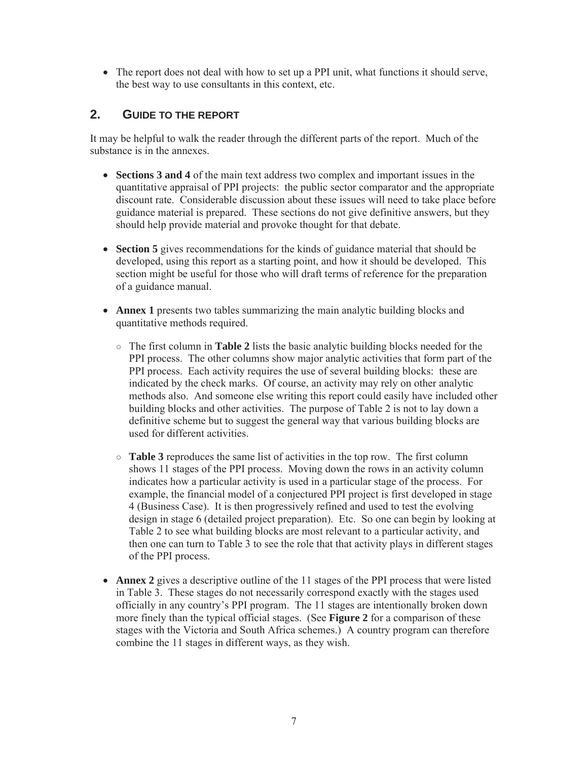- The report does not deal with how to set up a PPI unit, what functions it should serve, the best way to use consultants in this context, etc.

## 2. GUIDE TO THE REPORT

It may be helpful to walk the reader through the different parts of the report. Much of the substance is in the annexes.

- **Sections 3 and 4** of the main text address two complex and important issues in the quantitative appraisal of PPI projects: the public sector comparator and the appropriate discount rate. Considerable discussion about these issues will need to take place before guidance material is prepared. These sections do not give definitive answers, but they should help provide material and provoke thought for that debate.

- **Section 5** gives recommendations for the kinds of guidance material that should be developed, using this report as a starting point, and how it should be developed. This section might be useful for those who will draft terms of reference for the preparation of a guidance manual.

- **Annex 1** presents two tables summarizing the main analytic building blocks and quantitative methods required.

  - The first column in **Table 2** lists the basic analytic building blocks needed for the PPI process. The other columns show major analytic activities that form part of the PPI process. Each activity requires the use of several building blocks: these are indicated by the check marks. Of course, an activity may rely on other analytic methods also. And someone else writing this report could easily have included other building blocks and other activities. The purpose of Table 2 is not to lay down a definitive scheme but to suggest the general way that various building blocks are used for different activities.

  - **Table 3** reproduces the same list of activities in the top row. The first column shows 11 stages of the PPI process. Moving down the rows in an activity column indicates how a particular activity is used in a particular stage of the process. For example, the financial model of a conjectured PPI project is first developed in stage 4 (Business Case). It is then progressively refined and used to test the evolving design in stage 6 (detailed project preparation). Etc. So one can begin by looking at Table 2 to see what building blocks are most relevant to a particular activity, and then one can turn to Table 3 to see the role that that activity plays in different stages of the PPI process.

- **Annex 2** gives a descriptive outline of the 11 stages of the PPI process that were listed in Table 3. These stages do not necessarily correspond exactly with the stages used officially in any country's PPI program. The 11 stages are intentionally broken down more finely than the typical official stages. (See **Figure 2** for a comparison of these stages with the Victoria and South Africa schemes.) A country program can therefore combine the 11 stages in different ways, as they wish.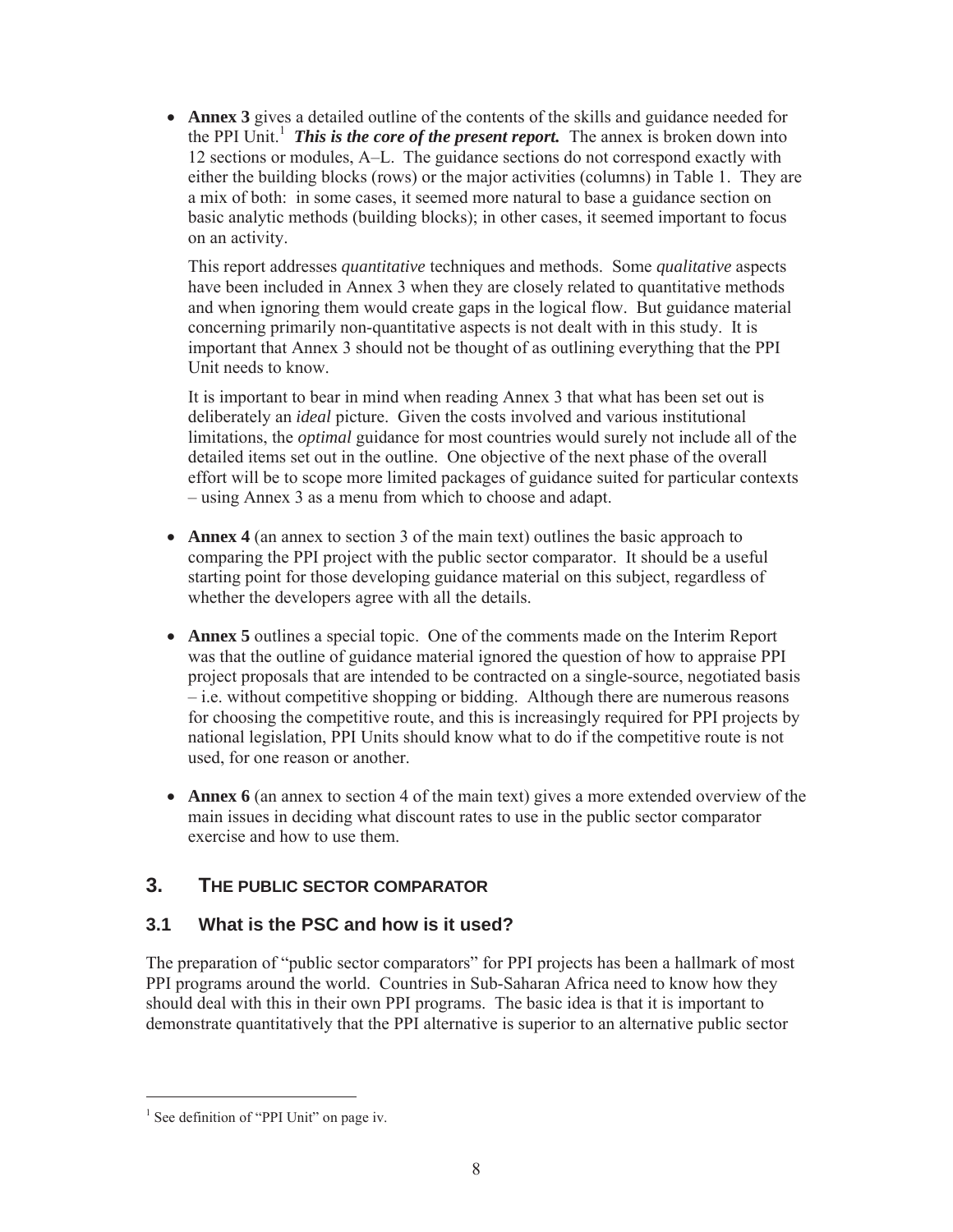- **Annex 3** gives a detailed outline of the contents of the skills and guidance needed for the PPI Unit.[1] ***This is the core of the present report.*** The annex is broken down into 12 sections or modules, A–L. The guidance sections do not correspond exactly with either the building blocks (rows) or the major activities (columns) in Table 1. They are a mix of both: in some cases, it seemed more natural to base a guidance section on basic analytic methods (building blocks); in other cases, it seemed important to focus on an activity.

  This report addresses *quantitative* techniques and methods. Some *qualitative* aspects have been included in Annex 3 when they are closely related to quantitative methods and when ignoring them would create gaps in the logical flow. But guidance material concerning primarily non-quantitative aspects is not dealt with in this study. It is important that Annex 3 should not be thought of as outlining everything that the PPI Unit needs to know.

  It is important to bear in mind when reading Annex 3 that what has been set out is deliberately an *ideal* picture. Given the costs involved and various institutional limitations, the *optimal* guidance for most countries would surely not include all of the detailed items set out in the outline. One objective of the next phase of the overall effort will be to scope more limited packages of guidance suited for particular contexts – using Annex 3 as a menu from which to choose and adapt.

- **Annex 4** (an annex to section 3 of the main text) outlines the basic approach to comparing the PPI project with the public sector comparator. It should be a useful starting point for those developing guidance material on this subject, regardless of whether the developers agree with all the details.

- **Annex 5** outlines a special topic. One of the comments made on the Interim Report was that the outline of guidance material ignored the question of how to appraise PPI project proposals that are intended to be contracted on a single-source, negotiated basis – i.e. without competitive shopping or bidding. Although there are numerous reasons for choosing the competitive route, and this is increasingly required for PPI projects by national legislation, PPI Units should know what to do if the competitive route is not used, for one reason or another.

- **Annex 6** (an annex to section 4 of the main text) gives a more extended overview of the main issues in deciding what discount rates to use in the public sector comparator exercise and how to use them.

## 3. THE PUBLIC SECTOR COMPARATOR

### 3.1 What is the PSC and how is it used?

The preparation of "public sector comparators" for PPI projects has been a hallmark of most PPI programs around the world. Countries in Sub-Saharan Africa need to know how they should deal with this in their own PPI programs. The basic idea is that it is important to demonstrate quantitatively that the PPI alternative is superior to an alternative public sector

---

[1] See definition of "PPI Unit" on page iv.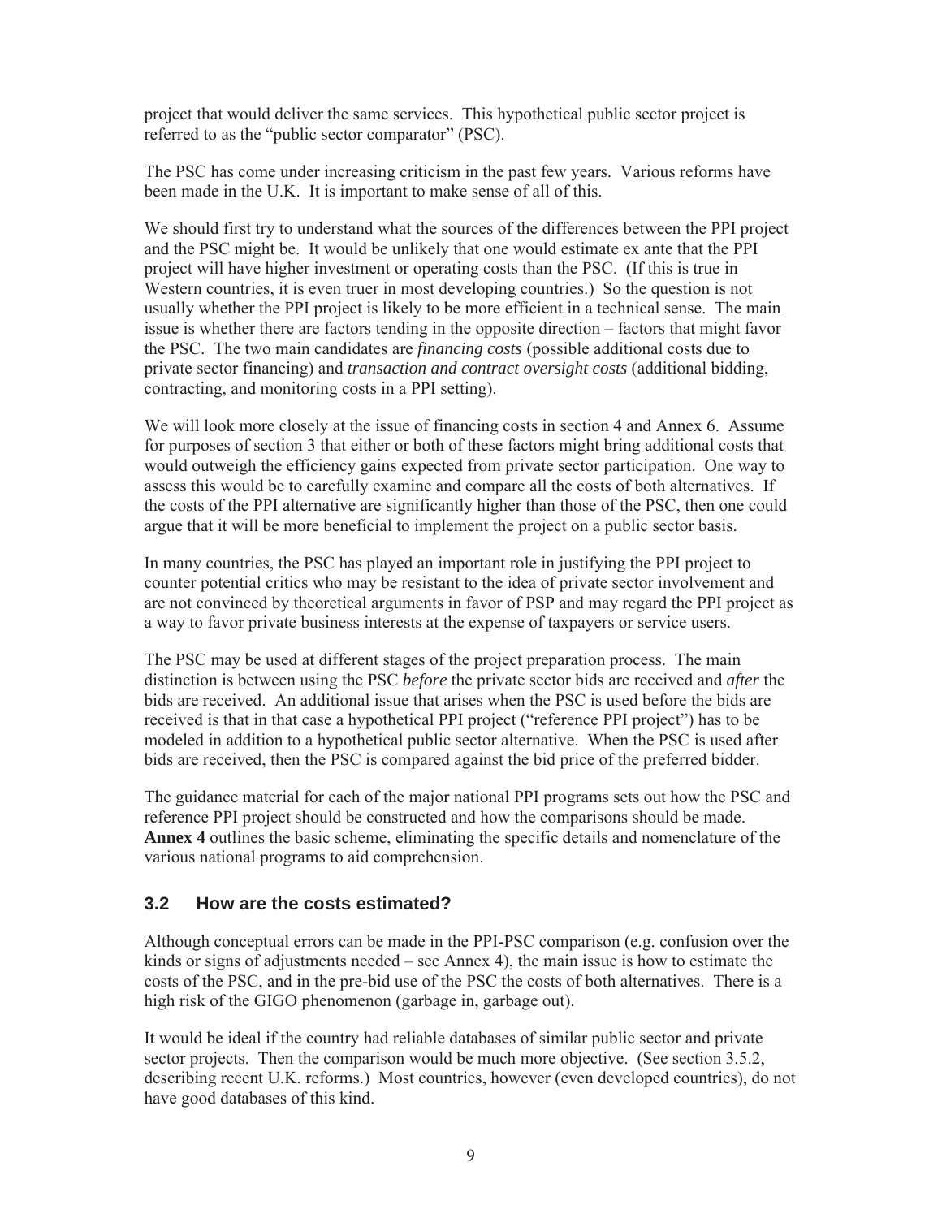project that would deliver the same services. This hypothetical public sector project is referred to as the "public sector comparator" (PSC).

The PSC has come under increasing criticism in the past few years. Various reforms have been made in the U.K. It is important to make sense of all of this.

We should first try to understand what the sources of the differences between the PPI project and the PSC might be. It would be unlikely that one would estimate ex ante that the PPI project will have higher investment or operating costs than the PSC. (If this is true in Western countries, it is even truer in most developing countries.) So the question is not usually whether the PPI project is likely to be more efficient in a technical sense. The main issue is whether there are factors tending in the opposite direction – factors that might favor the PSC. The two main candidates are *financing costs* (possible additional costs due to private sector financing) and *transaction and contract oversight costs* (additional bidding, contracting, and monitoring costs in a PPI setting).

We will look more closely at the issue of financing costs in section 4 and Annex 6. Assume for purposes of section 3 that either or both of these factors might bring additional costs that would outweigh the efficiency gains expected from private sector participation. One way to assess this would be to carefully examine and compare all the costs of both alternatives. If the costs of the PPI alternative are significantly higher than those of the PSC, then one could argue that it will be more beneficial to implement the project on a public sector basis.

In many countries, the PSC has played an important role in justifying the PPI project to counter potential critics who may be resistant to the idea of private sector involvement and are not convinced by theoretical arguments in favor of PSP and may regard the PPI project as a way to favor private business interests at the expense of taxpayers or service users.

The PSC may be used at different stages of the project preparation process. The main distinction is between using the PSC *before* the private sector bids are received and *after* the bids are received. An additional issue that arises when the PSC is used before the bids are received is that in that case a hypothetical PPI project ("reference PPI project") has to be modeled in addition to a hypothetical public sector alternative. When the PSC is used after bids are received, then the PSC is compared against the bid price of the preferred bidder.

The guidance material for each of the major national PPI programs sets out how the PSC and reference PPI project should be constructed and how the comparisons should be made. **Annex 4** outlines the basic scheme, eliminating the specific details and nomenclature of the various national programs to aid comprehension.

## 3.2 How are the costs estimated?

Although conceptual errors can be made in the PPI-PSC comparison (e.g. confusion over the kinds or signs of adjustments needed – see Annex 4), the main issue is how to estimate the costs of the PSC, and in the pre-bid use of the PSC the costs of both alternatives. There is a high risk of the GIGO phenomenon (garbage in, garbage out).

It would be ideal if the country had reliable databases of similar public sector and private sector projects. Then the comparison would be much more objective. (See section 3.5.2, describing recent U.K. reforms.) Most countries, however (even developed countries), do not have good databases of this kind.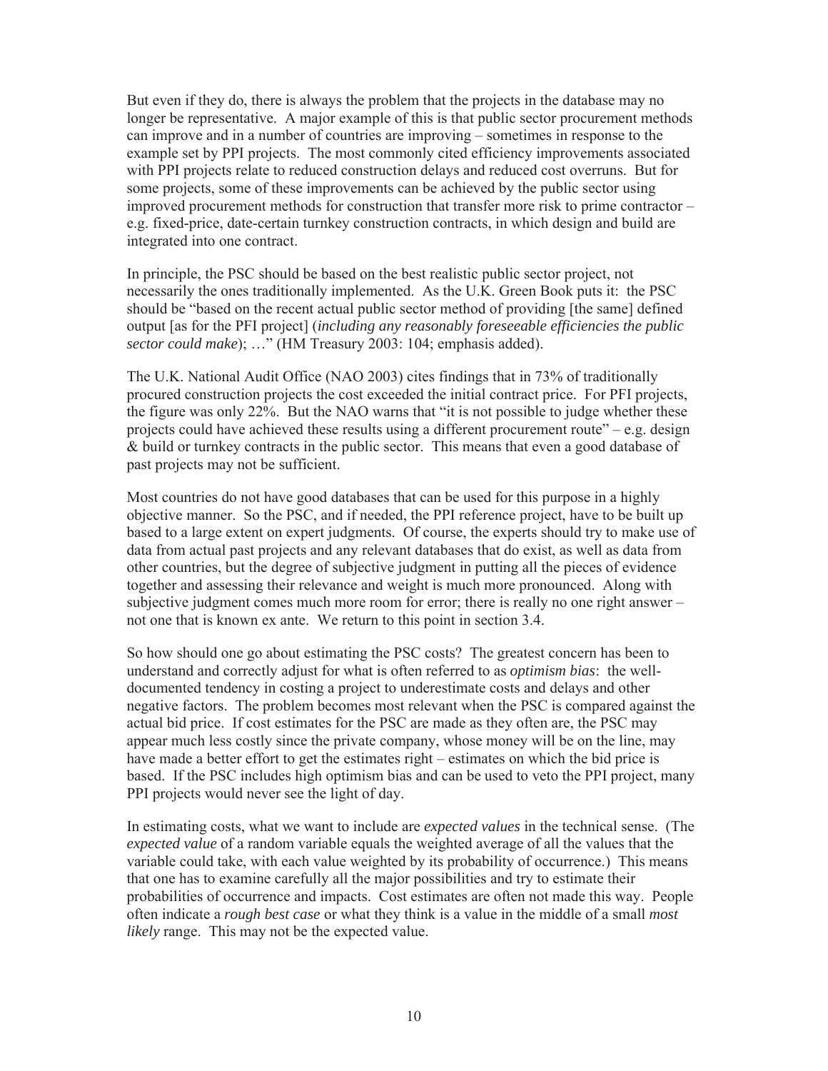But even if they do, there is always the problem that the projects in the database may no longer be representative. A major example of this is that public sector procurement methods can improve and in a number of countries are improving – sometimes in response to the example set by PPI projects. The most commonly cited efficiency improvements associated with PPI projects relate to reduced construction delays and reduced cost overruns. But for some projects, some of these improvements can be achieved by the public sector using improved procurement methods for construction that transfer more risk to prime contractor – e.g. fixed-price, date-certain turnkey construction contracts, in which design and build are integrated into one contract.

In principle, the PSC should be based on the best realistic public sector project, not necessarily the ones traditionally implemented. As the U.K. Green Book puts it: the PSC should be "based on the recent actual public sector method of providing [the same] defined output [as for the PFI project] (*including any reasonably foreseeable efficiencies the public sector could make*); …" (HM Treasury 2003: 104; emphasis added).

The U.K. National Audit Office (NAO 2003) cites findings that in 73% of traditionally procured construction projects the cost exceeded the initial contract price. For PFI projects, the figure was only 22%. But the NAO warns that "it is not possible to judge whether these projects could have achieved these results using a different procurement route" – e.g. design & build or turnkey contracts in the public sector. This means that even a good database of past projects may not be sufficient.

Most countries do not have good databases that can be used for this purpose in a highly objective manner. So the PSC, and if needed, the PPI reference project, have to be built up based to a large extent on expert judgments. Of course, the experts should try to make use of data from actual past projects and any relevant databases that do exist, as well as data from other countries, but the degree of subjective judgment in putting all the pieces of evidence together and assessing their relevance and weight is much more pronounced. Along with subjective judgment comes much more room for error; there is really no one right answer – not one that is known ex ante. We return to this point in section 3.4.

So how should one go about estimating the PSC costs? The greatest concern has been to understand and correctly adjust for what is often referred to as *optimism bias*: the well-documented tendency in costing a project to underestimate costs and delays and other negative factors. The problem becomes most relevant when the PSC is compared against the actual bid price. If cost estimates for the PSC are made as they often are, the PSC may appear much less costly since the private company, whose money will be on the line, may have made a better effort to get the estimates right – estimates on which the bid price is based. If the PSC includes high optimism bias and can be used to veto the PPI project, many PPI projects would never see the light of day.

In estimating costs, what we want to include are *expected values* in the technical sense. (The *expected value* of a random variable equals the weighted average of all the values that the variable could take, with each value weighted by its probability of occurrence.) This means that one has to examine carefully all the major possibilities and try to estimate their probabilities of occurrence and impacts. Cost estimates are often not made this way. People often indicate a *rough best case* or what they think is a value in the middle of a small *most likely* range. This may not be the expected value.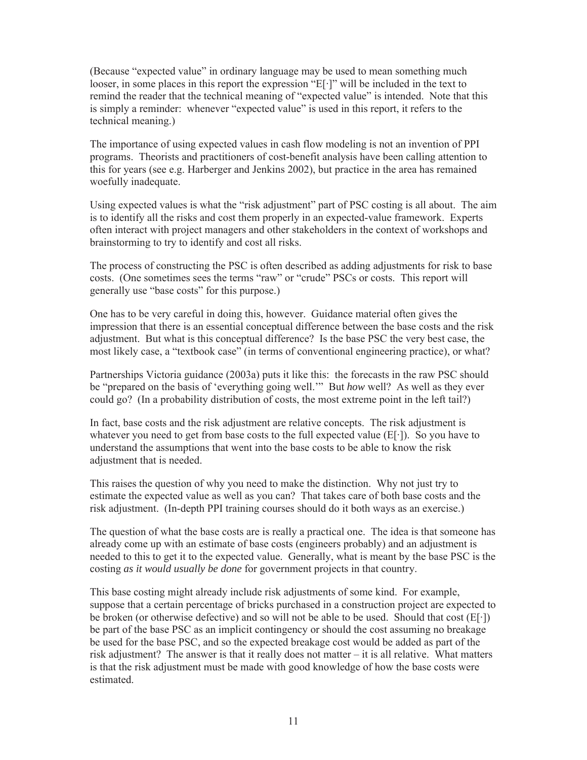(Because "expected value" in ordinary language may be used to mean something much looser, in some places in this report the expression "E[·]" will be included in the text to remind the reader that the technical meaning of "expected value" is intended. Note that this is simply a reminder: whenever "expected value" is used in this report, it refers to the technical meaning.)

The importance of using expected values in cash flow modeling is not an invention of PPI programs. Theorists and practitioners of cost-benefit analysis have been calling attention to this for years (see e.g. Harberger and Jenkins 2002), but practice in the area has remained woefully inadequate.

Using expected values is what the "risk adjustment" part of PSC costing is all about. The aim is to identify all the risks and cost them properly in an expected-value framework. Experts often interact with project managers and other stakeholders in the context of workshops and brainstorming to try to identify and cost all risks.

The process of constructing the PSC is often described as adding adjustments for risk to base costs. (One sometimes sees the terms "raw" or "crude" PSCs or costs. This report will generally use "base costs" for this purpose.)

One has to be very careful in doing this, however. Guidance material often gives the impression that there is an essential conceptual difference between the base costs and the risk adjustment. But what is this conceptual difference? Is the base PSC the very best case, the most likely case, a "textbook case" (in terms of conventional engineering practice), or what?

Partnerships Victoria guidance (2003a) puts it like this: the forecasts in the raw PSC should be "prepared on the basis of 'everything going well.'" But *how* well? As well as they ever could go? (In a probability distribution of costs, the most extreme point in the left tail?)

In fact, base costs and the risk adjustment are relative concepts. The risk adjustment is whatever you need to get from base costs to the full expected value (E[·]). So you have to understand the assumptions that went into the base costs to be able to know the risk adjustment that is needed.

This raises the question of why you need to make the distinction. Why not just try to estimate the expected value as well as you can? That takes care of both base costs and the risk adjustment. (In-depth PPI training courses should do it both ways as an exercise.)

The question of what the base costs are is really a practical one. The idea is that someone has already come up with an estimate of base costs (engineers probably) and an adjustment is needed to this to get it to the expected value. Generally, what is meant by the base PSC is the costing *as it would usually be done* for government projects in that country.

This base costing might already include risk adjustments of some kind. For example, suppose that a certain percentage of bricks purchased in a construction project are expected to be broken (or otherwise defective) and so will not be able to be used. Should that cost (E[·]) be part of the base PSC as an implicit contingency or should the cost assuming no breakage be used for the base PSC, and so the expected breakage cost would be added as part of the risk adjustment? The answer is that it really does not matter – it is all relative. What matters is that the risk adjustment must be made with good knowledge of how the base costs were estimated.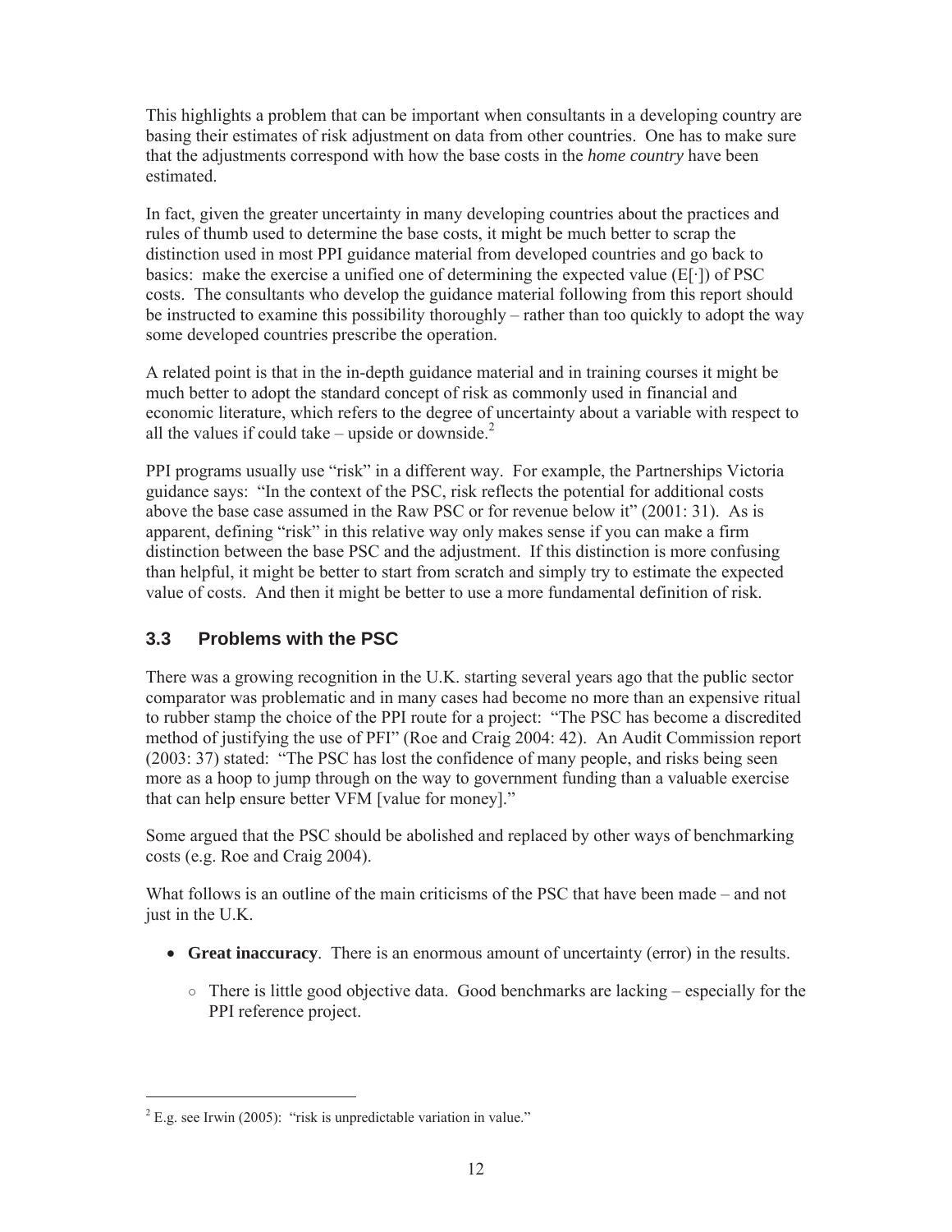This highlights a problem that can be important when consultants in a developing country are basing their estimates of risk adjustment on data from other countries. One has to make sure that the adjustments correspond with how the base costs in the *home country* have been estimated.

In fact, given the greater uncertainty in many developing countries about the practices and rules of thumb used to determine the base costs, it might be much better to scrap the distinction used in most PPI guidance material from developed countries and go back to basics: make the exercise a unified one of determining the expected value ($E[\cdot]$) of PSC costs. The consultants who develop the guidance material following from this report should be instructed to examine this possibility thoroughly – rather than too quickly to adopt the way some developed countries prescribe the operation.

A related point is that in the in-depth guidance material and in training courses it might be much better to adopt the standard concept of risk as commonly used in financial and economic literature, which refers to the degree of uncertainty about a variable with respect to all the values if could take – upside or downside.[2]

PPI programs usually use "risk" in a different way. For example, the Partnerships Victoria guidance says: "In the context of the PSC, risk reflects the potential for additional costs above the base case assumed in the Raw PSC or for revenue below it" (2001: 31). As is apparent, defining "risk" in this relative way only makes sense if you can make a firm distinction between the base PSC and the adjustment. If this distinction is more confusing than helpful, it might be better to start from scratch and simply try to estimate the expected value of costs. And then it might be better to use a more fundamental definition of risk.

## 3.3 Problems with the PSC

There was a growing recognition in the U.K. starting several years ago that the public sector comparator was problematic and in many cases had become no more than an expensive ritual to rubber stamp the choice of the PPI route for a project: "The PSC has become a discredited method of justifying the use of PFI" (Roe and Craig 2004: 42). An Audit Commission report (2003: 37) stated: "The PSC has lost the confidence of many people, and risks being seen more as a hoop to jump through on the way to government funding than a valuable exercise that can help ensure better VFM [value for money]."

Some argued that the PSC should be abolished and replaced by other ways of benchmarking costs (e.g. Roe and Craig 2004).

What follows is an outline of the main criticisms of the PSC that have been made – and not just in the U.K.

- **Great inaccuracy**. There is an enormous amount of uncertainty (error) in the results.
  - There is little good objective data. Good benchmarks are lacking – especially for the PPI reference project.

---

[2] E.g. see Irwin (2005): "risk is unpredictable variation in value."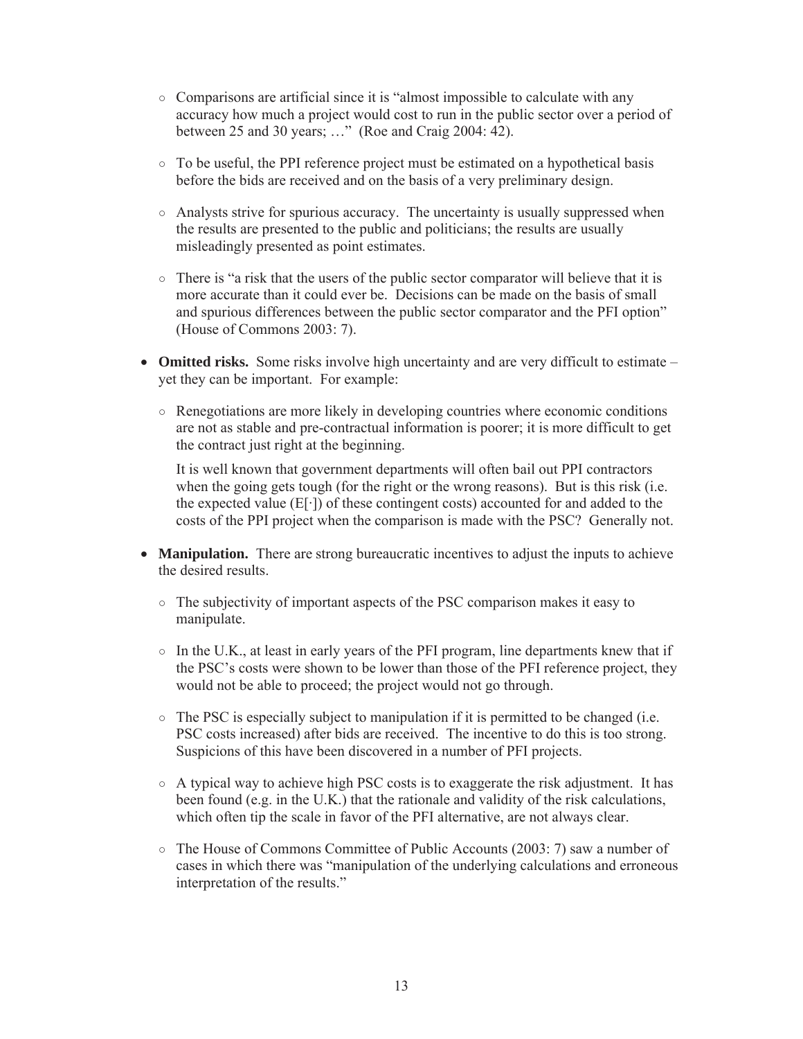- Comparisons are artificial since it is "almost impossible to calculate with any accuracy how much a project would cost to run in the public sector over a period of between 25 and 30 years; …" (Roe and Craig 2004: 42).

- To be useful, the PPI reference project must be estimated on a hypothetical basis before the bids are received and on the basis of a very preliminary design.

- Analysts strive for spurious accuracy. The uncertainty is usually suppressed when the results are presented to the public and politicians; the results are usually misleadingly presented as point estimates.

- There is "a risk that the users of the public sector comparator will believe that it is more accurate than it could ever be. Decisions can be made on the basis of small and spurious differences between the public sector comparator and the PFI option" (House of Commons 2003: 7).

- **Omitted risks.** Some risks involve high uncertainty and are very difficult to estimate – yet they can be important. For example:

  - Renegotiations are more likely in developing countries where economic conditions are not as stable and pre-contractual information is poorer; it is more difficult to get the contract just right at the beginning.

    It is well known that government departments will often bail out PPI contractors when the going gets tough (for the right or the wrong reasons). But is this risk (i.e. the expected value ($E[\cdot]$) of these contingent costs) accounted for and added to the costs of the PPI project when the comparison is made with the PSC? Generally not.

- **Manipulation.** There are strong bureaucratic incentives to adjust the inputs to achieve the desired results.

  - The subjectivity of important aspects of the PSC comparison makes it easy to manipulate.

  - In the U.K., at least in early years of the PFI program, line departments knew that if the PSC's costs were shown to be lower than those of the PFI reference project, they would not be able to proceed; the project would not go through.

  - The PSC is especially subject to manipulation if it is permitted to be changed (i.e. PSC costs increased) after bids are received. The incentive to do this is too strong. Suspicions of this have been discovered in a number of PFI projects.

  - A typical way to achieve high PSC costs is to exaggerate the risk adjustment. It has been found (e.g. in the U.K.) that the rationale and validity of the risk calculations, which often tip the scale in favor of the PFI alternative, are not always clear.

  - The House of Commons Committee of Public Accounts (2003: 7) saw a number of cases in which there was "manipulation of the underlying calculations and erroneous interpretation of the results."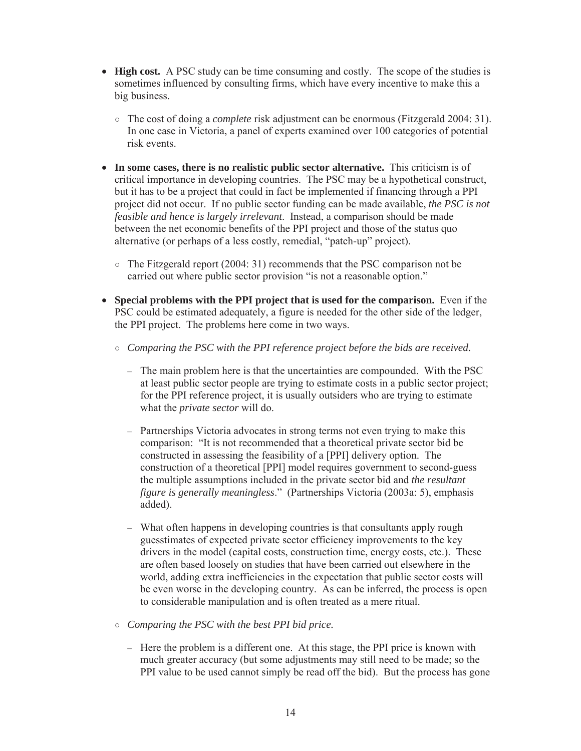- **High cost.** A PSC study can be time consuming and costly. The scope of the studies is sometimes influenced by consulting firms, which have every incentive to make this a big business.

  - The cost of doing a *complete* risk adjustment can be enormous (Fitzgerald 2004: 31). In one case in Victoria, a panel of experts examined over 100 categories of potential risk events.

- **In some cases, there is no realistic public sector alternative.** This criticism is of critical importance in developing countries. The PSC may be a hypothetical construct, but it has to be a project that could in fact be implemented if financing through a PPI project did not occur. If no public sector funding can be made available, *the PSC is not feasible and hence is largely irrelevant*. Instead, a comparison should be made between the net economic benefits of the PPI project and those of the status quo alternative (or perhaps of a less costly, remedial, "patch-up" project).

  - The Fitzgerald report (2004: 31) recommends that the PSC comparison not be carried out where public sector provision "is not a reasonable option."

- **Special problems with the PPI project that is used for the comparison.** Even if the PSC could be estimated adequately, a figure is needed for the other side of the ledger, the PPI project. The problems here come in two ways.

  - *Comparing the PSC with the PPI reference project before the bids are received.*

    - The main problem here is that the uncertainties are compounded. With the PSC at least public sector people are trying to estimate costs in a public sector project; for the PPI reference project, it is usually outsiders who are trying to estimate what the *private sector* will do.

    - Partnerships Victoria advocates in strong terms not even trying to make this comparison: "It is not recommended that a theoretical private sector bid be constructed in assessing the feasibility of a [PPI] delivery option. The construction of a theoretical [PPI] model requires government to second-guess the multiple assumptions included in the private sector bid and *the resultant figure is generally meaningless*." (Partnerships Victoria (2003a: 5), emphasis added).

    - What often happens in developing countries is that consultants apply rough guesstimates of expected private sector efficiency improvements to the key drivers in the model (capital costs, construction time, energy costs, etc.). These are often based loosely on studies that have been carried out elsewhere in the world, adding extra inefficiencies in the expectation that public sector costs will be even worse in the developing country. As can be inferred, the process is open to considerable manipulation and is often treated as a mere ritual.

  - *Comparing the PSC with the best PPI bid price.*

    - Here the problem is a different one. At this stage, the PPI price is known with much greater accuracy (but some adjustments may still need to be made; so the PPI value to be used cannot simply be read off the bid). But the process has gone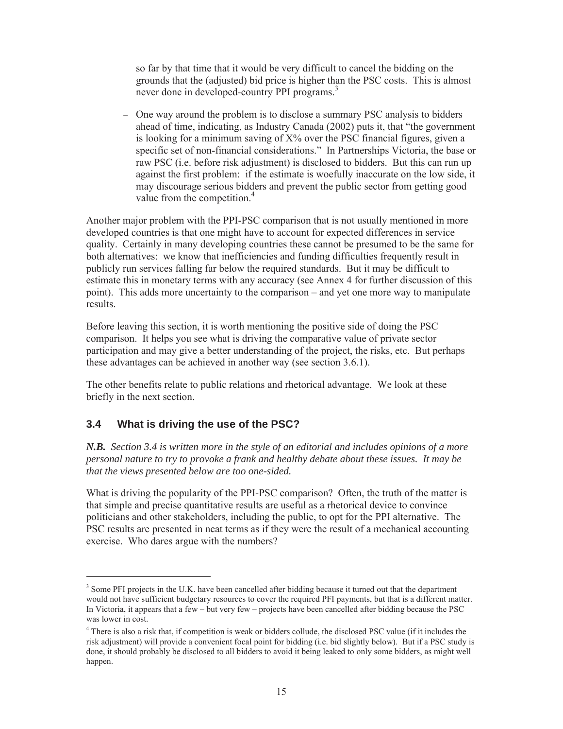so far by that time that it would be very difficult to cancel the bidding on the grounds that the (adjusted) bid price is higher than the PSC costs. This is almost never done in developed-country PPI programs.[3]

- One way around the problem is to disclose a summary PSC analysis to bidders ahead of time, indicating, as Industry Canada (2002) puts it, that "the government is looking for a minimum saving of X% over the PSC financial figures, given a specific set of non-financial considerations." In Partnerships Victoria, the base or raw PSC (i.e. before risk adjustment) is disclosed to bidders. But this can run up against the first problem: if the estimate is woefully inaccurate on the low side, it may discourage serious bidders and prevent the public sector from getting good value from the competition.[4]

Another major problem with the PPI-PSC comparison that is not usually mentioned in more developed countries is that one might have to account for expected differences in service quality. Certainly in many developing countries these cannot be presumed to be the same for both alternatives: we know that inefficiencies and funding difficulties frequently result in publicly run services falling far below the required standards. But it may be difficult to estimate this in monetary terms with any accuracy (see Annex 4 for further discussion of this point). This adds more uncertainty to the comparison – and yet one more way to manipulate results.

Before leaving this section, it is worth mentioning the positive side of doing the PSC comparison. It helps you see what is driving the comparative value of private sector participation and may give a better understanding of the project, the risks, etc. But perhaps these advantages can be achieved in another way (see section 3.6.1).

The other benefits relate to public relations and rhetorical advantage. We look at these briefly in the next section.

## 3.4 What is driving the use of the PSC?

***N.B.*** *Section 3.4 is written more in the style of an editorial and includes opinions of a more personal nature to try to provoke a frank and healthy debate about these issues. It may be that the views presented below are too one-sided.*

What is driving the popularity of the PPI-PSC comparison? Often, the truth of the matter is that simple and precise quantitative results are useful as a rhetorical device to convince politicians and other stakeholders, including the public, to opt for the PPI alternative. The PSC results are presented in neat terms as if they were the result of a mechanical accounting exercise. Who dares argue with the numbers?

---

[3] Some PFI projects in the U.K. have been cancelled after bidding because it turned out that the department would not have sufficient budgetary resources to cover the required PFI payments, but that is a different matter. In Victoria, it appears that a few – but very few – projects have been cancelled after bidding because the PSC was lower in cost.

[4] There is also a risk that, if competition is weak or bidders collude, the disclosed PSC value (if it includes the risk adjustment) will provide a convenient focal point for bidding (i.e. bid slightly below). But if a PSC study is done, it should probably be disclosed to all bidders to avoid it being leaked to only some bidders, as might well happen.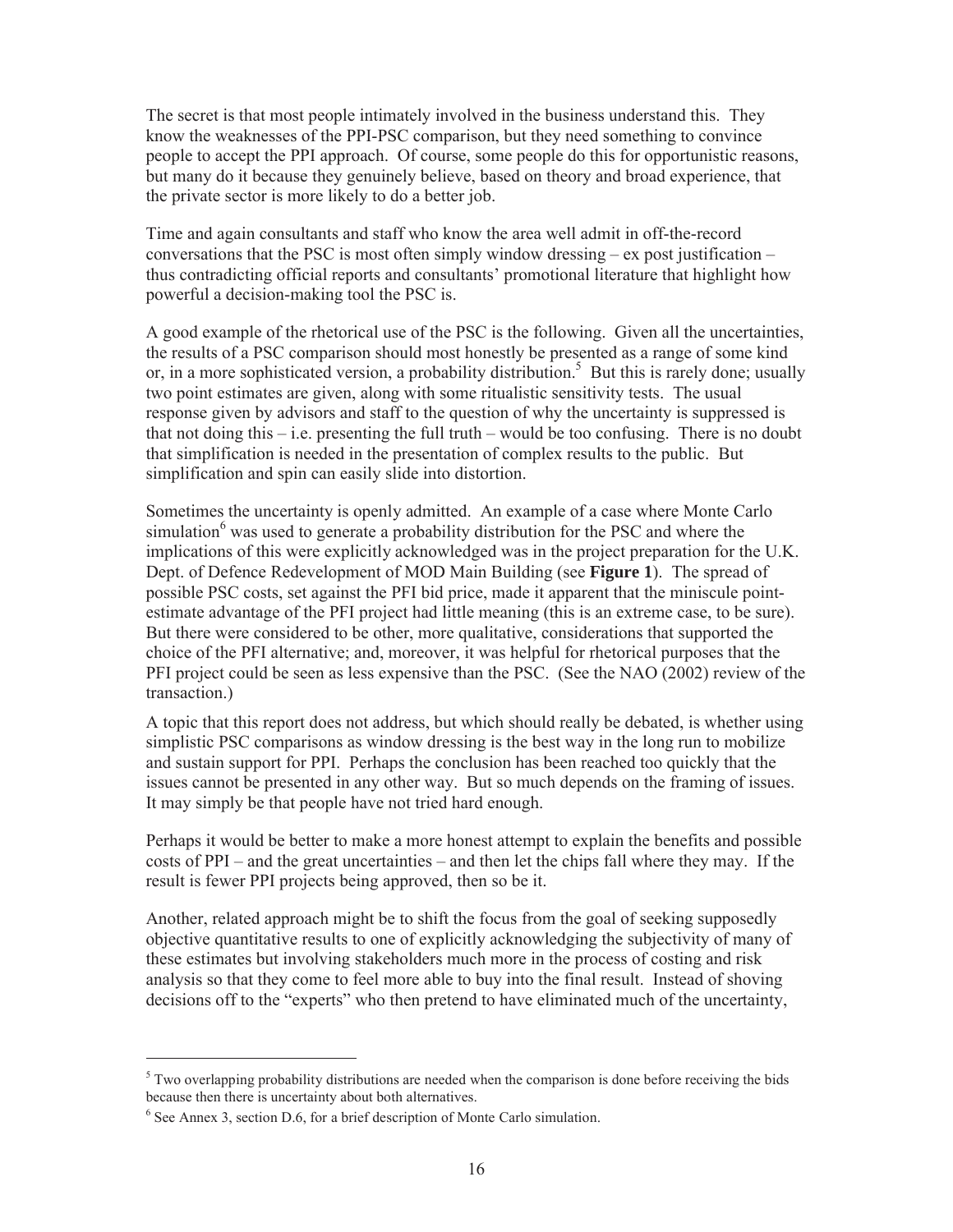The secret is that most people intimately involved in the business understand this. They know the weaknesses of the PPI-PSC comparison, but they need something to convince people to accept the PPI approach. Of course, some people do this for opportunistic reasons, but many do it because they genuinely believe, based on theory and broad experience, that the private sector is more likely to do a better job.

Time and again consultants and staff who know the area well admit in off-the-record conversations that the PSC is most often simply window dressing – ex post justification – thus contradicting official reports and consultants' promotional literature that highlight how powerful a decision-making tool the PSC is.

A good example of the rhetorical use of the PSC is the following. Given all the uncertainties, the results of a PSC comparison should most honestly be presented as a range of some kind or, in a more sophisticated version, a probability distribution.[5] But this is rarely done; usually two point estimates are given, along with some ritualistic sensitivity tests. The usual response given by advisors and staff to the question of why the uncertainty is suppressed is that not doing this – i.e. presenting the full truth – would be too confusing. There is no doubt that simplification is needed in the presentation of complex results to the public. But simplification and spin can easily slide into distortion.

Sometimes the uncertainty is openly admitted. An example of a case where Monte Carlo simulation[6] was used to generate a probability distribution for the PSC and where the implications of this were explicitly acknowledged was in the project preparation for the U.K. Dept. of Defence Redevelopment of MOD Main Building (see **Figure 1**). The spread of possible PSC costs, set against the PFI bid price, made it apparent that the miniscule point-estimate advantage of the PFI project had little meaning (this is an extreme case, to be sure). But there were considered to be other, more qualitative, considerations that supported the choice of the PFI alternative; and, moreover, it was helpful for rhetorical purposes that the PFI project could be seen as less expensive than the PSC. (See the NAO (2002) review of the transaction.)

A topic that this report does not address, but which should really be debated, is whether using simplistic PSC comparisons as window dressing is the best way in the long run to mobilize and sustain support for PPI. Perhaps the conclusion has been reached too quickly that the issues cannot be presented in any other way. But so much depends on the framing of issues. It may simply be that people have not tried hard enough.

Perhaps it would be better to make a more honest attempt to explain the benefits and possible costs of PPI – and the great uncertainties – and then let the chips fall where they may. If the result is fewer PPI projects being approved, then so be it.

Another, related approach might be to shift the focus from the goal of seeking supposedly objective quantitative results to one of explicitly acknowledging the subjectivity of many of these estimates but involving stakeholders much more in the process of costing and risk analysis so that they come to feel more able to buy into the final result. Instead of shoving decisions off to the "experts" who then pretend to have eliminated much of the uncertainty,

---

[5] Two overlapping probability distributions are needed when the comparison is done before receiving the bids because then there is uncertainty about both alternatives.

[6] See Annex 3, section D.6, for a brief description of Monte Carlo simulation.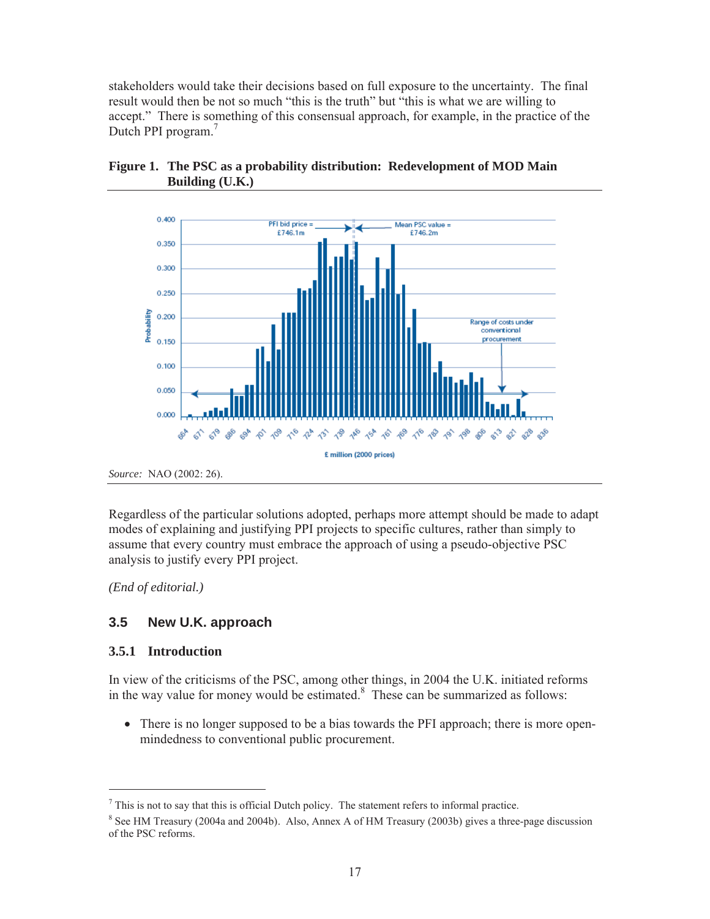stakeholders would take their decisions based on full exposure to the uncertainty. The final result would then be not so much "this is the truth" but "this is what we are willing to accept." There is something of this consensual approach, for example, in the practice of the Dutch PPI program.[7]

**Figure 1. The PSC as a probability distribution: Redevelopment of MOD Main Building (U.K.)**

*Source:* NAO (2002: 26).

Regardless of the particular solutions adopted, perhaps more attempt should be made to adapt modes of explaining and justifying PPI projects to specific cultures, rather than simply to assume that every country must embrace the approach of using a pseudo-objective PSC analysis to justify every PPI project.

*(End of editorial.)*

## 3.5 New U.K. approach

### 3.5.1 Introduction

In view of the criticisms of the PSC, among other things, in 2004 the U.K. initiated reforms in the way value for money would be estimated.[8] These can be summarized as follows:

- There is no longer supposed to be a bias towards the PFI approach; there is more open-mindedness to conventional public procurement.

---

[7] This is not to say that this is official Dutch policy. The statement refers to informal practice.

[8] See HM Treasury (2004a and 2004b). Also, Annex A of HM Treasury (2003b) gives a three-page discussion of the PSC reforms.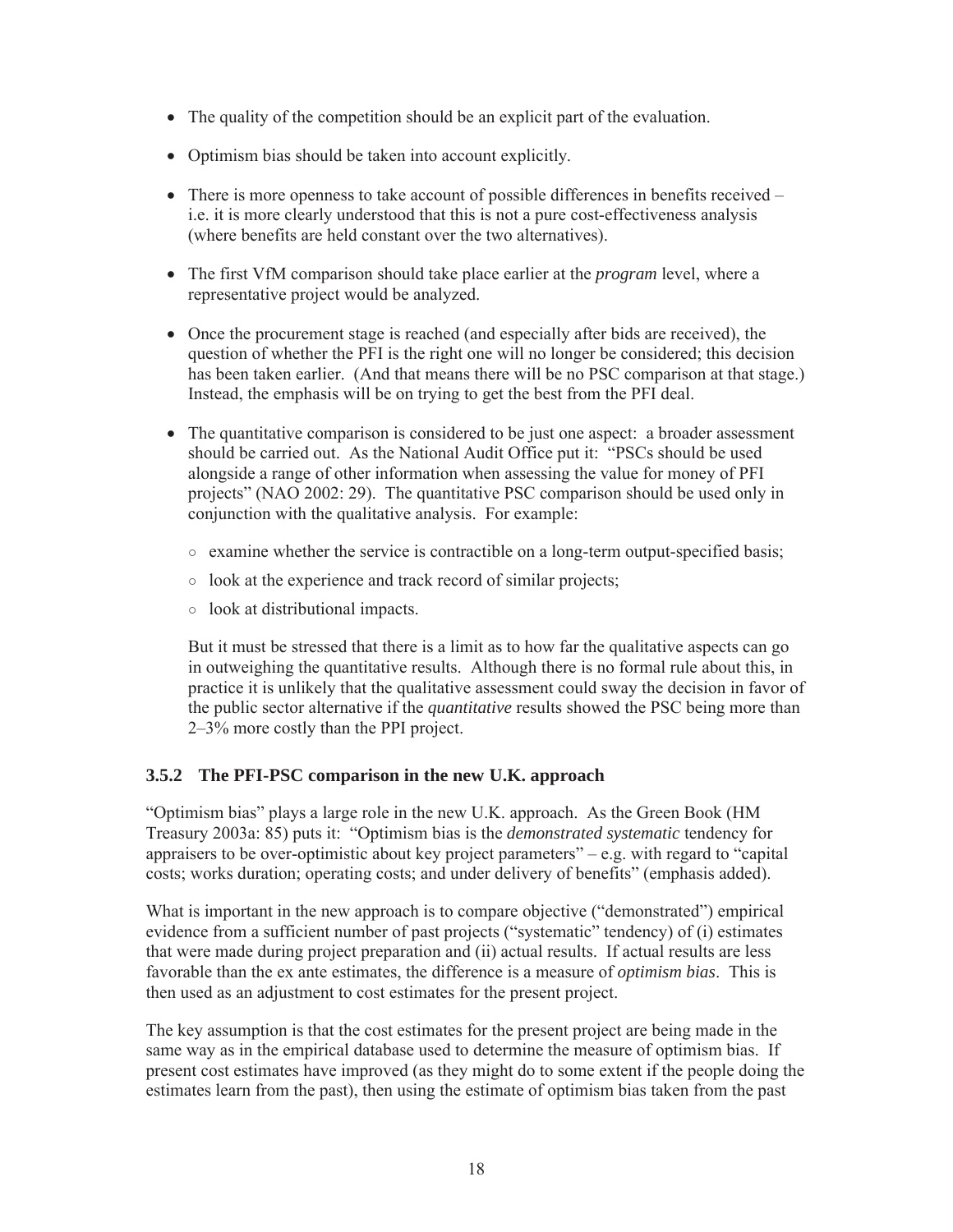- The quality of the competition should be an explicit part of the evaluation.
- Optimism bias should be taken into account explicitly.
- There is more openness to take account of possible differences in benefits received – i.e. it is more clearly understood that this is not a pure cost-effectiveness analysis (where benefits are held constant over the two alternatives).
- The first VfM comparison should take place earlier at the *program* level, where a representative project would be analyzed.
- Once the procurement stage is reached (and especially after bids are received), the question of whether the PFI is the right one will no longer be considered; this decision has been taken earlier. (And that means there will be no PSC comparison at that stage.) Instead, the emphasis will be on trying to get the best from the PFI deal.
- The quantitative comparison is considered to be just one aspect: a broader assessment should be carried out. As the National Audit Office put it: "PSCs should be used alongside a range of other information when assessing the value for money of PFI projects" (NAO 2002: 29). The quantitative PSC comparison should be used only in conjunction with the qualitative analysis. For example:
    - examine whether the service is contractible on a long-term output-specified basis;
    - look at the experience and track record of similar projects;
    - look at distributional impacts.

  But it must be stressed that there is a limit as to how far the qualitative aspects can go in outweighing the quantitative results. Although there is no formal rule about this, in practice it is unlikely that the qualitative assessment could sway the decision in favor of the public sector alternative if the *quantitative* results showed the PSC being more than 2–3% more costly than the PPI project.

### 3.5.2 The PFI-PSC comparison in the new U.K. approach

"Optimism bias" plays a large role in the new U.K. approach. As the Green Book (HM Treasury 2003a: 85) puts it: "Optimism bias is the *demonstrated systematic* tendency for appraisers to be over-optimistic about key project parameters" – e.g. with regard to "capital costs; works duration; operating costs; and under delivery of benefits" (emphasis added).

What is important in the new approach is to compare objective ("demonstrated") empirical evidence from a sufficient number of past projects ("systematic" tendency) of (i) estimates that were made during project preparation and (ii) actual results. If actual results are less favorable than the ex ante estimates, the difference is a measure of *optimism bias*. This is then used as an adjustment to cost estimates for the present project.

The key assumption is that the cost estimates for the present project are being made in the same way as in the empirical database used to determine the measure of optimism bias. If present cost estimates have improved (as they might do to some extent if the people doing the estimates learn from the past), then using the estimate of optimism bias taken from the past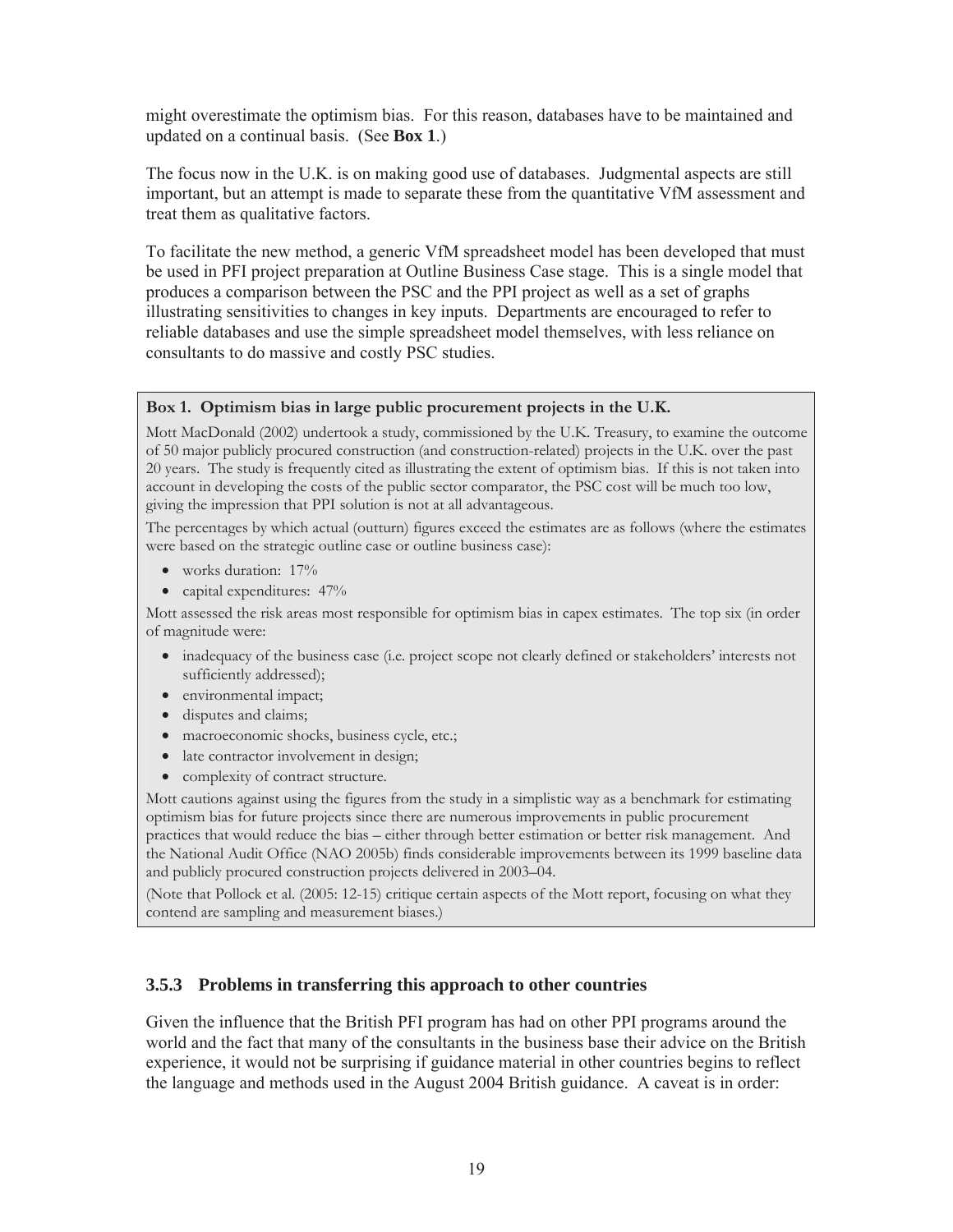might overestimate the optimism bias. For this reason, databases have to be maintained and updated on a continual basis. (See **Box 1**.)

The focus now in the U.K. is on making good use of databases. Judgmental aspects are still important, but an attempt is made to separate these from the quantitative VfM assessment and treat them as qualitative factors.

To facilitate the new method, a generic VfM spreadsheet model has been developed that must be used in PFI project preparation at Outline Business Case stage. This is a single model that produces a comparison between the PSC and the PPI project as well as a set of graphs illustrating sensitivities to changes in key inputs. Departments are encouraged to refer to reliable databases and use the simple spreadsheet model themselves, with less reliance on consultants to do massive and costly PSC studies.

**Box 1. Optimism bias in large public procurement projects in the U.K.**

Mott MacDonald (2002) undertook a study, commissioned by the U.K. Treasury, to examine the outcome of 50 major publicly procured construction (and construction-related) projects in the U.K. over the past 20 years. The study is frequently cited as illustrating the extent of optimism bias. If this is not taken into account in developing the costs of the public sector comparator, the PSC cost will be much too low, giving the impression that PPI solution is not at all advantageous.

The percentages by which actual (outturn) figures exceed the estimates are as follows (where the estimates were based on the strategic outline case or outline business case):

- works duration: 17%
- capital expenditures: 47%

Mott assessed the risk areas most responsible for optimism bias in capex estimates. The top six (in order of magnitude were:

- inadequacy of the business case (i.e. project scope not clearly defined or stakeholders' interests not sufficiently addressed);
- environmental impact;
- disputes and claims;
- macroeconomic shocks, business cycle, etc.;
- late contractor involvement in design;
- complexity of contract structure.

Mott cautions against using the figures from the study in a simplistic way as a benchmark for estimating optimism bias for future projects since there are numerous improvements in public procurement practices that would reduce the bias – either through better estimation or better risk management. And the National Audit Office (NAO 2005b) finds considerable improvements between its 1999 baseline data and publicly procured construction projects delivered in 2003–04.

(Note that Pollock et al. (2005: 12-15) critique certain aspects of the Mott report, focusing on what they contend are sampling and measurement biases.)

### 3.5.3 Problems in transferring this approach to other countries

Given the influence that the British PFI program has had on other PPI programs around the world and the fact that many of the consultants in the business base their advice on the British experience, it would not be surprising if guidance material in other countries begins to reflect the language and methods used in the August 2004 British guidance. A caveat is in order: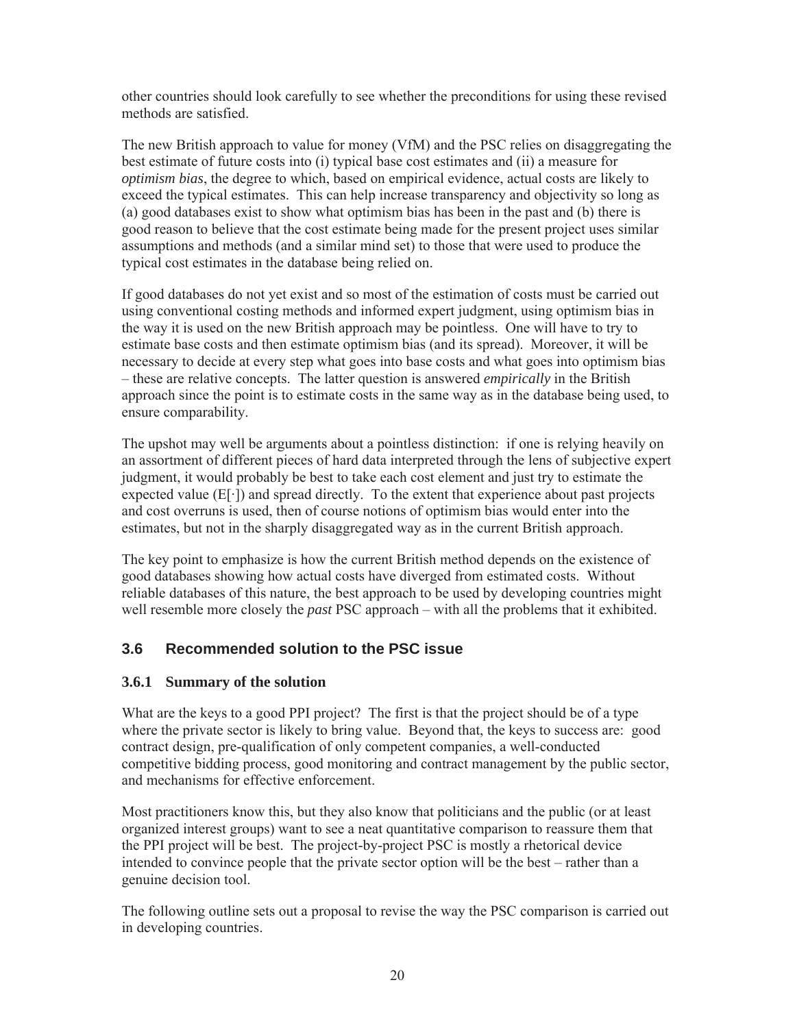other countries should look carefully to see whether the preconditions for using these revised methods are satisfied.

The new British approach to value for money (VfM) and the PSC relies on disaggregating the best estimate of future costs into (i) typical base cost estimates and (ii) a measure for *optimism bias*, the degree to which, based on empirical evidence, actual costs are likely to exceed the typical estimates. This can help increase transparency and objectivity so long as (a) good databases exist to show what optimism bias has been in the past and (b) there is good reason to believe that the cost estimate being made for the present project uses similar assumptions and methods (and a similar mind set) to those that were used to produce the typical cost estimates in the database being relied on.

If good databases do not yet exist and so most of the estimation of costs must be carried out using conventional costing methods and informed expert judgment, using optimism bias in the way it is used on the new British approach may be pointless. One will have to try to estimate base costs and then estimate optimism bias (and its spread). Moreover, it will be necessary to decide at every step what goes into base costs and what goes into optimism bias – these are relative concepts. The latter question is answered *empirically* in the British approach since the point is to estimate costs in the same way as in the database being used, to ensure comparability.

The upshot may well be arguments about a pointless distinction: if one is relying heavily on an assortment of different pieces of hard data interpreted through the lens of subjective expert judgment, it would probably be best to take each cost element and just try to estimate the expected value ($E[\cdot]$) and spread directly. To the extent that experience about past projects and cost overruns is used, then of course notions of optimism bias would enter into the estimates, but not in the sharply disaggregated way as in the current British approach.

The key point to emphasize is how the current British method depends on the existence of good databases showing how actual costs have diverged from estimated costs. Without reliable databases of this nature, the best approach to be used by developing countries might well resemble more closely the *past* PSC approach – with all the problems that it exhibited.

## 3.6 Recommended solution to the PSC issue

### 3.6.1 Summary of the solution

What are the keys to a good PPI project? The first is that the project should be of a type where the private sector is likely to bring value. Beyond that, the keys to success are: good contract design, pre-qualification of only competent companies, a well-conducted competitive bidding process, good monitoring and contract management by the public sector, and mechanisms for effective enforcement.

Most practitioners know this, but they also know that politicians and the public (or at least organized interest groups) want to see a neat quantitative comparison to reassure them that the PPI project will be best. The project-by-project PSC is mostly a rhetorical device intended to convince people that the private sector option will be the best – rather than a genuine decision tool.

The following outline sets out a proposal to revise the way the PSC comparison is carried out in developing countries.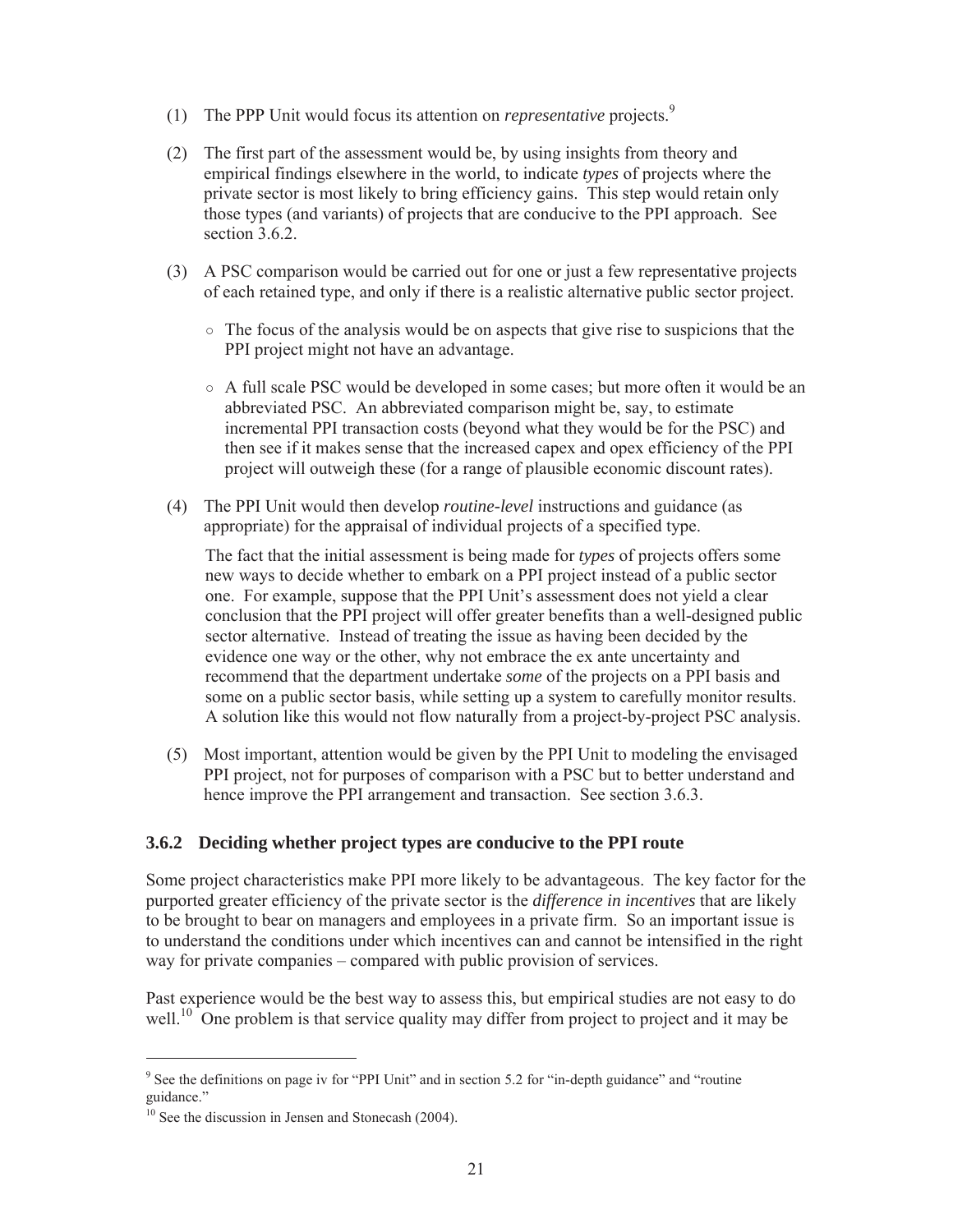(1) The PPP Unit would focus its attention on *representative* projects.[9]

(2) The first part of the assessment would be, by using insights from theory and empirical findings elsewhere in the world, to indicate *types* of projects where the private sector is most likely to bring efficiency gains. This step would retain only those types (and variants) of projects that are conducive to the PPI approach. See section 3.6.2.

(3) A PSC comparison would be carried out for one or just a few representative projects of each retained type, and only if there is a realistic alternative public sector project.

   ○ The focus of the analysis would be on aspects that give rise to suspicions that the PPI project might not have an advantage.

   ○ A full scale PSC would be developed in some cases; but more often it would be an abbreviated PSC. An abbreviated comparison might be, say, to estimate incremental PPI transaction costs (beyond what they would be for the PSC) and then see if it makes sense that the increased capex and opex efficiency of the PPI project will outweigh these (for a range of plausible economic discount rates).

(4) The PPI Unit would then develop *routine-level* instructions and guidance (as appropriate) for the appraisal of individual projects of a specified type.

   The fact that the initial assessment is being made for *types* of projects offers some new ways to decide whether to embark on a PPI project instead of a public sector one. For example, suppose that the PPI Unit's assessment does not yield a clear conclusion that the PPI project will offer greater benefits than a well-designed public sector alternative. Instead of treating the issue as having been decided by the evidence one way or the other, why not embrace the ex ante uncertainty and recommend that the department undertake *some* of the projects on a PPI basis and some on a public sector basis, while setting up a system to carefully monitor results. A solution like this would not flow naturally from a project-by-project PSC analysis.

(5) Most important, attention would be given by the PPI Unit to modeling the envisaged PPI project, not for purposes of comparison with a PSC but to better understand and hence improve the PPI arrangement and transaction. See section 3.6.3.

### 3.6.2 Deciding whether project types are conducive to the PPI route

Some project characteristics make PPI more likely to be advantageous. The key factor for the purported greater efficiency of the private sector is the *difference in incentives* that are likely to be brought to bear on managers and employees in a private firm. So an important issue is to understand the conditions under which incentives can and cannot be intensified in the right way for private companies – compared with public provision of services.

Past experience would be the best way to assess this, but empirical studies are not easy to do well.[10] One problem is that service quality may differ from project to project and it may be

---

[9] See the definitions on page iv for "PPI Unit" and in section 5.2 for "in-depth guidance" and "routine guidance."

[10] See the discussion in Jensen and Stonecash (2004).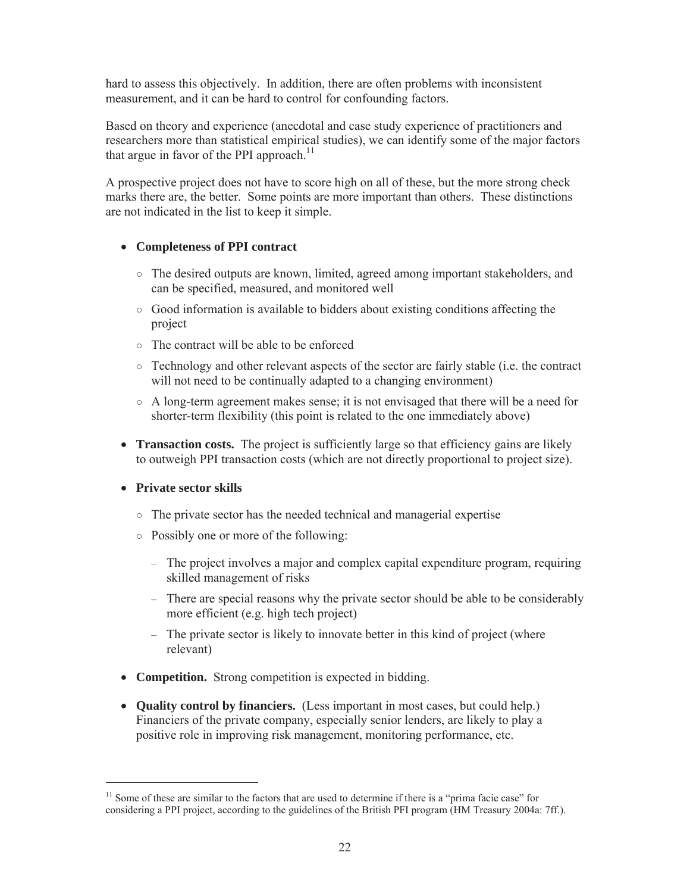hard to assess this objectively. In addition, there are often problems with inconsistent measurement, and it can be hard to control for confounding factors.

Based on theory and experience (anecdotal and case study experience of practitioners and researchers more than statistical empirical studies), we can identify some of the major factors that argue in favor of the PPI approach.[11]

A prospective project does not have to score high on all of these, but the more strong check marks there are, the better. Some points are more important than others. These distinctions are not indicated in the list to keep it simple.

- **Completeness of PPI contract**
  - The desired outputs are known, limited, agreed among important stakeholders, and can be specified, measured, and monitored well
  - Good information is available to bidders about existing conditions affecting the project
  - The contract will be able to be enforced
  - Technology and other relevant aspects of the sector are fairly stable (i.e. the contract will not need to be continually adapted to a changing environment)
  - A long-term agreement makes sense; it is not envisaged that there will be a need for shorter-term flexibility (this point is related to the one immediately above)
- **Transaction costs.** The project is sufficiently large so that efficiency gains are likely to outweigh PPI transaction costs (which are not directly proportional to project size).
- **Private sector skills**
  - The private sector has the needed technical and managerial expertise
  - Possibly one or more of the following:
    - The project involves a major and complex capital expenditure program, requiring skilled management of risks
    - There are special reasons why the private sector should be able to be considerably more efficient (e.g. high tech project)
    - The private sector is likely to innovate better in this kind of project (where relevant)
- **Competition.** Strong competition is expected in bidding.
- **Quality control by financiers.** (Less important in most cases, but could help.) Financiers of the private company, especially senior lenders, are likely to play a positive role in improving risk management, monitoring performance, etc.

---

[11] Some of these are similar to the factors that are used to determine if there is a "prima facie case" for considering a PPI project, according to the guidelines of the British PFI program (HM Treasury 2004a: 7ff.).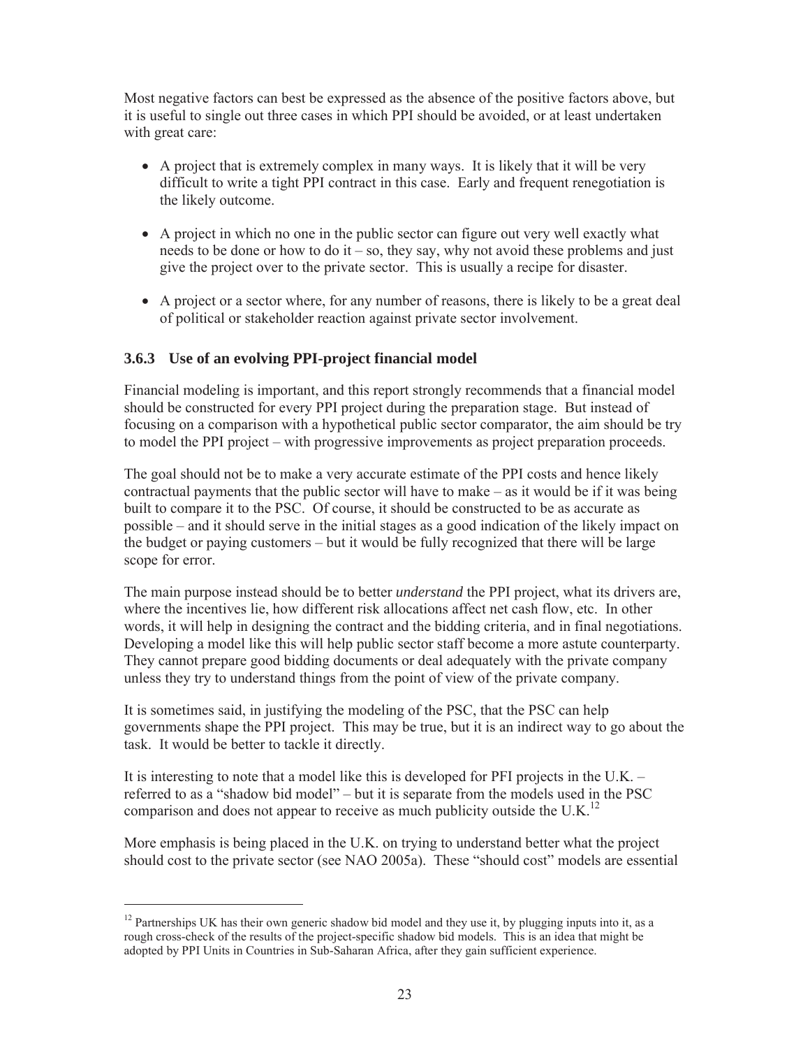Most negative factors can best be expressed as the absence of the positive factors above, but it is useful to single out three cases in which PPI should be avoided, or at least undertaken with great care:

- A project that is extremely complex in many ways. It is likely that it will be very difficult to write a tight PPI contract in this case. Early and frequent renegotiation is the likely outcome.

- A project in which no one in the public sector can figure out very well exactly what needs to be done or how to do it – so, they say, why not avoid these problems and just give the project over to the private sector. This is usually a recipe for disaster.

- A project or a sector where, for any number of reasons, there is likely to be a great deal of political or stakeholder reaction against private sector involvement.

### 3.6.3 Use of an evolving PPI-project financial model

Financial modeling is important, and this report strongly recommends that a financial model should be constructed for every PPI project during the preparation stage. But instead of focusing on a comparison with a hypothetical public sector comparator, the aim should be try to model the PPI project – with progressive improvements as project preparation proceeds.

The goal should not be to make a very accurate estimate of the PPI costs and hence likely contractual payments that the public sector will have to make – as it would be if it was being built to compare it to the PSC. Of course, it should be constructed to be as accurate as possible – and it should serve in the initial stages as a good indication of the likely impact on the budget or paying customers – but it would be fully recognized that there will be large scope for error.

The main purpose instead should be to better *understand* the PPI project, what its drivers are, where the incentives lie, how different risk allocations affect net cash flow, etc. In other words, it will help in designing the contract and the bidding criteria, and in final negotiations. Developing a model like this will help public sector staff become a more astute counterparty. They cannot prepare good bidding documents or deal adequately with the private company unless they try to understand things from the point of view of the private company.

It is sometimes said, in justifying the modeling of the PSC, that the PSC can help governments shape the PPI project. This may be true, but it is an indirect way to go about the task. It would be better to tackle it directly.

It is interesting to note that a model like this is developed for PFI projects in the U.K. – referred to as a "shadow bid model" – but it is separate from the models used in the PSC comparison and does not appear to receive as much publicity outside the U.K.[12]

More emphasis is being placed in the U.K. on trying to understand better what the project should cost to the private sector (see NAO 2005a). These "should cost" models are essential

[12] Partnerships UK has their own generic shadow bid model and they use it, by plugging inputs into it, as a rough cross-check of the results of the project-specific shadow bid models. This is an idea that might be adopted by PPI Units in Countries in Sub-Saharan Africa, after they gain sufficient experience.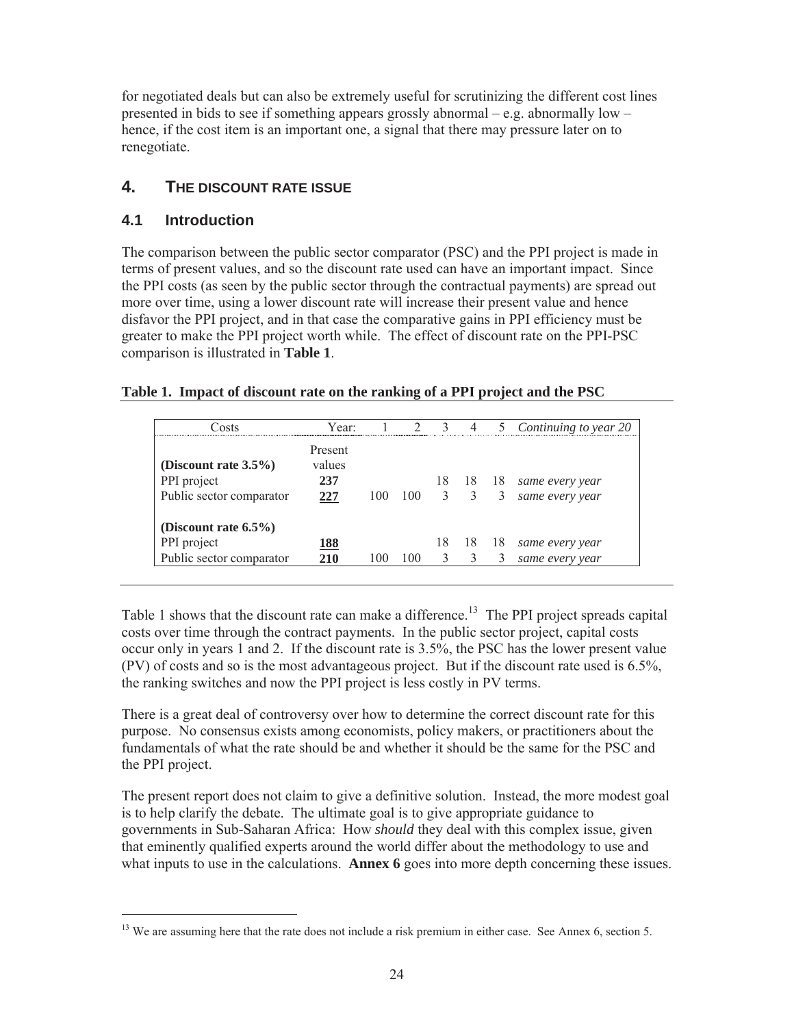for negotiated deals but can also be extremely useful for scrutinizing the different cost lines presented in bids to see if something appears grossly abnormal – e.g. abnormally low – hence, if the cost item is an important one, a signal that there may pressure later on to renegotiate.

# 4. THE DISCOUNT RATE ISSUE

## 4.1 Introduction

The comparison between the public sector comparator (PSC) and the PPI project is made in terms of present values, and so the discount rate used can have an important impact. Since the PPI costs (as seen by the public sector through the contractual payments) are spread out more over time, using a lower discount rate will increase their present value and hence disfavor the PPI project, and in that case the comparative gains in PPI efficiency must be greater to make the PPI project worth while. The effect of discount rate on the PPI-PSC comparison is illustrated in **Table 1**.

**Table 1. Impact of discount rate on the ranking of a PPI project and the PSC**

| Costs | Year: | 1 | 2 | 3 | 4 | 5 | *Continuing to year 20* |
|---|---|---|---|---|---|---|---|
| **(Discount rate 3.5%)** | Present values | | | | | | |
| PPI project | **237** | | | 18 | 18 | 18 | *same every year* |
| Public sector comparator | **227** | 100 | 100 | 3 | 3 | 3 | *same every year* |
| **(Discount rate 6.5%)** | | | | | | | |
| PPI project | **188** | | | 18 | 18 | 18 | *same every year* |
| Public sector comparator | **210** | 100 | 100 | 3 | 3 | 3 | *same every year* |

Table 1 shows that the discount rate can make a difference.[13] The PPI project spreads capital costs over time through the contract payments. In the public sector project, capital costs occur only in years 1 and 2. If the discount rate is 3.5%, the PSC has the lower present value (PV) of costs and so is the most advantageous project. But if the discount rate used is 6.5%, the ranking switches and now the PPI project is less costly in PV terms.

There is a great deal of controversy over how to determine the correct discount rate for this purpose. No consensus exists among economists, policy makers, or practitioners about the fundamentals of what the rate should be and whether it should be the same for the PSC and the PPI project.

The present report does not claim to give a definitive solution. Instead, the more modest goal is to help clarify the debate. The ultimate goal is to give appropriate guidance to governments in Sub-Saharan Africa: How *should* they deal with this complex issue, given that eminently qualified experts around the world differ about the methodology to use and what inputs to use in the calculations. **Annex 6** goes into more depth concerning these issues.

[13] We are assuming here that the rate does not include a risk premium in either case. See Annex 6, section 5.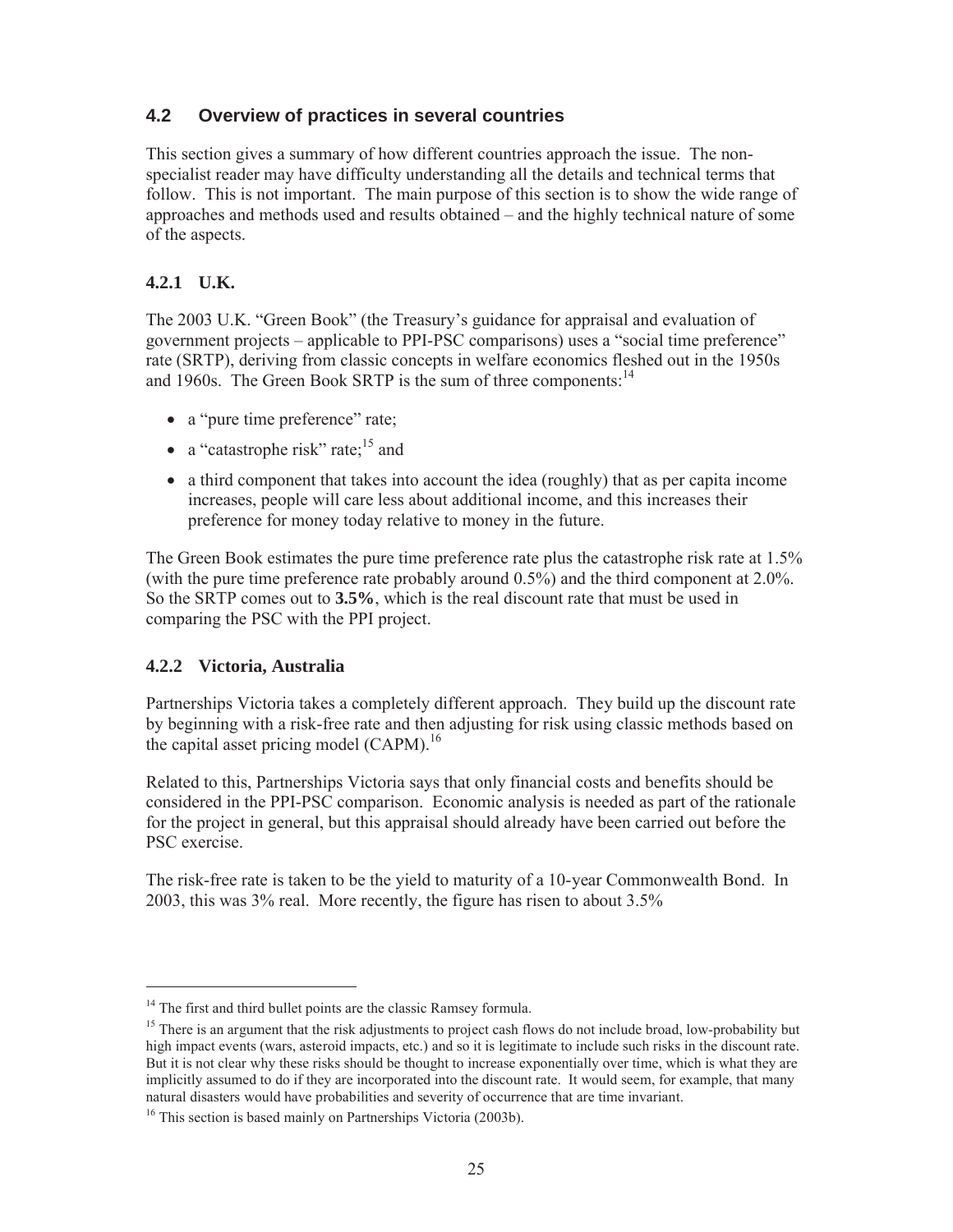## 4.2 Overview of practices in several countries

This section gives a summary of how different countries approach the issue. The non-specialist reader may have difficulty understanding all the details and technical terms that follow. This is not important. The main purpose of this section is to show the wide range of approaches and methods used and results obtained – and the highly technical nature of some of the aspects.

### 4.2.1 U.K.

The 2003 U.K. "Green Book" (the Treasury's guidance for appraisal and evaluation of government projects – applicable to PPI-PSC comparisons) uses a "social time preference" rate (SRTP), deriving from classic concepts in welfare economics fleshed out in the 1950s and 1960s. The Green Book SRTP is the sum of three components:[14]

- a "pure time preference" rate;
- a "catastrophe risk" rate;[15] and
- a third component that takes into account the idea (roughly) that as per capita income increases, people will care less about additional income, and this increases their preference for money today relative to money in the future.

The Green Book estimates the pure time preference rate plus the catastrophe risk rate at 1.5% (with the pure time preference rate probably around 0.5%) and the third component at 2.0%. So the SRTP comes out to **3.5%**, which is the real discount rate that must be used in comparing the PSC with the PPI project.

### 4.2.2 Victoria, Australia

Partnerships Victoria takes a completely different approach. They build up the discount rate by beginning with a risk-free rate and then adjusting for risk using classic methods based on the capital asset pricing model (CAPM).[16]

Related to this, Partnerships Victoria says that only financial costs and benefits should be considered in the PPI-PSC comparison. Economic analysis is needed as part of the rationale for the project in general, but this appraisal should already have been carried out before the PSC exercise.

The risk-free rate is taken to be the yield to maturity of a 10-year Commonwealth Bond. In 2003, this was 3% real. More recently, the figure has risen to about 3.5%

---

[14] The first and third bullet points are the classic Ramsey formula.

[15] There is an argument that the risk adjustments to project cash flows do not include broad, low-probability but high impact events (wars, asteroid impacts, etc.) and so it is legitimate to include such risks in the discount rate. But it is not clear why these risks should be thought to increase exponentially over time, which is what they are implicitly assumed to do if they are incorporated into the discount rate. It would seem, for example, that many natural disasters would have probabilities and severity of occurrence that are time invariant.

[16] This section is based mainly on Partnerships Victoria (2003b).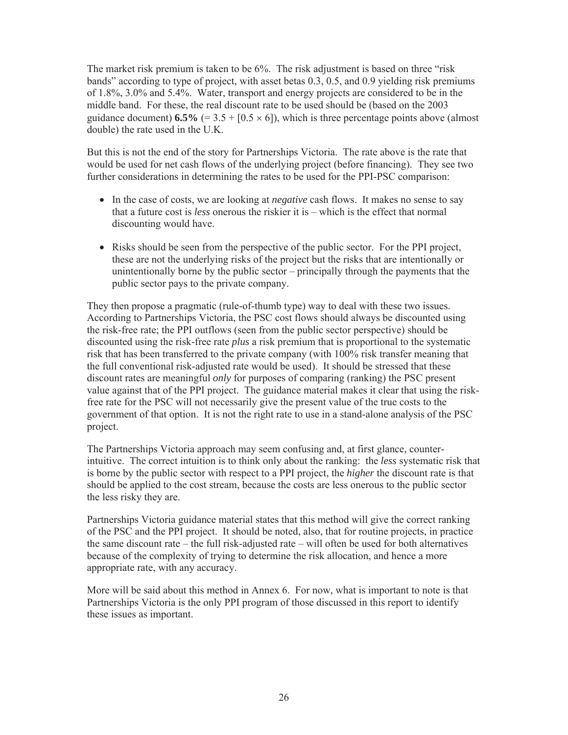The market risk premium is taken to be 6%. The risk adjustment is based on three "risk bands" according to type of project, with asset betas 0.3, 0.5, and 0.9 yielding risk premiums of 1.8%, 3.0% and 5.4%. Water, transport and energy projects are considered to be in the middle band. For these, the real discount rate to be used should be (based on the 2003 guidance document) **6.5%** ($= 3.5 + [0.5 \times 6]$), which is three percentage points above (almost double) the rate used in the U.K.

But this is not the end of the story for Partnerships Victoria. The rate above is the rate that would be used for net cash flows of the underlying project (before financing). They see two further considerations in determining the rates to be used for the PPI-PSC comparison:

- In the case of costs, we are looking at *negative* cash flows. It makes no sense to say that a future cost is *less* onerous the riskier it is – which is the effect that normal discounting would have.

- Risks should be seen from the perspective of the public sector. For the PPI project, these are not the underlying risks of the project but the risks that are intentionally or unintentionally borne by the public sector – principally through the payments that the public sector pays to the private company.

They then propose a pragmatic (rule-of-thumb type) way to deal with these two issues. According to Partnerships Victoria, the PSC cost flows should always be discounted using the risk-free rate; the PPI outflows (seen from the public sector perspective) should be discounted using the risk-free rate *plus* a risk premium that is proportional to the systematic risk that has been transferred to the private company (with 100% risk transfer meaning that the full conventional risk-adjusted rate would be used). It should be stressed that these discount rates are meaningful *only* for purposes of comparing (ranking) the PSC present value against that of the PPI project. The guidance material makes it clear that using the risk-free rate for the PSC will not necessarily give the present value of the true costs to the government of that option. It is not the right rate to use in a stand-alone analysis of the PSC project.

The Partnerships Victoria approach may seem confusing and, at first glance, counter-intuitive. The correct intuition is to think only about the ranking: the *less* systematic risk that is borne by the public sector with respect to a PPI project, the *higher* the discount rate is that should be applied to the cost stream, because the costs are less onerous to the public sector the less risky they are.

Partnerships Victoria guidance material states that this method will give the correct ranking of the PSC and the PPI project. It should be noted, also, that for routine projects, in practice the same discount rate – the full risk-adjusted rate – will often be used for both alternatives because of the complexity of trying to determine the risk allocation, and hence a more appropriate rate, with any accuracy.

More will be said about this method in Annex 6. For now, what is important to note is that Partnerships Victoria is the only PPI program of those discussed in this report to identify these issues as important.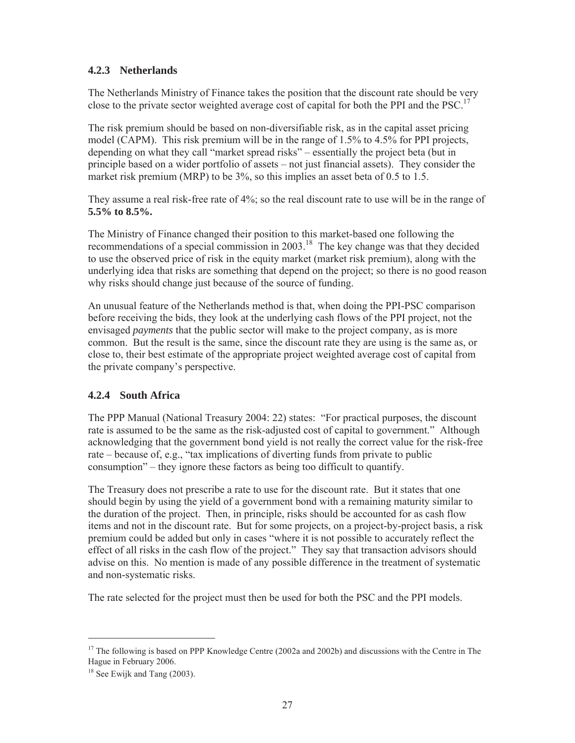### 4.2.3 Netherlands

The Netherlands Ministry of Finance takes the position that the discount rate should be very close to the private sector weighted average cost of capital for both the PPI and the PSC.[17]

The risk premium should be based on non-diversifiable risk, as in the capital asset pricing model (CAPM). This risk premium will be in the range of 1.5% to 4.5% for PPI projects, depending on what they call "market spread risks" – essentially the project beta (but in principle based on a wider portfolio of assets – not just financial assets). They consider the market risk premium (MRP) to be 3%, so this implies an asset beta of 0.5 to 1.5.

They assume a real risk-free rate of 4%; so the real discount rate to use will be in the range of **5.5% to 8.5%.**

The Ministry of Finance changed their position to this market-based one following the recommendations of a special commission in 2003.[18] The key change was that they decided to use the observed price of risk in the equity market (market risk premium), along with the underlying idea that risks are something that depend on the project; so there is no good reason why risks should change just because of the source of funding.

An unusual feature of the Netherlands method is that, when doing the PPI-PSC comparison before receiving the bids, they look at the underlying cash flows of the PPI project, not the envisaged *payments* that the public sector will make to the project company, as is more common. But the result is the same, since the discount rate they are using is the same as, or close to, their best estimate of the appropriate project weighted average cost of capital from the private company's perspective.

### 4.2.4 South Africa

The PPP Manual (National Treasury 2004: 22) states: "For practical purposes, the discount rate is assumed to be the same as the risk-adjusted cost of capital to government." Although acknowledging that the government bond yield is not really the correct value for the risk-free rate – because of, e.g., "tax implications of diverting funds from private to public consumption" – they ignore these factors as being too difficult to quantify.

The Treasury does not prescribe a rate to use for the discount rate. But it states that one should begin by using the yield of a government bond with a remaining maturity similar to the duration of the project. Then, in principle, risks should be accounted for as cash flow items and not in the discount rate. But for some projects, on a project-by-project basis, a risk premium could be added but only in cases "where it is not possible to accurately reflect the effect of all risks in the cash flow of the project." They say that transaction advisors should advise on this. No mention is made of any possible difference in the treatment of systematic and non-systematic risks.

The rate selected for the project must then be used for both the PSC and the PPI models.

---

[17] The following is based on PPP Knowledge Centre (2002a and 2002b) and discussions with the Centre in The Hague in February 2006.

[18] See Ewijk and Tang (2003).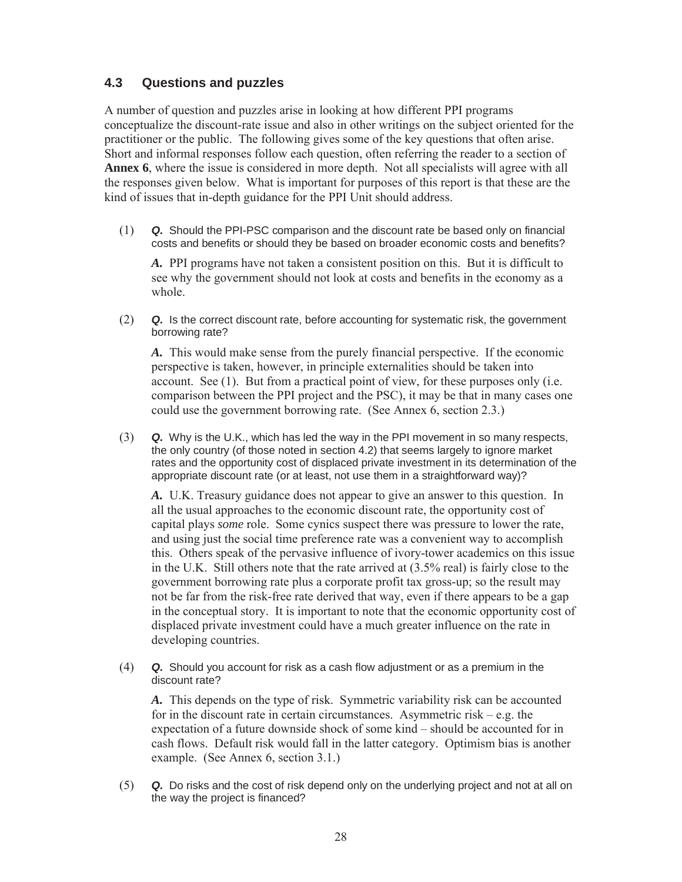## 4.3 Questions and puzzles

A number of question and puzzles arise in looking at how different PPI programs conceptualize the discount-rate issue and also in other writings on the subject oriented for the practitioner or the public. The following gives some of the key questions that often arise. Short and informal responses follow each question, often referring the reader to a section of **Annex 6**, where the issue is considered in more depth. Not all specialists will agree with all the responses given below. What is important for purposes of this report is that these are the kind of issues that in-depth guidance for the PPI Unit should address.

(1) ***Q.*** Should the PPI-PSC comparison and the discount rate be based only on financial costs and benefits or should they be based on broader economic costs and benefits?

***A.*** PPI programs have not taken a consistent position on this. But it is difficult to see why the government should not look at costs and benefits in the economy as a whole.

(2) ***Q.*** Is the correct discount rate, before accounting for systematic risk, the government borrowing rate?

***A.*** This would make sense from the purely financial perspective. If the economic perspective is taken, however, in principle externalities should be taken into account. See (1). But from a practical point of view, for these purposes only (i.e. comparison between the PPI project and the PSC), it may be that in many cases one could use the government borrowing rate. (See Annex 6, section 2.3.)

(3) ***Q.*** Why is the U.K., which has led the way in the PPI movement in so many respects, the only country (of those noted in section 4.2) that seems largely to ignore market rates and the opportunity cost of displaced private investment in its determination of the appropriate discount rate (or at least, not use them in a straightforward way)?

***A.*** U.K. Treasury guidance does not appear to give an answer to this question. In all the usual approaches to the economic discount rate, the opportunity cost of capital plays *some* role. Some cynics suspect there was pressure to lower the rate, and using just the social time preference rate was a convenient way to accomplish this. Others speak of the pervasive influence of ivory-tower academics on this issue in the U.K. Still others note that the rate arrived at (3.5% real) is fairly close to the government borrowing rate plus a corporate profit tax gross-up; so the result may not be far from the risk-free rate derived that way, even if there appears to be a gap in the conceptual story. It is important to note that the economic opportunity cost of displaced private investment could have a much greater influence on the rate in developing countries.

(4) ***Q.*** Should you account for risk as a cash flow adjustment or as a premium in the discount rate?

***A.*** This depends on the type of risk. Symmetric variability risk can be accounted for in the discount rate in certain circumstances. Asymmetric risk – e.g. the expectation of a future downside shock of some kind – should be accounted for in cash flows. Default risk would fall in the latter category. Optimism bias is another example. (See Annex 6, section 3.1.)

(5) ***Q.*** Do risks and the cost of risk depend only on the underlying project and not at all on the way the project is financed?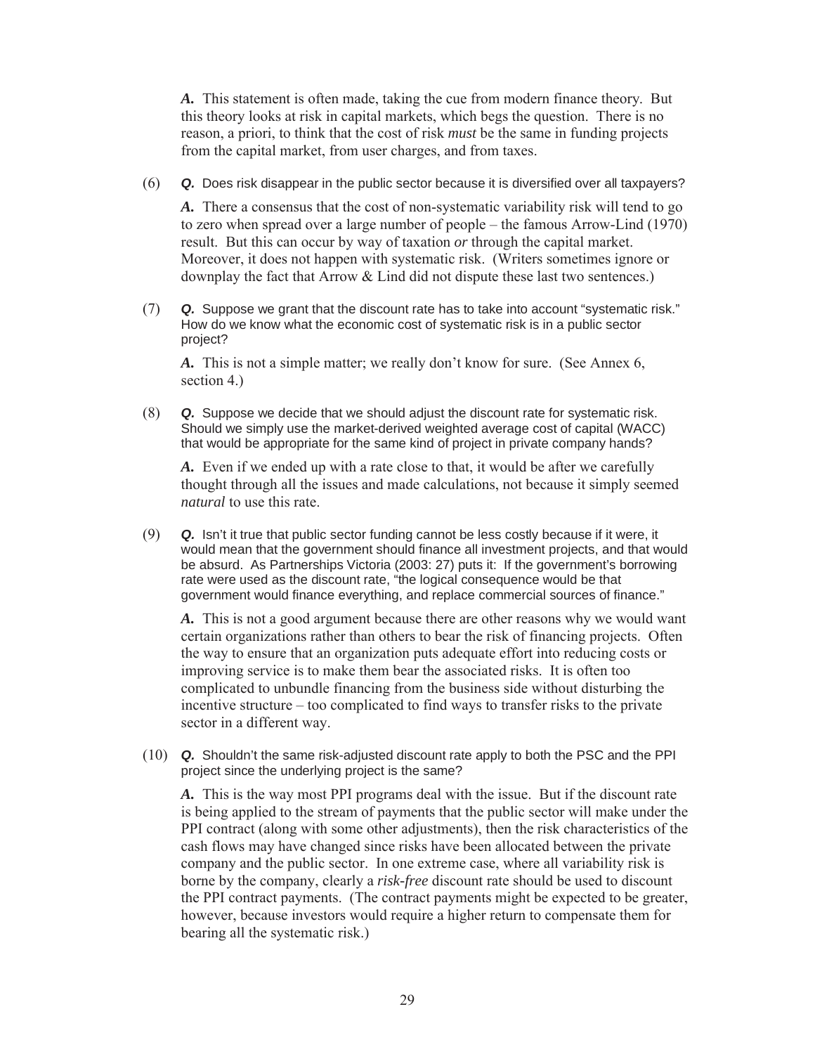***A.*** This statement is often made, taking the cue from modern finance theory. But this theory looks at risk in capital markets, which begs the question. There is no reason, a priori, to think that the cost of risk *must* be the same in funding projects from the capital market, from user charges, and from taxes.

(6) ***Q.*** Does risk disappear in the public sector because it is diversified over all taxpayers?

***A.*** There a consensus that the cost of non-systematic variability risk will tend to go to zero when spread over a large number of people – the famous Arrow-Lind (1970) result. But this can occur by way of taxation *or* through the capital market. Moreover, it does not happen with systematic risk. (Writers sometimes ignore or downplay the fact that Arrow & Lind did not dispute these last two sentences.)

(7) ***Q.*** Suppose we grant that the discount rate has to take into account "systematic risk." How do we know what the economic cost of systematic risk is in a public sector project?

***A.*** This is not a simple matter; we really don't know for sure. (See Annex 6, section 4.)

(8) ***Q.*** Suppose we decide that we should adjust the discount rate for systematic risk. Should we simply use the market-derived weighted average cost of capital (WACC) that would be appropriate for the same kind of project in private company hands?

***A.*** Even if we ended up with a rate close to that, it would be after we carefully thought through all the issues and made calculations, not because it simply seemed *natural* to use this rate.

(9) ***Q.*** Isn't it true that public sector funding cannot be less costly because if it were, it would mean that the government should finance all investment projects, and that would be absurd. As Partnerships Victoria (2003: 27) puts it: If the government's borrowing rate were used as the discount rate, "the logical consequence would be that government would finance everything, and replace commercial sources of finance."

***A.*** This is not a good argument because there are other reasons why we would want certain organizations rather than others to bear the risk of financing projects. Often the way to ensure that an organization puts adequate effort into reducing costs or improving service is to make them bear the associated risks. It is often too complicated to unbundle financing from the business side without disturbing the incentive structure – too complicated to find ways to transfer risks to the private sector in a different way.

(10) ***Q.*** Shouldn't the same risk-adjusted discount rate apply to both the PSC and the PPI project since the underlying project is the same?

***A.*** This is the way most PPI programs deal with the issue. But if the discount rate is being applied to the stream of payments that the public sector will make under the PPI contract (along with some other adjustments), then the risk characteristics of the cash flows may have changed since risks have been allocated between the private company and the public sector. In one extreme case, where all variability risk is borne by the company, clearly a *risk-free* discount rate should be used to discount the PPI contract payments. (The contract payments might be expected to be greater, however, because investors would require a higher return to compensate them for bearing all the systematic risk.)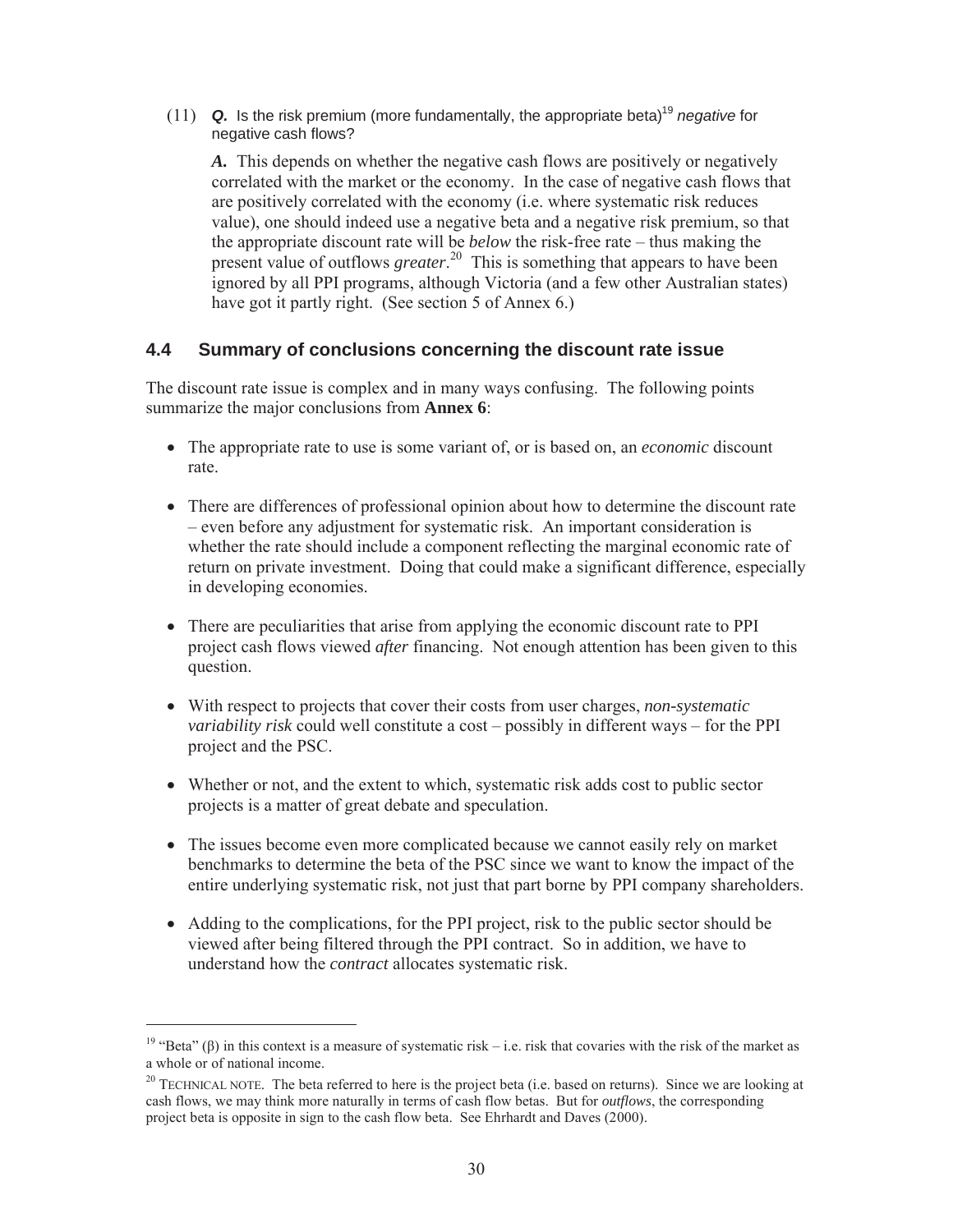(11) ***Q.*** Is the risk premium (more fundamentally, the appropriate beta)[19] *negative* for negative cash flows?

***A.*** This depends on whether the negative cash flows are positively or negatively correlated with the market or the economy. In the case of negative cash flows that are positively correlated with the economy (i.e. where systematic risk reduces value), one should indeed use a negative beta and a negative risk premium, so that the appropriate discount rate will be *below* the risk-free rate – thus making the present value of outflows *greater*.[20] This is something that appears to have been ignored by all PPI programs, although Victoria (and a few other Australian states) have got it partly right. (See section 5 of Annex 6.)

## 4.4 Summary of conclusions concerning the discount rate issue

The discount rate issue is complex and in many ways confusing. The following points summarize the major conclusions from **Annex 6**:

- The appropriate rate to use is some variant of, or is based on, an *economic* discount rate.
- There are differences of professional opinion about how to determine the discount rate – even before any adjustment for systematic risk. An important consideration is whether the rate should include a component reflecting the marginal economic rate of return on private investment. Doing that could make a significant difference, especially in developing economies.
- There are peculiarities that arise from applying the economic discount rate to PPI project cash flows viewed *after* financing. Not enough attention has been given to this question.
- With respect to projects that cover their costs from user charges, *non-systematic variability risk* could well constitute a cost – possibly in different ways – for the PPI project and the PSC.
- Whether or not, and the extent to which, systematic risk adds cost to public sector projects is a matter of great debate and speculation.
- The issues become even more complicated because we cannot easily rely on market benchmarks to determine the beta of the PSC since we want to know the impact of the entire underlying systematic risk, not just that part borne by PPI company shareholders.
- Adding to the complications, for the PPI project, risk to the public sector should be viewed after being filtered through the PPI contract. So in addition, we have to understand how the *contract* allocates systematic risk.

---

[19] "Beta" ($\beta$) in this context is a measure of systematic risk – i.e. risk that covaries with the risk of the market as a whole or of national income.

[20] TECHNICAL NOTE. The beta referred to here is the project beta (i.e. based on returns). Since we are looking at cash flows, we may think more naturally in terms of cash flow betas. But for *outflows*, the corresponding project beta is opposite in sign to the cash flow beta. See Ehrhardt and Daves (2000).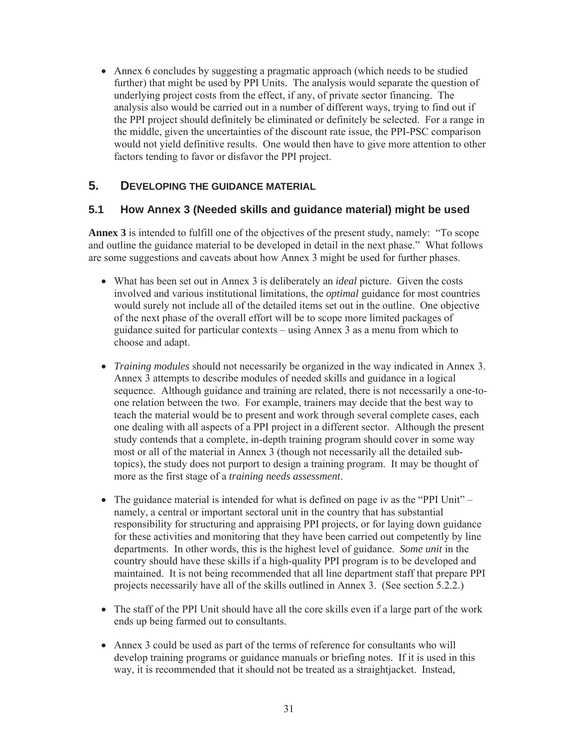- Annex 6 concludes by suggesting a pragmatic approach (which needs to be studied further) that might be used by PPI Units. The analysis would separate the question of underlying project costs from the effect, if any, of private sector financing. The analysis also would be carried out in a number of different ways, trying to find out if the PPI project should definitely be eliminated or definitely be selected. For a range in the middle, given the uncertainties of the discount rate issue, the PPI-PSC comparison would not yield definitive results. One would then have to give more attention to other factors tending to favor or disfavor the PPI project.

# 5. DEVELOPING THE GUIDANCE MATERIAL

## 5.1 How Annex 3 (Needed skills and guidance material) might be used

**Annex 3** is intended to fulfill one of the objectives of the present study, namely: "To scope and outline the guidance material to be developed in detail in the next phase." What follows are some suggestions and caveats about how Annex 3 might be used for further phases.

- What has been set out in Annex 3 is deliberately an *ideal* picture. Given the costs involved and various institutional limitations, the *optimal* guidance for most countries would surely not include all of the detailed items set out in the outline. One objective of the next phase of the overall effort will be to scope more limited packages of guidance suited for particular contexts – using Annex 3 as a menu from which to choose and adapt.

- *Training modules* should not necessarily be organized in the way indicated in Annex 3. Annex 3 attempts to describe modules of needed skills and guidance in a logical sequence. Although guidance and training are related, there is not necessarily a one-to-one relation between the two. For example, trainers may decide that the best way to teach the material would be to present and work through several complete cases, each one dealing with all aspects of a PPI project in a different sector. Although the present study contends that a complete, in-depth training program should cover in some way most or all of the material in Annex 3 (though not necessarily all the detailed sub-topics), the study does not purport to design a training program. It may be thought of more as the first stage of a *training needs assessment*.

- The guidance material is intended for what is defined on page iv as the "PPI Unit" – namely, a central or important sectoral unit in the country that has substantial responsibility for structuring and appraising PPI projects, or for laying down guidance for these activities and monitoring that they have been carried out competently by line departments. In other words, this is the highest level of guidance. *Some unit* in the country should have these skills if a high-quality PPI program is to be developed and maintained. It is not being recommended that all line department staff that prepare PPI projects necessarily have all of the skills outlined in Annex 3. (See section 5.2.2.)

- The staff of the PPI Unit should have all the core skills even if a large part of the work ends up being farmed out to consultants.

- Annex 3 could be used as part of the terms of reference for consultants who will develop training programs or guidance manuals or briefing notes. If it is used in this way, it is recommended that it should not be treated as a straightjacket. Instead,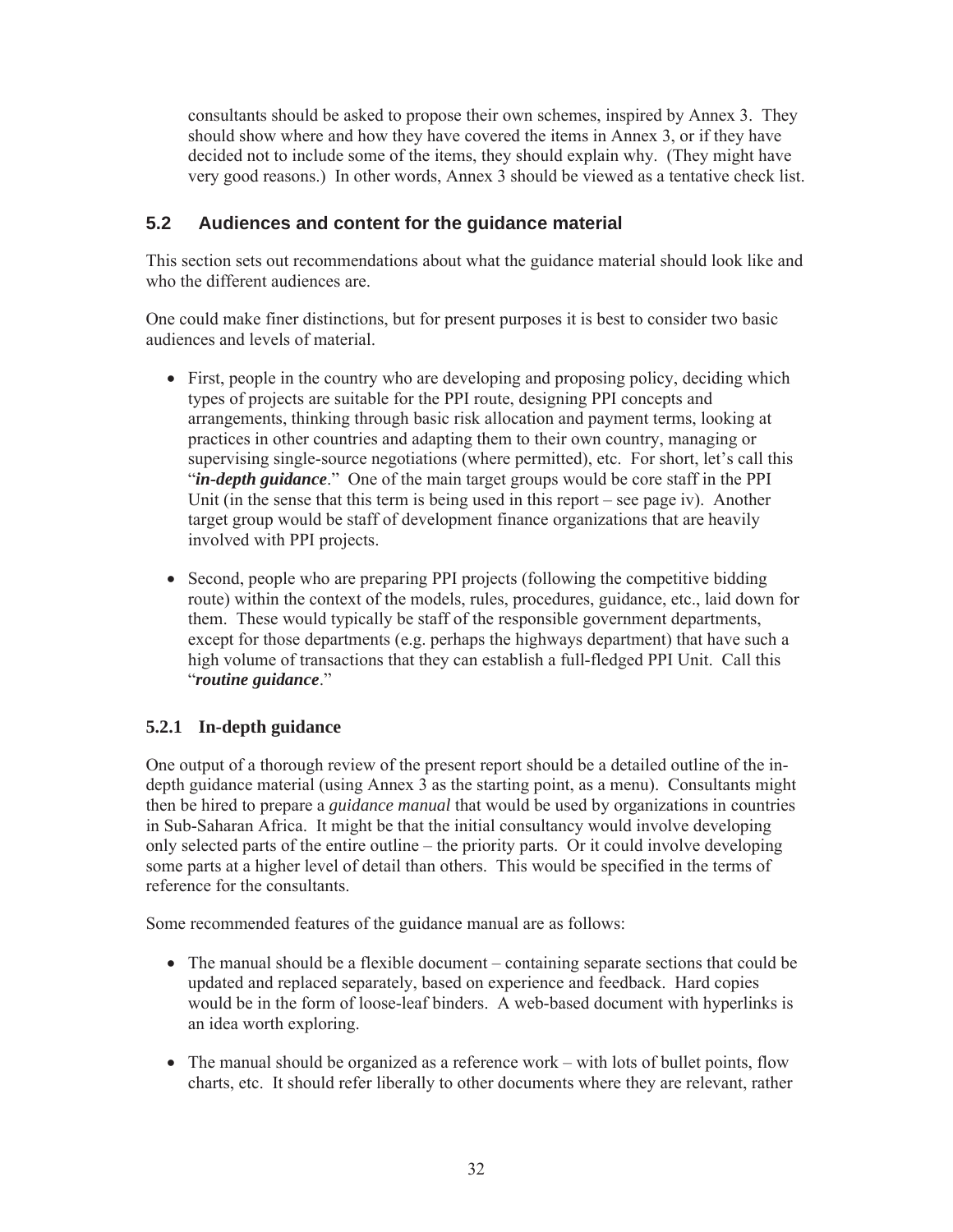consultants should be asked to propose their own schemes, inspired by Annex 3. They should show where and how they have covered the items in Annex 3, or if they have decided not to include some of the items, they should explain why. (They might have very good reasons.) In other words, Annex 3 should be viewed as a tentative check list.

## 5.2 Audiences and content for the guidance material

This section sets out recommendations about what the guidance material should look like and who the different audiences are.

One could make finer distinctions, but for present purposes it is best to consider two basic audiences and levels of material.

- First, people in the country who are developing and proposing policy, deciding which types of projects are suitable for the PPI route, designing PPI concepts and arrangements, thinking through basic risk allocation and payment terms, looking at practices in other countries and adapting them to their own country, managing or supervising single-source negotiations (where permitted), etc. For short, let's call this "***in-depth guidance***." One of the main target groups would be core staff in the PPI Unit (in the sense that this term is being used in this report – see page iv). Another target group would be staff of development finance organizations that are heavily involved with PPI projects.

- Second, people who are preparing PPI projects (following the competitive bidding route) within the context of the models, rules, procedures, guidance, etc., laid down for them. These would typically be staff of the responsible government departments, except for those departments (e.g. perhaps the highways department) that have such a high volume of transactions that they can establish a full-fledged PPI Unit. Call this "***routine guidance***."

### 5.2.1 In-depth guidance

One output of a thorough review of the present report should be a detailed outline of the in-depth guidance material (using Annex 3 as the starting point, as a menu). Consultants might then be hired to prepare a *guidance manual* that would be used by organizations in countries in Sub-Saharan Africa. It might be that the initial consultancy would involve developing only selected parts of the entire outline – the priority parts. Or it could involve developing some parts at a higher level of detail than others. This would be specified in the terms of reference for the consultants.

Some recommended features of the guidance manual are as follows:

- The manual should be a flexible document – containing separate sections that could be updated and replaced separately, based on experience and feedback. Hard copies would be in the form of loose-leaf binders. A web-based document with hyperlinks is an idea worth exploring.

- The manual should be organized as a reference work – with lots of bullet points, flow charts, etc. It should refer liberally to other documents where they are relevant, rather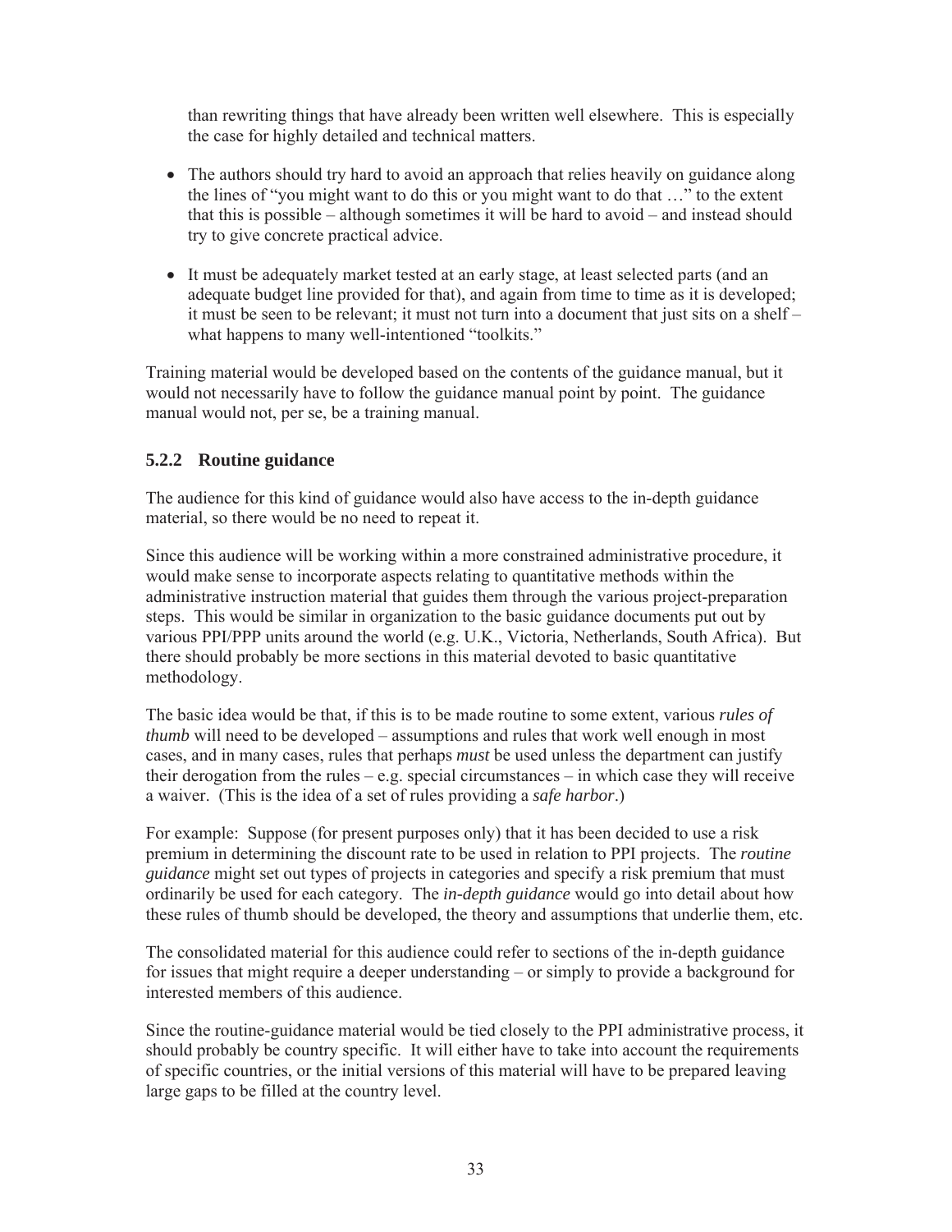than rewriting things that have already been written well elsewhere. This is especially the case for highly detailed and technical matters.

- The authors should try hard to avoid an approach that relies heavily on guidance along the lines of "you might want to do this or you might want to do that …" to the extent that this is possible – although sometimes it will be hard to avoid – and instead should try to give concrete practical advice.

- It must be adequately market tested at an early stage, at least selected parts (and an adequate budget line provided for that), and again from time to time as it is developed; it must be seen to be relevant; it must not turn into a document that just sits on a shelf – what happens to many well-intentioned "toolkits."

Training material would be developed based on the contents of the guidance manual, but it would not necessarily have to follow the guidance manual point by point. The guidance manual would not, per se, be a training manual.

### 5.2.2 Routine guidance

The audience for this kind of guidance would also have access to the in-depth guidance material, so there would be no need to repeat it.

Since this audience will be working within a more constrained administrative procedure, it would make sense to incorporate aspects relating to quantitative methods within the administrative instruction material that guides them through the various project-preparation steps. This would be similar in organization to the basic guidance documents put out by various PPI/PPP units around the world (e.g. U.K., Victoria, Netherlands, South Africa). But there should probably be more sections in this material devoted to basic quantitative methodology.

The basic idea would be that, if this is to be made routine to some extent, various *rules of thumb* will need to be developed – assumptions and rules that work well enough in most cases, and in many cases, rules that perhaps *must* be used unless the department can justify their derogation from the rules – e.g. special circumstances – in which case they will receive a waiver. (This is the idea of a set of rules providing a *safe harbor*.)

For example: Suppose (for present purposes only) that it has been decided to use a risk premium in determining the discount rate to be used in relation to PPI projects. The *routine guidance* might set out types of projects in categories and specify a risk premium that must ordinarily be used for each category. The *in-depth guidance* would go into detail about how these rules of thumb should be developed, the theory and assumptions that underlie them, etc.

The consolidated material for this audience could refer to sections of the in-depth guidance for issues that might require a deeper understanding – or simply to provide a background for interested members of this audience.

Since the routine-guidance material would be tied closely to the PPI administrative process, it should probably be country specific. It will either have to take into account the requirements of specific countries, or the initial versions of this material will have to be prepared leaving large gaps to be filled at the country level.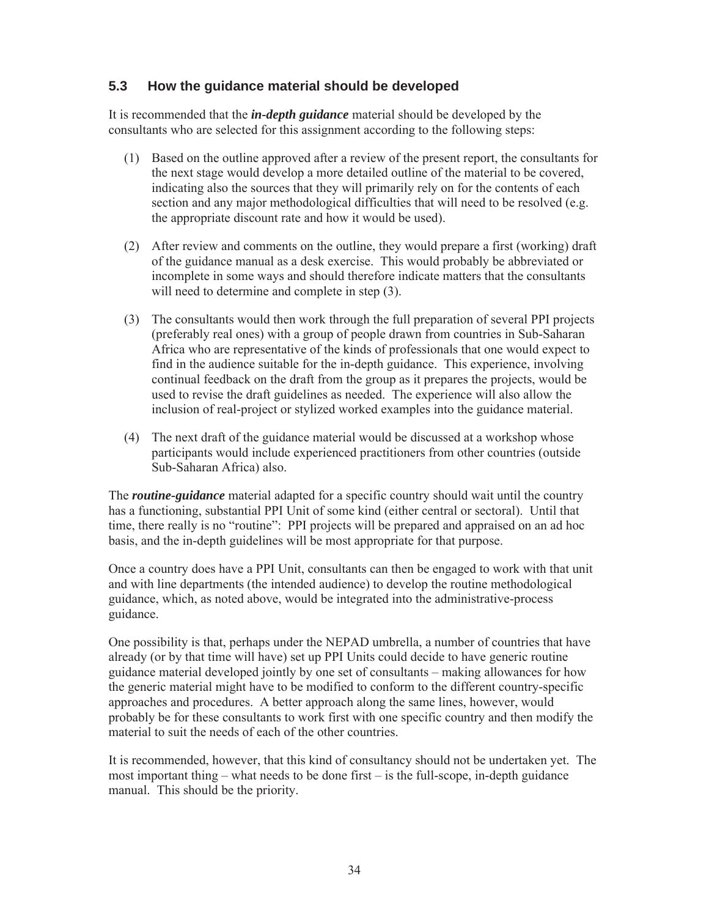### 5.3 How the guidance material should be developed

It is recommended that the ***in-depth guidance*** material should be developed by the consultants who are selected for this assignment according to the following steps:

(1) Based on the outline approved after a review of the present report, the consultants for the next stage would develop a more detailed outline of the material to be covered, indicating also the sources that they will primarily rely on for the contents of each section and any major methodological difficulties that will need to be resolved (e.g. the appropriate discount rate and how it would be used).

(2) After review and comments on the outline, they would prepare a first (working) draft of the guidance manual as a desk exercise. This would probably be abbreviated or incomplete in some ways and should therefore indicate matters that the consultants will need to determine and complete in step (3).

(3) The consultants would then work through the full preparation of several PPI projects (preferably real ones) with a group of people drawn from countries in Sub-Saharan Africa who are representative of the kinds of professionals that one would expect to find in the audience suitable for the in-depth guidance. This experience, involving continual feedback on the draft from the group as it prepares the projects, would be used to revise the draft guidelines as needed. The experience will also allow the inclusion of real-project or stylized worked examples into the guidance material.

(4) The next draft of the guidance material would be discussed at a workshop whose participants would include experienced practitioners from other countries (outside Sub-Saharan Africa) also.

The ***routine-guidance*** material adapted for a specific country should wait until the country has a functioning, substantial PPI Unit of some kind (either central or sectoral). Until that time, there really is no "routine": PPI projects will be prepared and appraised on an ad hoc basis, and the in-depth guidelines will be most appropriate for that purpose.

Once a country does have a PPI Unit, consultants can then be engaged to work with that unit and with line departments (the intended audience) to develop the routine methodological guidance, which, as noted above, would be integrated into the administrative-process guidance.

One possibility is that, perhaps under the NEPAD umbrella, a number of countries that have already (or by that time will have) set up PPI Units could decide to have generic routine guidance material developed jointly by one set of consultants – making allowances for how the generic material might have to be modified to conform to the different country-specific approaches and procedures. A better approach along the same lines, however, would probably be for these consultants to work first with one specific country and then modify the material to suit the needs of each of the other countries.

It is recommended, however, that this kind of consultancy should not be undertaken yet. The most important thing – what needs to be done first – is the full-scope, in-depth guidance manual. This should be the priority.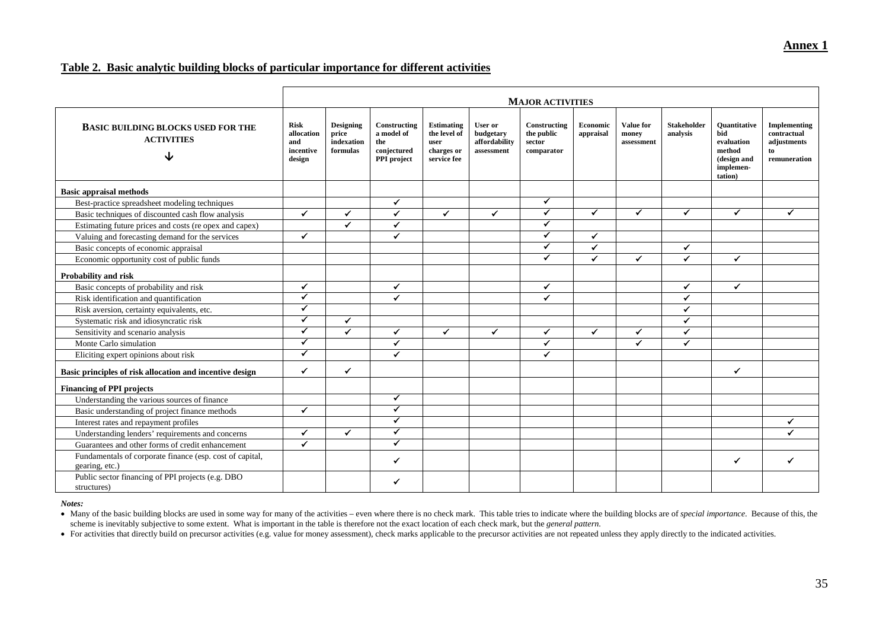**Annex 1**

## Table 2. Basic analytic building blocks of particular importance for different activities

| Basic building blocks used for the activities ↓ | Major activities | | | | | | | | | | |
|---|---|---|---|---|---|---|---|---|---|---|---|
| | Risk allocation and incentive design | Designing price indexation formulas | Constructing a model of the conjectured PPI project | Estimating the level of user charges or service fee | User or budgetary affordability assessment | Constructing the public sector comparator | Economic appraisal | Value for money assessment | Stakeholder analysis | Quantitative bid evaluation method (design and implementation) | Implementing contractual adjustments to remuneration |
| **Basic appraisal methods** | | | | | | | | | | | |
| Best-practice spreadsheet modeling techniques | | | ✓ | | | ✓ | | | | | |
| Basic techniques of discounted cash flow analysis | ✓ | ✓ | ✓ | ✓ | ✓ | ✓ | ✓ | ✓ | ✓ | ✓ | ✓ |
| Estimating future prices and costs (re opex and capex) | | ✓ | ✓ | | | ✓ | | | | | |
| Valuing and forecasting demand for the services | ✓ | | ✓ | | | ✓ | ✓ | | | | |
| Basic concepts of economic appraisal | | | | | | ✓ | ✓ | | ✓ | | |
| Economic opportunity cost of public funds | | | | | | ✓ | ✓ | ✓ | ✓ | ✓ | |
| **Probability and risk** | | | | | | | | | | | |
| Basic concepts of probability and risk | ✓ | | ✓ | | | ✓ | | | ✓ | ✓ | |
| Risk identification and quantification | ✓ | | ✓ | | | ✓ | | | ✓ | | |
| Risk aversion, certainty equivalents, etc. | ✓ | | | | | | | | ✓ | | |
| Systematic risk and idiosyncratic risk | ✓ | ✓ | | | | | | | ✓ | | |
| Sensitivity and scenario analysis | ✓ | ✓ | ✓ | ✓ | ✓ | ✓ | ✓ | ✓ | ✓ | | |
| Monte Carlo simulation | ✓ | | ✓ | | | ✓ | | ✓ | ✓ | | |
| Eliciting expert opinions about risk | ✓ | | ✓ | | | ✓ | | | | | |
| **Basic principles of risk allocation and incentive design** | ✓ | ✓ | | | | | | | | ✓ | |
| **Financing of PPI projects** | | | | | | | | | | | |
| Understanding the various sources of finance | | | ✓ | | | | | | | | |
| Basic understanding of project finance methods | ✓ | | ✓ | | | | | | | | |
| Interest rates and repayment profiles | | | ✓ | | | | | | | | ✓ |
| Understanding lenders' requirements and concerns | ✓ | ✓ | ✓ | | | | | | | | ✓ |
| Guarantees and other forms of credit enhancement | ✓ | | ✓ | | | | | | | | |
| Fundamentals of corporate finance (esp. cost of capital, gearing, etc.) | | | ✓ | | | | | | | ✓ | ✓ |
| Public sector financing of PPI projects (e.g. DBO structures) | | | ✓ | | | | | | | | |

***Notes:***

- Many of the basic building blocks are used in some way for many of the activities – even where there is no check mark. This table tries to indicate where the building blocks are of *special importance*. Because of this, the scheme is inevitably subjective to some extent. What is important in the table is therefore not the exact location of each check mark, but the *general pattern*.
- For activities that directly build on precursor activities (e.g. value for money assessment), check marks applicable to the precursor activities are not repeated unless they apply directly to the indicated activities.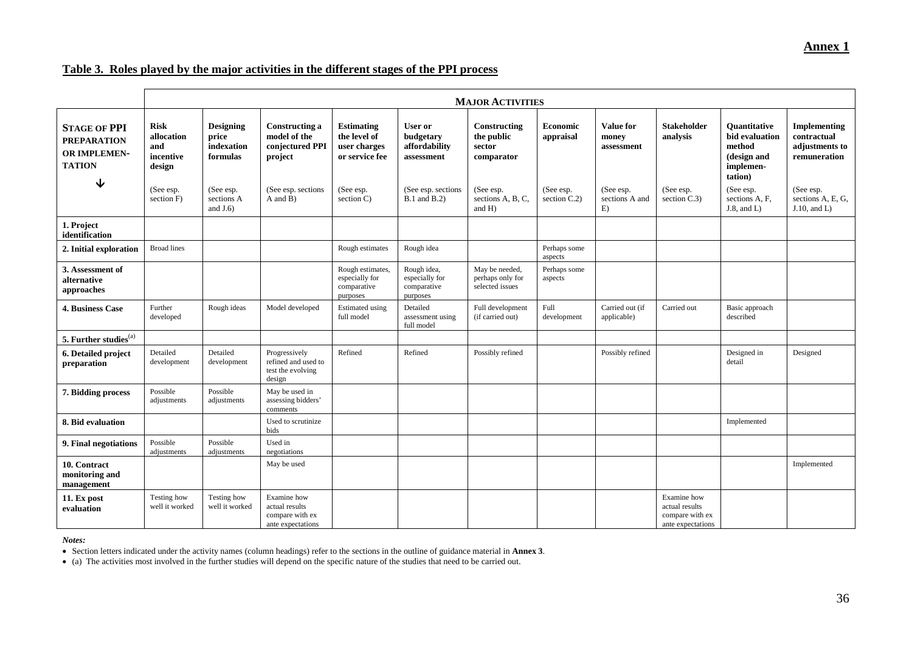**Annex 1**

## Table 3. Roles played by the major activities in the different stages of the PPI process

| | **MAJOR ACTIVITIES** | | | | | | | | | | |
|---|---|---|---|---|---|---|---|---|---|---|---|
| **STAGE OF PPI PREPARATION OR IMPLEMENTATION** ↓ | **Risk allocation and incentive design** (See esp. section F) | **Designing price indexation formulas** (See esp. sections A and J.6) | **Constructing a model of the conjectured PPI project** (See esp. sections A and B) | **Estimating the level of user charges or service fee** (See esp. section C) | **User or budgetary affordability assessment** (See esp. sections B.1 and B.2) | **Constructing the public sector comparator** (See esp. sections A, B, C, and H) | **Economic appraisal** (See esp. section C.2) | **Value for money assessment** (See esp. sections A and E) | **Stakeholder analysis** (See esp. section C.3) | **Quantitative bid evaluation method (design and implementation)** (See esp. sections A, F, J.8, and L) | **Implementing contractual adjustments to remuneration** (See esp. sections A, E, G, J.10, and L) |
| **1. Project identification** | | | | | | | | | | | |
| **2. Initial exploration** | Broad lines | | | Rough estimates | Rough idea | | Perhaps some aspects | | | | |
| **3. Assessment of alternative approaches** | | | | Rough estimates, especially for comparative purposes | Rough idea, especially for comparative purposes | May be needed, perhaps only for selected issues | Perhaps some aspects | | | | |
| **4. Business Case** | Further developed | Rough ideas | Model developed | Estimated using full model | Detailed assessment using full model | Full development (if carried out) | Full development | Carried out (if applicable) | Carried out | Basic approach described | |
| **5. Further studies**[(a)] | | | | | | | | | | | |
| **6. Detailed project preparation** | Detailed development | Detailed development | Progressively refined and used to test the evolving design | Refined | Refined | Possibly refined | | Possibly refined | | Designed in detail | Designed |
| **7. Bidding process** | Possible adjustments | Possible adjustments | May be used in assessing bidders' comments | | | | | | | | |
| **8. Bid evaluation** | | | Used to scrutinize bids | | | | | | | Implemented | |
| **9. Final negotiations** | Possible adjustments | Possible adjustments | Used in negotiations | | | | | | | | |
| **10. Contract monitoring and management** | | | May be used | | | | | | | | Implemented |
| **11. Ex post evaluation** | Testing how well it worked | Testing how well it worked | Examine how actual results compare with ex ante expectations | | | | | | Examine how actual results compare with ex ante expectations | | |

*Notes:*

- Section letters indicated under the activity names (column headings) refer to the sections in the outline of guidance material in **Annex 3**.
- (a) The activities most involved in the further studies will depend on the specific nature of the studies that need to be carried out.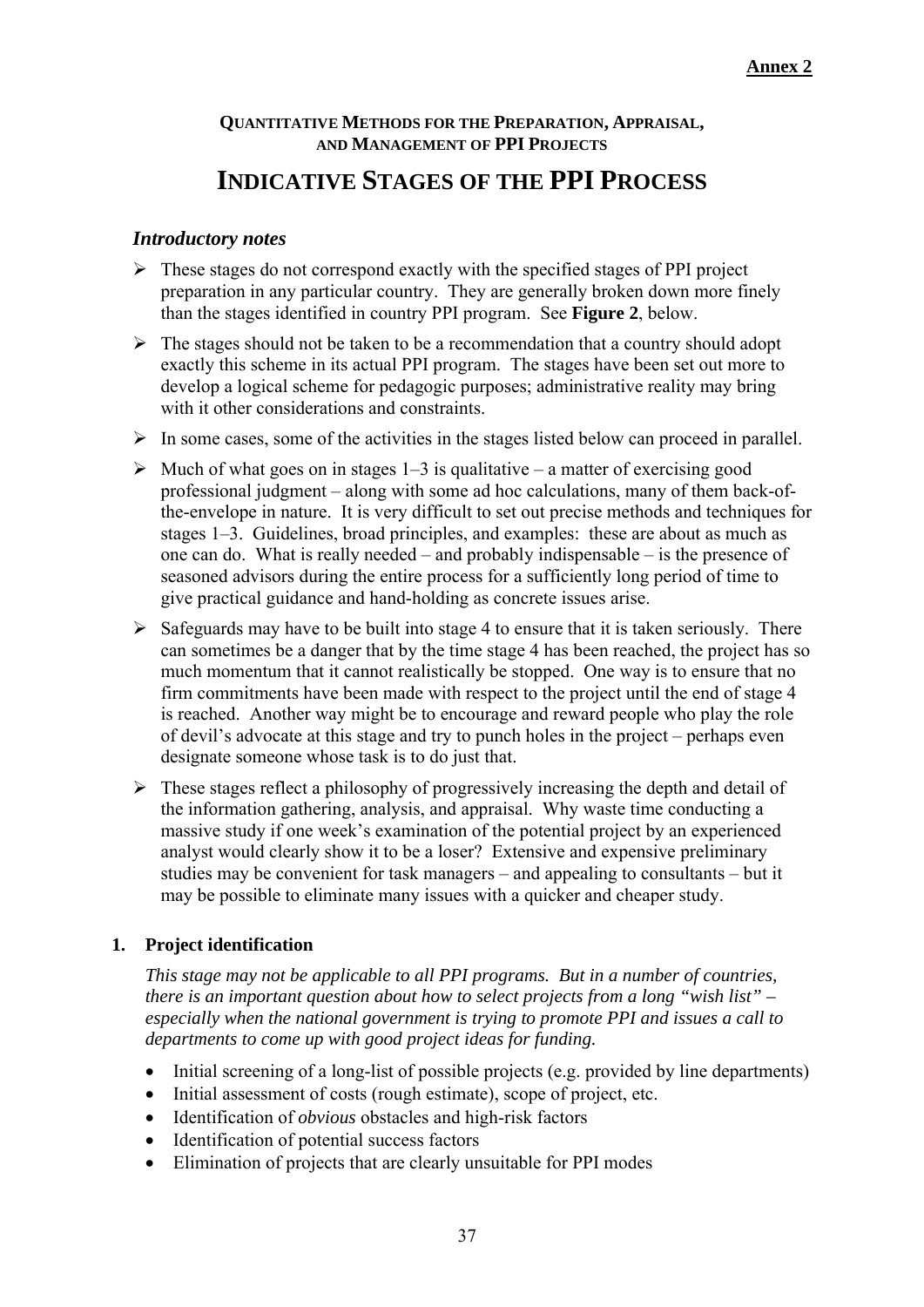**Annex 2**

**QUANTITATIVE METHODS FOR THE PREPARATION, APPRAISAL, AND MANAGEMENT OF PPI PROJECTS**

# INDICATIVE STAGES OF THE PPI PROCESS

### *Introductory notes*

- These stages do not correspond exactly with the specified stages of PPI project preparation in any particular country. They are generally broken down more finely than the stages identified in country PPI program. See **Figure 2**, below.
- The stages should not be taken to be a recommendation that a country should adopt exactly this scheme in its actual PPI program. The stages have been set out more to develop a logical scheme for pedagogic purposes; administrative reality may bring with it other considerations and constraints.
- In some cases, some of the activities in the stages listed below can proceed in parallel.
- Much of what goes on in stages 1–3 is qualitative – a matter of exercising good professional judgment – along with some ad hoc calculations, many of them back-of-the-envelope in nature. It is very difficult to set out precise methods and techniques for stages 1–3. Guidelines, broad principles, and examples: these are about as much as one can do. What is really needed – and probably indispensable – is the presence of seasoned advisors during the entire process for a sufficiently long period of time to give practical guidance and hand-holding as concrete issues arise.
- Safeguards may have to be built into stage 4 to ensure that it is taken seriously. There can sometimes be a danger that by the time stage 4 has been reached, the project has so much momentum that it cannot realistically be stopped. One way is to ensure that no firm commitments have been made with respect to the project until the end of stage 4 is reached. Another way might be to encourage and reward people who play the role of devil's advocate at this stage and try to punch holes in the project – perhaps even designate someone whose task is to do just that.
- These stages reflect a philosophy of progressively increasing the depth and detail of the information gathering, analysis, and appraisal. Why waste time conducting a massive study if one week's examination of the potential project by an experienced analyst would clearly show it to be a loser? Extensive and expensive preliminary studies may be convenient for task managers – and appealing to consultants – but it may be possible to eliminate many issues with a quicker and cheaper study.

### 1. Project identification

*This stage may not be applicable to all PPI programs. But in a number of countries, there is an important question about how to select projects from a long "wish list" – especially when the national government is trying to promote PPI and issues a call to departments to come up with good project ideas for funding.*

- Initial screening of a long-list of possible projects (e.g. provided by line departments)
- Initial assessment of costs (rough estimate), scope of project, etc.
- Identification of *obvious* obstacles and high-risk factors
- Identification of potential success factors
- Elimination of projects that are clearly unsuitable for PPI modes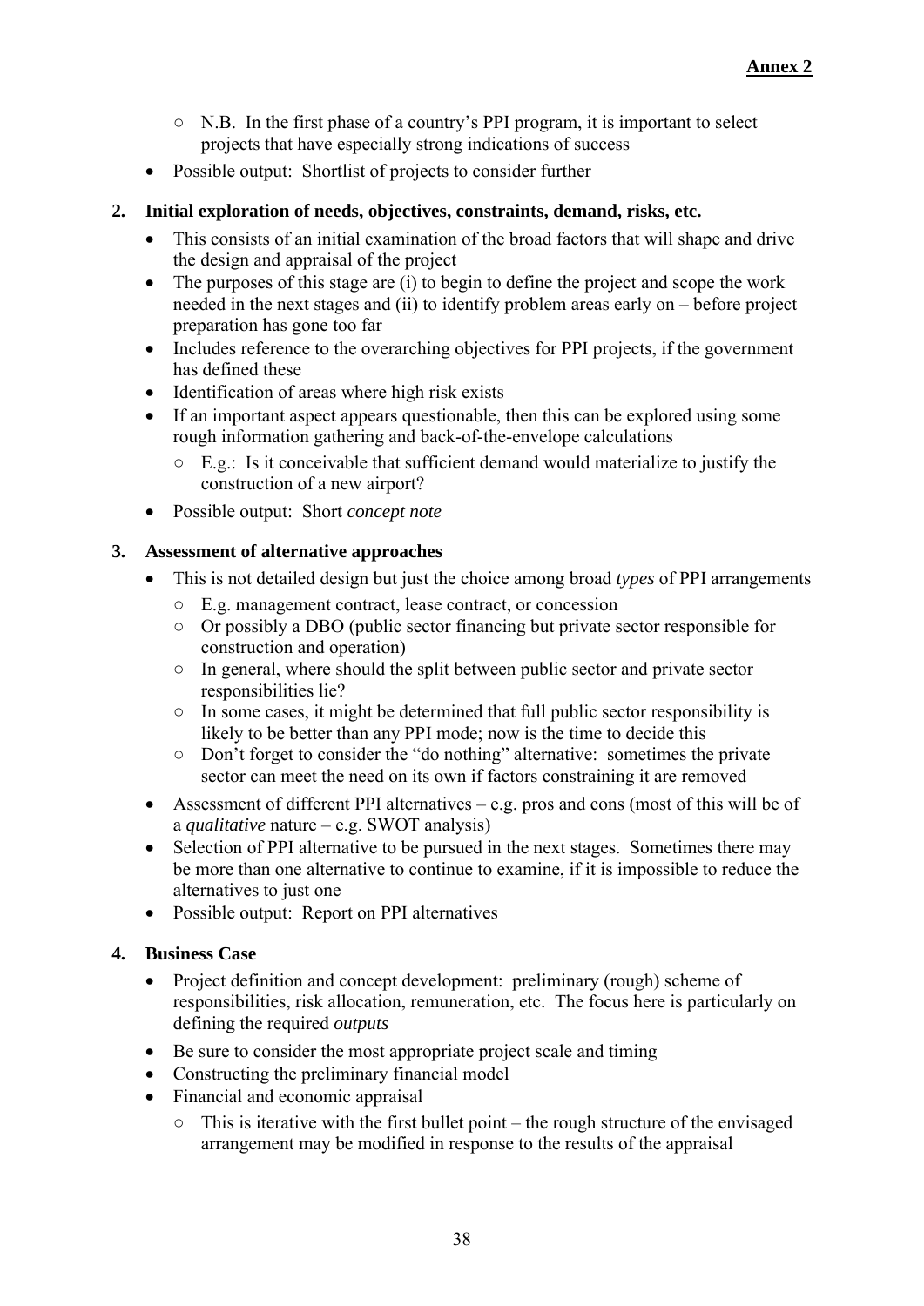**Annex 2**

    - N.B. In the first phase of a country's PPI program, it is important to select projects that have especially strong indications of success
- Possible output: Shortlist of projects to consider further

**2. Initial exploration of needs, objectives, constraints, demand, risks, etc.**

- This consists of an initial examination of the broad factors that will shape and drive the design and appraisal of the project
- The purposes of this stage are (i) to begin to define the project and scope the work needed in the next stages and (ii) to identify problem areas early on – before project preparation has gone too far
- Includes reference to the overarching objectives for PPI projects, if the government has defined these
- Identification of areas where high risk exists
- If an important aspect appears questionable, then this can be explored using some rough information gathering and back-of-the-envelope calculations
    - E.g.: Is it conceivable that sufficient demand would materialize to justify the construction of a new airport?
- Possible output: Short *concept note*

**3. Assessment of alternative approaches**

- This is not detailed design but just the choice among broad *types* of PPI arrangements
    - E.g. management contract, lease contract, or concession
    - Or possibly a DBO (public sector financing but private sector responsible for construction and operation)
    - In general, where should the split between public sector and private sector responsibilities lie?
    - In some cases, it might be determined that full public sector responsibility is likely to be better than any PPI mode; now is the time to decide this
    - Don't forget to consider the "do nothing" alternative: sometimes the private sector can meet the need on its own if factors constraining it are removed
- Assessment of different PPI alternatives – e.g. pros and cons (most of this will be of a *qualitative* nature – e.g. SWOT analysis)
- Selection of PPI alternative to be pursued in the next stages. Sometimes there may be more than one alternative to continue to examine, if it is impossible to reduce the alternatives to just one
- Possible output: Report on PPI alternatives

**4. Business Case**

- Project definition and concept development: preliminary (rough) scheme of responsibilities, risk allocation, remuneration, etc. The focus here is particularly on defining the required *outputs*
- Be sure to consider the most appropriate project scale and timing
- Constructing the preliminary financial model
- Financial and economic appraisal
    - This is iterative with the first bullet point – the rough structure of the envisaged arrangement may be modified in response to the results of the appraisal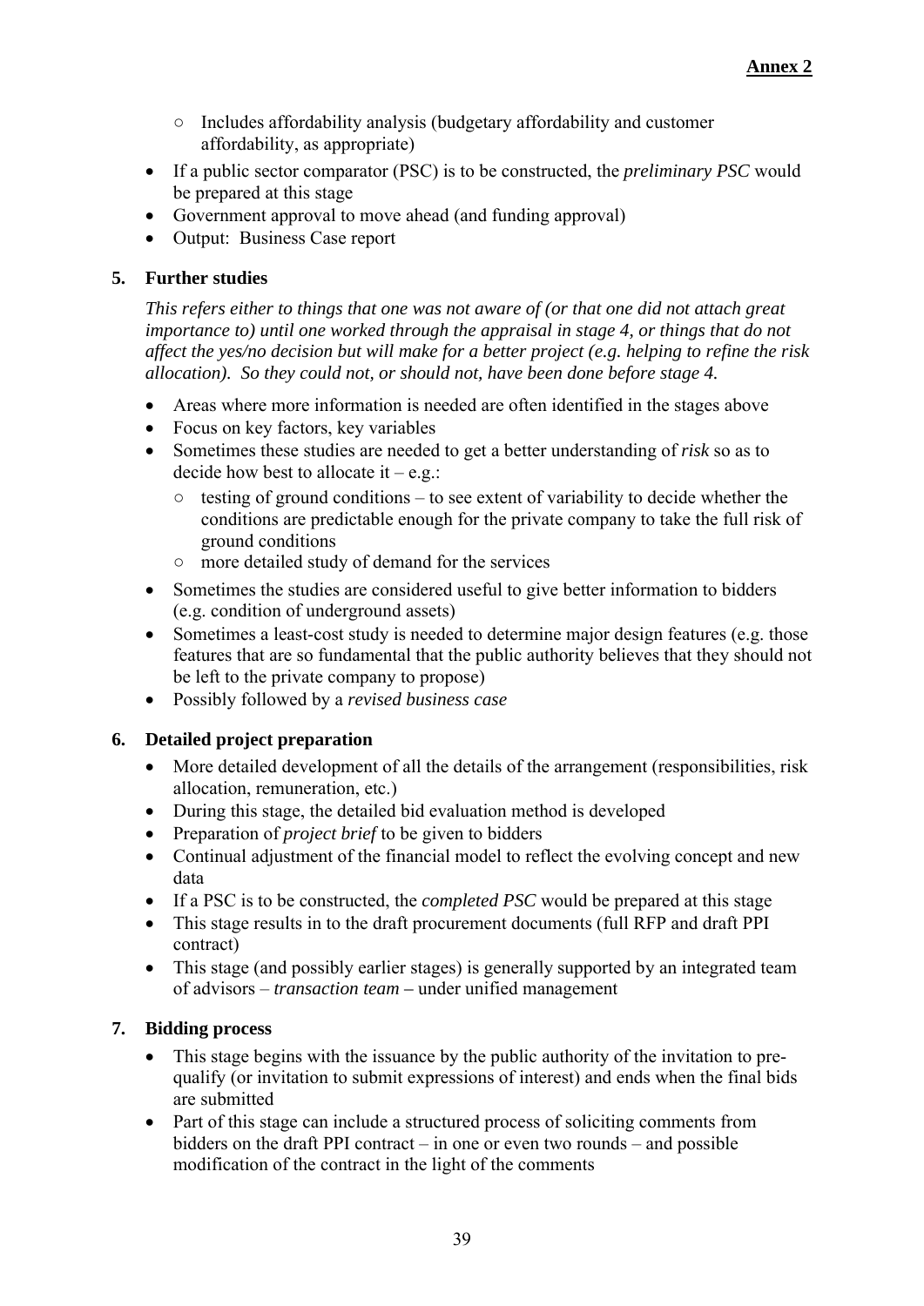- Includes affordability analysis (budgetary affordability and customer affordability, as appropriate)

- If a public sector comparator (PSC) is to be constructed, the *preliminary PSC* would be prepared at this stage
- Government approval to move ahead (and funding approval)
- Output: Business Case report

### 5. Further studies

*This refers either to things that one was not aware of (or that one did not attach great importance to) until one worked through the appraisal in stage 4, or things that do not affect the yes/no decision but will make for a better project (e.g. helping to refine the risk allocation). So they could not, or should not, have been done before stage 4.*

- Areas where more information is needed are often identified in the stages above
- Focus on key factors, key variables
- Sometimes these studies are needed to get a better understanding of *risk* so as to decide how best to allocate it – e.g.:
  - testing of ground conditions – to see extent of variability to decide whether the conditions are predictable enough for the private company to take the full risk of ground conditions
  - more detailed study of demand for the services
- Sometimes the studies are considered useful to give better information to bidders (e.g. condition of underground assets)
- Sometimes a least-cost study is needed to determine major design features (e.g. those features that are so fundamental that the public authority believes that they should not be left to the private company to propose)
- Possibly followed by a *revised business case*

### 6. Detailed project preparation

- More detailed development of all the details of the arrangement (responsibilities, risk allocation, remuneration, etc.)
- During this stage, the detailed bid evaluation method is developed
- Preparation of *project brief* to be given to bidders
- Continual adjustment of the financial model to reflect the evolving concept and new data
- If a PSC is to be constructed, the *completed PSC* would be prepared at this stage
- This stage results in to the draft procurement documents (full RFP and draft PPI contract)
- This stage (and possibly earlier stages) is generally supported by an integrated team of advisors – *transaction team* – under unified management

### 7. Bidding process

- This stage begins with the issuance by the public authority of the invitation to pre-qualify (or invitation to submit expressions of interest) and ends when the final bids are submitted
- Part of this stage can include a structured process of soliciting comments from bidders on the draft PPI contract – in one or even two rounds – and possible modification of the contract in the light of the comments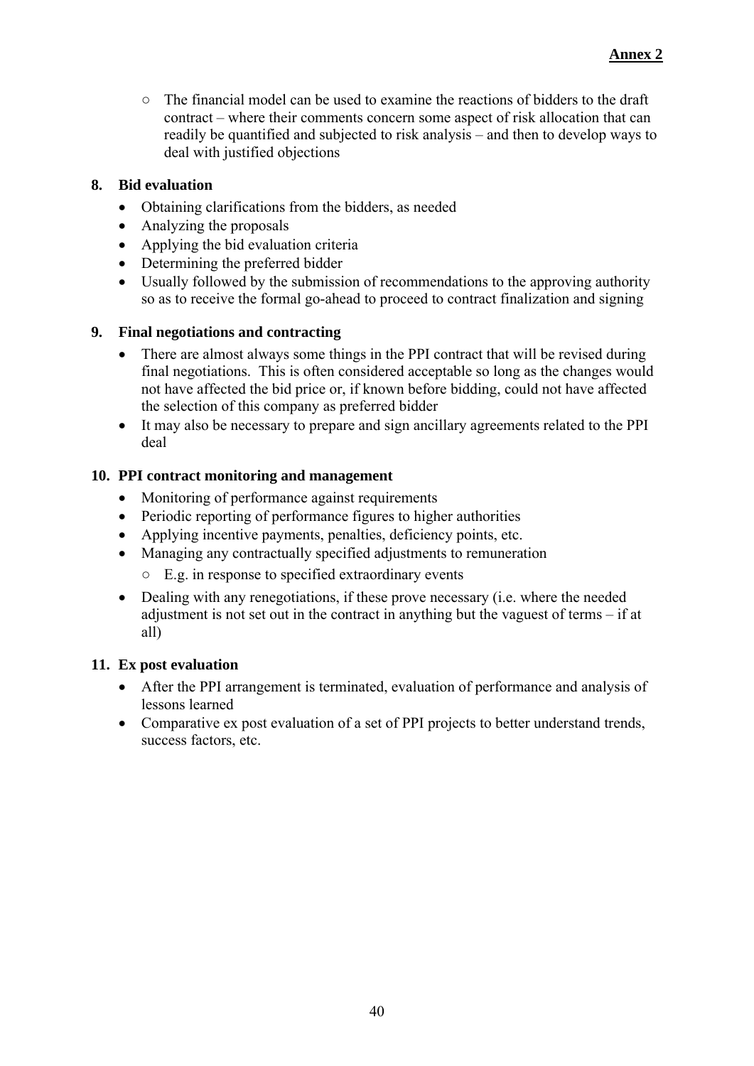**Annex 2**

  - The financial model can be used to examine the reactions of bidders to the draft contract – where their comments concern some aspect of risk allocation that can readily be quantified and subjected to risk analysis – and then to develop ways to deal with justified objections

**8. Bid evaluation**

- Obtaining clarifications from the bidders, as needed
- Analyzing the proposals
- Applying the bid evaluation criteria
- Determining the preferred bidder
- Usually followed by the submission of recommendations to the approving authority so as to receive the formal go-ahead to proceed to contract finalization and signing

**9. Final negotiations and contracting**

- There are almost always some things in the PPI contract that will be revised during final negotiations. This is often considered acceptable so long as the changes would not have affected the bid price or, if known before bidding, could not have affected the selection of this company as preferred bidder
- It may also be necessary to prepare and sign ancillary agreements related to the PPI deal

**10. PPI contract monitoring and management**

- Monitoring of performance against requirements
- Periodic reporting of performance figures to higher authorities
- Applying incentive payments, penalties, deficiency points, etc.
- Managing any contractually specified adjustments to remuneration
  - E.g. in response to specified extraordinary events
- Dealing with any renegotiations, if these prove necessary (i.e. where the needed adjustment is not set out in the contract in anything but the vaguest of terms – if at all)

**11. Ex post evaluation**

- After the PPI arrangement is terminated, evaluation of performance and analysis of lessons learned
- Comparative ex post evaluation of a set of PPI projects to better understand trends, success factors, etc.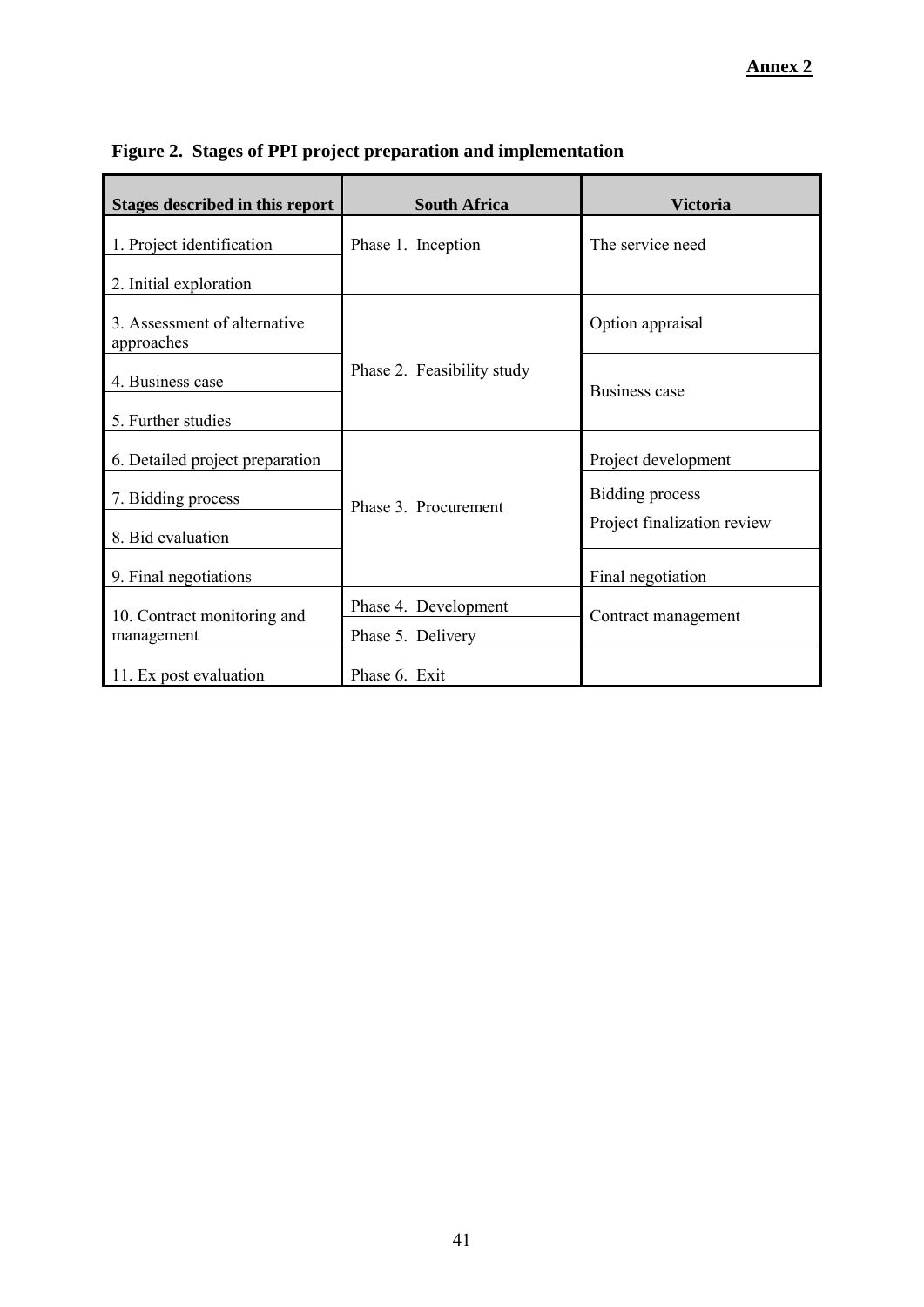**Annex 2**

**Figure 2. Stages of PPI project preparation and implementation**

| Stages described in this report | South Africa | Victoria |
|---|---|---|
| 1. Project identification | Phase 1. Inception | The service need |
| 2. Initial exploration | | |
| 3. Assessment of alternative approaches | Phase 2. Feasibility study | Option appraisal |
| 4. Business case | | Business case |
| 5. Further studies | | |
| 6. Detailed project preparation | Phase 3. Procurement | Project development |
| 7. Bidding process | | Bidding process |
| 8. Bid evaluation | | Project finalization review |
| 9. Final negotiations | | Final negotiation |
| 10. Contract monitoring and management | Phase 4. Development | Contract management |
| | Phase 5. Delivery | |
| 11. Ex post evaluation | Phase 6. Exit | |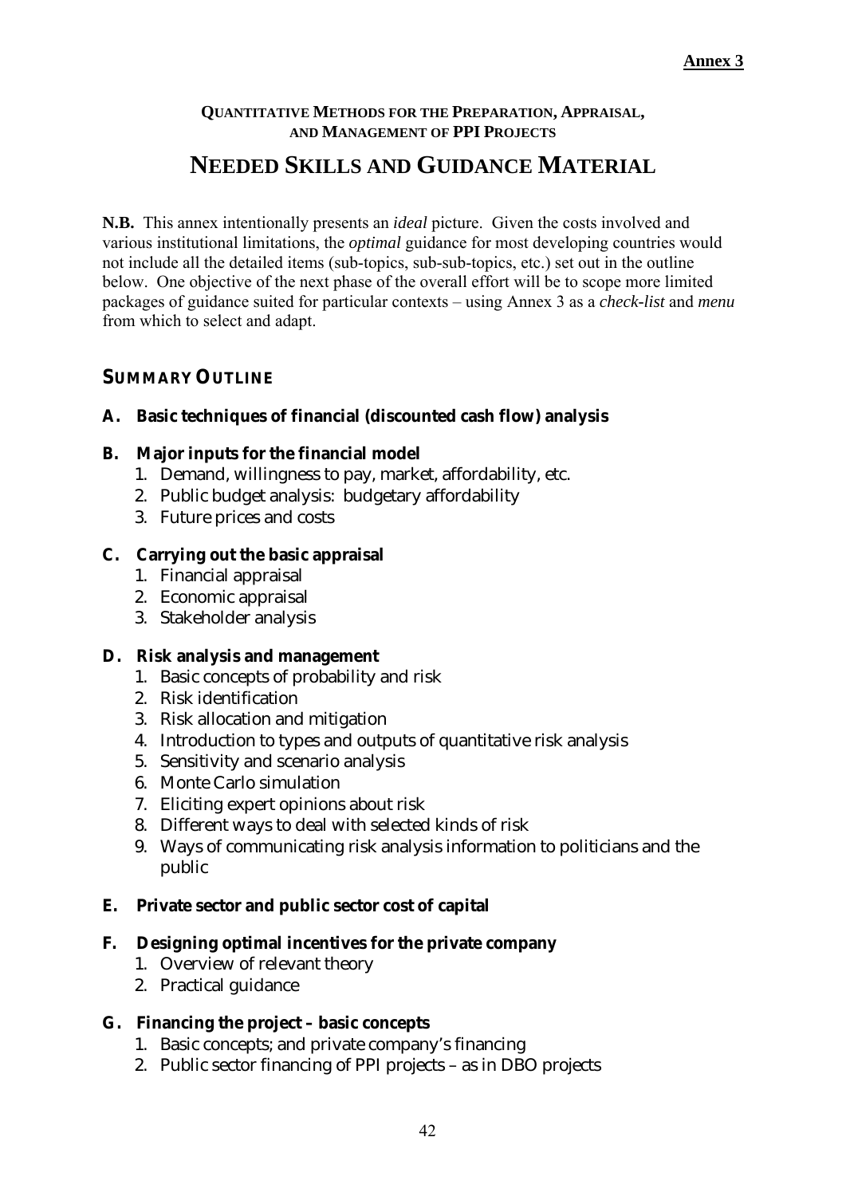**Annex 3**

**QUANTITATIVE METHODS FOR THE PREPARATION, APPRAISAL, AND MANAGEMENT OF PPI PROJECTS**

# NEEDED SKILLS AND GUIDANCE MATERIAL

**N.B.** This annex intentionally presents an *ideal* picture. Given the costs involved and various institutional limitations, the *optimal* guidance for most developing countries would not include all the detailed items (sub-topics, sub-sub-topics, etc.) set out in the outline below. One objective of the next phase of the overall effort will be to scope more limited packages of guidance suited for particular contexts – using Annex 3 as a *check-list* and *menu* from which to select and adapt.

## SUMMARY OUTLINE

**A. Basic techniques of financial (discounted cash flow) analysis**

**B. Major inputs for the financial model**
1. Demand, willingness to pay, market, affordability, etc.
2. Public budget analysis: budgetary affordability
3. Future prices and costs

**C. Carrying out the basic appraisal**
1. Financial appraisal
2. Economic appraisal
3. Stakeholder analysis

**D. Risk analysis and management**
1. Basic concepts of probability and risk
2. Risk identification
3. Risk allocation and mitigation
4. Introduction to types and outputs of quantitative risk analysis
5. Sensitivity and scenario analysis
6. Monte Carlo simulation
7. Eliciting expert opinions about risk
8. Different ways to deal with selected kinds of risk
9. Ways of communicating risk analysis information to politicians and the public

**E. Private sector and public sector cost of capital**

**F. Designing optimal incentives for the private company**
1. Overview of relevant theory
2. Practical guidance

**G. Financing the project – basic concepts**
1. Basic concepts; and private company's financing
2. Public sector financing of PPI projects – as in DBO projects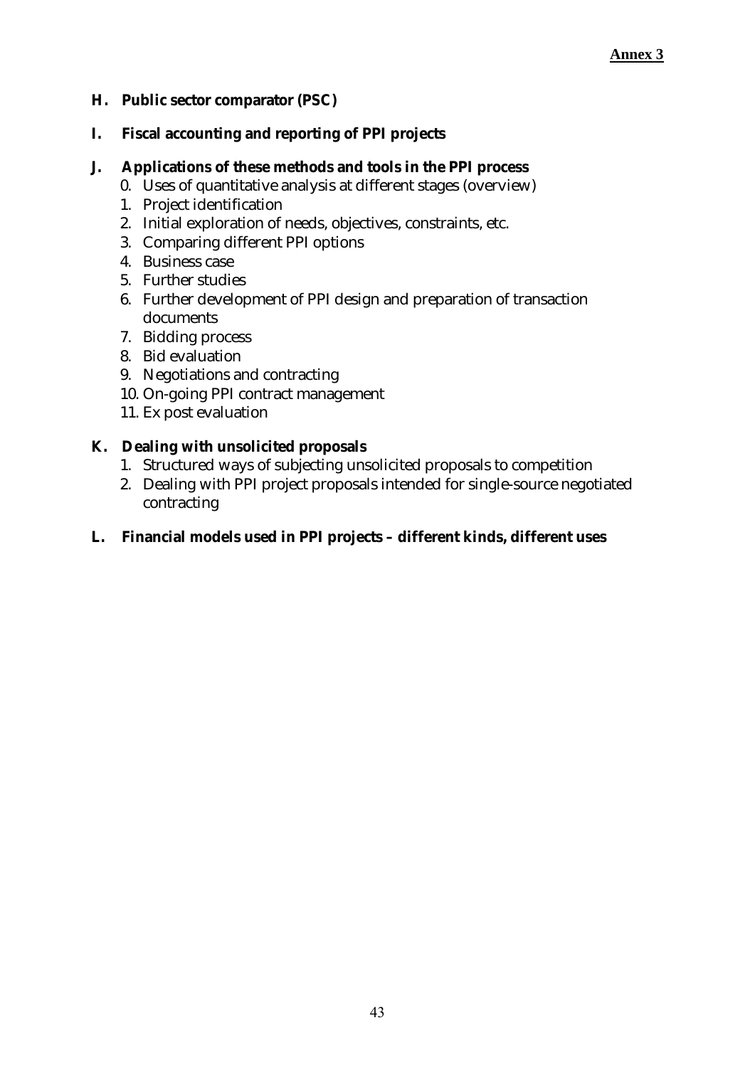**Annex 3**

**H. Public sector comparator (PSC)**

**I. Fiscal accounting and reporting of PPI projects**

**J. Applications of these methods and tools in the PPI process**

0. Uses of quantitative analysis at different stages (overview)
1. Project identification
2. Initial exploration of needs, objectives, constraints, etc.
3. Comparing different PPI options
4. Business case
5. Further studies
6. Further development of PPI design and preparation of transaction documents
7. Bidding process
8. Bid evaluation
9. Negotiations and contracting
10. On-going PPI contract management
11. Ex post evaluation

**K. Dealing with unsolicited proposals**

1. Structured ways of subjecting unsolicited proposals to competition
2. Dealing with PPI project proposals intended for single-source negotiated contracting

**L. Financial models used in PPI projects – different kinds, different uses**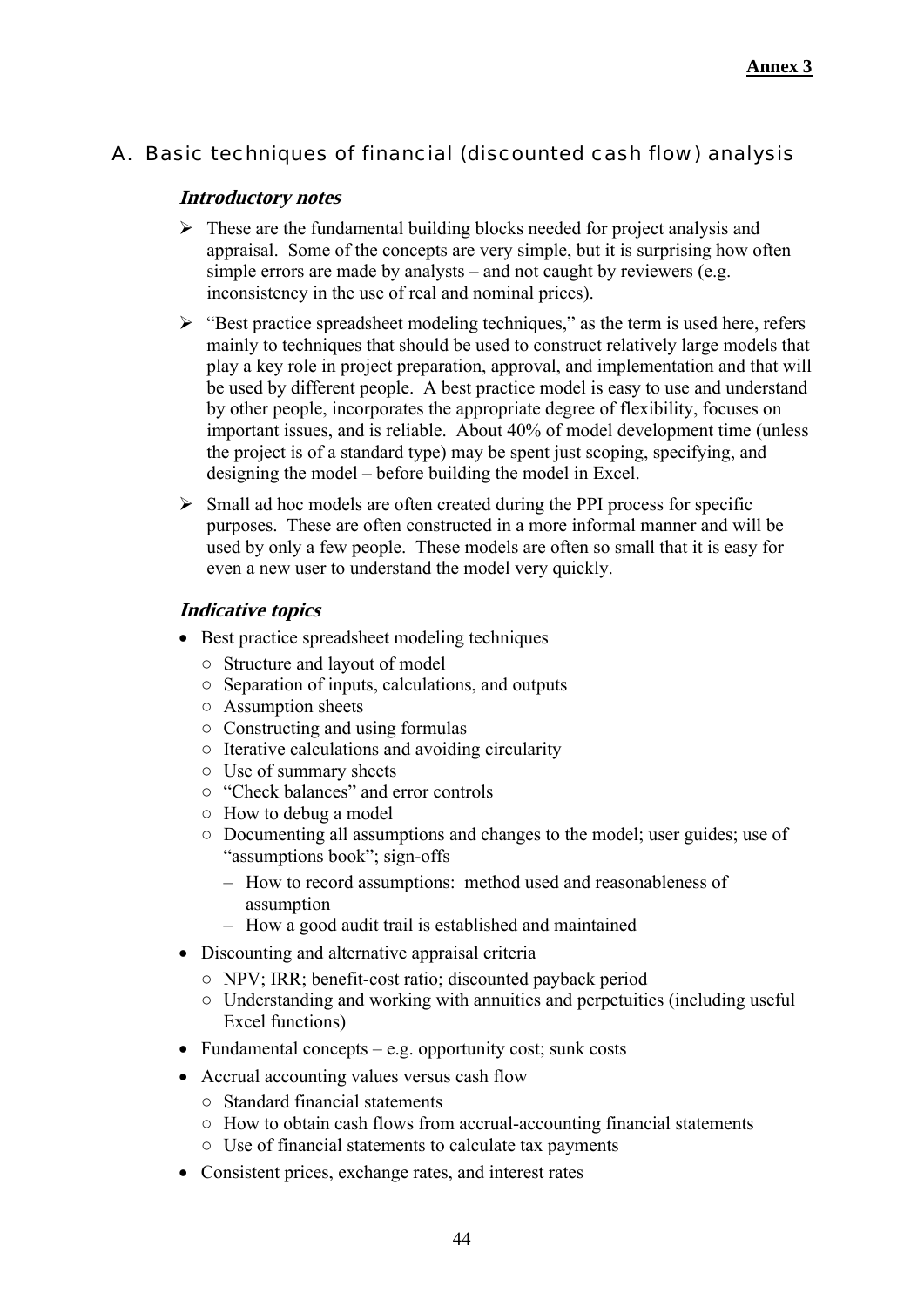**Annex 3**

## A. Basic techniques of financial (discounted cash flow) analysis

### *Introductory notes*

- These are the fundamental building blocks needed for project analysis and appraisal. Some of the concepts are very simple, but it is surprising how often simple errors are made by analysts – and not caught by reviewers (e.g. inconsistency in the use of real and nominal prices).
- "Best practice spreadsheet modeling techniques," as the term is used here, refers mainly to techniques that should be used to construct relatively large models that play a key role in project preparation, approval, and implementation and that will be used by different people. A best practice model is easy to use and understand by other people, incorporates the appropriate degree of flexibility, focuses on important issues, and is reliable. About 40% of model development time (unless the project is of a standard type) may be spent just scoping, specifying, and designing the model – before building the model in Excel.
- Small ad hoc models are often created during the PPI process for specific purposes. These are often constructed in a more informal manner and will be used by only a few people. These models are often so small that it is easy for even a new user to understand the model very quickly.

### *Indicative topics*

- Best practice spreadsheet modeling techniques
  - Structure and layout of model
  - Separation of inputs, calculations, and outputs
  - Assumption sheets
  - Constructing and using formulas
  - Iterative calculations and avoiding circularity
  - Use of summary sheets
  - "Check balances" and error controls
  - How to debug a model
  - Documenting all assumptions and changes to the model; user guides; use of "assumptions book"; sign-offs
    - How to record assumptions: method used and reasonableness of assumption
    - How a good audit trail is established and maintained
- Discounting and alternative appraisal criteria
  - NPV; IRR; benefit-cost ratio; discounted payback period
  - Understanding and working with annuities and perpetuities (including useful Excel functions)
- Fundamental concepts – e.g. opportunity cost; sunk costs
- Accrual accounting values versus cash flow
  - Standard financial statements
  - How to obtain cash flows from accrual-accounting financial statements
  - Use of financial statements to calculate tax payments
- Consistent prices, exchange rates, and interest rates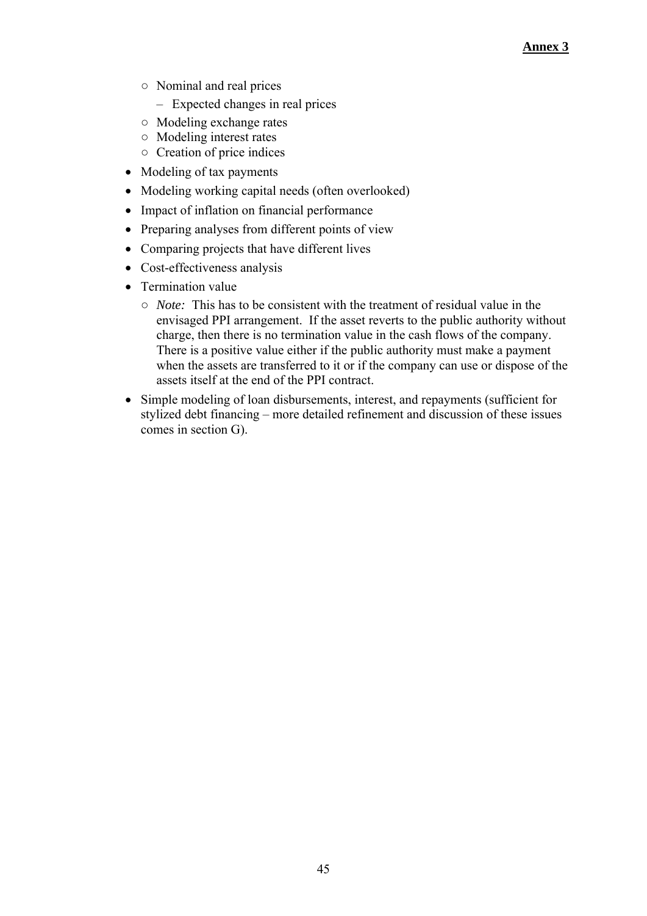- Nominal and real prices
    - Expected changes in real prices
  - Modeling exchange rates
  - Modeling interest rates
  - Creation of price indices
- Modeling of tax payments
- Modeling working capital needs (often overlooked)
- Impact of inflation on financial performance
- Preparing analyses from different points of view
- Comparing projects that have different lives
- Cost-effectiveness analysis
- Termination value
  - *Note:* This has to be consistent with the treatment of residual value in the envisaged PPI arrangement. If the asset reverts to the public authority without charge, then there is no termination value in the cash flows of the company. There is a positive value either if the public authority must make a payment when the assets are transferred to it or if the company can use or dispose of the assets itself at the end of the PPI contract.
- Simple modeling of loan disbursements, interest, and repayments (sufficient for stylized debt financing – more detailed refinement and discussion of these issues comes in section G).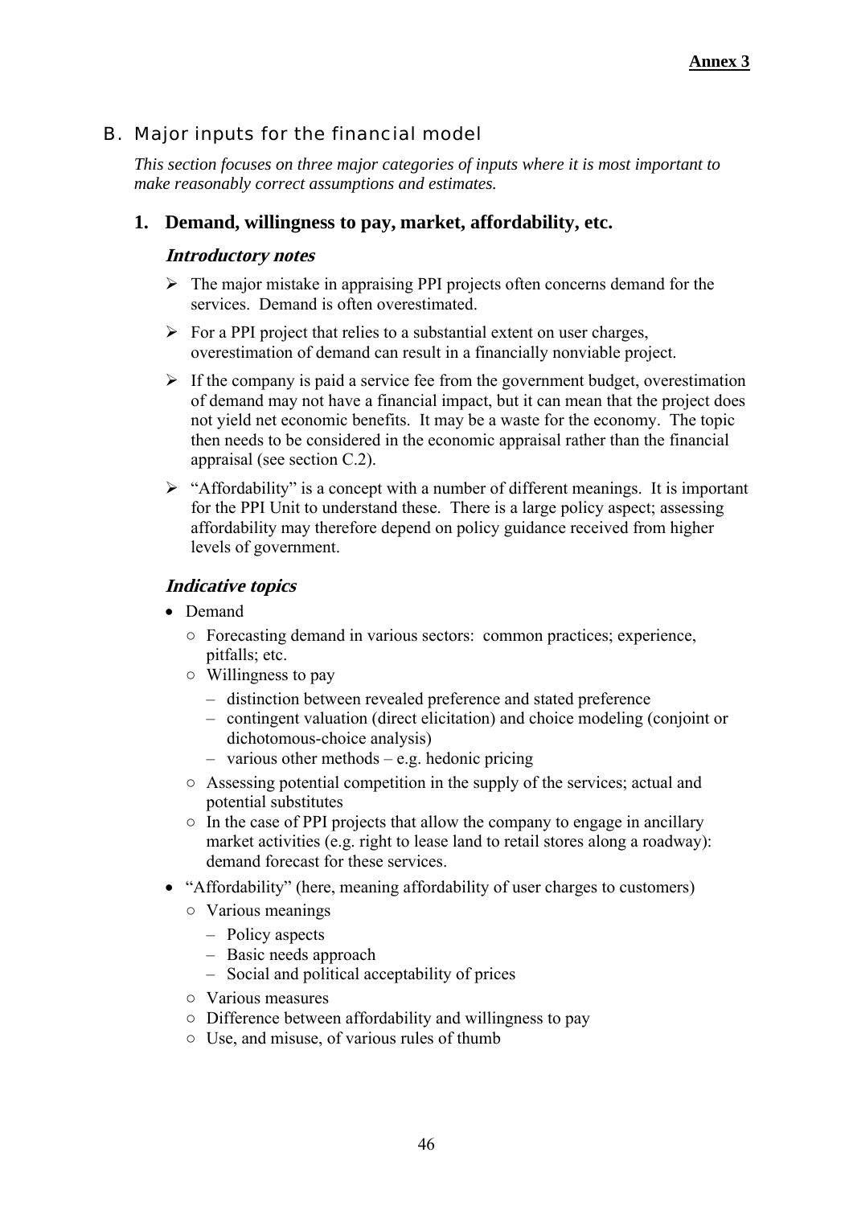## B. Major inputs for the financial model

*This section focuses on three major categories of inputs where it is most important to make reasonably correct assumptions and estimates.*

### 1. Demand, willingness to pay, market, affordability, etc.

#### *Introductory notes*

- The major mistake in appraising PPI projects often concerns demand for the services. Demand is often overestimated.
- For a PPI project that relies to a substantial extent on user charges, overestimation of demand can result in a financially nonviable project.
- If the company is paid a service fee from the government budget, overestimation of demand may not have a financial impact, but it can mean that the project does not yield net economic benefits. It may be a waste for the economy. The topic then needs to be considered in the economic appraisal rather than the financial appraisal (see section C.2).
- "Affordability" is a concept with a number of different meanings. It is important for the PPI Unit to understand these. There is a large policy aspect; assessing affordability may therefore depend on policy guidance received from higher levels of government.

#### *Indicative topics*

- Demand
  - Forecasting demand in various sectors: common practices; experience, pitfalls; etc.
  - Willingness to pay
    - distinction between revealed preference and stated preference
    - contingent valuation (direct elicitation) and choice modeling (conjoint or dichotomous-choice analysis)
    - various other methods – e.g. hedonic pricing
  - Assessing potential competition in the supply of the services; actual and potential substitutes
  - In the case of PPI projects that allow the company to engage in ancillary market activities (e.g. right to lease land to retail stores along a roadway): demand forecast for these services.
- "Affordability" (here, meaning affordability of user charges to customers)
  - Various meanings
    - Policy aspects
    - Basic needs approach
    - Social and political acceptability of prices
  - Various measures
  - Difference between affordability and willingness to pay
  - Use, and misuse, of various rules of thumb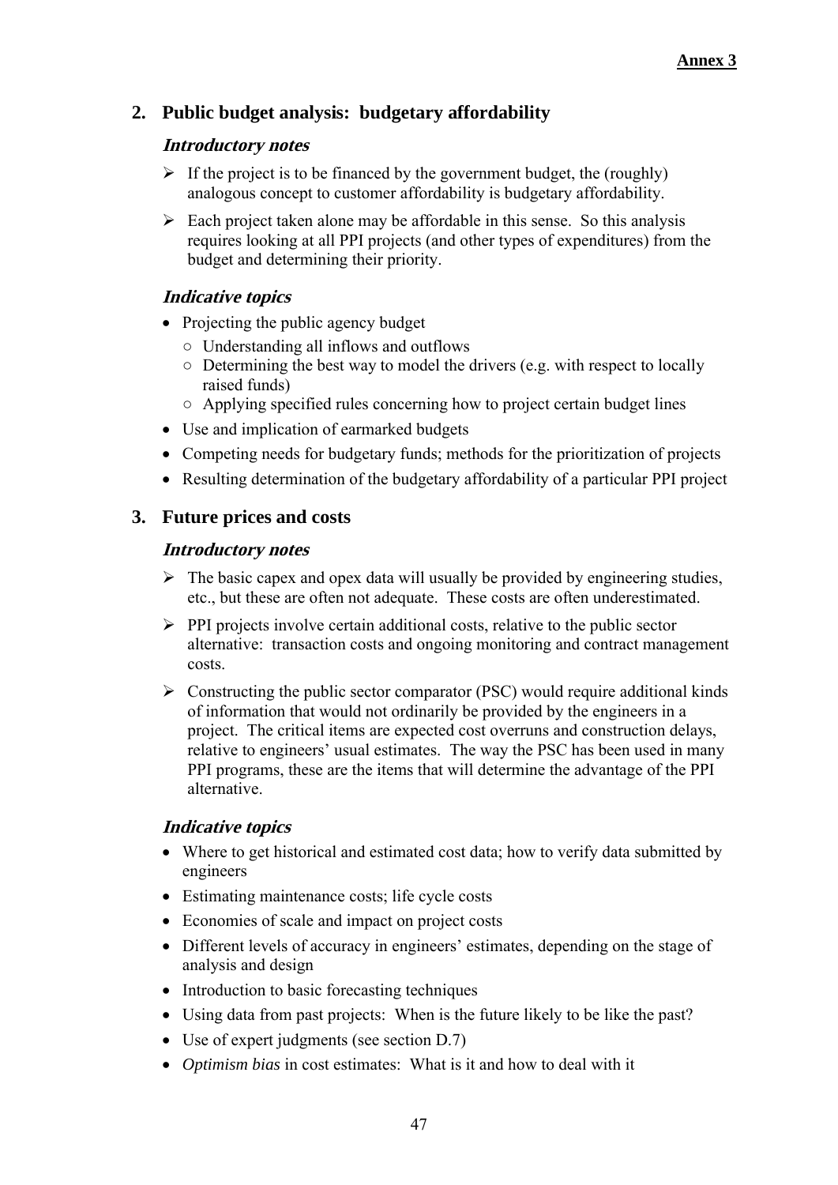## 2. Public budget analysis: budgetary affordability

### *Introductory notes*

- If the project is to be financed by the government budget, the (roughly) analogous concept to customer affordability is budgetary affordability.
- Each project taken alone may be affordable in this sense. So this analysis requires looking at all PPI projects (and other types of expenditures) from the budget and determining their priority.

### *Indicative topics*

- Projecting the public agency budget
  - Understanding all inflows and outflows
  - Determining the best way to model the drivers (e.g. with respect to locally raised funds)
  - Applying specified rules concerning how to project certain budget lines
- Use and implication of earmarked budgets
- Competing needs for budgetary funds; methods for the prioritization of projects
- Resulting determination of the budgetary affordability of a particular PPI project

## 3. Future prices and costs

### *Introductory notes*

- The basic capex and opex data will usually be provided by engineering studies, etc., but these are often not adequate. These costs are often underestimated.
- PPI projects involve certain additional costs, relative to the public sector alternative: transaction costs and ongoing monitoring and contract management costs.
- Constructing the public sector comparator (PSC) would require additional kinds of information that would not ordinarily be provided by the engineers in a project. The critical items are expected cost overruns and construction delays, relative to engineers' usual estimates. The way the PSC has been used in many PPI programs, these are the items that will determine the advantage of the PPI alternative.

### *Indicative topics*

- Where to get historical and estimated cost data; how to verify data submitted by engineers
- Estimating maintenance costs; life cycle costs
- Economies of scale and impact on project costs
- Different levels of accuracy in engineers' estimates, depending on the stage of analysis and design
- Introduction to basic forecasting techniques
- Using data from past projects: When is the future likely to be like the past?
- Use of expert judgments (see section D.7)
- *Optimism bias* in cost estimates: What is it and how to deal with it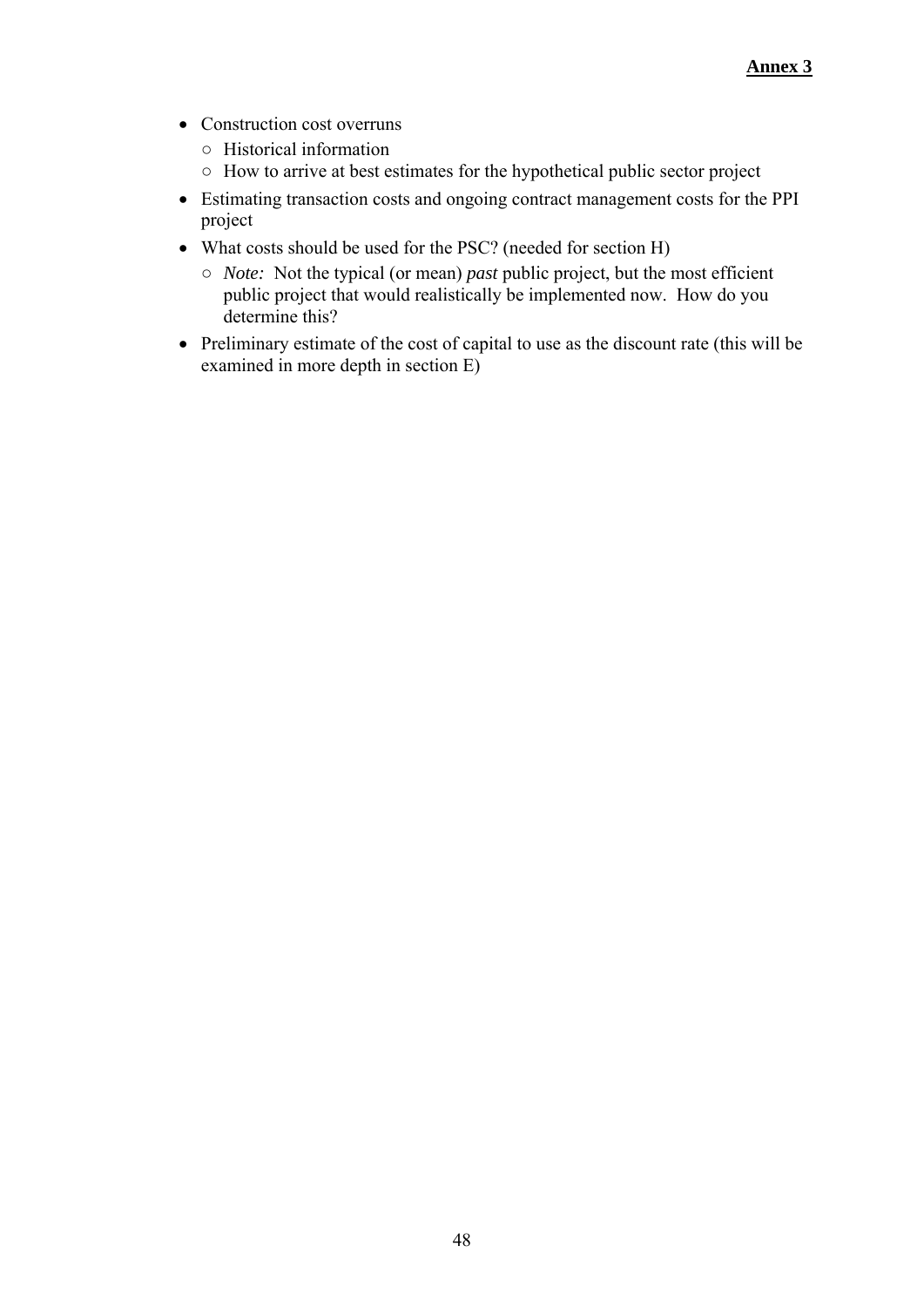**Annex 3**

- Construction cost overruns
  - Historical information
  - How to arrive at best estimates for the hypothetical public sector project
- Estimating transaction costs and ongoing contract management costs for the PPI project
- What costs should be used for the PSC? (needed for section H)
  - *Note:* Not the typical (or mean) *past* public project, but the most efficient public project that would realistically be implemented now. How do you determine this?
- Preliminary estimate of the cost of capital to use as the discount rate (this will be examined in more depth in section E)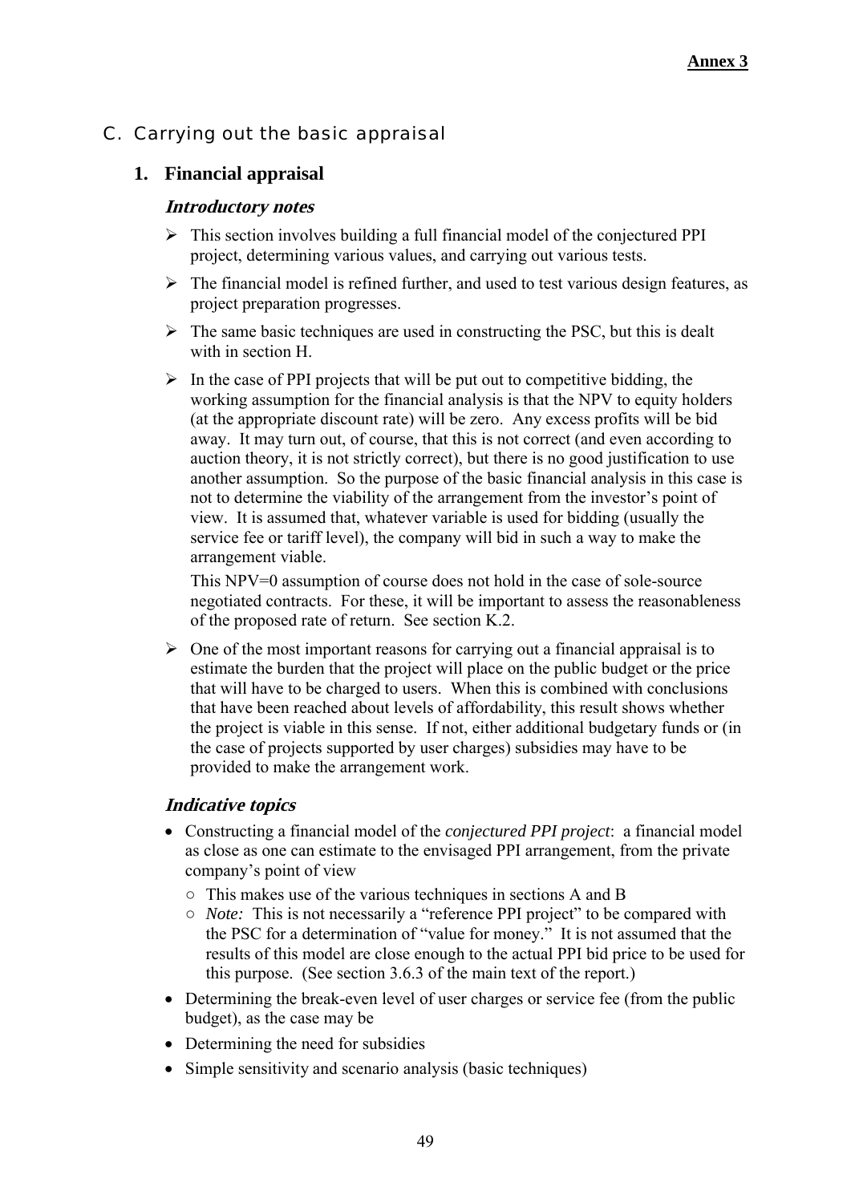## C. Carrying out the basic appraisal

### 1. Financial appraisal

#### *Introductory notes*

- This section involves building a full financial model of the conjectured PPI project, determining various values, and carrying out various tests.
- The financial model is refined further, and used to test various design features, as project preparation progresses.
- The same basic techniques are used in constructing the PSC, but this is dealt with in section H.
- In the case of PPI projects that will be put out to competitive bidding, the working assumption for the financial analysis is that the NPV to equity holders (at the appropriate discount rate) will be zero. Any excess profits will be bid away. It may turn out, of course, that this is not correct (and even according to auction theory, it is not strictly correct), but there is no good justification to use another assumption. So the purpose of the basic financial analysis in this case is not to determine the viability of the arrangement from the investor's point of view. It is assumed that, whatever variable is used for bidding (usually the service fee or tariff level), the company will bid in such a way to make the arrangement viable.

  This NPV=0 assumption of course does not hold in the case of sole-source negotiated contracts. For these, it will be important to assess the reasonableness of the proposed rate of return. See section K.2.
- One of the most important reasons for carrying out a financial appraisal is to estimate the burden that the project will place on the public budget or the price that will have to be charged to users. When this is combined with conclusions that have been reached about levels of affordability, this result shows whether the project is viable in this sense. If not, either additional budgetary funds or (in the case of projects supported by user charges) subsidies may have to be provided to make the arrangement work.

#### *Indicative topics*

- Constructing a financial model of the *conjectured PPI project*: a financial model as close as one can estimate to the envisaged PPI arrangement, from the private company's point of view
  - This makes use of the various techniques in sections A and B
  - *Note:* This is not necessarily a "reference PPI project" to be compared with the PSC for a determination of "value for money." It is not assumed that the results of this model are close enough to the actual PPI bid price to be used for this purpose. (See section 3.6.3 of the main text of the report.)
- Determining the break-even level of user charges or service fee (from the public budget), as the case may be
- Determining the need for subsidies
- Simple sensitivity and scenario analysis (basic techniques)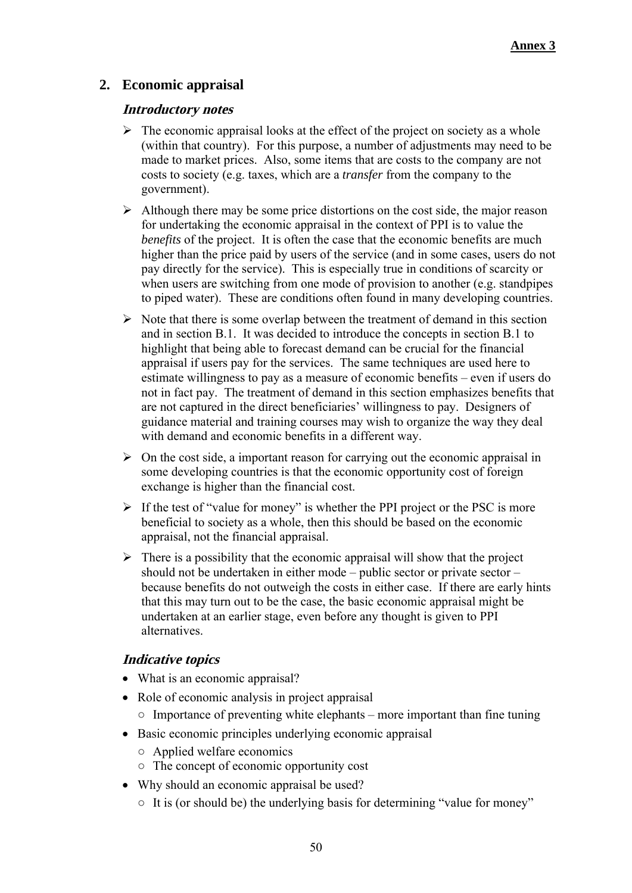**Annex 3**

## 2. Economic appraisal

### *Introductory notes*

- The economic appraisal looks at the effect of the project on society as a whole (within that country). For this purpose, a number of adjustments may need to be made to market prices. Also, some items that are costs to the company are not costs to society (e.g. taxes, which are a *transfer* from the company to the government).
- Although there may be some price distortions on the cost side, the major reason for undertaking the economic appraisal in the context of PPI is to value the *benefits* of the project. It is often the case that the economic benefits are much higher than the price paid by users of the service (and in some cases, users do not pay directly for the service). This is especially true in conditions of scarcity or when users are switching from one mode of provision to another (e.g. standpipes to piped water). These are conditions often found in many developing countries.
- Note that there is some overlap between the treatment of demand in this section and in section B.1. It was decided to introduce the concepts in section B.1 to highlight that being able to forecast demand can be crucial for the financial appraisal if users pay for the services. The same techniques are used here to estimate willingness to pay as a measure of economic benefits – even if users do not in fact pay. The treatment of demand in this section emphasizes benefits that are not captured in the direct beneficiaries' willingness to pay. Designers of guidance material and training courses may wish to organize the way they deal with demand and economic benefits in a different way.
- On the cost side, a important reason for carrying out the economic appraisal in some developing countries is that the economic opportunity cost of foreign exchange is higher than the financial cost.
- If the test of "value for money" is whether the PPI project or the PSC is more beneficial to society as a whole, then this should be based on the economic appraisal, not the financial appraisal.
- There is a possibility that the economic appraisal will show that the project should not be undertaken in either mode – public sector or private sector – because benefits do not outweigh the costs in either case. If there are early hints that this may turn out to be the case, the basic economic appraisal might be undertaken at an earlier stage, even before any thought is given to PPI alternatives.

### *Indicative topics*

- What is an economic appraisal?
- Role of economic analysis in project appraisal
  - Importance of preventing white elephants – more important than fine tuning
- Basic economic principles underlying economic appraisal
  - Applied welfare economics
  - The concept of economic opportunity cost
- Why should an economic appraisal be used?
  - It is (or should be) the underlying basis for determining "value for money"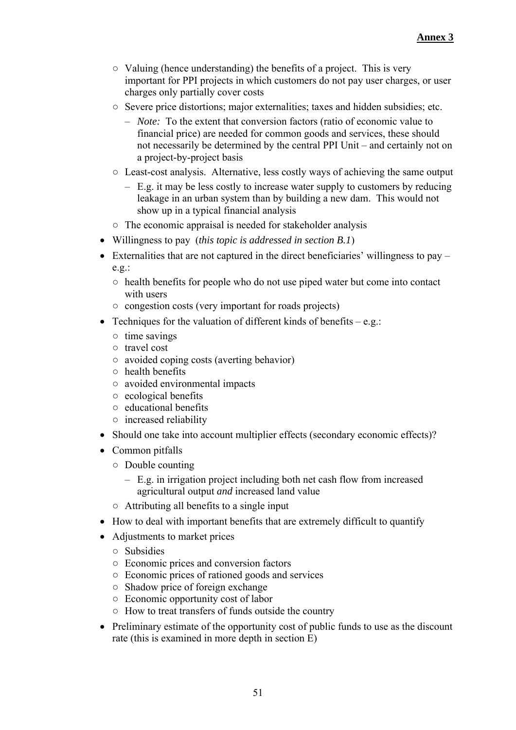- Valuing (hence understanding) the benefits of a project. This is very important for PPI projects in which customers do not pay user charges, or user charges only partially cover costs
  - Severe price distortions; major externalities; taxes and hidden subsidies; etc.
    - *Note:* To the extent that conversion factors (ratio of economic value to financial price) are needed for common goods and services, these should not necessarily be determined by the central PPI Unit – and certainly not on a project-by-project basis
  - Least-cost analysis. Alternative, less costly ways of achieving the same output
    - E.g. it may be less costly to increase water supply to customers by reducing leakage in an urban system than by building a new dam. This would not show up in a typical financial analysis
  - The economic appraisal is needed for stakeholder analysis
- Willingness to pay (*this topic is addressed in section B.1*)
- Externalities that are not captured in the direct beneficiaries' willingness to pay – e.g.:
  - health benefits for people who do not use piped water but come into contact with users
  - congestion costs (very important for roads projects)
- Techniques for the valuation of different kinds of benefits – e.g.:
  - time savings
  - travel cost
  - avoided coping costs (averting behavior)
  - health benefits
  - avoided environmental impacts
  - ecological benefits
  - educational benefits
  - increased reliability
- Should one take into account multiplier effects (secondary economic effects)?
- Common pitfalls
  - Double counting
    - E.g. in irrigation project including both net cash flow from increased agricultural output *and* increased land value
  - Attributing all benefits to a single input
- How to deal with important benefits that are extremely difficult to quantify
- Adjustments to market prices
  - Subsidies
  - Economic prices and conversion factors
  - Economic prices of rationed goods and services
  - Shadow price of foreign exchange
  - Economic opportunity cost of labor
  - How to treat transfers of funds outside the country
- Preliminary estimate of the opportunity cost of public funds to use as the discount rate (this is examined in more depth in section E)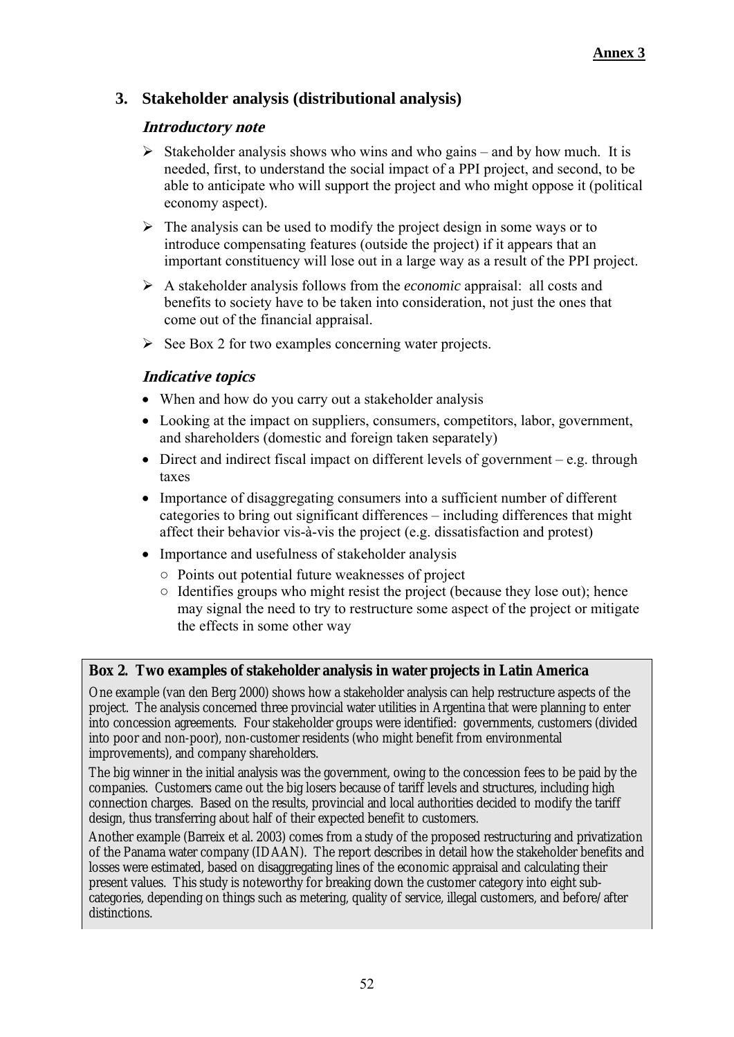**Annex 3**

## 3. Stakeholder analysis (distributional analysis)

### *Introductory note*

- Stakeholder analysis shows who wins and who gains – and by how much. It is needed, first, to understand the social impact of a PPI project, and second, to be able to anticipate who will support the project and who might oppose it (political economy aspect).
- The analysis can be used to modify the project design in some ways or to introduce compensating features (outside the project) if it appears that an important constituency will lose out in a large way as a result of the PPI project.
- A stakeholder analysis follows from the *economic* appraisal: all costs and benefits to society have to be taken into consideration, not just the ones that come out of the financial appraisal.
- See Box 2 for two examples concerning water projects.

### *Indicative topics*

- When and how do you carry out a stakeholder analysis
- Looking at the impact on suppliers, consumers, competitors, labor, government, and shareholders (domestic and foreign taken separately)
- Direct and indirect fiscal impact on different levels of government – e.g. through taxes
- Importance of disaggregating consumers into a sufficient number of different categories to bring out significant differences – including differences that might affect their behavior vis-à-vis the project (e.g. dissatisfaction and protest)
- Importance and usefulness of stakeholder analysis
  - Points out potential future weaknesses of project
  - Identifies groups who might resist the project (because they lose out); hence may signal the need to try to restructure some aspect of the project or mitigate the effects in some other way

**Box 2. Two examples of stakeholder analysis in water projects in Latin America**

One example (van den Berg 2000) shows how a stakeholder analysis can help restructure aspects of the project. The analysis concerned three provincial water utilities in Argentina that were planning to enter into concession agreements. Four stakeholder groups were identified: governments, customers (divided into poor and non-poor), non-customer residents (who might benefit from environmental improvements), and company shareholders.

The big winner in the initial analysis was the government, owing to the concession fees to be paid by the companies. Customers came out the big losers because of tariff levels and structures, including high connection charges. Based on the results, provincial and local authorities decided to modify the tariff design, thus transferring about half of their expected benefit to customers.

Another example (Barreix et al. 2003) comes from a study of the proposed restructuring and privatization of the Panama water company (IDAAN). The report describes in detail how the stakeholder benefits and losses were estimated, based on disaggregating lines of the economic appraisal and calculating their present values. This study is noteworthy for breaking down the customer category into eight sub-categories, depending on things such as metering, quality of service, illegal customers, and before/after distinctions.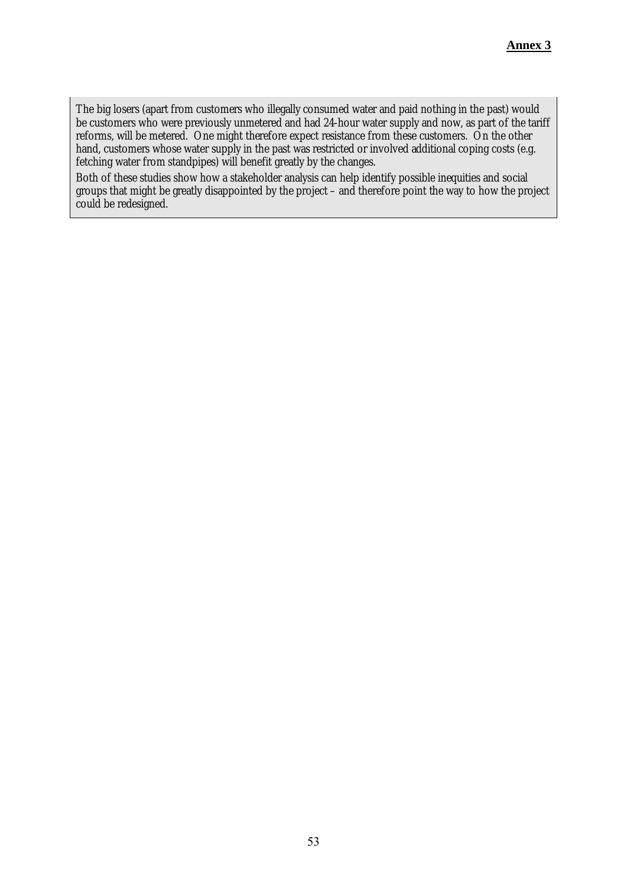The big losers (apart from customers who illegally consumed water and paid nothing in the past) would be customers who were previously unmetered and had 24-hour water supply and now, as part of the tariff reforms, will be metered. One might therefore expect resistance from these customers. On the other hand, customers whose water supply in the past was restricted or involved additional coping costs (e.g. fetching water from standpipes) will benefit greatly by the changes.

Both of these studies show how a stakeholder analysis can help identify possible inequities and social groups that might be greatly disappointed by the project – and therefore point the way to how the project could be redesigned.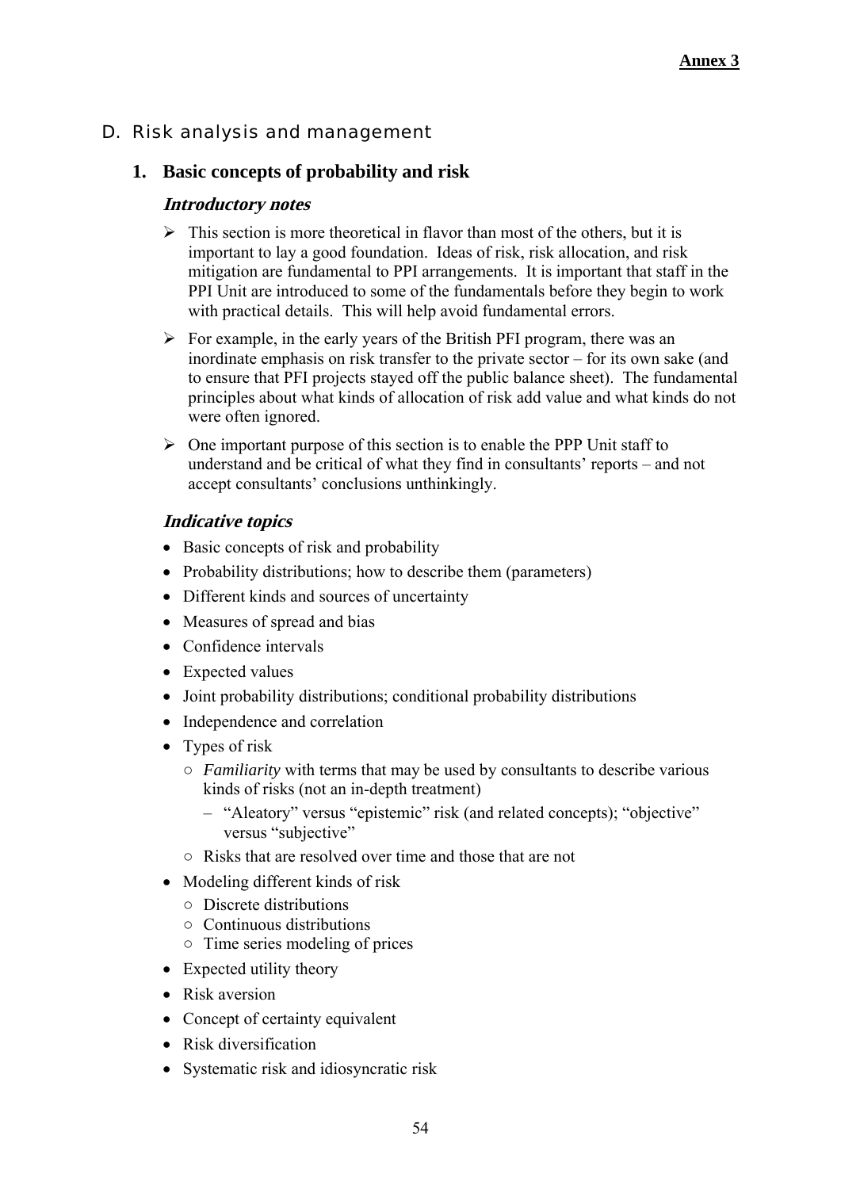**Annex 3**

# D. Risk analysis and management

## 1. Basic concepts of probability and risk

### *Introductory notes*

- This section is more theoretical in flavor than most of the others, but it is important to lay a good foundation. Ideas of risk, risk allocation, and risk mitigation are fundamental to PPI arrangements. It is important that staff in the PPI Unit are introduced to some of the fundamentals before they begin to work with practical details. This will help avoid fundamental errors.
- For example, in the early years of the British PFI program, there was an inordinate emphasis on risk transfer to the private sector – for its own sake (and to ensure that PFI projects stayed off the public balance sheet). The fundamental principles about what kinds of allocation of risk add value and what kinds do not were often ignored.
- One important purpose of this section is to enable the PPP Unit staff to understand and be critical of what they find in consultants' reports – and not accept consultants' conclusions unthinkingly.

### *Indicative topics*

- Basic concepts of risk and probability
- Probability distributions; how to describe them (parameters)
- Different kinds and sources of uncertainty
- Measures of spread and bias
- Confidence intervals
- Expected values
- Joint probability distributions; conditional probability distributions
- Independence and correlation
- Types of risk
  - *Familiarity* with terms that may be used by consultants to describe various kinds of risks (not an in-depth treatment)
    - "Aleatory" versus "epistemic" risk (and related concepts); "objective" versus "subjective"
  - Risks that are resolved over time and those that are not
- Modeling different kinds of risk
  - Discrete distributions
  - Continuous distributions
  - Time series modeling of prices
- Expected utility theory
- Risk aversion
- Concept of certainty equivalent
- Risk diversification
- Systematic risk and idiosyncratic risk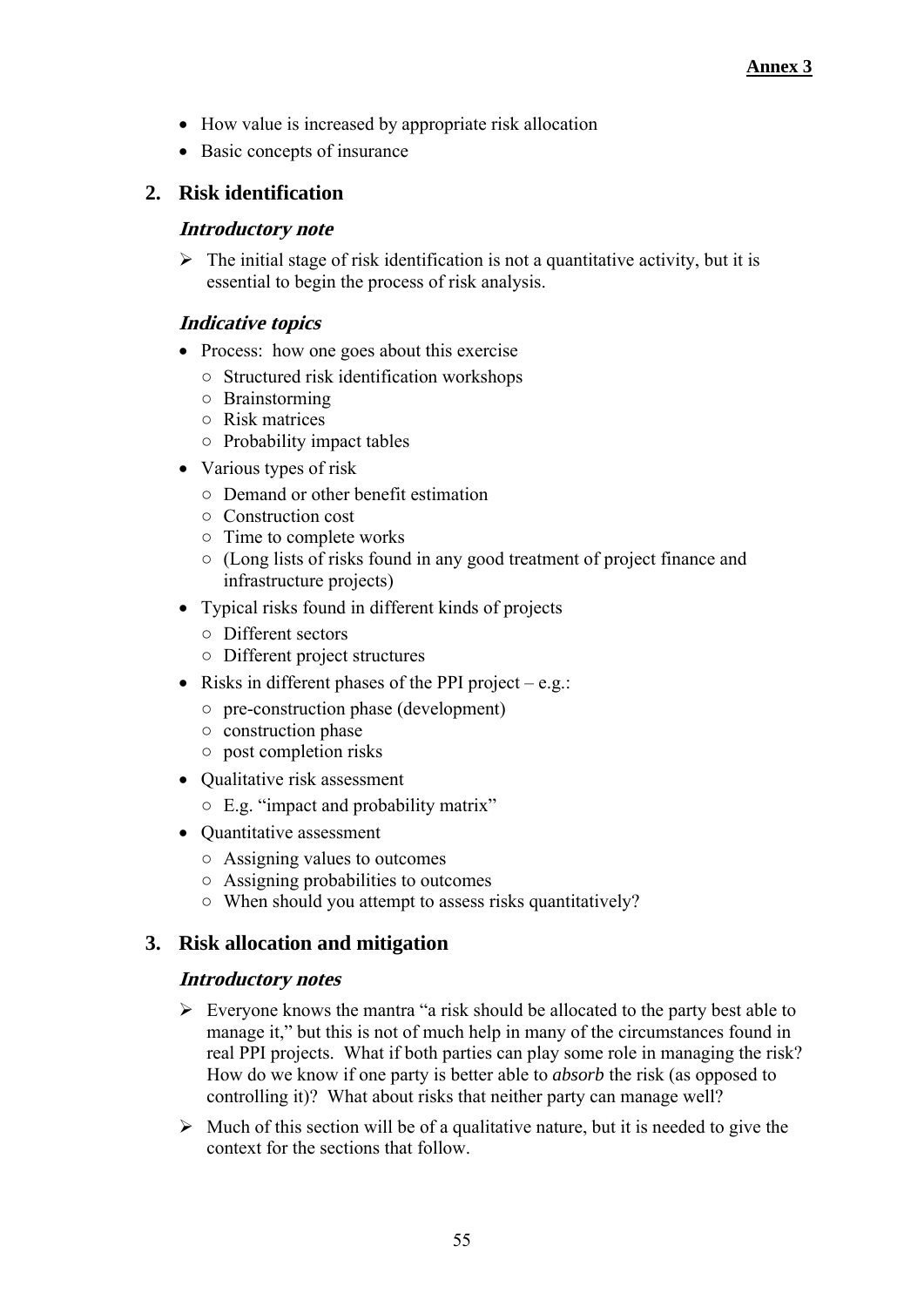- How value is increased by appropriate risk allocation
- Basic concepts of insurance

## 2. Risk identification

### *Introductory note*

- ➢ The initial stage of risk identification is not a quantitative activity, but it is essential to begin the process of risk analysis.

### *Indicative topics*

- Process: how one goes about this exercise
  - Structured risk identification workshops
  - Brainstorming
  - Risk matrices
  - Probability impact tables
- Various types of risk
  - Demand or other benefit estimation
  - Construction cost
  - Time to complete works
  - (Long lists of risks found in any good treatment of project finance and infrastructure projects)
- Typical risks found in different kinds of projects
  - Different sectors
  - Different project structures
- Risks in different phases of the PPI project – e.g.:
  - pre-construction phase (development)
  - construction phase
  - post completion risks
- Qualitative risk assessment
  - E.g. "impact and probability matrix"
- Quantitative assessment
  - Assigning values to outcomes
  - Assigning probabilities to outcomes
  - When should you attempt to assess risks quantitatively?

## 3. Risk allocation and mitigation

### *Introductory notes*

- ➢ Everyone knows the mantra "a risk should be allocated to the party best able to manage it," but this is not of much help in many of the circumstances found in real PPI projects. What if both parties can play some role in managing the risk? How do we know if one party is better able to *absorb* the risk (as opposed to controlling it)? What about risks that neither party can manage well?
- ➢ Much of this section will be of a qualitative nature, but it is needed to give the context for the sections that follow.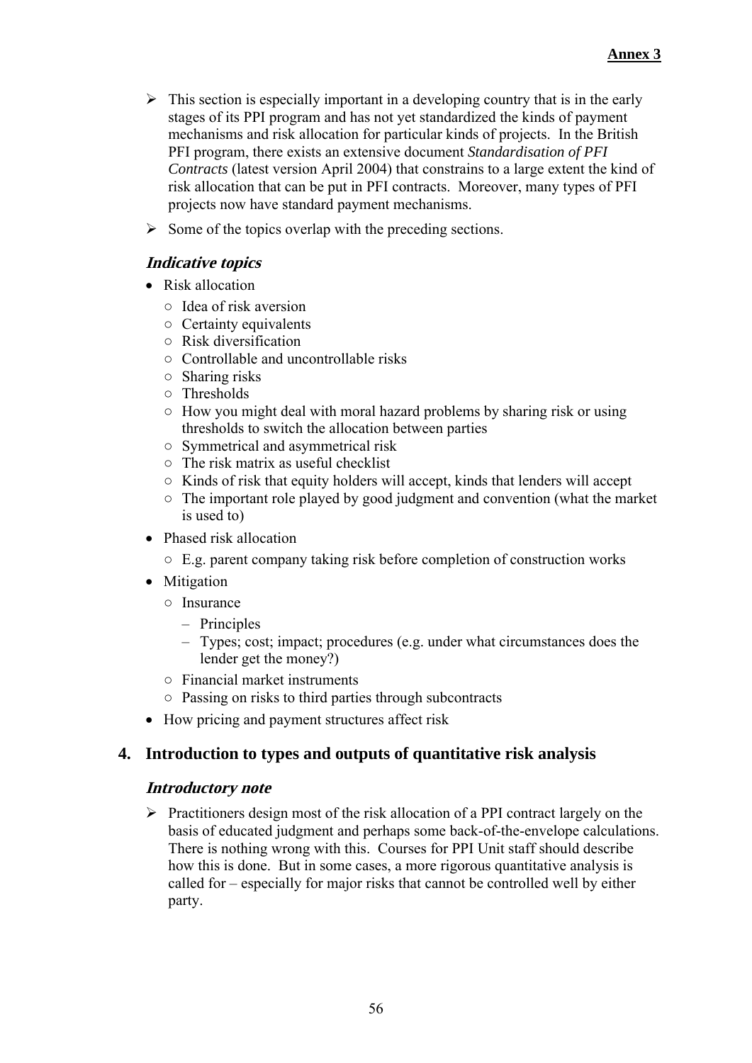- This section is especially important in a developing country that is in the early stages of its PPI program and has not yet standardized the kinds of payment mechanisms and risk allocation for particular kinds of projects. In the British PFI program, there exists an extensive document *Standardisation of PFI Contracts* (latest version April 2004) that constrains to a large extent the kind of risk allocation that can be put in PFI contracts. Moreover, many types of PFI projects now have standard payment mechanisms.
- Some of the topics overlap with the preceding sections.

### *Indicative topics*

- Risk allocation
  - Idea of risk aversion
  - Certainty equivalents
  - Risk diversification
  - Controllable and uncontrollable risks
  - Sharing risks
  - Thresholds
  - How you might deal with moral hazard problems by sharing risk or using thresholds to switch the allocation between parties
  - Symmetrical and asymmetrical risk
  - The risk matrix as useful checklist
  - Kinds of risk that equity holders will accept, kinds that lenders will accept
  - The important role played by good judgment and convention (what the market is used to)
- Phased risk allocation
  - E.g. parent company taking risk before completion of construction works
- Mitigation
  - Insurance
    - Principles
    - Types; cost; impact; procedures (e.g. under what circumstances does the lender get the money?)
  - Financial market instruments
  - Passing on risks to third parties through subcontracts
- How pricing and payment structures affect risk

## 4. Introduction to types and outputs of quantitative risk analysis

### *Introductory note*

- Practitioners design most of the risk allocation of a PPI contract largely on the basis of educated judgment and perhaps some back-of-the-envelope calculations. There is nothing wrong with this. Courses for PPI Unit staff should describe how this is done. But in some cases, a more rigorous quantitative analysis is called for – especially for major risks that cannot be controlled well by either party.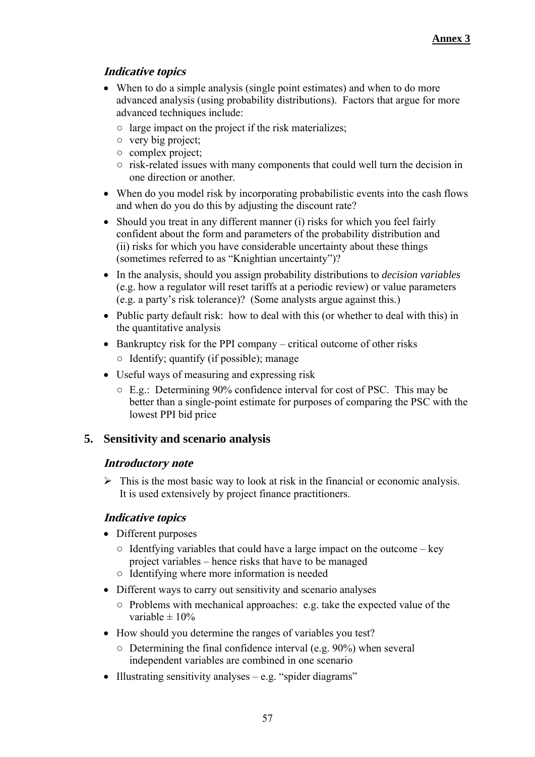**Annex 3**

### *Indicative topics*

- When to do a simple analysis (single point estimates) and when to do more advanced analysis (using probability distributions). Factors that argue for more advanced techniques include:
  - large impact on the project if the risk materializes;
  - very big project;
  - complex project;
  - risk-related issues with many components that could well turn the decision in one direction or another.
- When do you model risk by incorporating probabilistic events into the cash flows and when do you do this by adjusting the discount rate?
- Should you treat in any different manner (i) risks for which you feel fairly confident about the form and parameters of the probability distribution and (ii) risks for which you have considerable uncertainty about these things (sometimes referred to as "Knightian uncertainty")?
- In the analysis, should you assign probability distributions to *decision variables* (e.g. how a regulator will reset tariffs at a periodic review) or value parameters (e.g. a party's risk tolerance)? (Some analysts argue against this.)
- Public party default risk: how to deal with this (or whether to deal with this) in the quantitative analysis
- Bankruptcy risk for the PPI company – critical outcome of other risks
  - Identify; quantify (if possible); manage
- Useful ways of measuring and expressing risk
  - E.g.: Determining 90% confidence interval for cost of PSC. This may be better than a single-point estimate for purposes of comparing the PSC with the lowest PPI bid price

## 5. Sensitivity and scenario analysis

### *Introductory note*

- This is the most basic way to look at risk in the financial or economic analysis. It is used extensively by project finance practitioners.

### *Indicative topics*

- Different purposes
  - Identfying variables that could have a large impact on the outcome – key project variables – hence risks that have to be managed
  - Identifying where more information is needed
- Different ways to carry out sensitivity and scenario analyses
  - Problems with mechanical approaches: e.g. take the expected value of the variable ± 10%
- How should you determine the ranges of variables you test?
  - Determining the final confidence interval (e.g. 90%) when several independent variables are combined in one scenario
- Illustrating sensitivity analyses – e.g. "spider diagrams"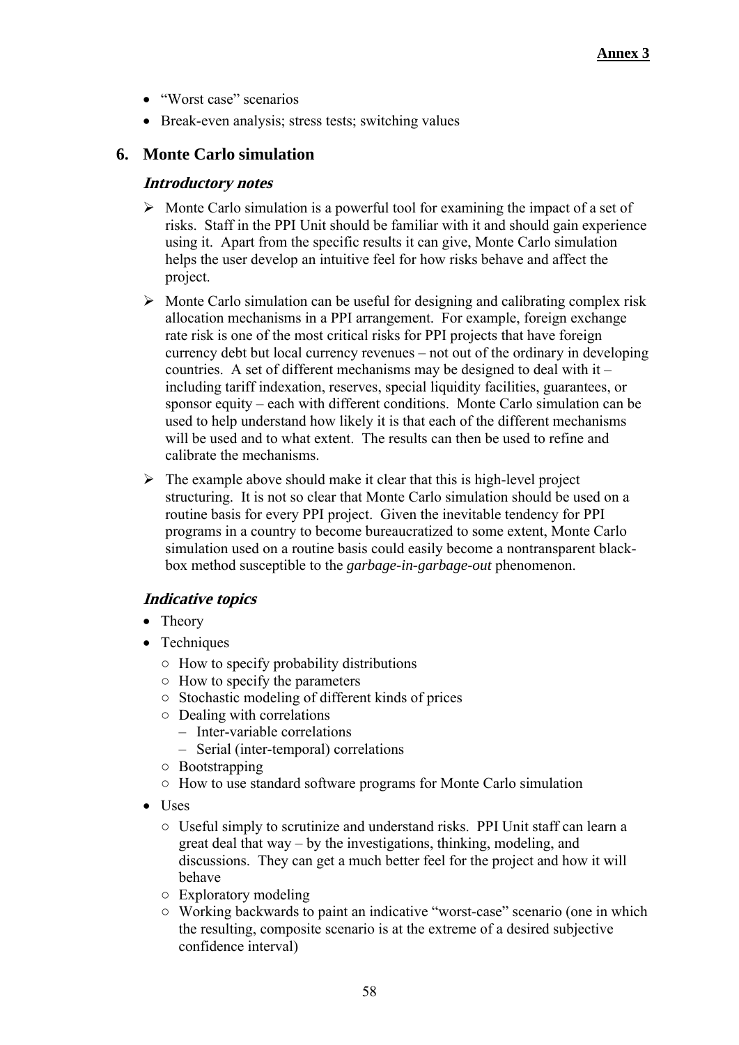- "Worst case" scenarios
- Break-even analysis; stress tests; switching values

## 6. Monte Carlo simulation

### *Introductory notes*

- Monte Carlo simulation is a powerful tool for examining the impact of a set of risks. Staff in the PPI Unit should be familiar with it and should gain experience using it. Apart from the specific results it can give, Monte Carlo simulation helps the user develop an intuitive feel for how risks behave and affect the project.
- Monte Carlo simulation can be useful for designing and calibrating complex risk allocation mechanisms in a PPI arrangement. For example, foreign exchange rate risk is one of the most critical risks for PPI projects that have foreign currency debt but local currency revenues – not out of the ordinary in developing countries. A set of different mechanisms may be designed to deal with it – including tariff indexation, reserves, special liquidity facilities, guarantees, or sponsor equity – each with different conditions. Monte Carlo simulation can be used to help understand how likely it is that each of the different mechanisms will be used and to what extent. The results can then be used to refine and calibrate the mechanisms.
- The example above should make it clear that this is high-level project structuring. It is not so clear that Monte Carlo simulation should be used on a routine basis for every PPI project. Given the inevitable tendency for PPI programs in a country to become bureaucratized to some extent, Monte Carlo simulation used on a routine basis could easily become a nontransparent black-box method susceptible to the *garbage-in-garbage-out* phenomenon.

### *Indicative topics*

- Theory
- Techniques
  - How to specify probability distributions
  - How to specify the parameters
  - Stochastic modeling of different kinds of prices
  - Dealing with correlations
    - Inter-variable correlations
    - Serial (inter-temporal) correlations
  - Bootstrapping
  - How to use standard software programs for Monte Carlo simulation
- Uses
  - Useful simply to scrutinize and understand risks. PPI Unit staff can learn a great deal that way – by the investigations, thinking, modeling, and discussions. They can get a much better feel for the project and how it will behave
  - Exploratory modeling
  - Working backwards to paint an indicative "worst-case" scenario (one in which the resulting, composite scenario is at the extreme of a desired subjective confidence interval)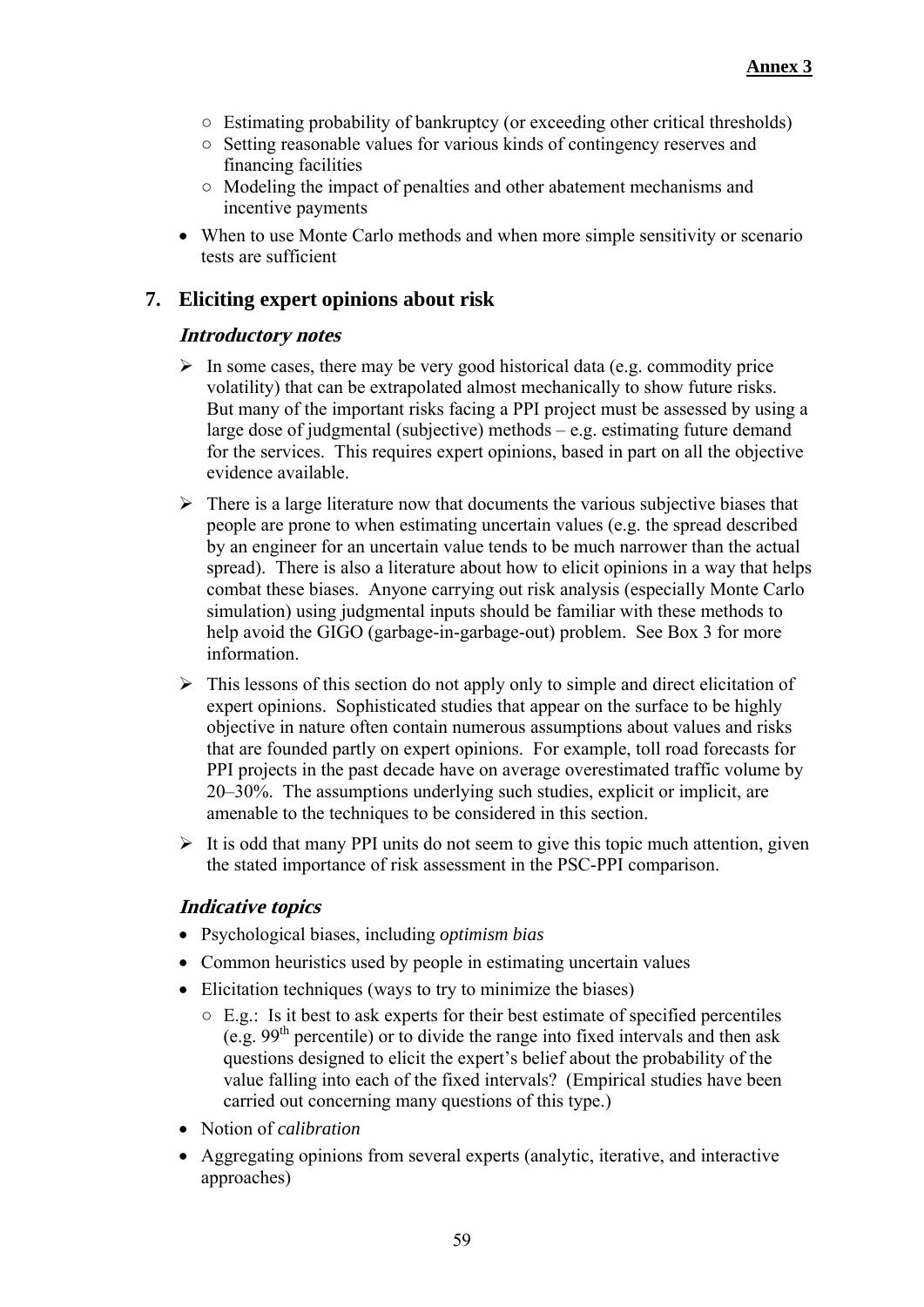- Estimating probability of bankruptcy (or exceeding other critical thresholds)
  - Setting reasonable values for various kinds of contingency reserves and financing facilities
  - Modeling the impact of penalties and other abatement mechanisms and incentive payments
- When to use Monte Carlo methods and when more simple sensitivity or scenario tests are sufficient

## 7. Eliciting expert opinions about risk

### *Introductory notes*

- In some cases, there may be very good historical data (e.g. commodity price volatility) that can be extrapolated almost mechanically to show future risks. But many of the important risks facing a PPI project must be assessed by using a large dose of judgmental (subjective) methods – e.g. estimating future demand for the services. This requires expert opinions, based in part on all the objective evidence available.
- There is a large literature now that documents the various subjective biases that people are prone to when estimating uncertain values (e.g. the spread described by an engineer for an uncertain value tends to be much narrower than the actual spread). There is also a literature about how to elicit opinions in a way that helps combat these biases. Anyone carrying out risk analysis (especially Monte Carlo simulation) using judgmental inputs should be familiar with these methods to help avoid the GIGO (garbage-in-garbage-out) problem. See Box 3 for more information.
- This lessons of this section do not apply only to simple and direct elicitation of expert opinions. Sophisticated studies that appear on the surface to be highly objective in nature often contain numerous assumptions about values and risks that are founded partly on expert opinions. For example, toll road forecasts for PPI projects in the past decade have on average overestimated traffic volume by 20–30%. The assumptions underlying such studies, explicit or implicit, are amenable to the techniques to be considered in this section.
- It is odd that many PPI units do not seem to give this topic much attention, given the stated importance of risk assessment in the PSC-PPI comparison.

### *Indicative topics*

- Psychological biases, including *optimism bias*
- Common heuristics used by people in estimating uncertain values
- Elicitation techniques (ways to try to minimize the biases)
  - E.g.: Is it best to ask experts for their best estimate of specified percentiles (e.g. 99th percentile) or to divide the range into fixed intervals and then ask questions designed to elicit the expert's belief about the probability of the value falling into each of the fixed intervals? (Empirical studies have been carried out concerning many questions of this type.)
- Notion of *calibration*
- Aggregating opinions from several experts (analytic, iterative, and interactive approaches)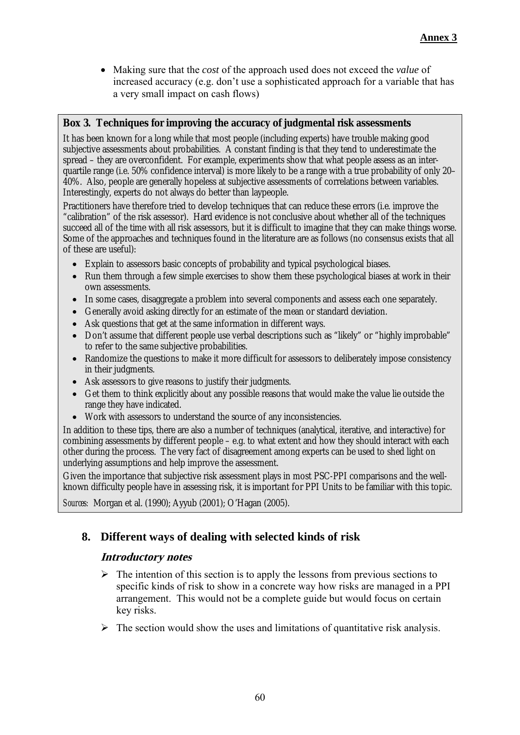- Making sure that the *cost* of the approach used does not exceed the *value* of increased accuracy (e.g. don't use a sophisticated approach for a variable that has a very small impact on cash flows)

**Box 3. Techniques for improving the accuracy of judgmental risk assessments**

It has been known for a long while that most people (including experts) have trouble making good subjective assessments about probabilities. A constant finding is that they tend to underestimate the spread – they are overconfident. For example, experiments show that what people assess as an inter-quartile range (i.e. 50% confidence interval) is more likely to be a range with a true probability of only 20–40%. Also, people are generally hopeless at subjective assessments of correlations between variables. Interestingly, experts do not always do better than laypeople.

Practitioners have therefore tried to develop techniques that can reduce these errors (i.e. improve the "calibration" of the risk assessor). Hard evidence is not conclusive about whether all of the techniques succeed all of the time with all risk assessors, but it is difficult to imagine that they can make things worse. Some of the approaches and techniques found in the literature are as follows (no consensus exists that all of these are useful):

- Explain to assessors basic concepts of probability and typical psychological biases.
- Run them through a few simple exercises to show them these psychological biases at work in their own assessments.
- In some cases, disaggregate a problem into several components and assess each one separately.
- Generally avoid asking directly for an estimate of the mean or standard deviation.
- Ask questions that get at the same information in different ways.
- Don't assume that different people use verbal descriptions such as "likely" or "highly improbable" to refer to the same subjective probabilities.
- Randomize the questions to make it more difficult for assessors to deliberately impose consistency in their judgments.
- Ask assessors to give reasons to justify their judgments.
- Get them to think explicitly about any possible reasons that would make the value lie outside the range they have indicated.
- Work with assessors to understand the source of any inconsistencies.

In addition to these tips, there are also a number of techniques (analytical, iterative, and interactive) for combining assessments by different people – e.g. to what extent and how they should interact with each other during the process. The very fact of disagreement among experts can be used to shed light on underlying assumptions and help improve the assessment.

Given the importance that subjective risk assessment plays in most PSC-PPI comparisons and the well-known difficulty people have in assessing risk, it is important for PPI Units to be familiar with this topic.

*Sources:* Morgan et al. (1990); Ayyub (2001); O'Hagan (2005).

## 8. Different ways of dealing with selected kinds of risk

### *Introductory notes*

- The intention of this section is to apply the lessons from previous sections to specific kinds of risk to show in a concrete way how risks are managed in a PPI arrangement. This would not be a complete guide but would focus on certain key risks.
- The section would show the uses and limitations of quantitative risk analysis.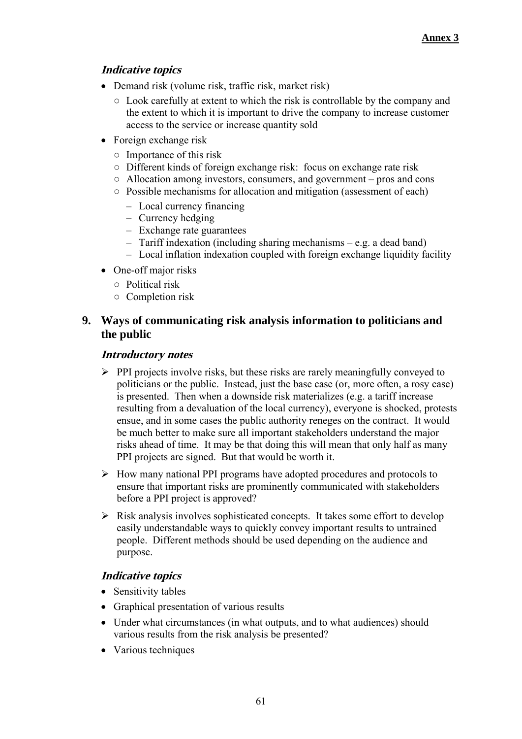### *Indicative topics*

- Demand risk (volume risk, traffic risk, market risk)
  - Look carefully at extent to which the risk is controllable by the company and the extent to which it is important to drive the company to increase customer access to the service or increase quantity sold
- Foreign exchange risk
  - Importance of this risk
  - Different kinds of foreign exchange risk: focus on exchange rate risk
  - Allocation among investors, consumers, and government – pros and cons
  - Possible mechanisms for allocation and mitigation (assessment of each)
    - Local currency financing
    - Currency hedging
    - Exchange rate guarantees
    - Tariff indexation (including sharing mechanisms – e.g. a dead band)
    - Local inflation indexation coupled with foreign exchange liquidity facility
- One-off major risks
  - Political risk
  - Completion risk

## 9. Ways of communicating risk analysis information to politicians and the public

### *Introductory notes*

- PPI projects involve risks, but these risks are rarely meaningfully conveyed to politicians or the public. Instead, just the base case (or, more often, a rosy case) is presented. Then when a downside risk materializes (e.g. a tariff increase resulting from a devaluation of the local currency), everyone is shocked, protests ensue, and in some cases the public authority reneges on the contract. It would be much better to make sure all important stakeholders understand the major risks ahead of time. It may be that doing this will mean that only half as many PPI projects are signed. But that would be worth it.
- How many national PPI programs have adopted procedures and protocols to ensure that important risks are prominently communicated with stakeholders before a PPI project is approved?
- Risk analysis involves sophisticated concepts. It takes some effort to develop easily understandable ways to quickly convey important results to untrained people. Different methods should be used depending on the audience and purpose.

### *Indicative topics*

- Sensitivity tables
- Graphical presentation of various results
- Under what circumstances (in what outputs, and to what audiences) should various results from the risk analysis be presented?
- Various techniques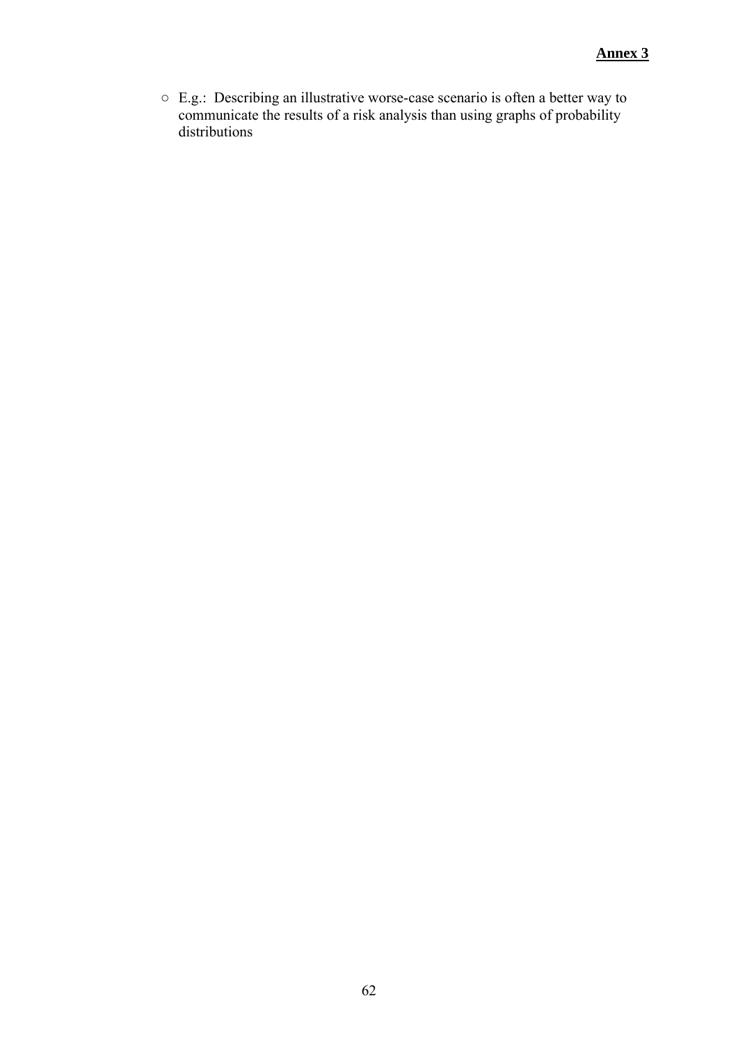- E.g.: Describing an illustrative worse-case scenario is often a better way to communicate the results of a risk analysis than using graphs of probability distributions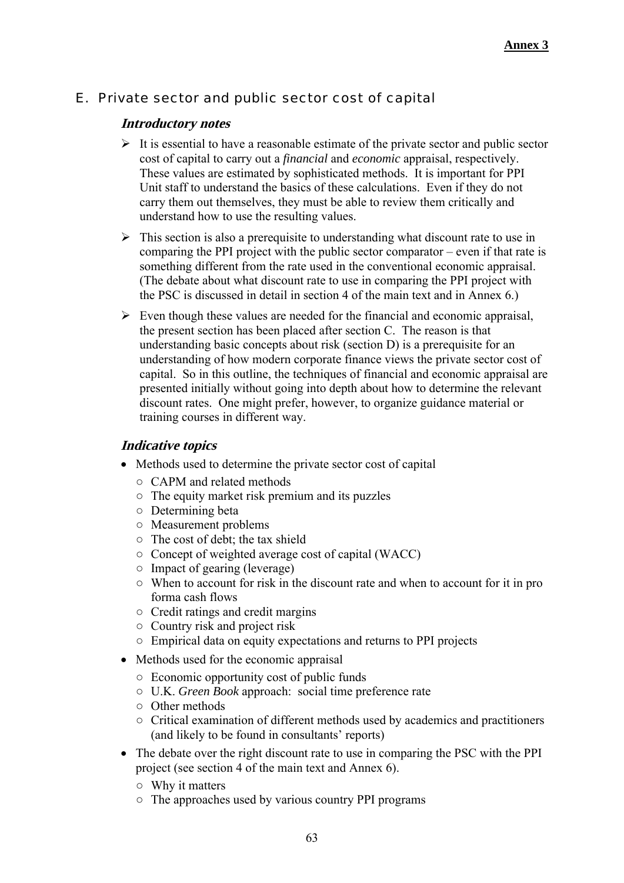## E. Private sector and public sector cost of capital

### *Introductory notes*

- It is essential to have a reasonable estimate of the private sector and public sector cost of capital to carry out a *financial* and *economic* appraisal, respectively. These values are estimated by sophisticated methods. It is important for PPI Unit staff to understand the basics of these calculations. Even if they do not carry them out themselves, they must be able to review them critically and understand how to use the resulting values.
- This section is also a prerequisite to understanding what discount rate to use in comparing the PPI project with the public sector comparator – even if that rate is something different from the rate used in the conventional economic appraisal. (The debate about what discount rate to use in comparing the PPI project with the PSC is discussed in detail in section 4 of the main text and in Annex 6.)
- Even though these values are needed for the financial and economic appraisal, the present section has been placed after section C. The reason is that understanding basic concepts about risk (section D) is a prerequisite for an understanding of how modern corporate finance views the private sector cost of capital. So in this outline, the techniques of financial and economic appraisal are presented initially without going into depth about how to determine the relevant discount rates. One might prefer, however, to organize guidance material or training courses in different way.

### *Indicative topics*

- Methods used to determine the private sector cost of capital
  - CAPM and related methods
  - The equity market risk premium and its puzzles
  - Determining beta
  - Measurement problems
  - The cost of debt; the tax shield
  - Concept of weighted average cost of capital (WACC)
  - Impact of gearing (leverage)
  - When to account for risk in the discount rate and when to account for it in pro forma cash flows
  - Credit ratings and credit margins
  - Country risk and project risk
  - Empirical data on equity expectations and returns to PPI projects
- Methods used for the economic appraisal
  - Economic opportunity cost of public funds
  - U.K. *Green Book* approach: social time preference rate
  - Other methods
  - Critical examination of different methods used by academics and practitioners (and likely to be found in consultants' reports)
- The debate over the right discount rate to use in comparing the PSC with the PPI project (see section 4 of the main text and Annex 6).
  - Why it matters
  - The approaches used by various country PPI programs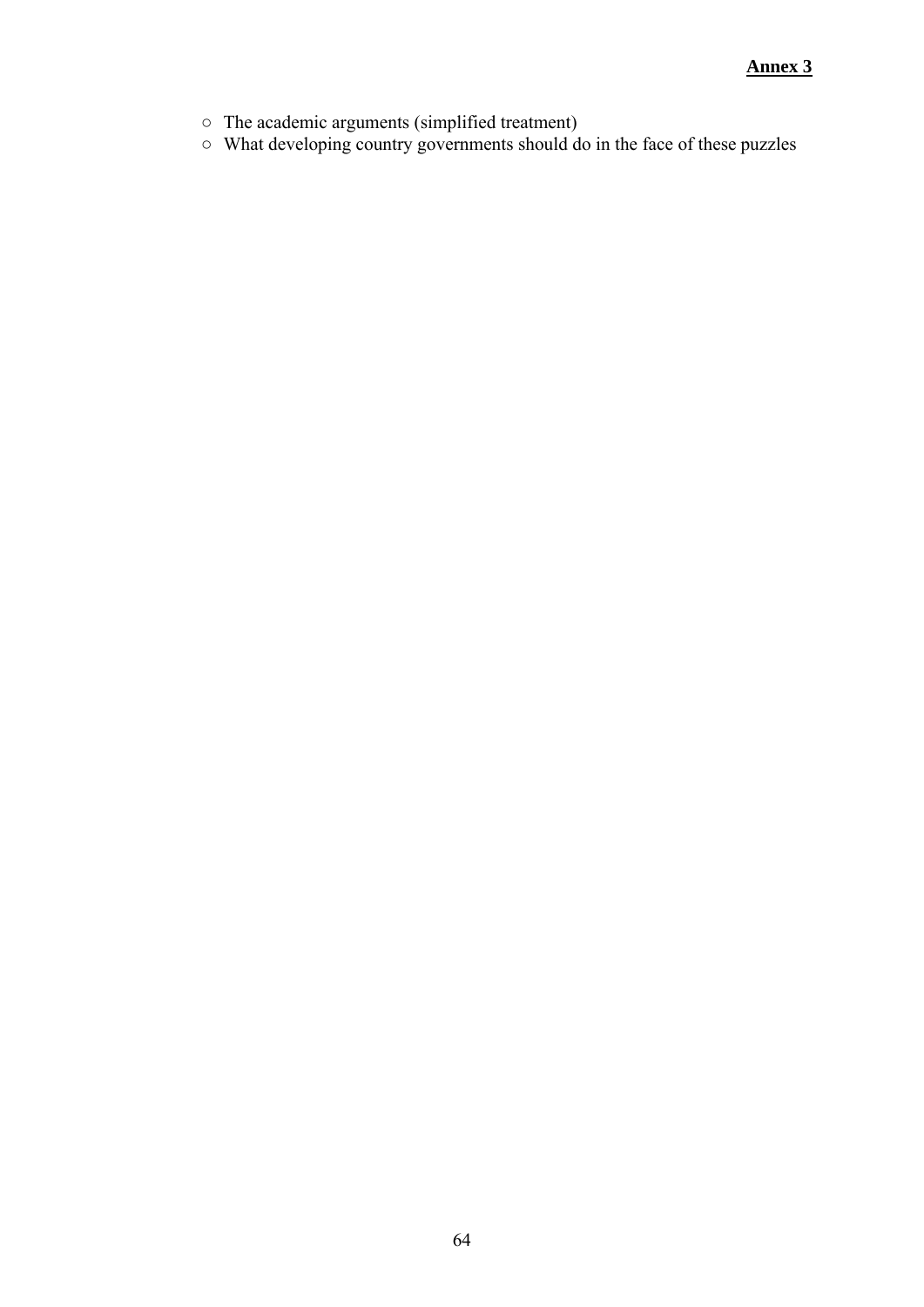- The academic arguments (simplified treatment)
- What developing country governments should do in the face of these puzzles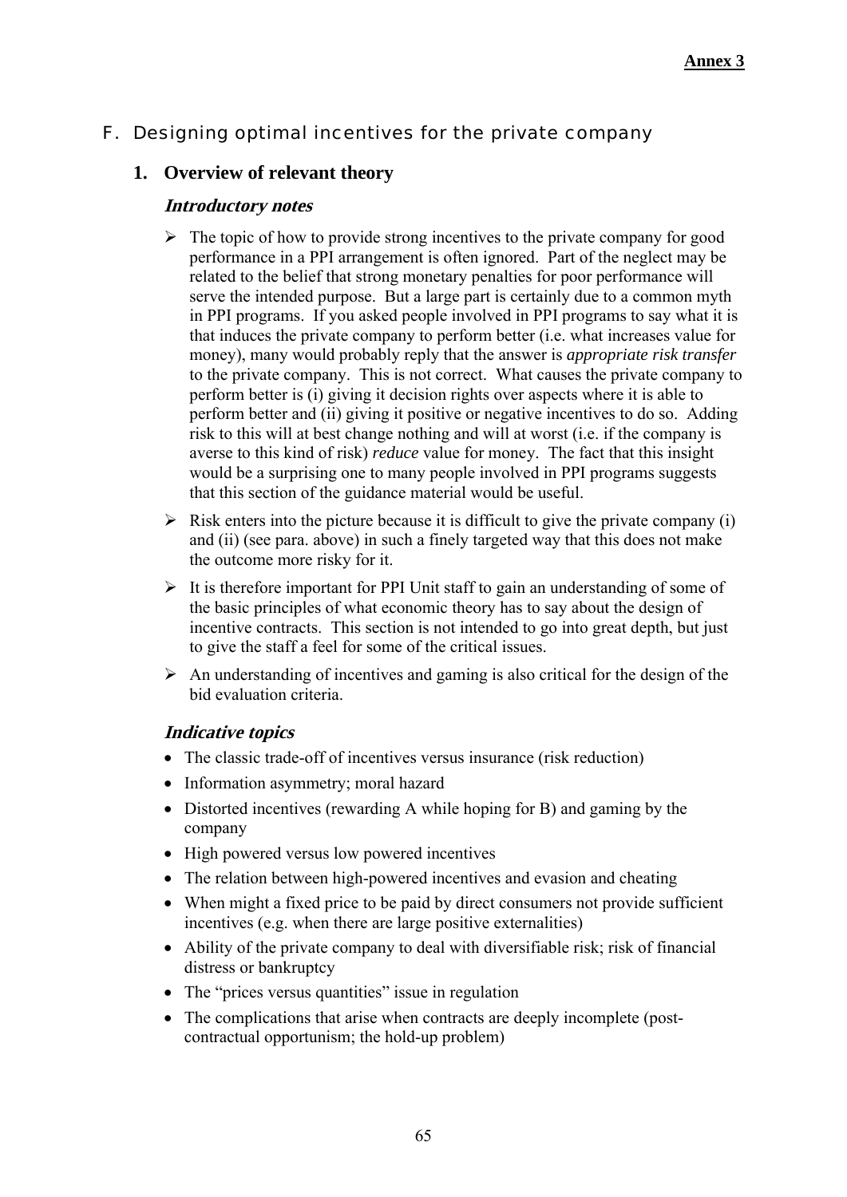**Annex 3**

# F. Designing optimal incentives for the private company

## 1. Overview of relevant theory

### *Introductory notes*

- The topic of how to provide strong incentives to the private company for good performance in a PPI arrangement is often ignored. Part of the neglect may be related to the belief that strong monetary penalties for poor performance will serve the intended purpose. But a large part is certainly due to a common myth in PPI programs. If you asked people involved in PPI programs to say what it is that induces the private company to perform better (i.e. what increases value for money), many would probably reply that the answer is *appropriate risk transfer* to the private company. This is not correct. What causes the private company to perform better is (i) giving it decision rights over aspects where it is able to perform better and (ii) giving it positive or negative incentives to do so. Adding risk to this will at best change nothing and will at worst (i.e. if the company is averse to this kind of risk) *reduce* value for money. The fact that this insight would be a surprising one to many people involved in PPI programs suggests that this section of the guidance material would be useful.
- Risk enters into the picture because it is difficult to give the private company (i) and (ii) (see para. above) in such a finely targeted way that this does not make the outcome more risky for it.
- It is therefore important for PPI Unit staff to gain an understanding of some of the basic principles of what economic theory has to say about the design of incentive contracts. This section is not intended to go into great depth, but just to give the staff a feel for some of the critical issues.
- An understanding of incentives and gaming is also critical for the design of the bid evaluation criteria.

### *Indicative topics*

- The classic trade-off of incentives versus insurance (risk reduction)
- Information asymmetry; moral hazard
- Distorted incentives (rewarding A while hoping for B) and gaming by the company
- High powered versus low powered incentives
- The relation between high-powered incentives and evasion and cheating
- When might a fixed price to be paid by direct consumers not provide sufficient incentives (e.g. when there are large positive externalities)
- Ability of the private company to deal with diversifiable risk; risk of financial distress or bankruptcy
- The "prices versus quantities" issue in regulation
- The complications that arise when contracts are deeply incomplete (post-contractual opportunism; the hold-up problem)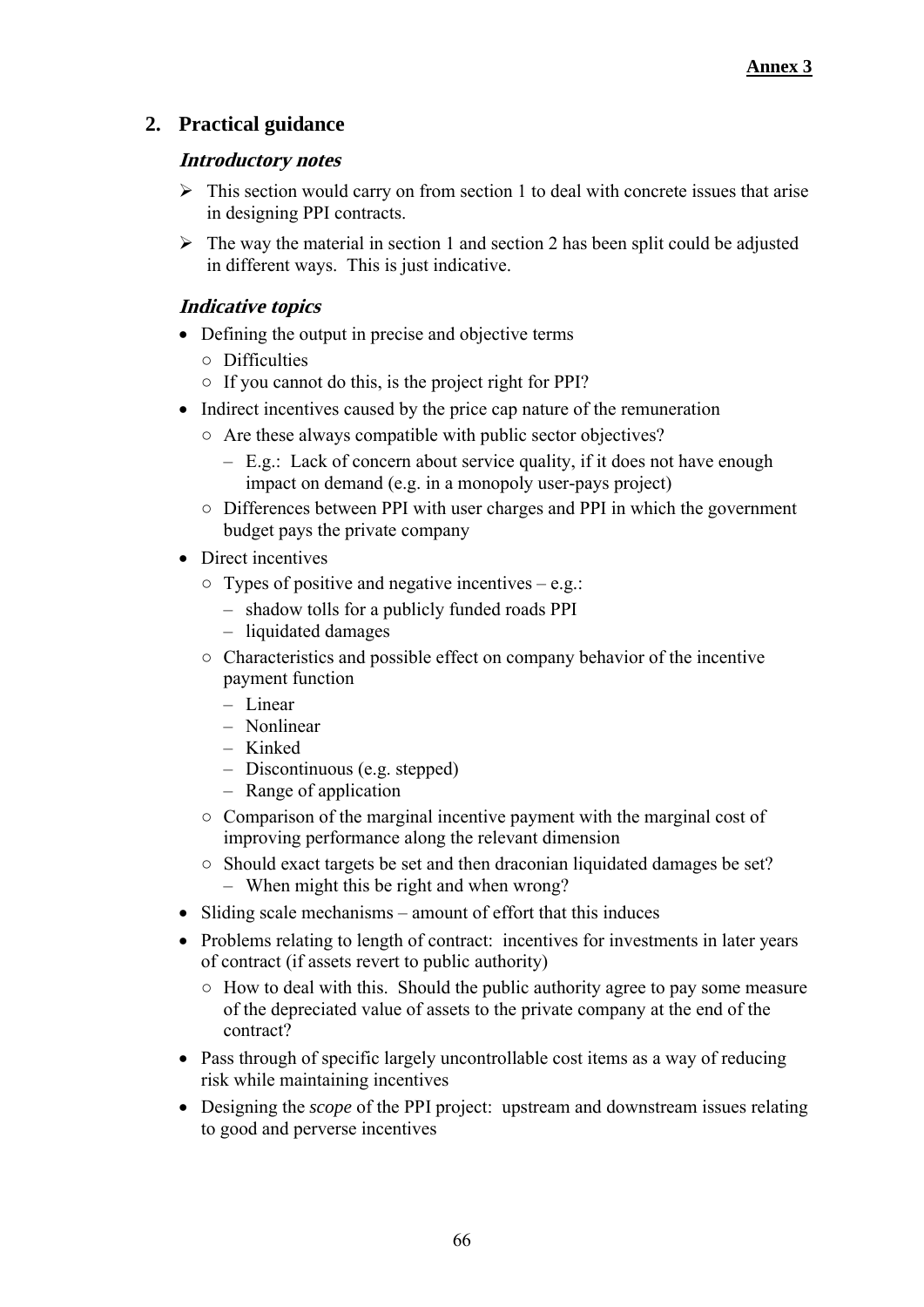**Annex 3**

## 2. Practical guidance

### *Introductory notes*

- This section would carry on from section 1 to deal with concrete issues that arise in designing PPI contracts.
- The way the material in section 1 and section 2 has been split could be adjusted in different ways. This is just indicative.

### *Indicative topics*

- Defining the output in precise and objective terms
  - Difficulties
  - If you cannot do this, is the project right for PPI?
- Indirect incentives caused by the price cap nature of the remuneration
  - Are these always compatible with public sector objectives?
    - E.g.: Lack of concern about service quality, if it does not have enough impact on demand (e.g. in a monopoly user-pays project)
  - Differences between PPI with user charges and PPI in which the government budget pays the private company
- Direct incentives
  - Types of positive and negative incentives – e.g.:
    - shadow tolls for a publicly funded roads PPI
    - liquidated damages
  - Characteristics and possible effect on company behavior of the incentive payment function
    - Linear
    - Nonlinear
    - Kinked
    - Discontinuous (e.g. stepped)
    - Range of application
  - Comparison of the marginal incentive payment with the marginal cost of improving performance along the relevant dimension
  - Should exact targets be set and then draconian liquidated damages be set?
    - When might this be right and when wrong?
- Sliding scale mechanisms – amount of effort that this induces
- Problems relating to length of contract: incentives for investments in later years of contract (if assets revert to public authority)
  - How to deal with this. Should the public authority agree to pay some measure of the depreciated value of assets to the private company at the end of the contract?
- Pass through of specific largely uncontrollable cost items as a way of reducing risk while maintaining incentives
- Designing the *scope* of the PPI project: upstream and downstream issues relating to good and perverse incentives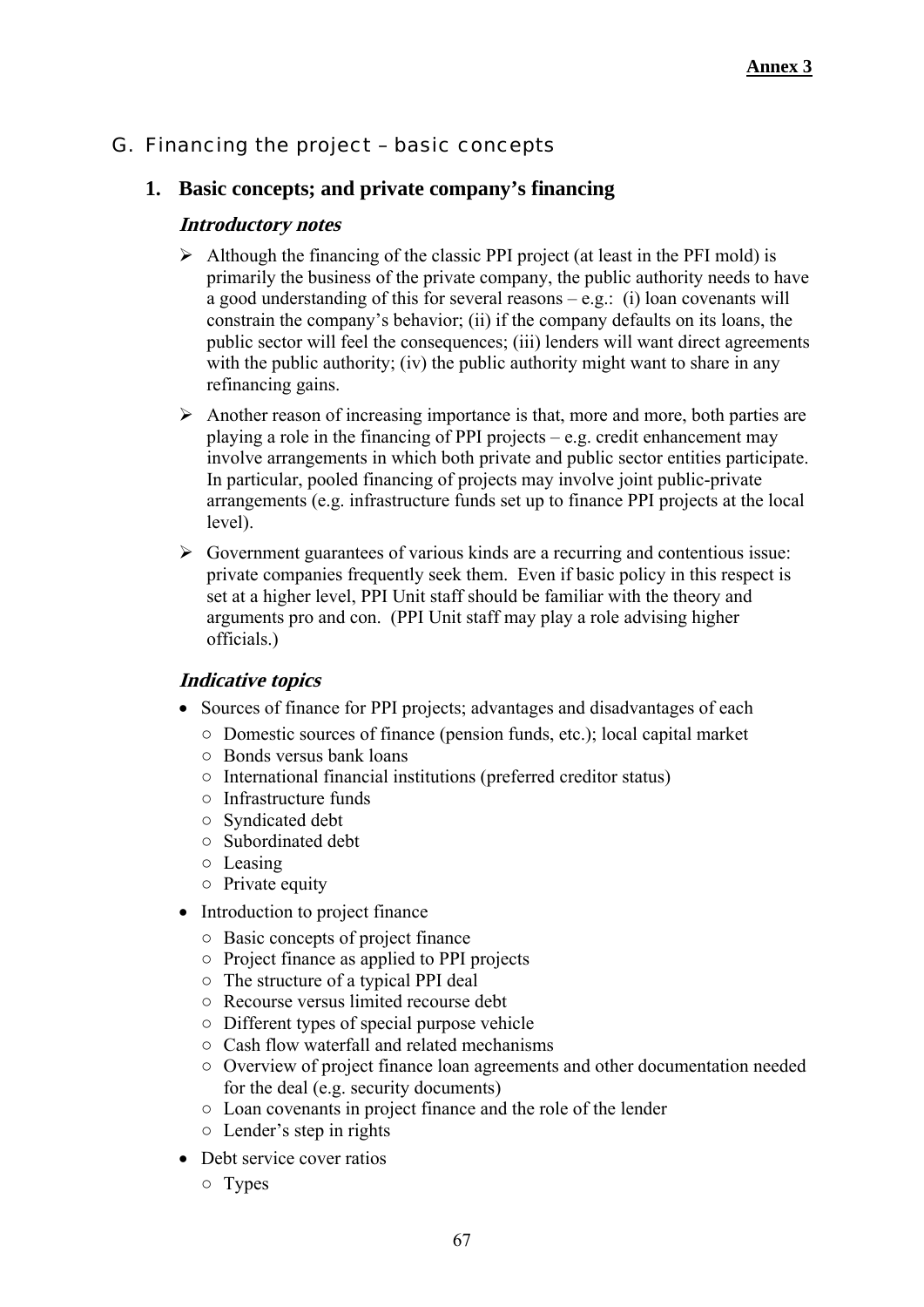**Annex 3**

## G. Financing the project – basic concepts

### 1. Basic concepts; and private company's financing

#### *Introductory notes*

- Although the financing of the classic PPI project (at least in the PFI mold) is primarily the business of the private company, the public authority needs to have a good understanding of this for several reasons – e.g.: (i) loan covenants will constrain the company's behavior; (ii) if the company defaults on its loans, the public sector will feel the consequences; (iii) lenders will want direct agreements with the public authority; (iv) the public authority might want to share in any refinancing gains.
- Another reason of increasing importance is that, more and more, both parties are playing a role in the financing of PPI projects – e.g. credit enhancement may involve arrangements in which both private and public sector entities participate. In particular, pooled financing of projects may involve joint public-private arrangements (e.g. infrastructure funds set up to finance PPI projects at the local level).
- Government guarantees of various kinds are a recurring and contentious issue: private companies frequently seek them. Even if basic policy in this respect is set at a higher level, PPI Unit staff should be familiar with the theory and arguments pro and con. (PPI Unit staff may play a role advising higher officials.)

#### *Indicative topics*

- Sources of finance for PPI projects; advantages and disadvantages of each
  - Domestic sources of finance (pension funds, etc.); local capital market
  - Bonds versus bank loans
  - International financial institutions (preferred creditor status)
  - Infrastructure funds
  - Syndicated debt
  - Subordinated debt
  - Leasing
  - Private equity
- Introduction to project finance
  - Basic concepts of project finance
  - Project finance as applied to PPI projects
  - The structure of a typical PPI deal
  - Recourse versus limited recourse debt
  - Different types of special purpose vehicle
  - Cash flow waterfall and related mechanisms
  - Overview of project finance loan agreements and other documentation needed for the deal (e.g. security documents)
  - Loan covenants in project finance and the role of the lender
  - Lender's step in rights
- Debt service cover ratios
  - Types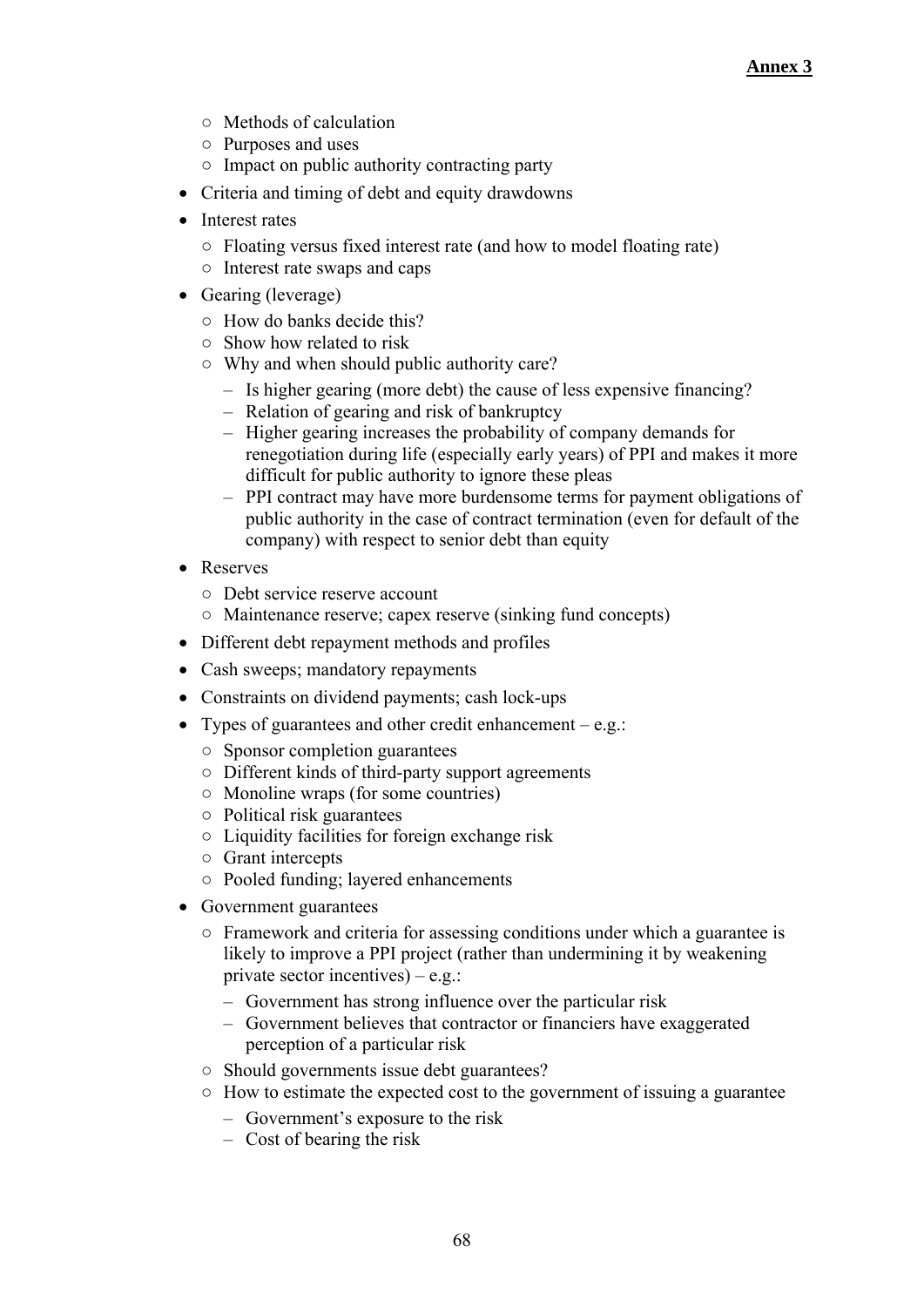**Annex 3**

  - Methods of calculation
  - Purposes and uses
  - Impact on public authority contracting party
- Criteria and timing of debt and equity drawdowns
- Interest rates
  - Floating versus fixed interest rate (and how to model floating rate)
  - Interest rate swaps and caps
- Gearing (leverage)
  - How do banks decide this?
  - Show how related to risk
  - Why and when should public authority care?
    - Is higher gearing (more debt) the cause of less expensive financing?
    - Relation of gearing and risk of bankruptcy
    - Higher gearing increases the probability of company demands for renegotiation during life (especially early years) of PPI and makes it more difficult for public authority to ignore these pleas
    - PPI contract may have more burdensome terms for payment obligations of public authority in the case of contract termination (even for default of the company) with respect to senior debt than equity
- Reserves
  - Debt service reserve account
  - Maintenance reserve; capex reserve (sinking fund concepts)
- Different debt repayment methods and profiles
- Cash sweeps; mandatory repayments
- Constraints on dividend payments; cash lock-ups
- Types of guarantees and other credit enhancement – e.g.:
  - Sponsor completion guarantees
  - Different kinds of third-party support agreements
  - Monoline wraps (for some countries)
  - Political risk guarantees
  - Liquidity facilities for foreign exchange risk
  - Grant intercepts
  - Pooled funding; layered enhancements
- Government guarantees
  - Framework and criteria for assessing conditions under which a guarantee is likely to improve a PPI project (rather than undermining it by weakening private sector incentives) – e.g.:
    - Government has strong influence over the particular risk
    - Government believes that contractor or financiers have exaggerated perception of a particular risk
  - Should governments issue debt guarantees?
  - How to estimate the expected cost to the government of issuing a guarantee
    - Government's exposure to the risk
    - Cost of bearing the risk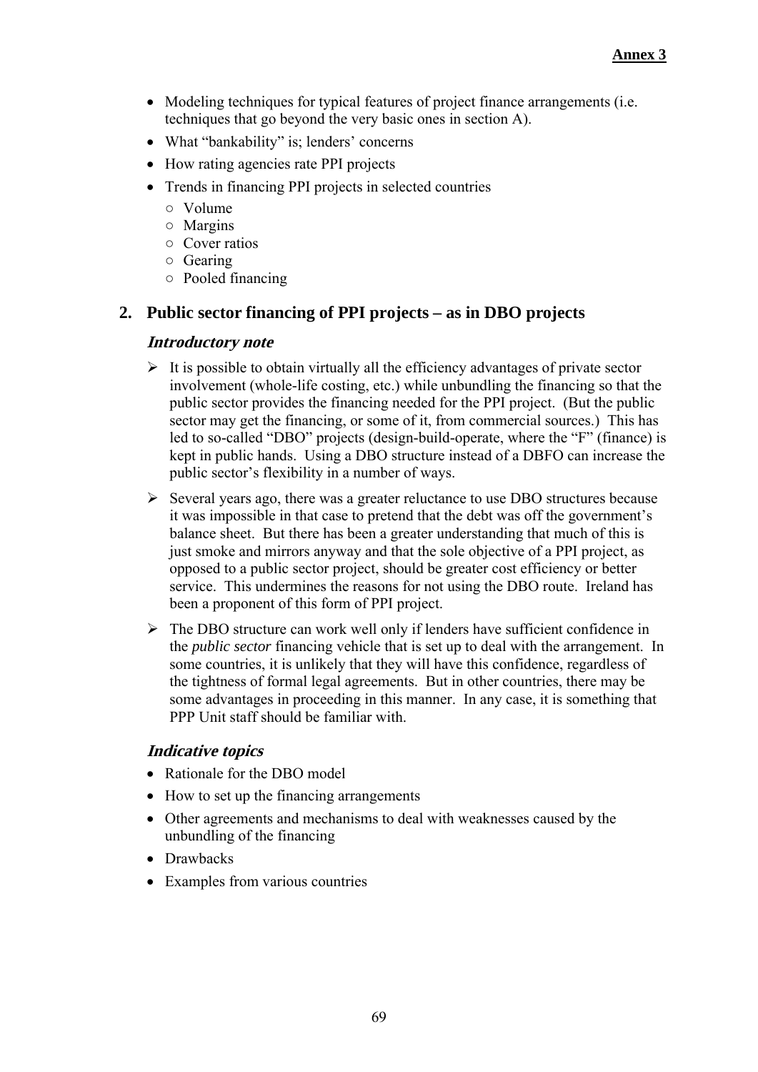- Modeling techniques for typical features of project finance arrangements (i.e. techniques that go beyond the very basic ones in section A).
- What "bankability" is; lenders' concerns
- How rating agencies rate PPI projects
- Trends in financing PPI projects in selected countries
  - Volume
  - Margins
  - Cover ratios
  - Gearing
  - Pooled financing

## 2. Public sector financing of PPI projects – as in DBO projects

### *Introductory note*

- It is possible to obtain virtually all the efficiency advantages of private sector involvement (whole-life costing, etc.) while unbundling the financing so that the public sector provides the financing needed for the PPI project. (But the public sector may get the financing, or some of it, from commercial sources.) This has led to so-called "DBO" projects (design-build-operate, where the "F" (finance) is kept in public hands. Using a DBO structure instead of a DBFO can increase the public sector's flexibility in a number of ways.
- Several years ago, there was a greater reluctance to use DBO structures because it was impossible in that case to pretend that the debt was off the government's balance sheet. But there has been a greater understanding that much of this is just smoke and mirrors anyway and that the sole objective of a PPI project, as opposed to a public sector project, should be greater cost efficiency or better service. This undermines the reasons for not using the DBO route. Ireland has been a proponent of this form of PPI project.
- The DBO structure can work well only if lenders have sufficient confidence in the *public sector* financing vehicle that is set up to deal with the arrangement. In some countries, it is unlikely that they will have this confidence, regardless of the tightness of formal legal agreements. But in other countries, there may be some advantages in proceeding in this manner. In any case, it is something that PPP Unit staff should be familiar with.

### *Indicative topics*

- Rationale for the DBO model
- How to set up the financing arrangements
- Other agreements and mechanisms to deal with weaknesses caused by the unbundling of the financing
- Drawbacks
- Examples from various countries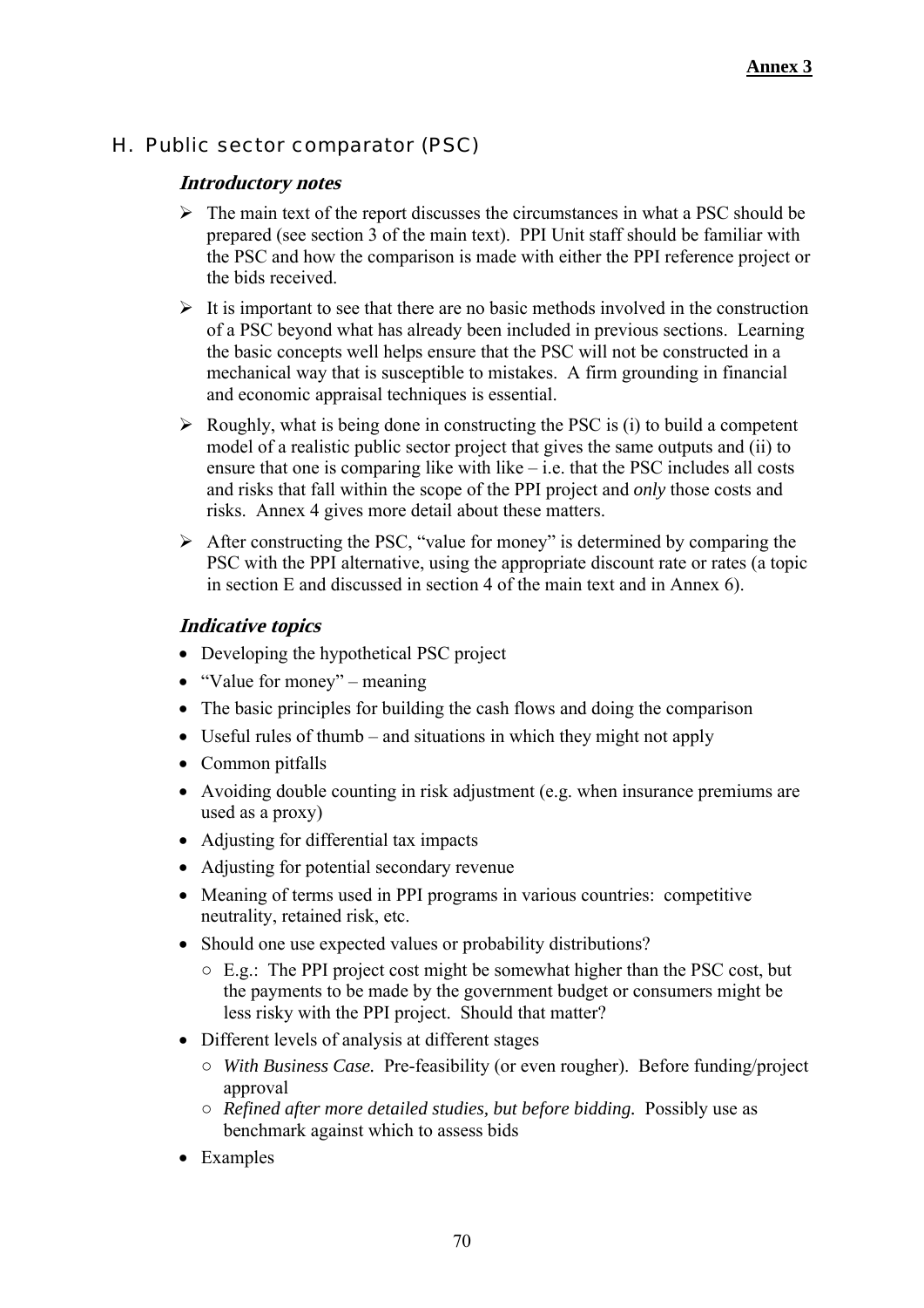**Annex 3**

## H. Public sector comparator (PSC)

### *Introductory notes*

- The main text of the report discusses the circumstances in what a PSC should be prepared (see section 3 of the main text). PPI Unit staff should be familiar with the PSC and how the comparison is made with either the PPI reference project or the bids received.
- It is important to see that there are no basic methods involved in the construction of a PSC beyond what has already been included in previous sections. Learning the basic concepts well helps ensure that the PSC will not be constructed in a mechanical way that is susceptible to mistakes. A firm grounding in financial and economic appraisal techniques is essential.
- Roughly, what is being done in constructing the PSC is (i) to build a competent model of a realistic public sector project that gives the same outputs and (ii) to ensure that one is comparing like with like – i.e. that the PSC includes all costs and risks that fall within the scope of the PPI project and *only* those costs and risks. Annex 4 gives more detail about these matters.
- After constructing the PSC, "value for money" is determined by comparing the PSC with the PPI alternative, using the appropriate discount rate or rates (a topic in section E and discussed in section 4 of the main text and in Annex 6).

### *Indicative topics*

- Developing the hypothetical PSC project
- "Value for money" – meaning
- The basic principles for building the cash flows and doing the comparison
- Useful rules of thumb – and situations in which they might not apply
- Common pitfalls
- Avoiding double counting in risk adjustment (e.g. when insurance premiums are used as a proxy)
- Adjusting for differential tax impacts
- Adjusting for potential secondary revenue
- Meaning of terms used in PPI programs in various countries: competitive neutrality, retained risk, etc.
- Should one use expected values or probability distributions?
  - E.g.: The PPI project cost might be somewhat higher than the PSC cost, but the payments to be made by the government budget or consumers might be less risky with the PPI project. Should that matter?
- Different levels of analysis at different stages
  - *With Business Case.* Pre-feasibility (or even rougher). Before funding/project approval
  - *Refined after more detailed studies, but before bidding.* Possibly use as benchmark against which to assess bids
- Examples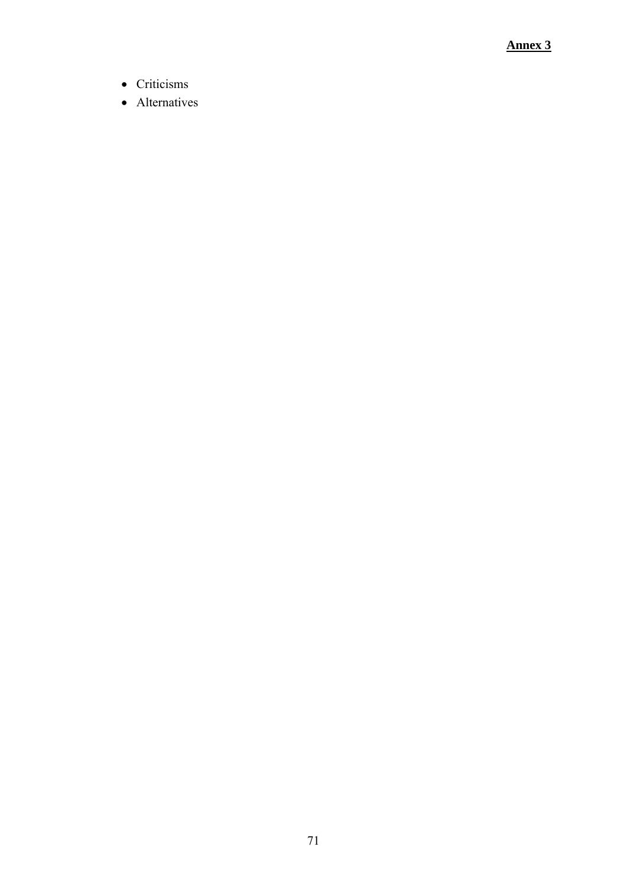**Annex 3**

- Criticisms
- Alternatives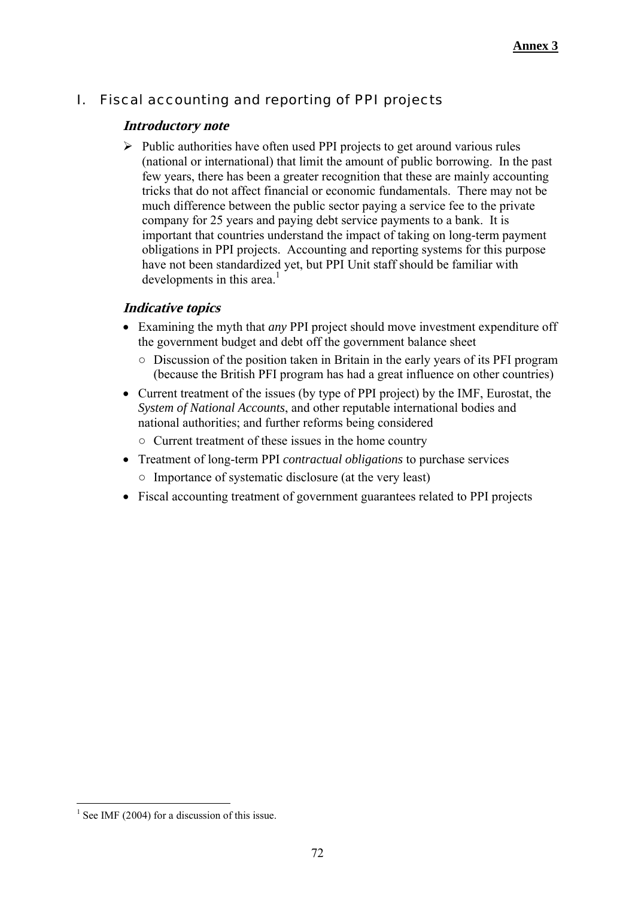**Annex 3**

## I. Fiscal accounting and reporting of PPI projects

### *Introductory note*

- Public authorities have often used PPI projects to get around various rules (national or international) that limit the amount of public borrowing. In the past few years, there has been a greater recognition that these are mainly accounting tricks that do not affect financial or economic fundamentals. There may not be much difference between the public sector paying a service fee to the private company for 25 years and paying debt service payments to a bank. It is important that countries understand the impact of taking on long-term payment obligations in PPI projects. Accounting and reporting systems for this purpose have not been standardized yet, but PPI Unit staff should be familiar with developments in this area.[1]

### *Indicative topics*

- Examining the myth that *any* PPI project should move investment expenditure off the government budget and debt off the government balance sheet
  - Discussion of the position taken in Britain in the early years of its PFI program (because the British PFI program has had a great influence on other countries)
- Current treatment of the issues (by type of PPI project) by the IMF, Eurostat, the *System of National Accounts*, and other reputable international bodies and national authorities; and further reforms being considered
  - Current treatment of these issues in the home country
- Treatment of long-term PPI *contractual obligations* to purchase services
  - Importance of systematic disclosure (at the very least)
- Fiscal accounting treatment of government guarantees related to PPI projects

---

[1] See IMF (2004) for a discussion of this issue.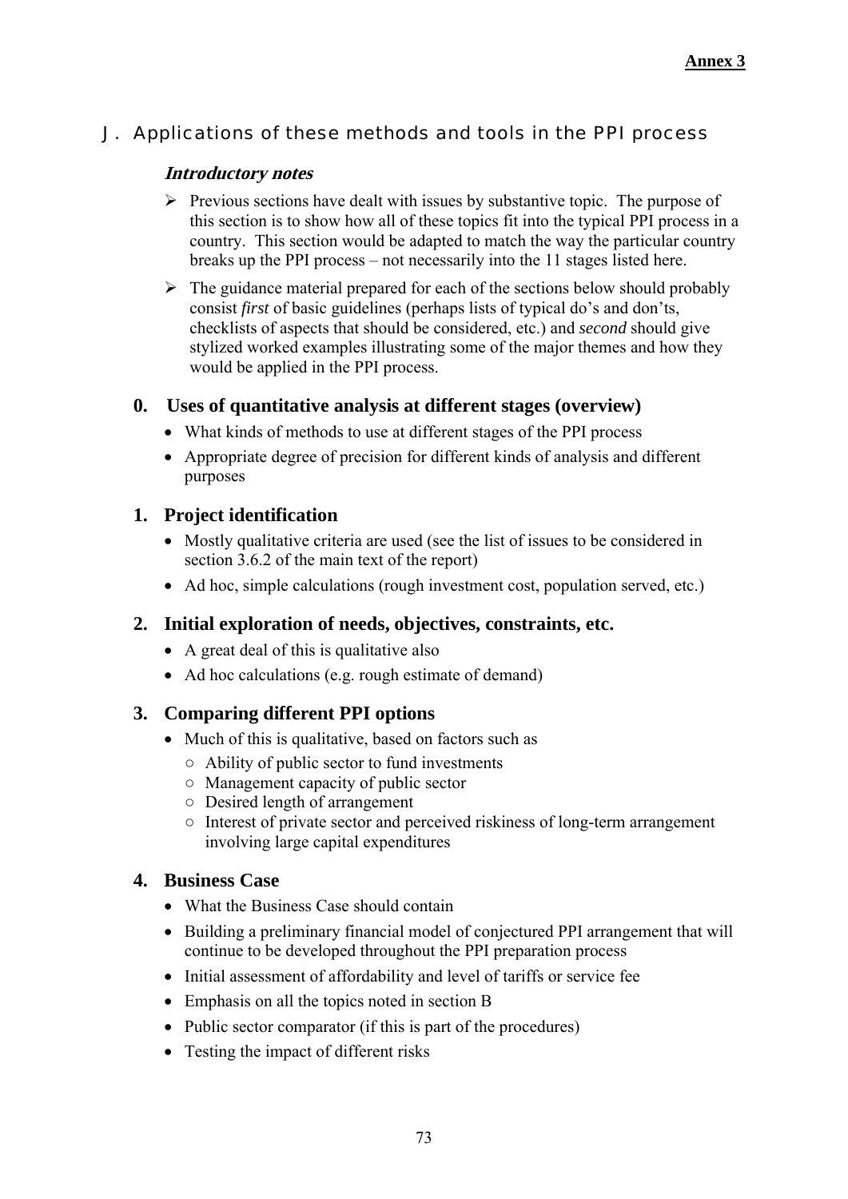**Annex 3**

## J. Applications of these methods and tools in the PPI process

### *Introductory notes*

- Previous sections have dealt with issues by substantive topic. The purpose of this section is to show how all of these topics fit into the typical PPI process in a country. This section would be adapted to match the way the particular country breaks up the PPI process – not necessarily into the 11 stages listed here.
- The guidance material prepared for each of the sections below should probably consist *first* of basic guidelines (perhaps lists of typical do's and don'ts, checklists of aspects that should be considered, etc.) and *second* should give stylized worked examples illustrating some of the major themes and how they would be applied in the PPI process.

### 0. Uses of quantitative analysis at different stages (overview)

- What kinds of methods to use at different stages of the PPI process
- Appropriate degree of precision for different kinds of analysis and different purposes

### 1. Project identification

- Mostly qualitative criteria are used (see the list of issues to be considered in section 3.6.2 of the main text of the report)
- Ad hoc, simple calculations (rough investment cost, population served, etc.)

### 2. Initial exploration of needs, objectives, constraints, etc.

- A great deal of this is qualitative also
- Ad hoc calculations (e.g. rough estimate of demand)

### 3. Comparing different PPI options

- Much of this is qualitative, based on factors such as
  - Ability of public sector to fund investments
  - Management capacity of public sector
  - Desired length of arrangement
  - Interest of private sector and perceived riskiness of long-term arrangement involving large capital expenditures

### 4. Business Case

- What the Business Case should contain
- Building a preliminary financial model of conjectured PPI arrangement that will continue to be developed throughout the PPI preparation process
- Initial assessment of affordability and level of tariffs or service fee
- Emphasis on all the topics noted in section B
- Public sector comparator (if this is part of the procedures)
- Testing the impact of different risks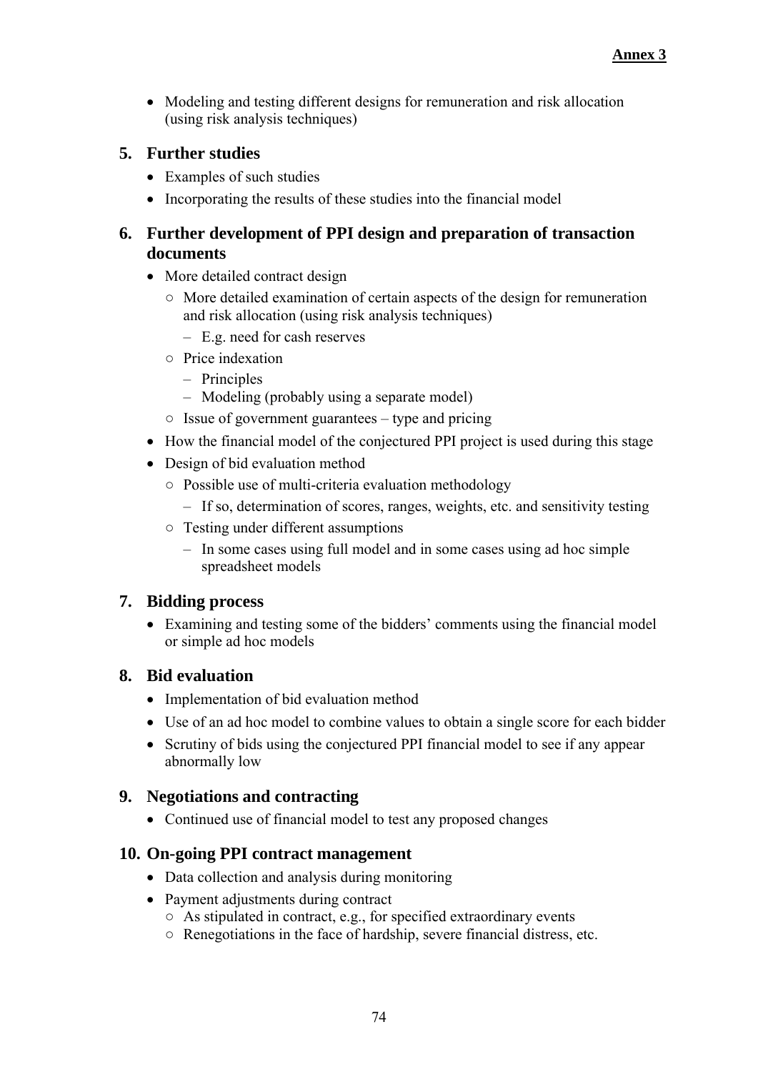- Modeling and testing different designs for remuneration and risk allocation (using risk analysis techniques)

## 5. Further studies

- Examples of such studies
- Incorporating the results of these studies into the financial model

## 6. Further development of PPI design and preparation of transaction documents

- More detailed contract design
  - More detailed examination of certain aspects of the design for remuneration and risk allocation (using risk analysis techniques)
    - E.g. need for cash reserves
  - Price indexation
    - Principles
    - Modeling (probably using a separate model)
  - Issue of government guarantees – type and pricing
- How the financial model of the conjectured PPI project is used during this stage
- Design of bid evaluation method
  - Possible use of multi-criteria evaluation methodology
    - If so, determination of scores, ranges, weights, etc. and sensitivity testing
  - Testing under different assumptions
    - In some cases using full model and in some cases using ad hoc simple spreadsheet models

## 7. Bidding process

- Examining and testing some of the bidders' comments using the financial model or simple ad hoc models

## 8. Bid evaluation

- Implementation of bid evaluation method
- Use of an ad hoc model to combine values to obtain a single score for each bidder
- Scrutiny of bids using the conjectured PPI financial model to see if any appear abnormally low

## 9. Negotiations and contracting

- Continued use of financial model to test any proposed changes

## 10. On-going PPI contract management

- Data collection and analysis during monitoring
- Payment adjustments during contract
  - As stipulated in contract, e.g., for specified extraordinary events
  - Renegotiations in the face of hardship, severe financial distress, etc.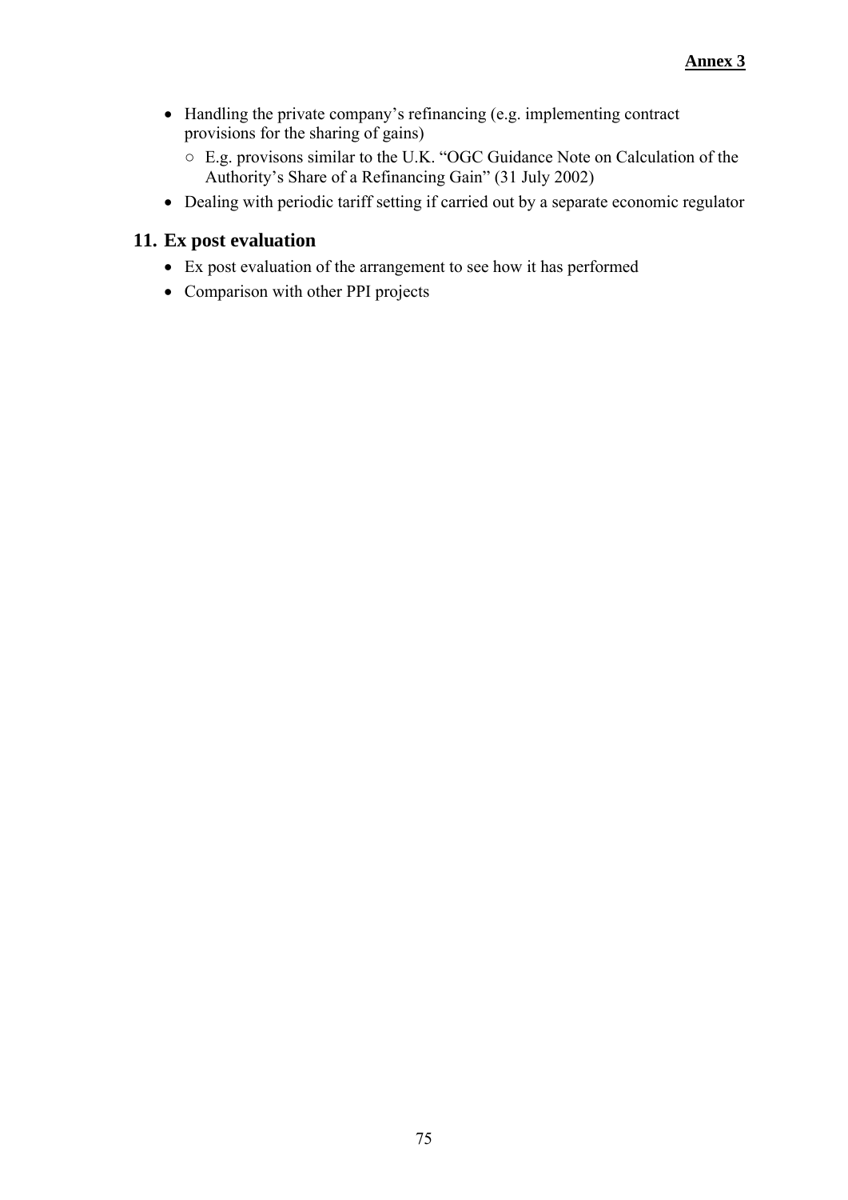- Handling the private company's refinancing (e.g. implementing contract provisions for the sharing of gains)
  - E.g. provisons similar to the U.K. "OGC Guidance Note on Calculation of the Authority's Share of a Refinancing Gain" (31 July 2002)
- Dealing with periodic tariff setting if carried out by a separate economic regulator

## 11. Ex post evaluation

- Ex post evaluation of the arrangement to see how it has performed
- Comparison with other PPI projects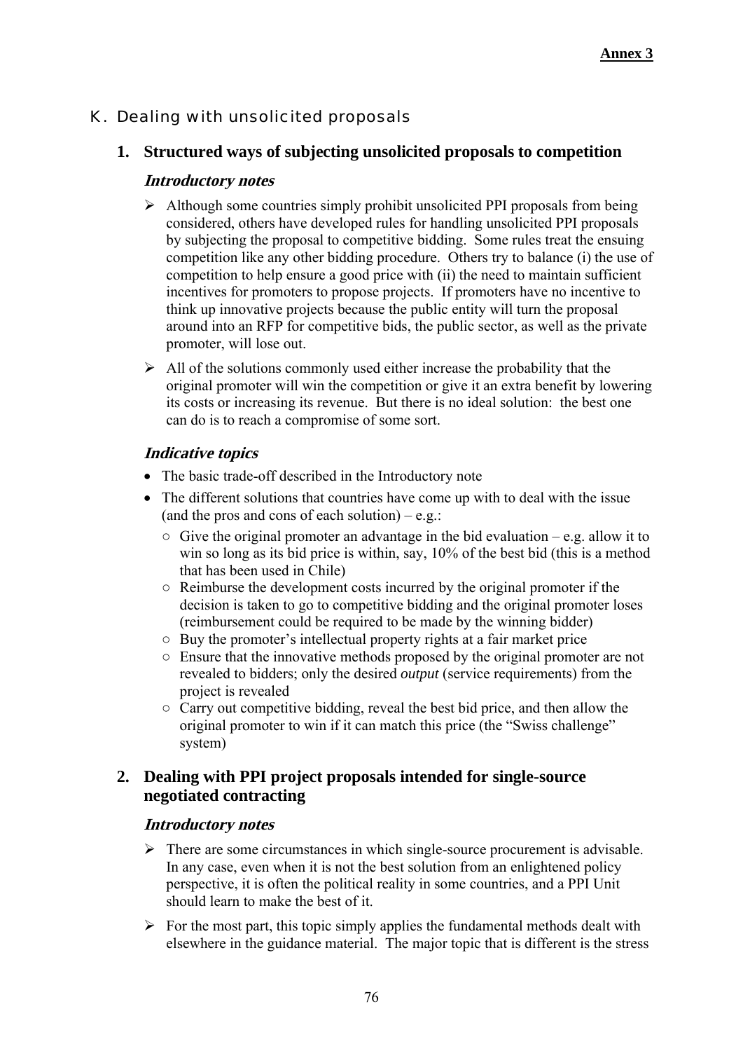**Annex 3**

## K. Dealing with unsolicited proposals

### 1. Structured ways of subjecting unsolicited proposals to competition

#### *Introductory notes*

- Although some countries simply prohibit unsolicited PPI proposals from being considered, others have developed rules for handling unsolicited PPI proposals by subjecting the proposal to competitive bidding. Some rules treat the ensuing competition like any other bidding procedure. Others try to balance (i) the use of competition to help ensure a good price with (ii) the need to maintain sufficient incentives for promoters to propose projects. If promoters have no incentive to think up innovative projects because the public entity will turn the proposal around into an RFP for competitive bids, the public sector, as well as the private promoter, will lose out.
- All of the solutions commonly used either increase the probability that the original promoter will win the competition or give it an extra benefit by lowering its costs or increasing its revenue. But there is no ideal solution: the best one can do is to reach a compromise of some sort.

#### *Indicative topics*

- The basic trade-off described in the Introductory note
- The different solutions that countries have come up with to deal with the issue (and the pros and cons of each solution) – e.g.:
  - Give the original promoter an advantage in the bid evaluation – e.g. allow it to win so long as its bid price is within, say, 10% of the best bid (this is a method that has been used in Chile)
  - Reimburse the development costs incurred by the original promoter if the decision is taken to go to competitive bidding and the original promoter loses (reimbursement could be required to be made by the winning bidder)
  - Buy the promoter's intellectual property rights at a fair market price
  - Ensure that the innovative methods proposed by the original promoter are not revealed to bidders; only the desired *output* (service requirements) from the project is revealed
  - Carry out competitive bidding, reveal the best bid price, and then allow the original promoter to win if it can match this price (the "Swiss challenge" system)

### 2. Dealing with PPI project proposals intended for single-source negotiated contracting

#### *Introductory notes*

- There are some circumstances in which single-source procurement is advisable. In any case, even when it is not the best solution from an enlightened policy perspective, it is often the political reality in some countries, and a PPI Unit should learn to make the best of it.
- For the most part, this topic simply applies the fundamental methods dealt with elsewhere in the guidance material. The major topic that is different is the stress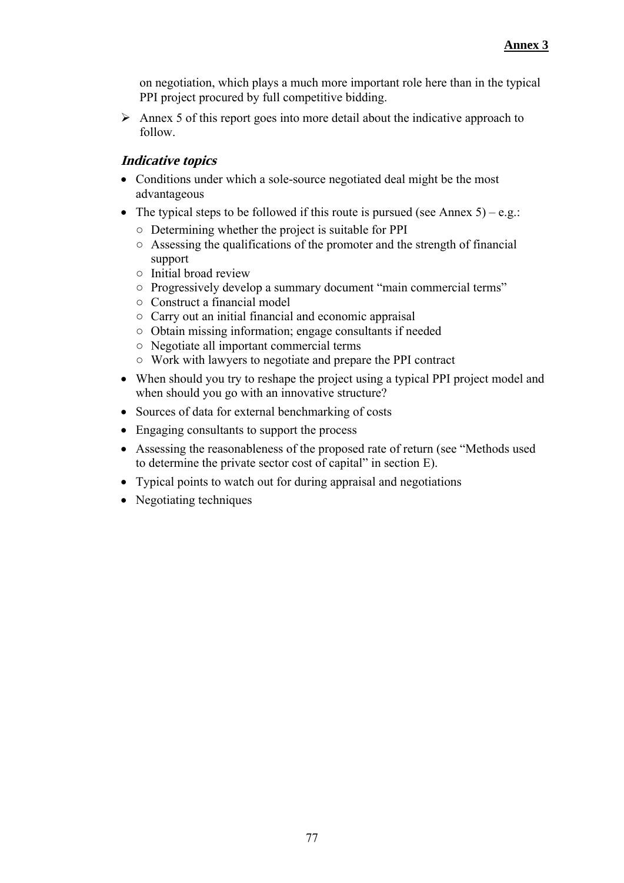on negotiation, which plays a much more important role here than in the typical PPI project procured by full competitive bidding.

- Annex 5 of this report goes into more detail about the indicative approach to follow.

### *Indicative topics*

- Conditions under which a sole-source negotiated deal might be the most advantageous
- The typical steps to be followed if this route is pursued (see Annex 5) – e.g.:
  - Determining whether the project is suitable for PPI
  - Assessing the qualifications of the promoter and the strength of financial support
  - Initial broad review
  - Progressively develop a summary document "main commercial terms"
  - Construct a financial model
  - Carry out an initial financial and economic appraisal
  - Obtain missing information; engage consultants if needed
  - Negotiate all important commercial terms
  - Work with lawyers to negotiate and prepare the PPI contract
- When should you try to reshape the project using a typical PPI project model and when should you go with an innovative structure?
- Sources of data for external benchmarking of costs
- Engaging consultants to support the process
- Assessing the reasonableness of the proposed rate of return (see "Methods used to determine the private sector cost of capital" in section E).
- Typical points to watch out for during appraisal and negotiations
- Negotiating techniques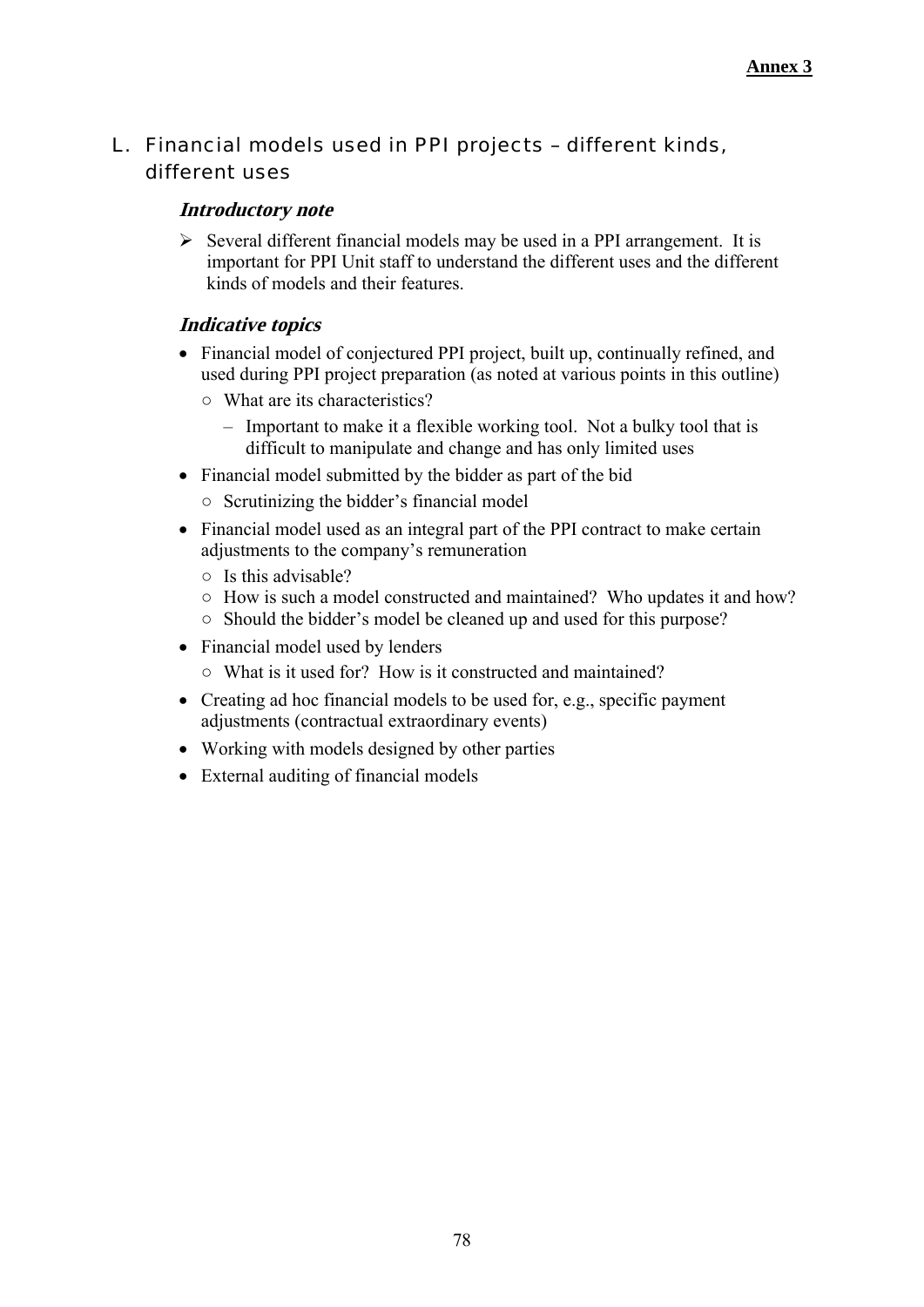Annex 3

## L. Financial models used in PPI projects – different kinds, different uses

### *Introductory note*

- Several different financial models may be used in a PPI arrangement. It is important for PPI Unit staff to understand the different uses and the different kinds of models and their features.

### *Indicative topics*

- Financial model of conjectured PPI project, built up, continually refined, and used during PPI project preparation (as noted at various points in this outline)
  - What are its characteristics?
    - Important to make it a flexible working tool. Not a bulky tool that is difficult to manipulate and change and has only limited uses
- Financial model submitted by the bidder as part of the bid
  - Scrutinizing the bidder's financial model
- Financial model used as an integral part of the PPI contract to make certain adjustments to the company's remuneration
  - Is this advisable?
  - How is such a model constructed and maintained? Who updates it and how?
  - Should the bidder's model be cleaned up and used for this purpose?
- Financial model used by lenders
  - What is it used for? How is it constructed and maintained?
- Creating ad hoc financial models to be used for, e.g., specific payment adjustments (contractual extraordinary events)
- Working with models designed by other parties
- External auditing of financial models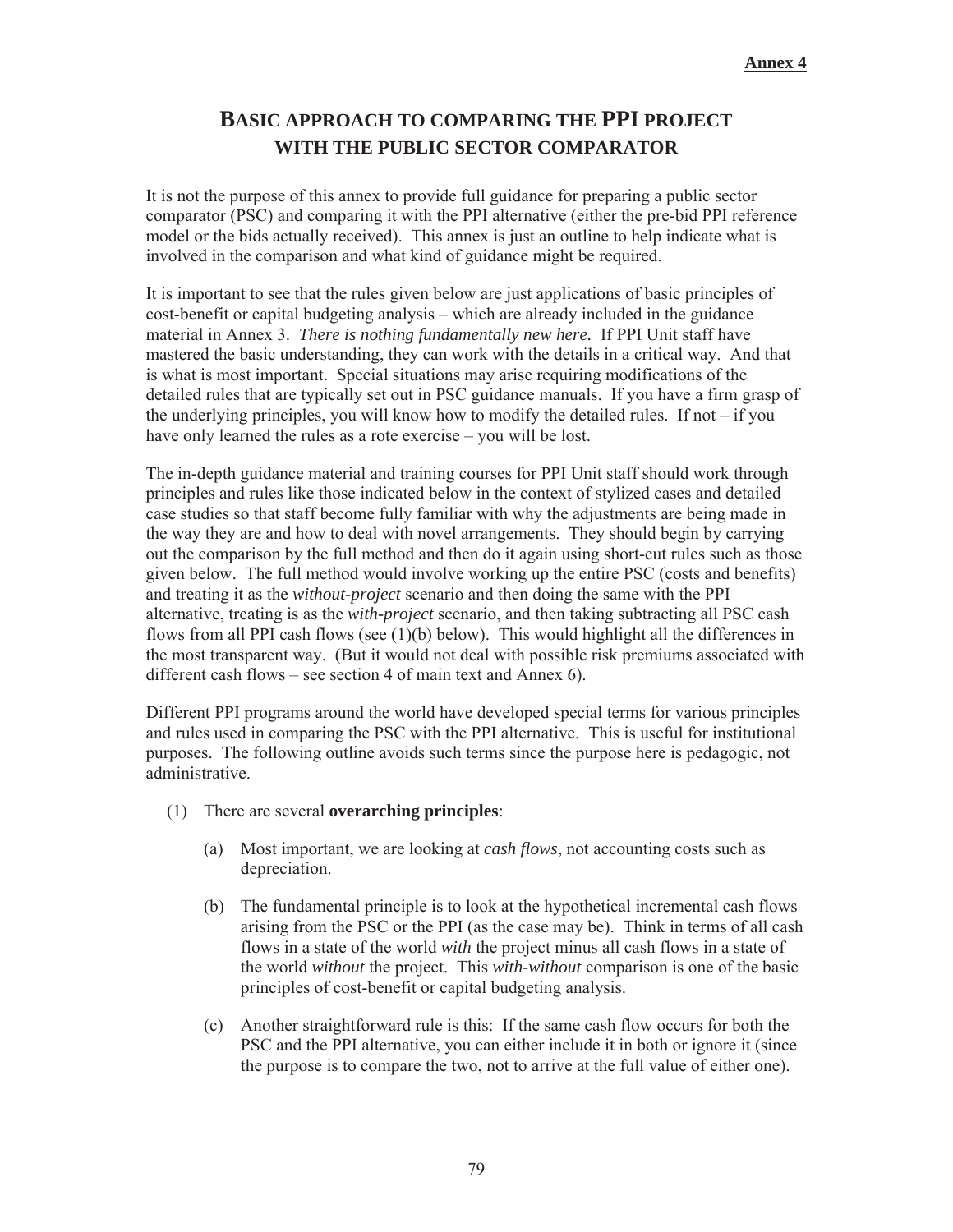**Annex 4**

# BASIC APPROACH TO COMPARING THE PPI PROJECT WITH THE PUBLIC SECTOR COMPARATOR

It is not the purpose of this annex to provide full guidance for preparing a public sector comparator (PSC) and comparing it with the PPI alternative (either the pre-bid PPI reference model or the bids actually received). This annex is just an outline to help indicate what is involved in the comparison and what kind of guidance might be required.

It is important to see that the rules given below are just applications of basic principles of cost-benefit or capital budgeting analysis – which are already included in the guidance material in Annex 3. *There is nothing fundamentally new here.* If PPI Unit staff have mastered the basic understanding, they can work with the details in a critical way. And that is what is most important. Special situations may arise requiring modifications of the detailed rules that are typically set out in PSC guidance manuals. If you have a firm grasp of the underlying principles, you will know how to modify the detailed rules. If not – if you have only learned the rules as a rote exercise – you will be lost.

The in-depth guidance material and training courses for PPI Unit staff should work through principles and rules like those indicated below in the context of stylized cases and detailed case studies so that staff become fully familiar with why the adjustments are being made in the way they are and how to deal with novel arrangements. They should begin by carrying out the comparison by the full method and then do it again using short-cut rules such as those given below. The full method would involve working up the entire PSC (costs and benefits) and treating it as the *without-project* scenario and then doing the same with the PPI alternative, treating is as the *with-project* scenario, and then taking subtracting all PSC cash flows from all PPI cash flows (see (1)(b) below). This would highlight all the differences in the most transparent way. (But it would not deal with possible risk premiums associated with different cash flows – see section 4 of main text and Annex 6).

Different PPI programs around the world have developed special terms for various principles and rules used in comparing the PSC with the PPI alternative. This is useful for institutional purposes. The following outline avoids such terms since the purpose here is pedagogic, not administrative.

(1) There are several **overarching principles**:

  (a) Most important, we are looking at *cash flows*, not accounting costs such as depreciation.

  (b) The fundamental principle is to look at the hypothetical incremental cash flows arising from the PSC or the PPI (as the case may be). Think in terms of all cash flows in a state of the world *with* the project minus all cash flows in a state of the world *without* the project. This *with-without* comparison is one of the basic principles of cost-benefit or capital budgeting analysis.

  (c) Another straightforward rule is this: If the same cash flow occurs for both the PSC and the PPI alternative, you can either include it in both or ignore it (since the purpose is to compare the two, not to arrive at the full value of either one).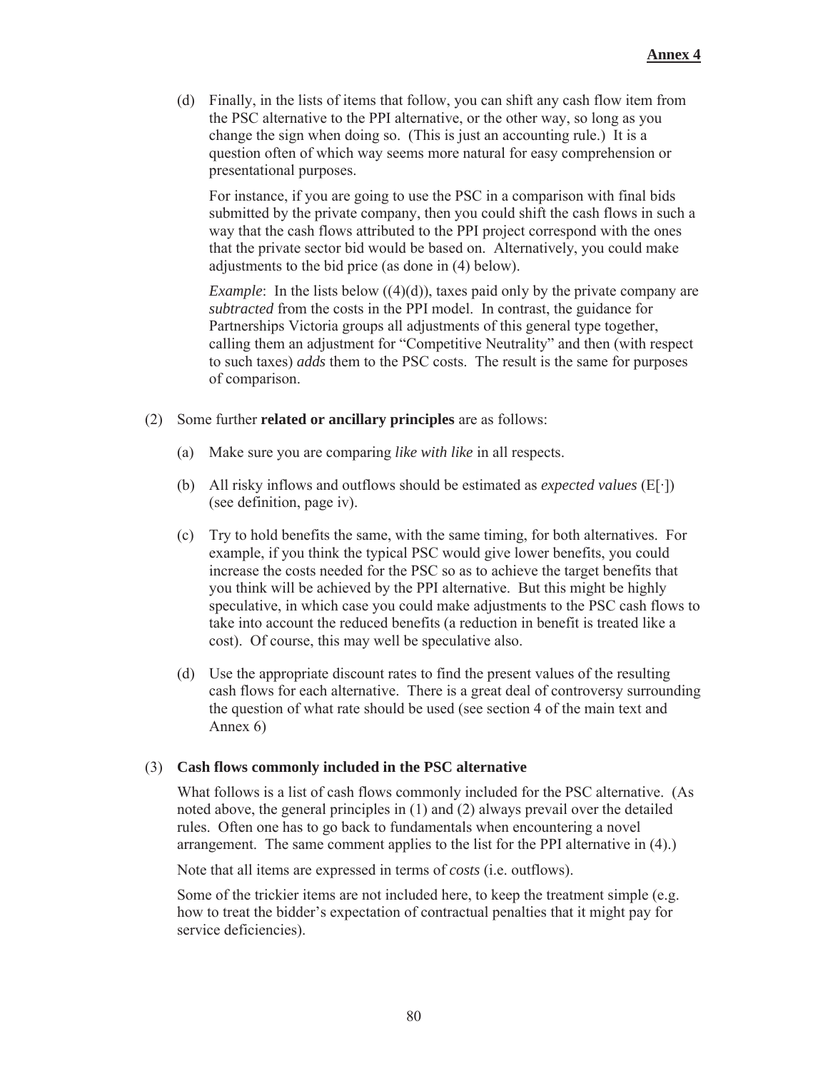(d) Finally, in the lists of items that follow, you can shift any cash flow item from the PSC alternative to the PPI alternative, or the other way, so long as you change the sign when doing so. (This is just an accounting rule.) It is a question often of which way seems more natural for easy comprehension or presentational purposes.

For instance, if you are going to use the PSC in a comparison with final bids submitted by the private company, then you could shift the cash flows in such a way that the cash flows attributed to the PPI project correspond with the ones that the private sector bid would be based on. Alternatively, you could make adjustments to the bid price (as done in (4) below).

*Example*: In the lists below ((4)(d)), taxes paid only by the private company are *subtracted* from the costs in the PPI model. In contrast, the guidance for Partnerships Victoria groups all adjustments of this general type together, calling them an adjustment for "Competitive Neutrality" and then (with respect to such taxes) *adds* them to the PSC costs. The result is the same for purposes of comparison.

(2) Some further **related or ancillary principles** are as follows:

(a) Make sure you are comparing *like with like* in all respects.

(b) All risky inflows and outflows should be estimated as *expected values* ($E[\cdot]$) (see definition, page iv).

(c) Try to hold benefits the same, with the same timing, for both alternatives. For example, if you think the typical PSC would give lower benefits, you could increase the costs needed for the PSC so as to achieve the target benefits that you think will be achieved by the PPI alternative. But this might be highly speculative, in which case you could make adjustments to the PSC cash flows to take into account the reduced benefits (a reduction in benefit is treated like a cost). Of course, this may well be speculative also.

(d) Use the appropriate discount rates to find the present values of the resulting cash flows for each alternative. There is a great deal of controversy surrounding the question of what rate should be used (see section 4 of the main text and Annex 6)

(3) **Cash flows commonly included in the PSC alternative**

What follows is a list of cash flows commonly included for the PSC alternative. (As noted above, the general principles in (1) and (2) always prevail over the detailed rules. Often one has to go back to fundamentals when encountering a novel arrangement. The same comment applies to the list for the PPI alternative in (4).)

Note that all items are expressed in terms of *costs* (i.e. outflows).

Some of the trickier items are not included here, to keep the treatment simple (e.g. how to treat the bidder's expectation of contractual penalties that it might pay for service deficiencies).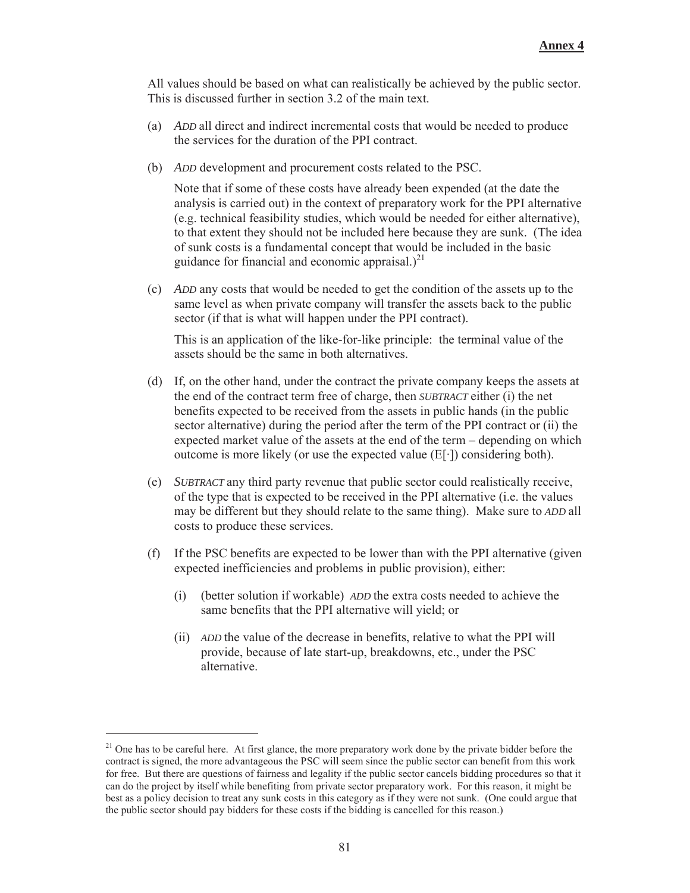All values should be based on what can realistically be achieved by the public sector. This is discussed further in section 3.2 of the main text.

(a) *ADD* all direct and indirect incremental costs that would be needed to produce the services for the duration of the PPI contract.

(b) *ADD* development and procurement costs related to the PSC.

Note that if some of these costs have already been expended (at the date the analysis is carried out) in the context of preparatory work for the PPI alternative (e.g. technical feasibility studies, which would be needed for either alternative), to that extent they should not be included here because they are sunk. (The idea of sunk costs is a fundamental concept that would be included in the basic guidance for financial and economic appraisal.)[21]

(c) *ADD* any costs that would be needed to get the condition of the assets up to the same level as when private company will transfer the assets back to the public sector (if that is what will happen under the PPI contract).

This is an application of the like-for-like principle: the terminal value of the assets should be the same in both alternatives.

(d) If, on the other hand, under the contract the private company keeps the assets at the end of the contract term free of charge, then *SUBTRACT* either (i) the net benefits expected to be received from the assets in public hands (in the public sector alternative) during the period after the term of the PPI contract or (ii) the expected market value of the assets at the end of the term – depending on which outcome is more likely (or use the expected value (E[·]) considering both).

(e) *SUBTRACT* any third party revenue that public sector could realistically receive, of the type that is expected to be received in the PPI alternative (i.e. the values may be different but they should relate to the same thing). Make sure to *ADD* all costs to produce these services.

(f) If the PSC benefits are expected to be lower than with the PPI alternative (given expected inefficiencies and problems in public provision), either:

   (i) (better solution if workable) *ADD* the extra costs needed to achieve the same benefits that the PPI alternative will yield; or

   (ii) *ADD* the value of the decrease in benefits, relative to what the PPI will provide, because of late start-up, breakdowns, etc., under the PSC alternative.

---

[21] One has to be careful here. At first glance, the more preparatory work done by the private bidder before the contract is signed, the more advantageous the PSC will seem since the public sector can benefit from this work for free. But there are questions of fairness and legality if the public sector cancels bidding procedures so that it can do the project by itself while benefiting from private sector preparatory work. For this reason, it might be best as a policy decision to treat any sunk costs in this category as if they were not sunk. (One could argue that the public sector should pay bidders for these costs if the bidding is cancelled for this reason.)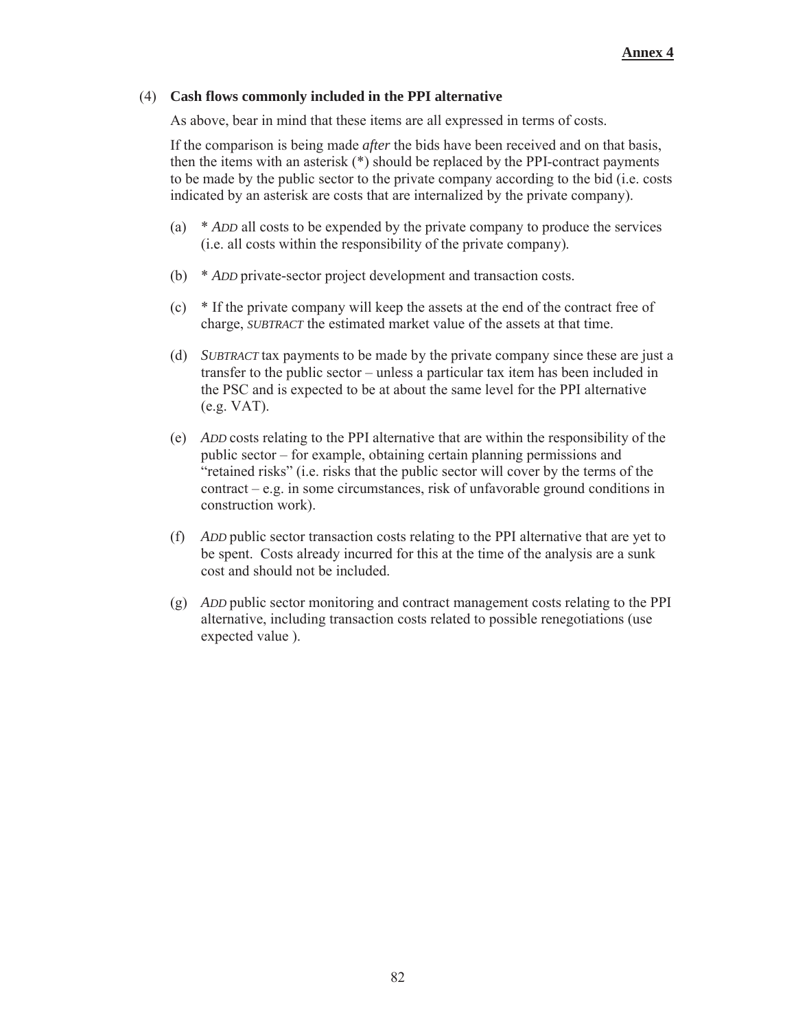**Annex 4**

(4) **Cash flows commonly included in the PPI alternative**

As above, bear in mind that these items are all expressed in terms of costs.

If the comparison is being made *after* the bids have been received and on that basis, then the items with an asterisk (*) should be replaced by the PPI-contract payments to be made by the public sector to the private company according to the bid (i.e. costs indicated by an asterisk are costs that are internalized by the private company).

(a) * *ADD* all costs to be expended by the private company to produce the services (i.e. all costs within the responsibility of the private company).

(b) * *ADD* private-sector project development and transaction costs.

(c) * If the private company will keep the assets at the end of the contract free of charge, *SUBTRACT* the estimated market value of the assets at that time.

(d) *SUBTRACT* tax payments to be made by the private company since these are just a transfer to the public sector – unless a particular tax item has been included in the PSC and is expected to be at about the same level for the PPI alternative (e.g. VAT).

(e) *ADD* costs relating to the PPI alternative that are within the responsibility of the public sector – for example, obtaining certain planning permissions and "retained risks" (i.e. risks that the public sector will cover by the terms of the contract – e.g. in some circumstances, risk of unfavorable ground conditions in construction work).

(f) *ADD* public sector transaction costs relating to the PPI alternative that are yet to be spent. Costs already incurred for this at the time of the analysis are a sunk cost and should not be included.

(g) *ADD* public sector monitoring and contract management costs relating to the PPI alternative, including transaction costs related to possible renegotiations (use expected value ).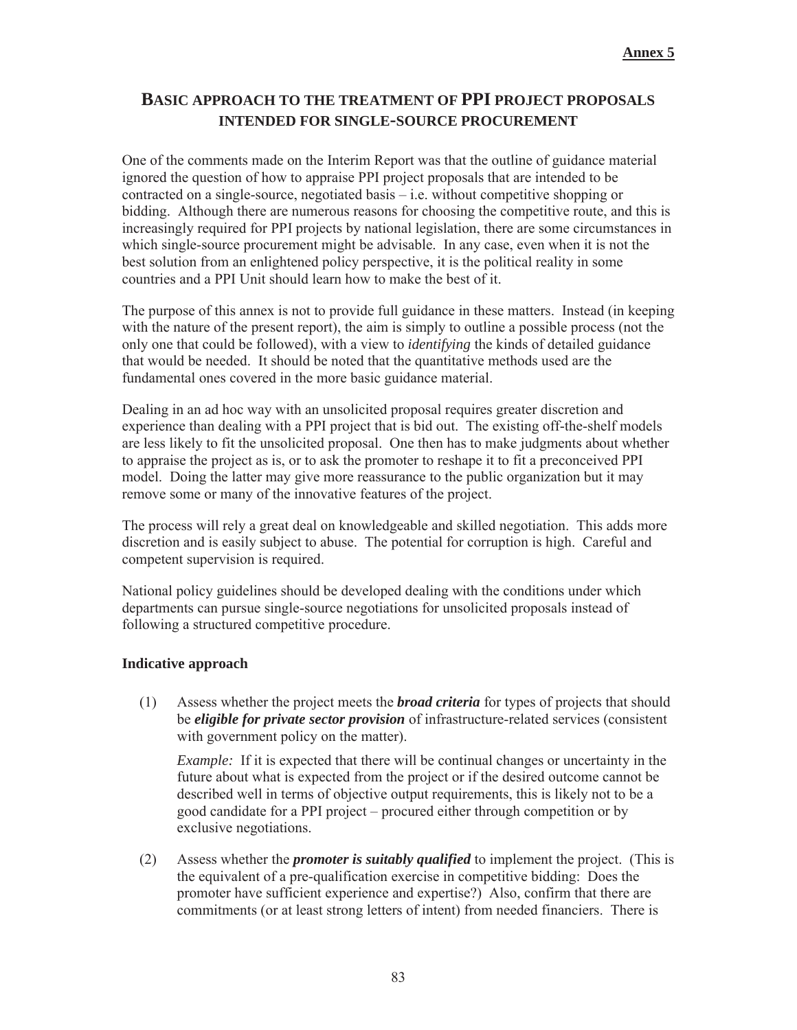**Annex 5**

# Basic approach to the treatment of PPI project proposals intended for single-source procurement

One of the comments made on the Interim Report was that the outline of guidance material ignored the question of how to appraise PPI project proposals that are intended to be contracted on a single-source, negotiated basis – i.e. without competitive shopping or bidding. Although there are numerous reasons for choosing the competitive route, and this is increasingly required for PPI projects by national legislation, there are some circumstances in which single-source procurement might be advisable. In any case, even when it is not the best solution from an enlightened policy perspective, it is the political reality in some countries and a PPI Unit should learn how to make the best of it.

The purpose of this annex is not to provide full guidance in these matters. Instead (in keeping with the nature of the present report), the aim is simply to outline a possible process (not the only one that could be followed), with a view to *identifying* the kinds of detailed guidance that would be needed. It should be noted that the quantitative methods used are the fundamental ones covered in the more basic guidance material.

Dealing in an ad hoc way with an unsolicited proposal requires greater discretion and experience than dealing with a PPI project that is bid out. The existing off-the-shelf models are less likely to fit the unsolicited proposal. One then has to make judgments about whether to appraise the project as is, or to ask the promoter to reshape it to fit a preconceived PPI model. Doing the latter may give more reassurance to the public organization but it may remove some or many of the innovative features of the project.

The process will rely a great deal on knowledgeable and skilled negotiation. This adds more discretion and is easily subject to abuse. The potential for corruption is high. Careful and competent supervision is required.

National policy guidelines should be developed dealing with the conditions under which departments can pursue single-source negotiations for unsolicited proposals instead of following a structured competitive procedure.

### Indicative approach

(1) Assess whether the project meets the ***broad criteria*** for types of projects that should be ***eligible for private sector provision*** of infrastructure-related services (consistent with government policy on the matter).

*Example:* If it is expected that there will be continual changes or uncertainty in the future about what is expected from the project or if the desired outcome cannot be described well in terms of objective output requirements, this is likely not to be a good candidate for a PPI project – procured either through competition or by exclusive negotiations.

(2) Assess whether the ***promoter is suitably qualified*** to implement the project. (This is the equivalent of a pre-qualification exercise in competitive bidding: Does the promoter have sufficient experience and expertise?) Also, confirm that there are commitments (or at least strong letters of intent) from needed financiers. There is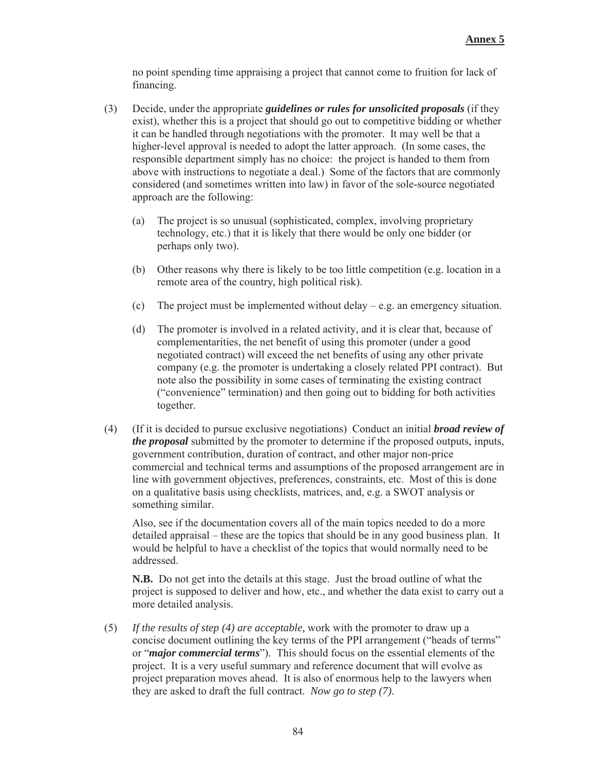no point spending time appraising a project that cannot come to fruition for lack of financing.

(3) Decide, under the appropriate ***guidelines or rules for unsolicited proposals*** (if they exist), whether this is a project that should go out to competitive bidding or whether it can be handled through negotiations with the promoter. It may well be that a higher-level approval is needed to adopt the latter approach. (In some cases, the responsible department simply has no choice: the project is handed to them from above with instructions to negotiate a deal.) Some of the factors that are commonly considered (and sometimes written into law) in favor of the sole-source negotiated approach are the following:

   (a) The project is so unusual (sophisticated, complex, involving proprietary technology, etc.) that it is likely that there would be only one bidder (or perhaps only two).

   (b) Other reasons why there is likely to be too little competition (e.g. location in a remote area of the country, high political risk).

   (c) The project must be implemented without delay – e.g. an emergency situation.

   (d) The promoter is involved in a related activity, and it is clear that, because of complementarities, the net benefit of using this promoter (under a good negotiated contract) will exceed the net benefits of using any other private company (e.g. the promoter is undertaking a closely related PPI contract). But note also the possibility in some cases of terminating the existing contract ("convenience" termination) and then going out to bidding for both activities together.

(4) (If it is decided to pursue exclusive negotiations) Conduct an initial ***broad review of the proposal*** submitted by the promoter to determine if the proposed outputs, inputs, government contribution, duration of contract, and other major non-price commercial and technical terms and assumptions of the proposed arrangement are in line with government objectives, preferences, constraints, etc. Most of this is done on a qualitative basis using checklists, matrices, and, e.g. a SWOT analysis or something similar.

   Also, see if the documentation covers all of the main topics needed to do a more detailed appraisal – these are the topics that should be in any good business plan. It would be helpful to have a checklist of the topics that would normally need to be addressed.

   **N.B.** Do not get into the details at this stage. Just the broad outline of what the project is supposed to deliver and how, etc., and whether the data exist to carry out a more detailed analysis.

(5) *If the results of step (4) are acceptable,* work with the promoter to draw up a concise document outlining the key terms of the PPI arrangement ("heads of terms" or "***major commercial terms***"). This should focus on the essential elements of the project. It is a very useful summary and reference document that will evolve as project preparation moves ahead. It is also of enormous help to the lawyers when they are asked to draft the full contract. *Now go to step (7).*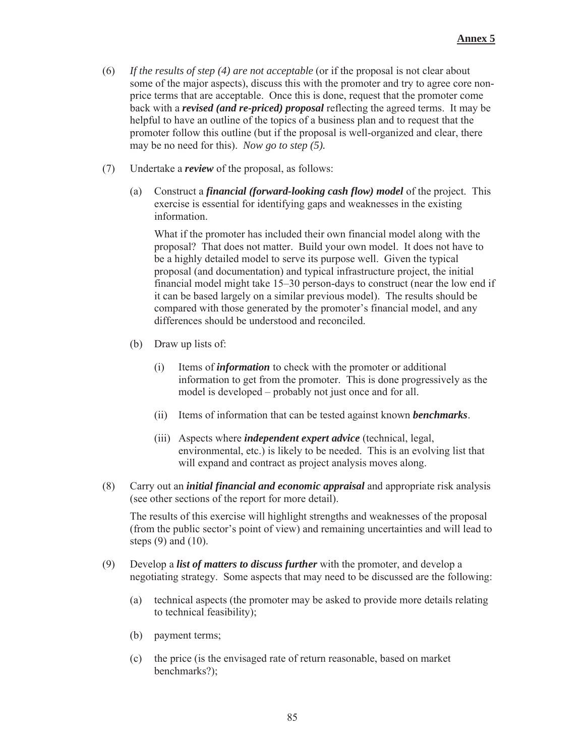(6) *If the results of step (4) are not acceptable* (or if the proposal is not clear about some of the major aspects), discuss this with the promoter and try to agree core non-price terms that are acceptable. Once this is done, request that the promoter come back with a ***revised (and re-priced) proposal*** reflecting the agreed terms. It may be helpful to have an outline of the topics of a business plan and to request that the promoter follow this outline (but if the proposal is well-organized and clear, there may be no need for this). *Now go to step (5).*

(7) Undertake a ***review*** of the proposal, as follows:

   (a) Construct a ***financial (forward-looking cash flow) model*** of the project. This exercise is essential for identifying gaps and weaknesses in the existing information.

   What if the promoter has included their own financial model along with the proposal? That does not matter. Build your own model. It does not have to be a highly detailed model to serve its purpose well. Given the typical proposal (and documentation) and typical infrastructure project, the initial financial model might take 15–30 person-days to construct (near the low end if it can be based largely on a similar previous model). The results should be compared with those generated by the promoter's financial model, and any differences should be understood and reconciled.

   (b) Draw up lists of:

      (i) Items of ***information*** to check with the promoter or additional information to get from the promoter. This is done progressively as the model is developed – probably not just once and for all.

      (ii) Items of information that can be tested against known ***benchmarks***.

      (iii) Aspects where ***independent expert advice*** (technical, legal, environmental, etc.) is likely to be needed. This is an evolving list that will expand and contract as project analysis moves along.

(8) Carry out an ***initial financial and economic appraisal*** and appropriate risk analysis (see other sections of the report for more detail).

   The results of this exercise will highlight strengths and weaknesses of the proposal (from the public sector's point of view) and remaining uncertainties and will lead to steps (9) and (10).

(9) Develop a ***list of matters to discuss further*** with the promoter, and develop a negotiating strategy. Some aspects that may need to be discussed are the following:

   (a) technical aspects (the promoter may be asked to provide more details relating to technical feasibility);

   (b) payment terms;

   (c) the price (is the envisaged rate of return reasonable, based on market benchmarks?);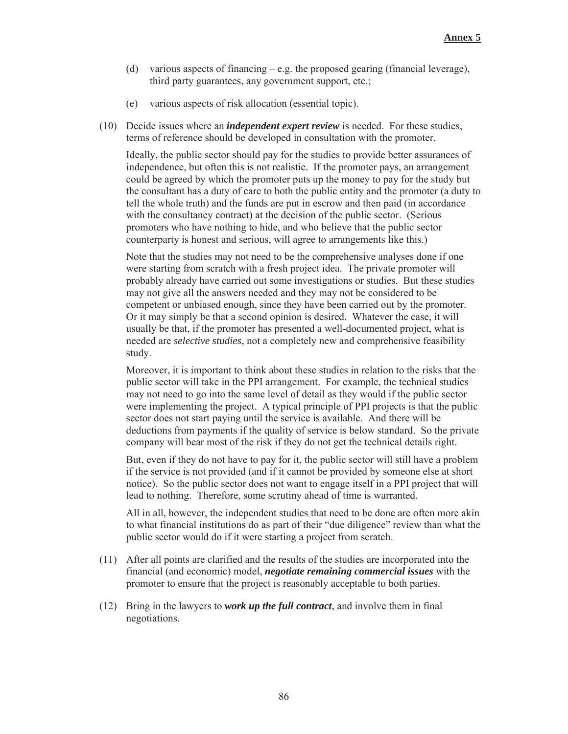(d) various aspects of financing – e.g. the proposed gearing (financial leverage), third party guarantees, any government support, etc.;

(e) various aspects of risk allocation (essential topic).

(10) Decide issues where an ***independent expert review*** is needed. For these studies, terms of reference should be developed in consultation with the promoter.

Ideally, the public sector should pay for the studies to provide better assurances of independence, but often this is not realistic. If the promoter pays, an arrangement could be agreed by which the promoter puts up the money to pay for the study but the consultant has a duty of care to both the public entity and the promoter (a duty to tell the whole truth) and the funds are put in escrow and then paid (in accordance with the consultancy contract) at the decision of the public sector. (Serious promoters who have nothing to hide, and who believe that the public sector counterparty is honest and serious, will agree to arrangements like this.)

Note that the studies may not need to be the comprehensive analyses done if one were starting from scratch with a fresh project idea. The private promoter will probably already have carried out some investigations or studies. But these studies may not give all the answers needed and they may not be considered to be competent or unbiased enough, since they have been carried out by the promoter. Or it may simply be that a second opinion is desired. Whatever the case, it will usually be that, if the promoter has presented a well-documented project, what is needed are *selective studies*, not a completely new and comprehensive feasibility study.

Moreover, it is important to think about these studies in relation to the risks that the public sector will take in the PPI arrangement. For example, the technical studies may not need to go into the same level of detail as they would if the public sector were implementing the project. A typical principle of PPI projects is that the public sector does not start paying until the service is available. And there will be deductions from payments if the quality of service is below standard. So the private company will bear most of the risk if they do not get the technical details right.

But, even if they do not have to pay for it, the public sector will still have a problem if the service is not provided (and if it cannot be provided by someone else at short notice). So the public sector does not want to engage itself in a PPI project that will lead to nothing. Therefore, some scrutiny ahead of time is warranted.

All in all, however, the independent studies that need to be done are often more akin to what financial institutions do as part of their "due diligence" review than what the public sector would do if it were starting a project from scratch.

(11) After all points are clarified and the results of the studies are incorporated into the financial (and economic) model, ***negotiate remaining commercial issues*** with the promoter to ensure that the project is reasonably acceptable to both parties.

(12) Bring in the lawyers to ***work up the full contract***, and involve them in final negotiations.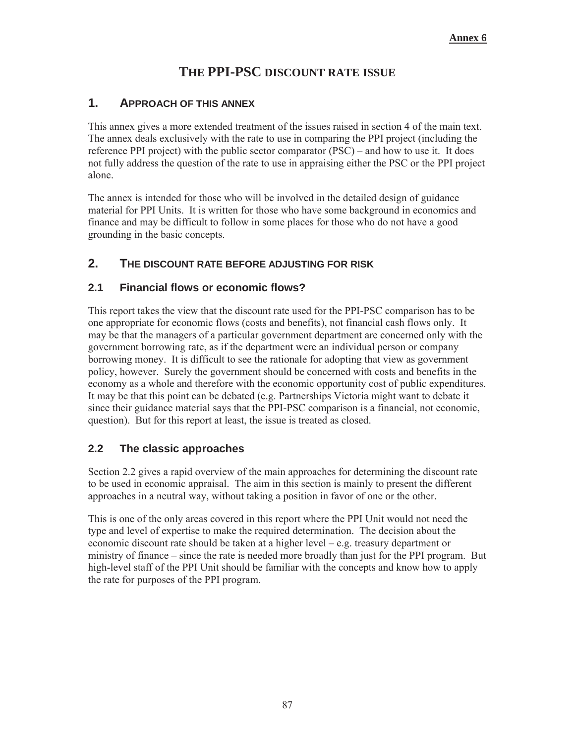**Annex 6**

# THE PPI-PSC DISCOUNT RATE ISSUE

## 1. APPROACH OF THIS ANNEX

This annex gives a more extended treatment of the issues raised in section 4 of the main text. The annex deals exclusively with the rate to use in comparing the PPI project (including the reference PPI project) with the public sector comparator (PSC) – and how to use it. It does not fully address the question of the rate to use in appraising either the PSC or the PPI project alone.

The annex is intended for those who will be involved in the detailed design of guidance material for PPI Units. It is written for those who have some background in economics and finance and may be difficult to follow in some places for those who do not have a good grounding in the basic concepts.

## 2. THE DISCOUNT RATE BEFORE ADJUSTING FOR RISK

### 2.1 Financial flows or economic flows?

This report takes the view that the discount rate used for the PPI-PSC comparison has to be one appropriate for economic flows (costs and benefits), not financial cash flows only. It may be that the managers of a particular government department are concerned only with the government borrowing rate, as if the department were an individual person or company borrowing money. It is difficult to see the rationale for adopting that view as government policy, however. Surely the government should be concerned with costs and benefits in the economy as a whole and therefore with the economic opportunity cost of public expenditures. It may be that this point can be debated (e.g. Partnerships Victoria might want to debate it since their guidance material says that the PPI-PSC comparison is a financial, not economic, question). But for this report at least, the issue is treated as closed.

### 2.2 The classic approaches

Section 2.2 gives a rapid overview of the main approaches for determining the discount rate to be used in economic appraisal. The aim in this section is mainly to present the different approaches in a neutral way, without taking a position in favor of one or the other.

This is one of the only areas covered in this report where the PPI Unit would not need the type and level of expertise to make the required determination. The decision about the economic discount rate should be taken at a higher level – e.g. treasury department or ministry of finance – since the rate is needed more broadly than just for the PPI program. But high-level staff of the PPI Unit should be familiar with the concepts and know how to apply the rate for purposes of the PPI program.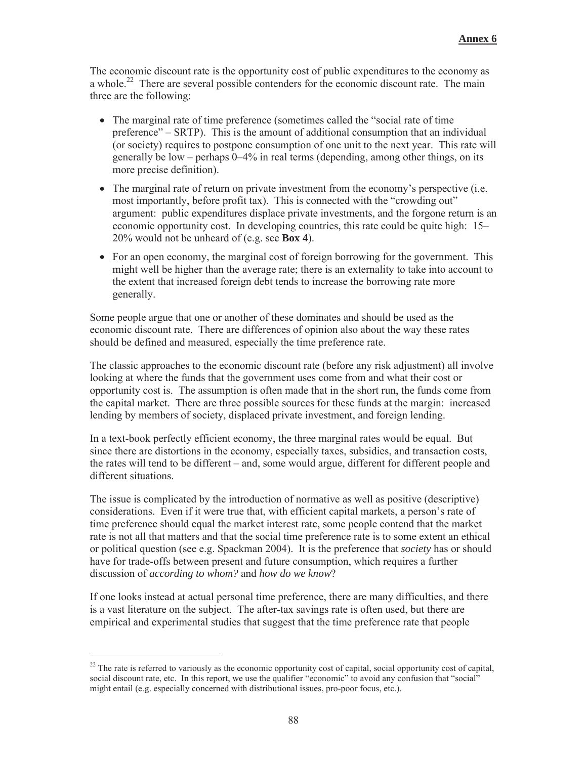The economic discount rate is the opportunity cost of public expenditures to the economy as a whole.[22] There are several possible contenders for the economic discount rate. The main three are the following:

- The marginal rate of time preference (sometimes called the "social rate of time preference" – SRTP). This is the amount of additional consumption that an individual (or society) requires to postpone consumption of one unit to the next year. This rate will generally be low – perhaps 0–4% in real terms (depending, among other things, on its more precise definition).
- The marginal rate of return on private investment from the economy's perspective (i.e. most importantly, before profit tax). This is connected with the "crowding out" argument: public expenditures displace private investments, and the forgone return is an economic opportunity cost. In developing countries, this rate could be quite high: 15–20% would not be unheard of (e.g. see **Box 4**).
- For an open economy, the marginal cost of foreign borrowing for the government. This might well be higher than the average rate; there is an externality to take into account to the extent that increased foreign debt tends to increase the borrowing rate more generally.

Some people argue that one or another of these dominates and should be used as the economic discount rate. There are differences of opinion also about the way these rates should be defined and measured, especially the time preference rate.

The classic approaches to the economic discount rate (before any risk adjustment) all involve looking at where the funds that the government uses come from and what their cost or opportunity cost is. The assumption is often made that in the short run, the funds come from the capital market. There are three possible sources for these funds at the margin: increased lending by members of society, displaced private investment, and foreign lending.

In a text-book perfectly efficient economy, the three marginal rates would be equal. But since there are distortions in the economy, especially taxes, subsidies, and transaction costs, the rates will tend to be different – and, some would argue, different for different people and different situations.

The issue is complicated by the introduction of normative as well as positive (descriptive) considerations. Even if it were true that, with efficient capital markets, a person's rate of time preference should equal the market interest rate, some people contend that the market rate is not all that matters and that the social time preference rate is to some extent an ethical or political question (see e.g. Spackman 2004). It is the preference that *society* has or should have for trade-offs between present and future consumption, which requires a further discussion of *according to whom?* and *how do we know*?

If one looks instead at actual personal time preference, there are many difficulties, and there is a vast literature on the subject. The after-tax savings rate is often used, but there are empirical and experimental studies that suggest that the time preference rate that people

[22] The rate is referred to variously as the economic opportunity cost of capital, social opportunity cost of capital, social discount rate, etc. In this report, we use the qualifier "economic" to avoid any confusion that "social" might entail (e.g. especially concerned with distributional issues, pro-poor focus, etc.).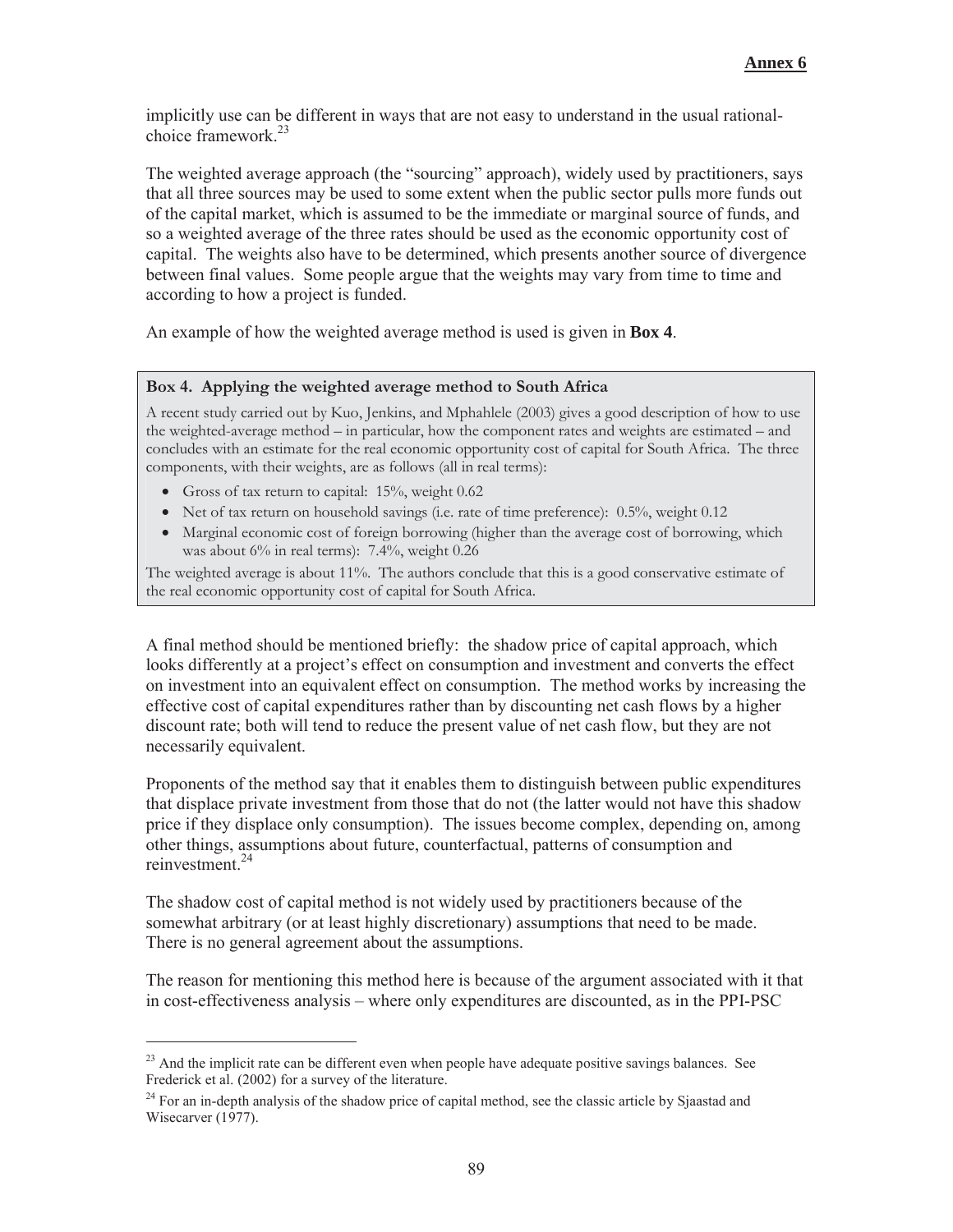implicitly use can be different in ways that are not easy to understand in the usual rational-choice framework.[23]

The weighted average approach (the "sourcing" approach), widely used by practitioners, says that all three sources may be used to some extent when the public sector pulls more funds out of the capital market, which is assumed to be the immediate or marginal source of funds, and so a weighted average of the three rates should be used as the economic opportunity cost of capital. The weights also have to be determined, which presents another source of divergence between final values. Some people argue that the weights may vary from time to time and according to how a project is funded.

An example of how the weighted average method is used is given in **Box 4**.

> **Box 4. Applying the weighted average method to South Africa**
>
> A recent study carried out by Kuo, Jenkins, and Mphahlele (2003) gives a good description of how to use the weighted-average method – in particular, how the component rates and weights are estimated – and concludes with an estimate for the real economic opportunity cost of capital for South Africa. The three components, with their weights, are as follows (all in real terms):
>
> - Gross of tax return to capital: 15%, weight 0.62
> - Net of tax return on household savings (i.e. rate of time preference): 0.5%, weight 0.12
> - Marginal economic cost of foreign borrowing (higher than the average cost of borrowing, which was about 6% in real terms): 7.4%, weight 0.26
>
> The weighted average is about 11%. The authors conclude that this is a good conservative estimate of the real economic opportunity cost of capital for South Africa.

A final method should be mentioned briefly: the shadow price of capital approach, which looks differently at a project's effect on consumption and investment and converts the effect on investment into an equivalent effect on consumption. The method works by increasing the effective cost of capital expenditures rather than by discounting net cash flows by a higher discount rate; both will tend to reduce the present value of net cash flow, but they are not necessarily equivalent.

Proponents of the method say that it enables them to distinguish between public expenditures that displace private investment from those that do not (the latter would not have this shadow price if they displace only consumption). The issues become complex, depending on, among other things, assumptions about future, counterfactual, patterns of consumption and reinvestment.[24]

The shadow cost of capital method is not widely used by practitioners because of the somewhat arbitrary (or at least highly discretionary) assumptions that need to be made. There is no general agreement about the assumptions.

The reason for mentioning this method here is because of the argument associated with it that in cost-effectiveness analysis – where only expenditures are discounted, as in the PPI-PSC

---

[23] And the implicit rate can be different even when people have adequate positive savings balances. See Frederick et al. (2002) for a survey of the literature.

[24] For an in-depth analysis of the shadow price of capital method, see the classic article by Sjaastad and Wisecarver (1977).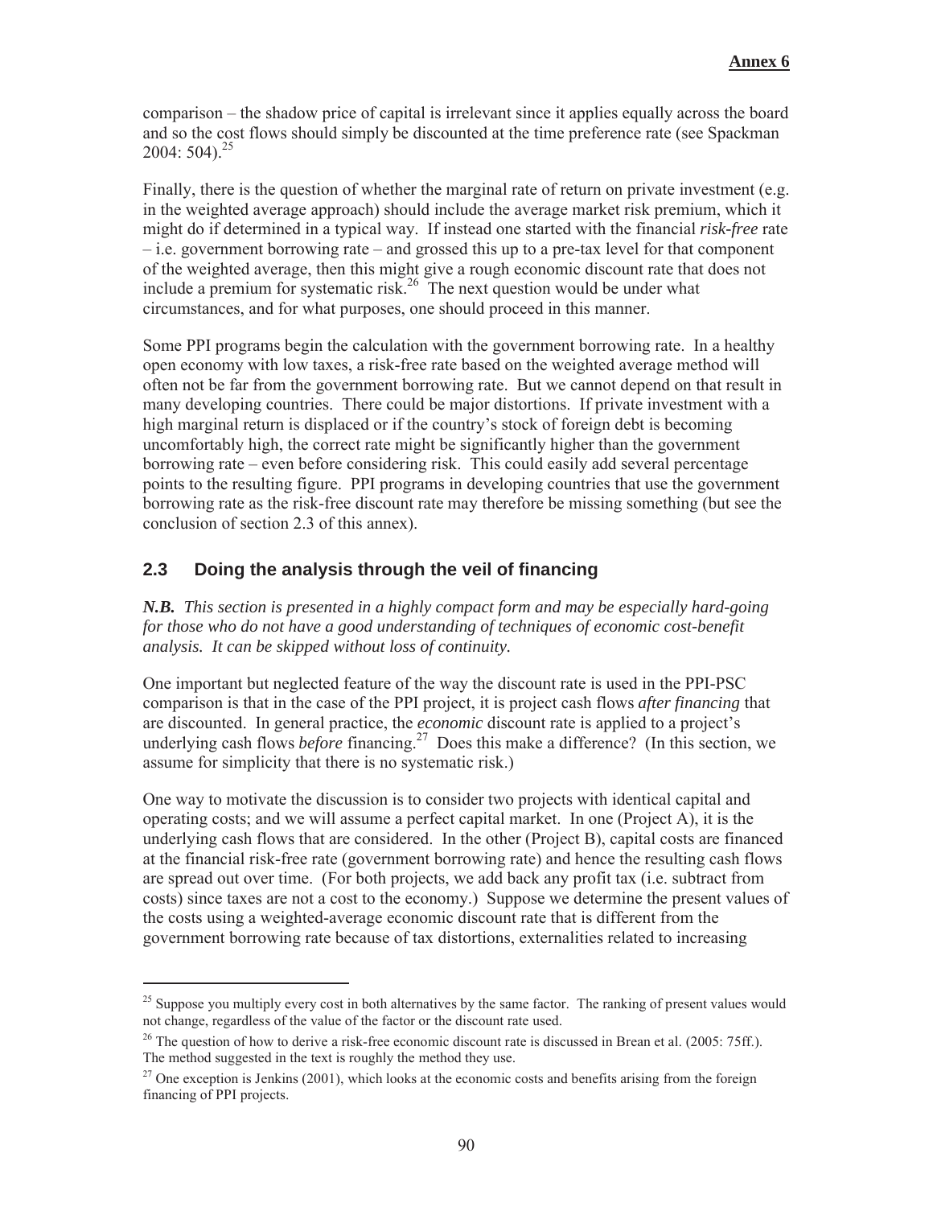comparison – the shadow price of capital is irrelevant since it applies equally across the board and so the cost flows should simply be discounted at the time preference rate (see Spackman 2004: 504).[25]

Finally, there is the question of whether the marginal rate of return on private investment (e.g. in the weighted average approach) should include the average market risk premium, which it might do if determined in a typical way. If instead one started with the financial *risk-free* rate – i.e. government borrowing rate – and grossed this up to a pre-tax level for that component of the weighted average, then this might give a rough economic discount rate that does not include a premium for systematic risk.[26] The next question would be under what circumstances, and for what purposes, one should proceed in this manner.

Some PPI programs begin the calculation with the government borrowing rate. In a healthy open economy with low taxes, a risk-free rate based on the weighted average method will often not be far from the government borrowing rate. But we cannot depend on that result in many developing countries. There could be major distortions. If private investment with a high marginal return is displaced or if the country's stock of foreign debt is becoming uncomfortably high, the correct rate might be significantly higher than the government borrowing rate – even before considering risk. This could easily add several percentage points to the resulting figure. PPI programs in developing countries that use the government borrowing rate as the risk-free discount rate may therefore be missing something (but see the conclusion of section 2.3 of this annex).

## 2.3 Doing the analysis through the veil of financing

***N.B.*** *This section is presented in a highly compact form and may be especially hard-going for those who do not have a good understanding of techniques of economic cost-benefit analysis. It can be skipped without loss of continuity.*

One important but neglected feature of the way the discount rate is used in the PPI-PSC comparison is that in the case of the PPI project, it is project cash flows *after financing* that are discounted. In general practice, the *economic* discount rate is applied to a project's underlying cash flows *before* financing.[27] Does this make a difference? (In this section, we assume for simplicity that there is no systematic risk.)

One way to motivate the discussion is to consider two projects with identical capital and operating costs; and we will assume a perfect capital market. In one (Project A), it is the underlying cash flows that are considered. In the other (Project B), capital costs are financed at the financial risk-free rate (government borrowing rate) and hence the resulting cash flows are spread out over time. (For both projects, we add back any profit tax (i.e. subtract from costs) since taxes are not a cost to the economy.) Suppose we determine the present values of the costs using a weighted-average economic discount rate that is different from the government borrowing rate because of tax distortions, externalities related to increasing

---

[25] Suppose you multiply every cost in both alternatives by the same factor. The ranking of present values would not change, regardless of the value of the factor or the discount rate used.

[26] The question of how to derive a risk-free economic discount rate is discussed in Brean et al. (2005: 75ff.). The method suggested in the text is roughly the method they use.

[27] One exception is Jenkins (2001), which looks at the economic costs and benefits arising from the foreign financing of PPI projects.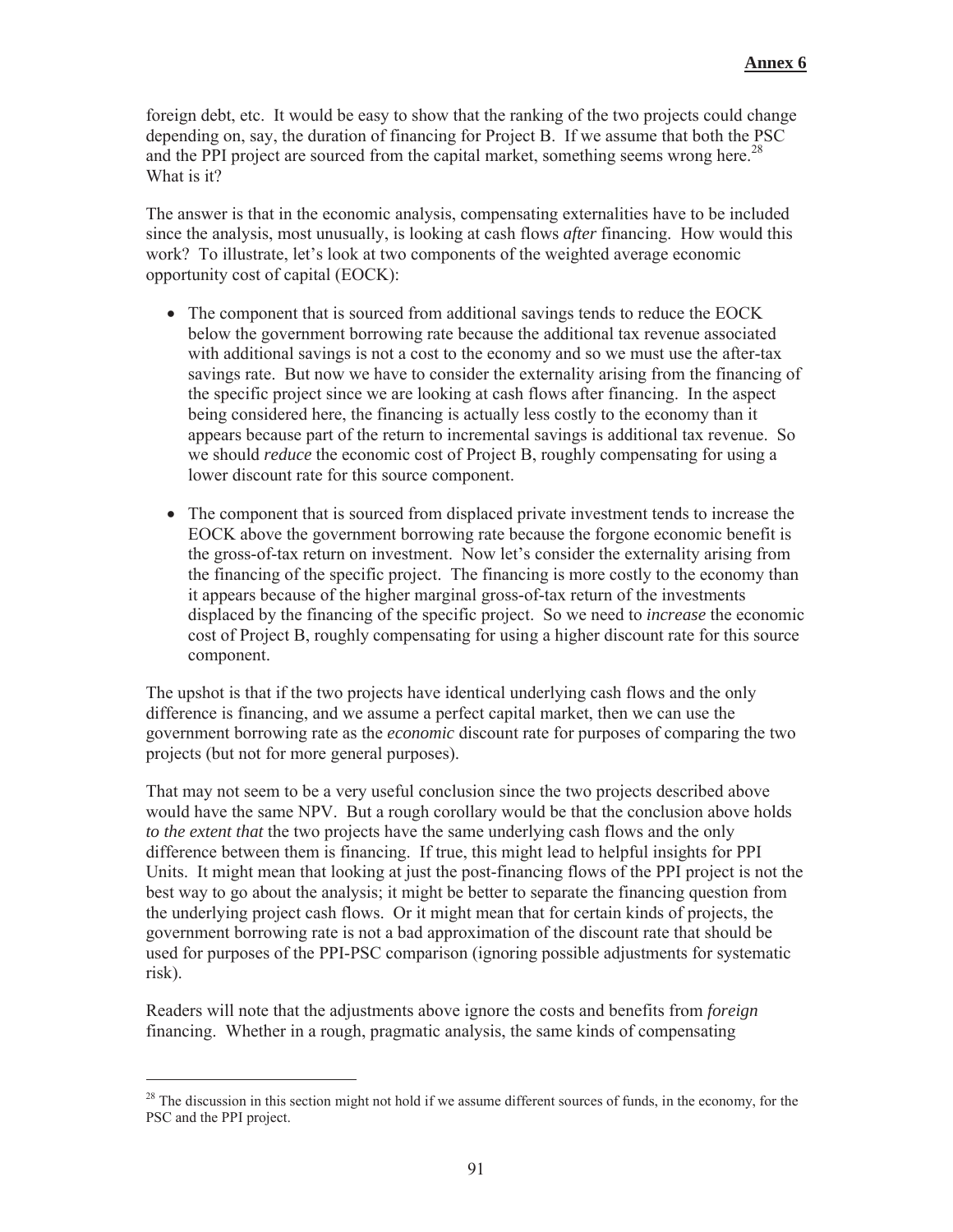foreign debt, etc. It would be easy to show that the ranking of the two projects could change depending on, say, the duration of financing for Project B. If we assume that both the PSC and the PPI project are sourced from the capital market, something seems wrong here.[28] What is it?

The answer is that in the economic analysis, compensating externalities have to be included since the analysis, most unusually, is looking at cash flows *after* financing. How would this work? To illustrate, let's look at two components of the weighted average economic opportunity cost of capital (EOCK):

- The component that is sourced from additional savings tends to reduce the EOCK below the government borrowing rate because the additional tax revenue associated with additional savings is not a cost to the economy and so we must use the after-tax savings rate. But now we have to consider the externality arising from the financing of the specific project since we are looking at cash flows after financing. In the aspect being considered here, the financing is actually less costly to the economy than it appears because part of the return to incremental savings is additional tax revenue. So we should *reduce* the economic cost of Project B, roughly compensating for using a lower discount rate for this source component.

- The component that is sourced from displaced private investment tends to increase the EOCK above the government borrowing rate because the forgone economic benefit is the gross-of-tax return on investment. Now let's consider the externality arising from the financing of the specific project. The financing is more costly to the economy than it appears because of the higher marginal gross-of-tax return of the investments displaced by the financing of the specific project. So we need to *increase* the economic cost of Project B, roughly compensating for using a higher discount rate for this source component.

The upshot is that if the two projects have identical underlying cash flows and the only difference is financing, and we assume a perfect capital market, then we can use the government borrowing rate as the *economic* discount rate for purposes of comparing the two projects (but not for more general purposes).

That may not seem to be a very useful conclusion since the two projects described above would have the same NPV. But a rough corollary would be that the conclusion above holds *to the extent that* the two projects have the same underlying cash flows and the only difference between them is financing. If true, this might lead to helpful insights for PPI Units. It might mean that looking at just the post-financing flows of the PPI project is not the best way to go about the analysis; it might be better to separate the financing question from the underlying project cash flows. Or it might mean that for certain kinds of projects, the government borrowing rate is not a bad approximation of the discount rate that should be used for purposes of the PPI-PSC comparison (ignoring possible adjustments for systematic risk).

Readers will note that the adjustments above ignore the costs and benefits from *foreign* financing. Whether in a rough, pragmatic analysis, the same kinds of compensating

---

[28] The discussion in this section might not hold if we assume different sources of funds, in the economy, for the PSC and the PPI project.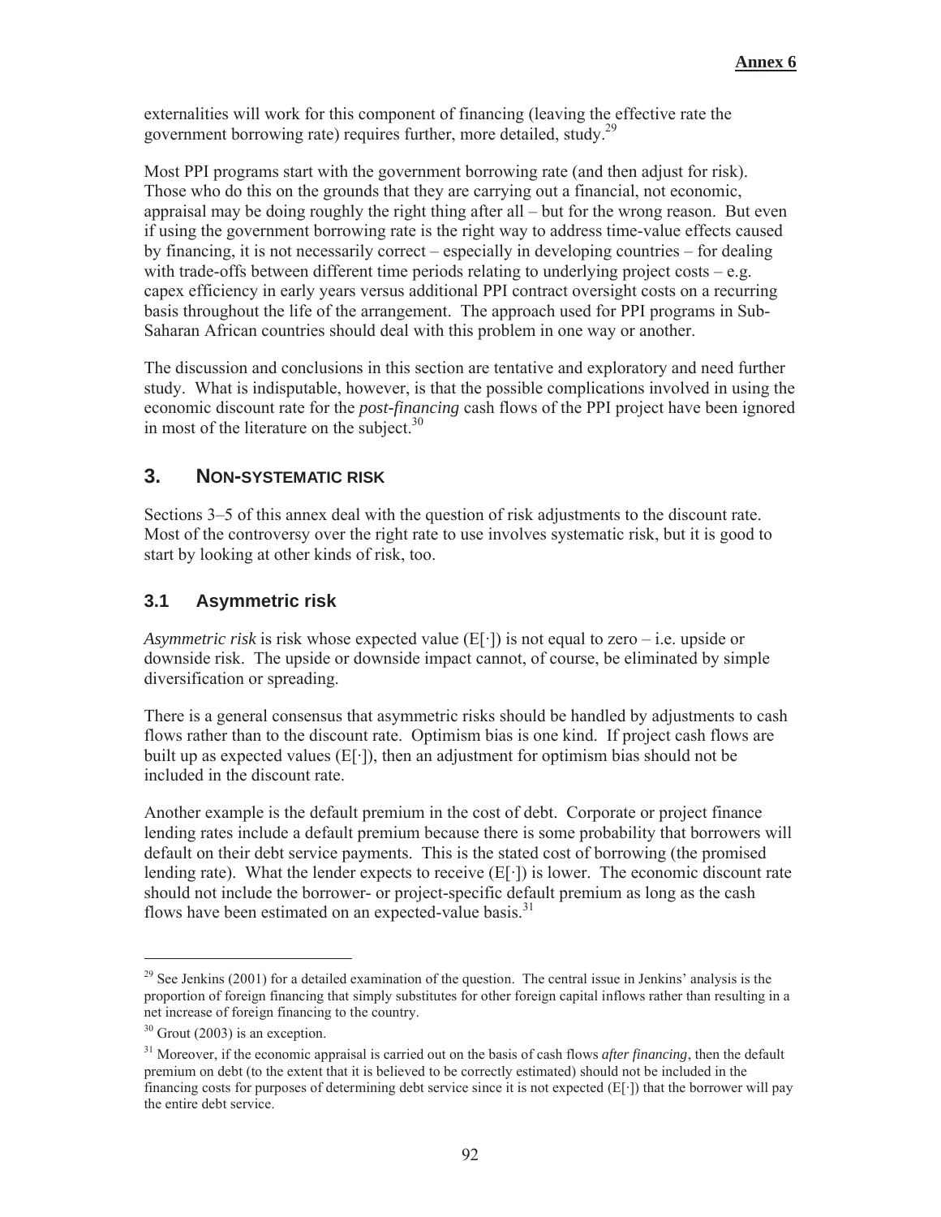externalities will work for this component of financing (leaving the effective rate the government borrowing rate) requires further, more detailed, study.[29]

Most PPI programs start with the government borrowing rate (and then adjust for risk). Those who do this on the grounds that they are carrying out a financial, not economic, appraisal may be doing roughly the right thing after all – but for the wrong reason. But even if using the government borrowing rate is the right way to address time-value effects caused by financing, it is not necessarily correct – especially in developing countries – for dealing with trade-offs between different time periods relating to underlying project costs – e.g. capex efficiency in early years versus additional PPI contract oversight costs on a recurring basis throughout the life of the arrangement. The approach used for PPI programs in Sub-Saharan African countries should deal with this problem in one way or another.

The discussion and conclusions in this section are tentative and exploratory and need further study. What is indisputable, however, is that the possible complications involved in using the economic discount rate for the *post-financing* cash flows of the PPI project have been ignored in most of the literature on the subject.[30]

## 3. NON-SYSTEMATIC RISK

Sections 3–5 of this annex deal with the question of risk adjustments to the discount rate. Most of the controversy over the right rate to use involves systematic risk, but it is good to start by looking at other kinds of risk, too.

### 3.1 Asymmetric risk

*Asymmetric risk* is risk whose expected value (E[·]) is not equal to zero – i.e. upside or downside risk. The upside or downside impact cannot, of course, be eliminated by simple diversification or spreading.

There is a general consensus that asymmetric risks should be handled by adjustments to cash flows rather than to the discount rate. Optimism bias is one kind. If project cash flows are built up as expected values (E[·]), then an adjustment for optimism bias should not be included in the discount rate.

Another example is the default premium in the cost of debt. Corporate or project finance lending rates include a default premium because there is some probability that borrowers will default on their debt service payments. This is the stated cost of borrowing (the promised lending rate). What the lender expects to receive (E[·]) is lower. The economic discount rate should not include the borrower- or project-specific default premium as long as the cash flows have been estimated on an expected-value basis.[31]

---

[29] See Jenkins (2001) for a detailed examination of the question. The central issue in Jenkins' analysis is the proportion of foreign financing that simply substitutes for other foreign capital inflows rather than resulting in a net increase of foreign financing to the country.

[30] Grout (2003) is an exception.

[31] Moreover, if the economic appraisal is carried out on the basis of cash flows *after financing*, then the default premium on debt (to the extent that it is believed to be correctly estimated) should not be included in the financing costs for purposes of determining debt service since it is not expected (E[·]) that the borrower will pay the entire debt service.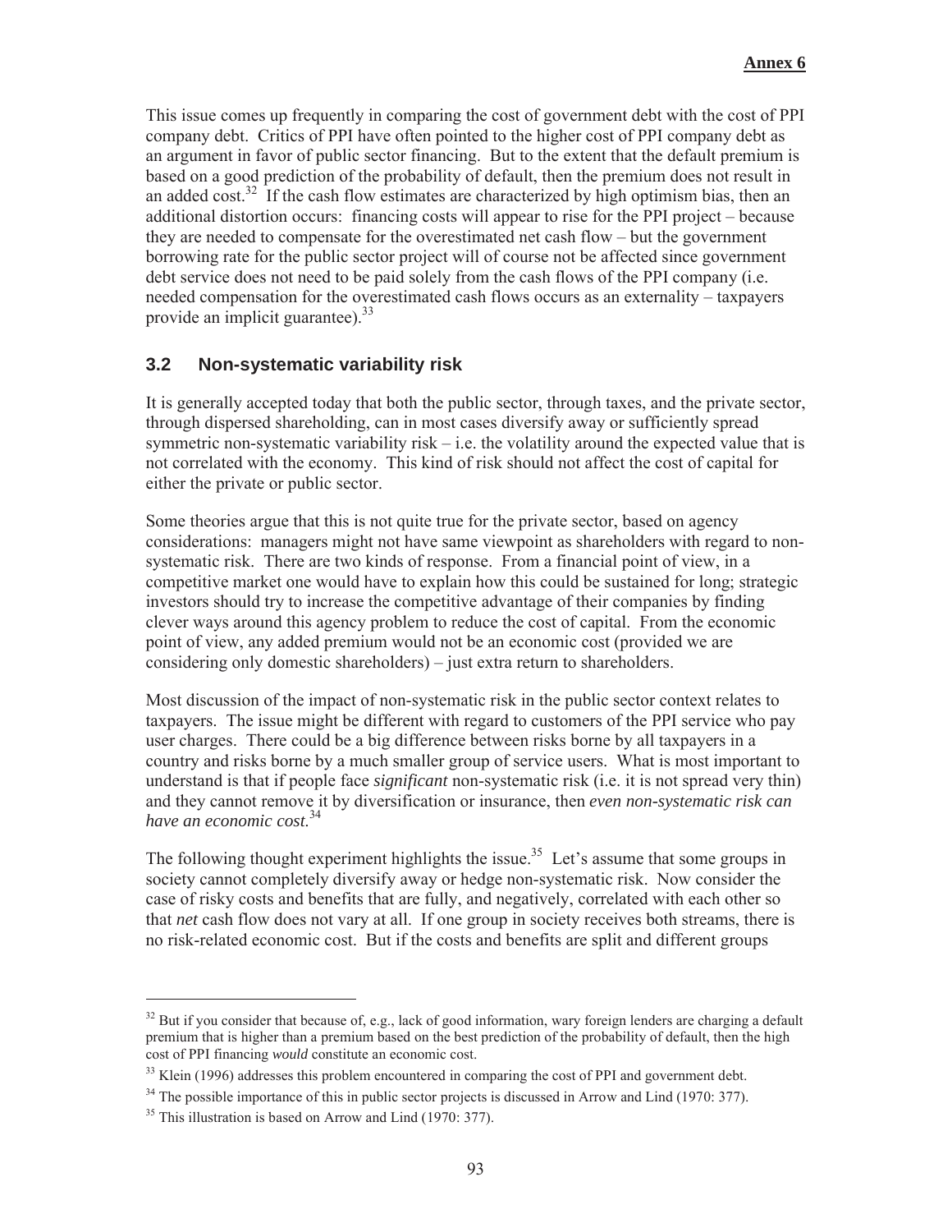This issue comes up frequently in comparing the cost of government debt with the cost of PPI company debt. Critics of PPI have often pointed to the higher cost of PPI company debt as an argument in favor of public sector financing. But to the extent that the default premium is based on a good prediction of the probability of default, then the premium does not result in an added cost.[32] If the cash flow estimates are characterized by high optimism bias, then an additional distortion occurs: financing costs will appear to rise for the PPI project – because they are needed to compensate for the overestimated net cash flow – but the government borrowing rate for the public sector project will of course not be affected since government debt service does not need to be paid solely from the cash flows of the PPI company (i.e. needed compensation for the overestimated cash flows occurs as an externality – taxpayers provide an implicit guarantee).[33]

## 3.2 Non-systematic variability risk

It is generally accepted today that both the public sector, through taxes, and the private sector, through dispersed shareholding, can in most cases diversify away or sufficiently spread symmetric non-systematic variability risk – i.e. the volatility around the expected value that is not correlated with the economy. This kind of risk should not affect the cost of capital for either the private or public sector.

Some theories argue that this is not quite true for the private sector, based on agency considerations: managers might not have same viewpoint as shareholders with regard to non-systematic risk. There are two kinds of response. From a financial point of view, in a competitive market one would have to explain how this could be sustained for long; strategic investors should try to increase the competitive advantage of their companies by finding clever ways around this agency problem to reduce the cost of capital. From the economic point of view, any added premium would not be an economic cost (provided we are considering only domestic shareholders) – just extra return to shareholders.

Most discussion of the impact of non-systematic risk in the public sector context relates to taxpayers. The issue might be different with regard to customers of the PPI service who pay user charges. There could be a big difference between risks borne by all taxpayers in a country and risks borne by a much smaller group of service users. What is most important to understand is that if people face *significant* non-systematic risk (i.e. it is not spread very thin) and they cannot remove it by diversification or insurance, then *even non-systematic risk can have an economic cost.*[34]

The following thought experiment highlights the issue.[35] Let's assume that some groups in society cannot completely diversify away or hedge non-systematic risk. Now consider the case of risky costs and benefits that are fully, and negatively, correlated with each other so that *net* cash flow does not vary at all. If one group in society receives both streams, there is no risk-related economic cost. But if the costs and benefits are split and different groups

---

[32] But if you consider that because of, e.g., lack of good information, wary foreign lenders are charging a default premium that is higher than a premium based on the best prediction of the probability of default, then the high cost of PPI financing *would* constitute an economic cost.

[33] Klein (1996) addresses this problem encountered in comparing the cost of PPI and government debt.

[34] The possible importance of this in public sector projects is discussed in Arrow and Lind (1970: 377).

[35] This illustration is based on Arrow and Lind (1970: 377).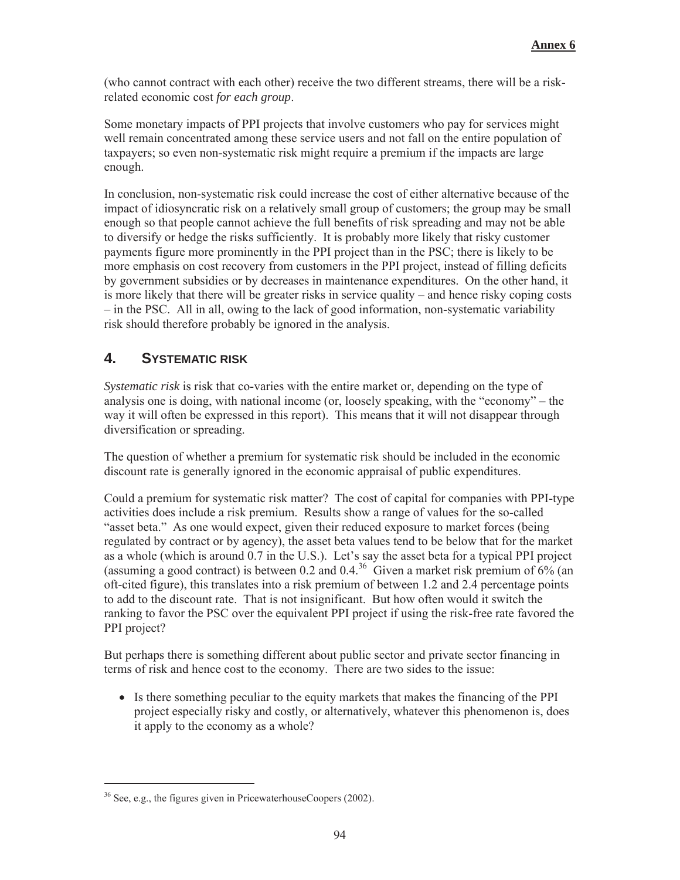(who cannot contract with each other) receive the two different streams, there will be a risk-related economic cost *for each group*.

Some monetary impacts of PPI projects that involve customers who pay for services might well remain concentrated among these service users and not fall on the entire population of taxpayers; so even non-systematic risk might require a premium if the impacts are large enough.

In conclusion, non-systematic risk could increase the cost of either alternative because of the impact of idiosyncratic risk on a relatively small group of customers; the group may be small enough so that people cannot achieve the full benefits of risk spreading and may not be able to diversify or hedge the risks sufficiently. It is probably more likely that risky customer payments figure more prominently in the PPI project than in the PSC; there is likely to be more emphasis on cost recovery from customers in the PPI project, instead of filling deficits by government subsidies or by decreases in maintenance expenditures. On the other hand, it is more likely that there will be greater risks in service quality – and hence risky coping costs – in the PSC. All in all, owing to the lack of good information, non-systematic variability risk should therefore probably be ignored in the analysis.

## 4. SYSTEMATIC RISK

*Systematic risk* is risk that co-varies with the entire market or, depending on the type of analysis one is doing, with national income (or, loosely speaking, with the "economy" – the way it will often be expressed in this report). This means that it will not disappear through diversification or spreading.

The question of whether a premium for systematic risk should be included in the economic discount rate is generally ignored in the economic appraisal of public expenditures.

Could a premium for systematic risk matter? The cost of capital for companies with PPI-type activities does include a risk premium. Results show a range of values for the so-called "asset beta." As one would expect, given their reduced exposure to market forces (being regulated by contract or by agency), the asset beta values tend to be below that for the market as a whole (which is around 0.7 in the U.S.). Let's say the asset beta for a typical PPI project (assuming a good contract) is between 0.2 and 0.4.[36] Given a market risk premium of 6% (an oft-cited figure), this translates into a risk premium of between 1.2 and 2.4 percentage points to add to the discount rate. That is not insignificant. But how often would it switch the ranking to favor the PSC over the equivalent PPI project if using the risk-free rate favored the PPI project?

But perhaps there is something different about public sector and private sector financing in terms of risk and hence cost to the economy. There are two sides to the issue:

- Is there something peculiar to the equity markets that makes the financing of the PPI project especially risky and costly, or alternatively, whatever this phenomenon is, does it apply to the economy as a whole?

[36] See, e.g., the figures given in PricewaterhouseCoopers (2002).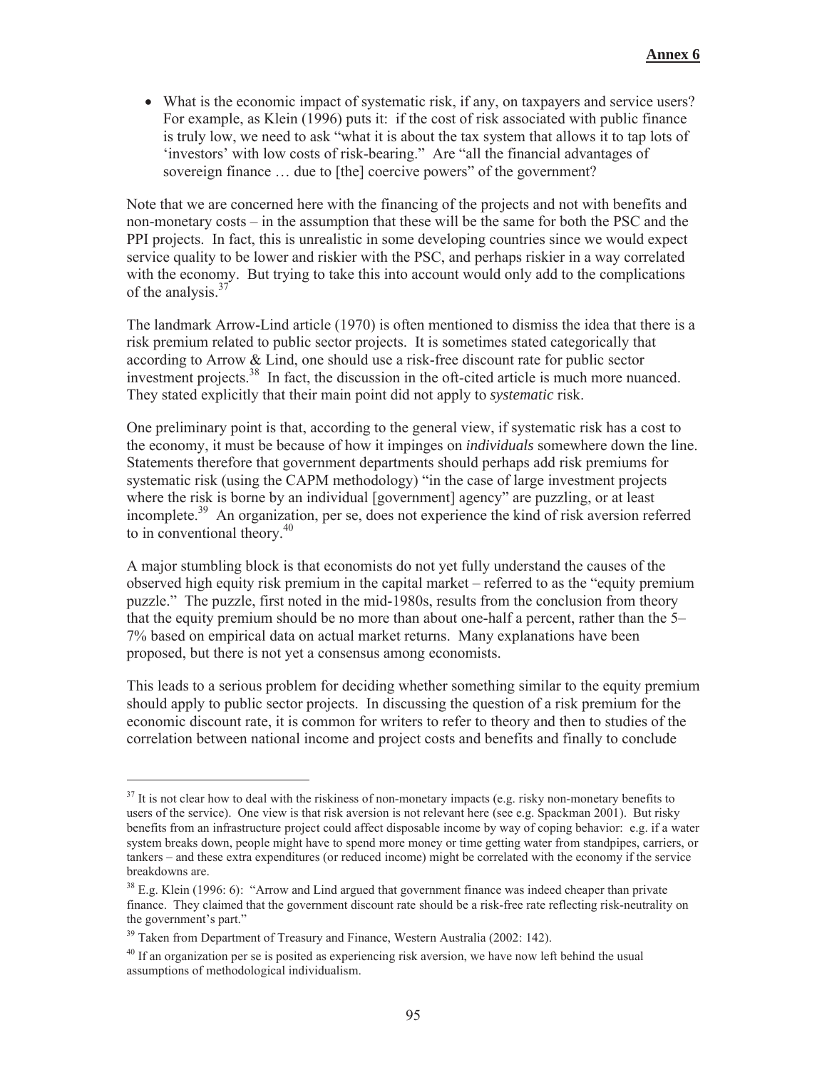- What is the economic impact of systematic risk, if any, on taxpayers and service users? For example, as Klein (1996) puts it: if the cost of risk associated with public finance is truly low, we need to ask "what it is about the tax system that allows it to tap lots of 'investors' with low costs of risk-bearing." Are "all the financial advantages of sovereign finance … due to [the] coercive powers" of the government?

Note that we are concerned here with the financing of the projects and not with benefits and non-monetary costs – in the assumption that these will be the same for both the PSC and the PPI projects. In fact, this is unrealistic in some developing countries since we would expect service quality to be lower and riskier with the PSC, and perhaps riskier in a way correlated with the economy. But trying to take this into account would only add to the complications of the analysis.[37]

The landmark Arrow-Lind article (1970) is often mentioned to dismiss the idea that there is a risk premium related to public sector projects. It is sometimes stated categorically that according to Arrow & Lind, one should use a risk-free discount rate for public sector investment projects.[38] In fact, the discussion in the oft-cited article is much more nuanced. They stated explicitly that their main point did not apply to *systematic* risk.

One preliminary point is that, according to the general view, if systematic risk has a cost to the economy, it must be because of how it impinges on *individuals* somewhere down the line. Statements therefore that government departments should perhaps add risk premiums for systematic risk (using the CAPM methodology) "in the case of large investment projects where the risk is borne by an individual [government] agency" are puzzling, or at least incomplete.[39] An organization, per se, does not experience the kind of risk aversion referred to in conventional theory.[40]

A major stumbling block is that economists do not yet fully understand the causes of the observed high equity risk premium in the capital market – referred to as the "equity premium puzzle." The puzzle, first noted in the mid-1980s, results from the conclusion from theory that the equity premium should be no more than about one-half a percent, rather than the 5–7% based on empirical data on actual market returns. Many explanations have been proposed, but there is not yet a consensus among economists.

This leads to a serious problem for deciding whether something similar to the equity premium should apply to public sector projects. In discussing the question of a risk premium for the economic discount rate, it is common for writers to refer to theory and then to studies of the correlation between national income and project costs and benefits and finally to conclude

---

[37] It is not clear how to deal with the riskiness of non-monetary impacts (e.g. risky non-monetary benefits to users of the service). One view is that risk aversion is not relevant here (see e.g. Spackman 2001). But risky benefits from an infrastructure project could affect disposable income by way of coping behavior: e.g. if a water system breaks down, people might have to spend more money or time getting water from standpipes, carriers, or tankers – and these extra expenditures (or reduced income) might be correlated with the economy if the service breakdowns are.

[38] E.g. Klein (1996: 6): "Arrow and Lind argued that government finance was indeed cheaper than private finance. They claimed that the government discount rate should be a risk-free rate reflecting risk-neutrality on the government's part."

[39] Taken from Department of Treasury and Finance, Western Australia (2002: 142).

[40] If an organization per se is posited as experiencing risk aversion, we have now left behind the usual assumptions of methodological individualism.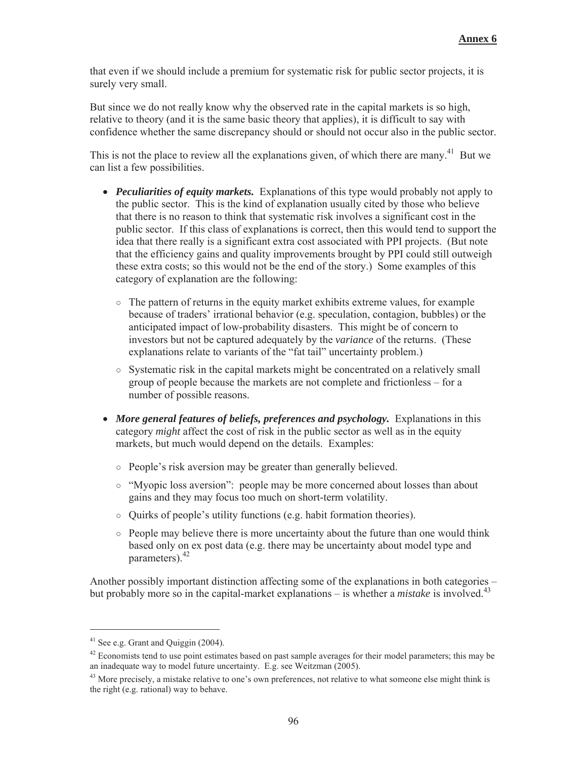that even if we should include a premium for systematic risk for public sector projects, it is surely very small.

But since we do not really know why the observed rate in the capital markets is so high, relative to theory (and it is the same basic theory that applies), it is difficult to say with confidence whether the same discrepancy should or should not occur also in the public sector.

This is not the place to review all the explanations given, of which there are many.[41] But we can list a few possibilities.

- ***Peculiarities of equity markets.*** Explanations of this type would probably not apply to the public sector. This is the kind of explanation usually cited by those who believe that there is no reason to think that systematic risk involves a significant cost in the public sector. If this class of explanations is correct, then this would tend to support the idea that there really is a significant extra cost associated with PPI projects. (But note that the efficiency gains and quality improvements brought by PPI could still outweigh these extra costs; so this would not be the end of the story.) Some examples of this category of explanation are the following:
  - The pattern of returns in the equity market exhibits extreme values, for example because of traders' irrational behavior (e.g. speculation, contagion, bubbles) or the anticipated impact of low-probability disasters. This might be of concern to investors but not be captured adequately by the *variance* of the returns. (These explanations relate to variants of the "fat tail" uncertainty problem.)
  - Systematic risk in the capital markets might be concentrated on a relatively small group of people because the markets are not complete and frictionless – for a number of possible reasons.
- ***More general features of beliefs, preferences and psychology.*** Explanations in this category *might* affect the cost of risk in the public sector as well as in the equity markets, but much would depend on the details. Examples:
  - People's risk aversion may be greater than generally believed.
  - "Myopic loss aversion": people may be more concerned about losses than about gains and they may focus too much on short-term volatility.
  - Quirks of people's utility functions (e.g. habit formation theories).
  - People may believe there is more uncertainty about the future than one would think based only on ex post data (e.g. there may be uncertainty about model type and parameters).[42]

Another possibly important distinction affecting some of the explanations in both categories – but probably more so in the capital-market explanations – is whether a *mistake* is involved.[43]

---

[41] See e.g. Grant and Quiggin (2004).

[42] Economists tend to use point estimates based on past sample averages for their model parameters; this may be an inadequate way to model future uncertainty. E.g. see Weitzman (2005).

[43] More precisely, a mistake relative to one's own preferences, not relative to what someone else might think is the right (e.g. rational) way to behave.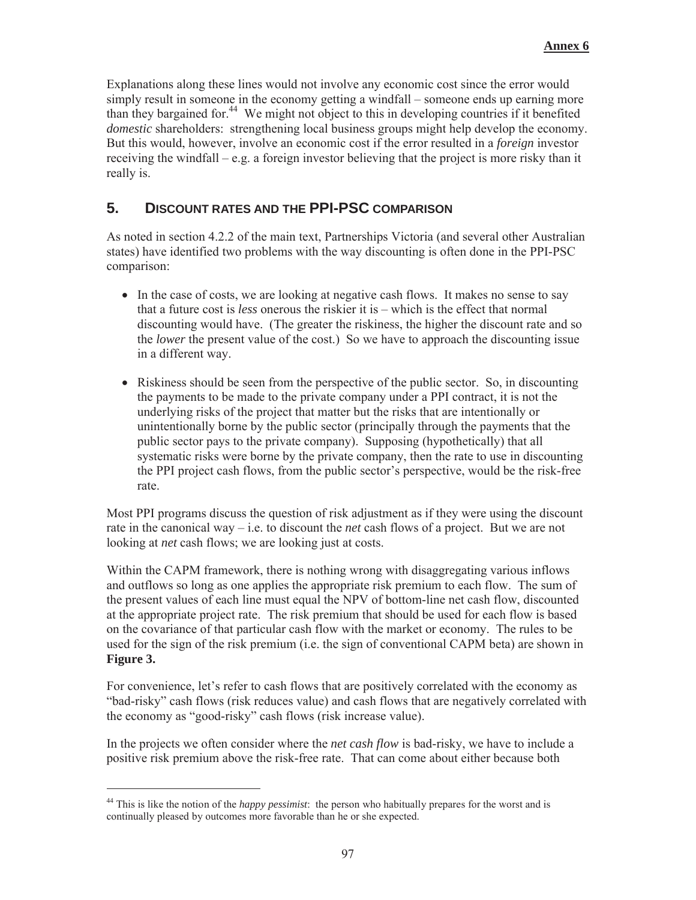Explanations along these lines would not involve any economic cost since the error would simply result in someone in the economy getting a windfall – someone ends up earning more than they bargained for.[44] We might not object to this in developing countries if it benefited *domestic* shareholders: strengthening local business groups might help develop the economy. But this would, however, involve an economic cost if the error resulted in a *foreign* investor receiving the windfall – e.g. a foreign investor believing that the project is more risky than it really is.

## 5. DISCOUNT RATES AND THE PPI-PSC COMPARISON

As noted in section 4.2.2 of the main text, Partnerships Victoria (and several other Australian states) have identified two problems with the way discounting is often done in the PPI-PSC comparison:

- In the case of costs, we are looking at negative cash flows. It makes no sense to say that a future cost is *less* onerous the riskier it is – which is the effect that normal discounting would have. (The greater the riskiness, the higher the discount rate and so the *lower* the present value of the cost.) So we have to approach the discounting issue in a different way.

- Riskiness should be seen from the perspective of the public sector. So, in discounting the payments to be made to the private company under a PPI contract, it is not the underlying risks of the project that matter but the risks that are intentionally or unintentionally borne by the public sector (principally through the payments that the public sector pays to the private company). Supposing (hypothetically) that all systematic risks were borne by the private company, then the rate to use in discounting the PPI project cash flows, from the public sector's perspective, would be the risk-free rate.

Most PPI programs discuss the question of risk adjustment as if they were using the discount rate in the canonical way – i.e. to discount the *net* cash flows of a project. But we are not looking at *net* cash flows; we are looking just at costs.

Within the CAPM framework, there is nothing wrong with disaggregating various inflows and outflows so long as one applies the appropriate risk premium to each flow. The sum of the present values of each line must equal the NPV of bottom-line net cash flow, discounted at the appropriate project rate. The risk premium that should be used for each flow is based on the covariance of that particular cash flow with the market or economy. The rules to be used for the sign of the risk premium (i.e. the sign of conventional CAPM beta) are shown in **Figure 3.**

For convenience, let's refer to cash flows that are positively correlated with the economy as "bad-risky" cash flows (risk reduces value) and cash flows that are negatively correlated with the economy as "good-risky" cash flows (risk increase value).

In the projects we often consider where the *net cash flow* is bad-risky, we have to include a positive risk premium above the risk-free rate. That can come about either because both

[44] This is like the notion of the *happy pessimist*: the person who habitually prepares for the worst and is continually pleased by outcomes more favorable than he or she expected.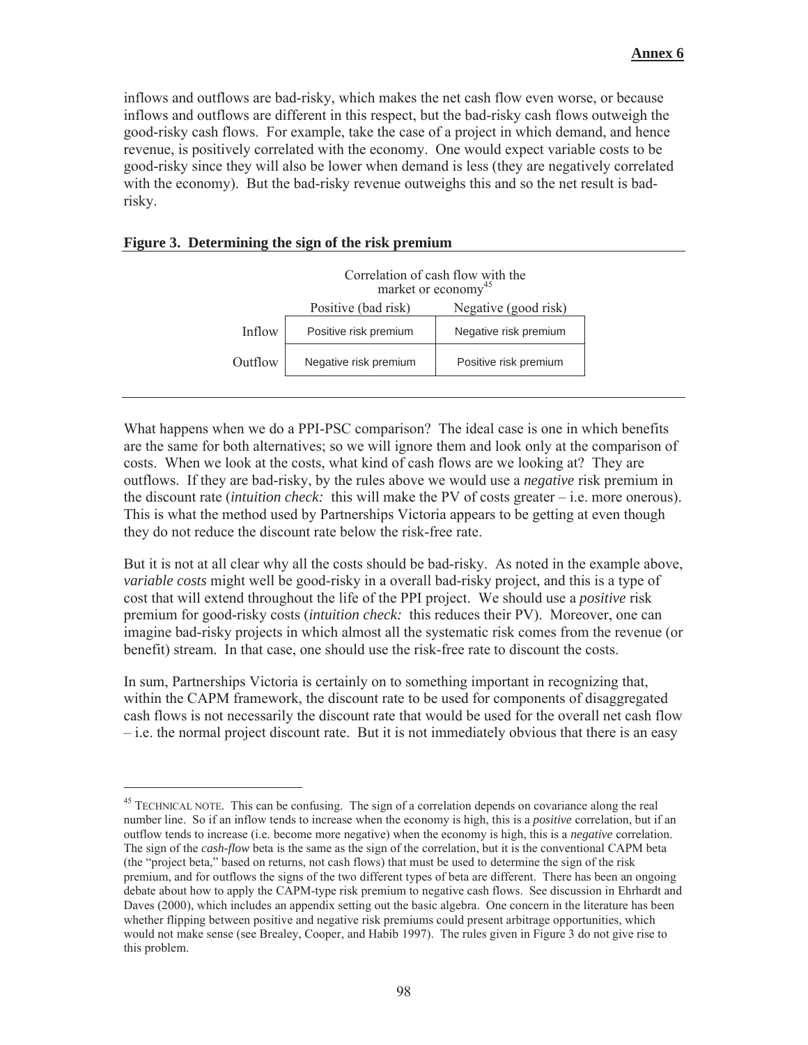inflows and outflows are bad-risky, which makes the net cash flow even worse, or because inflows and outflows are different in this respect, but the bad-risky cash flows outweigh the good-risky cash flows. For example, take the case of a project in which demand, and hence revenue, is positively correlated with the economy. One would expect variable costs to be good-risky since they will also be lower when demand is less (they are negatively correlated with the economy). But the bad-risky revenue outweighs this and so the net result is bad-risky.

**Figure 3. Determining the sign of the risk premium**

| | Correlation of cash flow with the market or economy[45] | |
|---|---|---|
| | Positive (bad risk) | Negative (good risk) |
| Inflow | Positive risk premium | Negative risk premium |
| Outflow | Negative risk premium | Positive risk premium |

What happens when we do a PPI-PSC comparison? The ideal case is one in which benefits are the same for both alternatives; so we will ignore them and look only at the comparison of costs. When we look at the costs, what kind of cash flows are we looking at? They are outflows. If they are bad-risky, by the rules above we would use a *negative* risk premium in the discount rate (*intuition check:* this will make the PV of costs greater – i.e. more onerous). This is what the method used by Partnerships Victoria appears to be getting at even though they do not reduce the discount rate below the risk-free rate.

But it is not at all clear why all the costs should be bad-risky. As noted in the example above, *variable costs* might well be good-risky in a overall bad-risky project, and this is a type of cost that will extend throughout the life of the PPI project. We should use a *positive* risk premium for good-risky costs (*intuition check:* this reduces their PV). Moreover, one can imagine bad-risky projects in which almost all the systematic risk comes from the revenue (or benefit) stream. In that case, one should use the risk-free rate to discount the costs.

In sum, Partnerships Victoria is certainly on to something important in recognizing that, within the CAPM framework, the discount rate to be used for components of disaggregated cash flows is not necessarily the discount rate that would be used for the overall net cash flow – i.e. the normal project discount rate. But it is not immediately obvious that there is an easy

[45] TECHNICAL NOTE. This can be confusing. The sign of a correlation depends on covariance along the real number line. So if an inflow tends to increase when the economy is high, this is a *positive* correlation, but if an outflow tends to increase (i.e. become more negative) when the economy is high, this is a *negative* correlation. The sign of the *cash-flow* beta is the same as the sign of the correlation, but it is the conventional CAPM beta (the "project beta," based on returns, not cash flows) that must be used to determine the sign of the risk premium, and for outflows the signs of the two different types of beta are different. There has been an ongoing debate about how to apply the CAPM-type risk premium to negative cash flows. See discussion in Ehrhardt and Daves (2000), which includes an appendix setting out the basic algebra. One concern in the literature has been whether flipping between positive and negative risk premiums could present arbitrage opportunities, which would not make sense (see Brealey, Cooper, and Habib 1997). The rules given in Figure 3 do not give rise to this problem.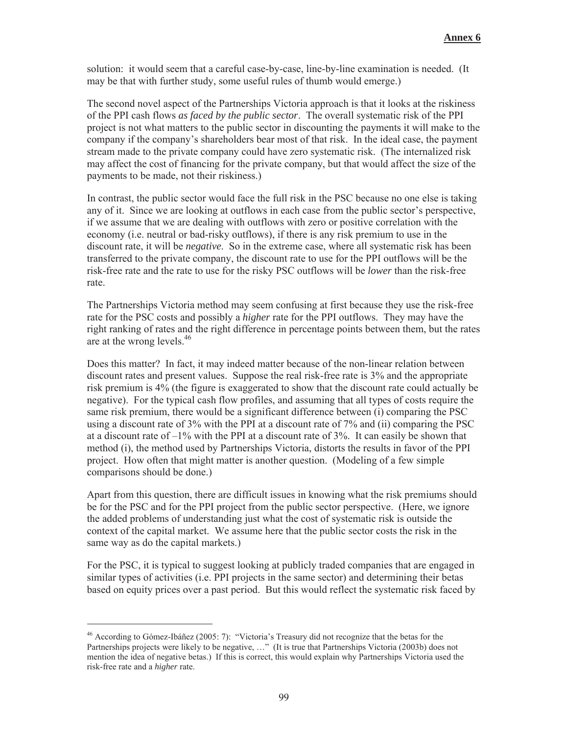solution: it would seem that a careful case-by-case, line-by-line examination is needed. (It may be that with further study, some useful rules of thumb would emerge.)

The second novel aspect of the Partnerships Victoria approach is that it looks at the riskiness of the PPI cash flows *as faced by the public sector*. The overall systematic risk of the PPI project is not what matters to the public sector in discounting the payments it will make to the company if the company's shareholders bear most of that risk. In the ideal case, the payment stream made to the private company could have zero systematic risk. (The internalized risk may affect the cost of financing for the private company, but that would affect the size of the payments to be made, not their riskiness.)

In contrast, the public sector would face the full risk in the PSC because no one else is taking any of it. Since we are looking at outflows in each case from the public sector's perspective, if we assume that we are dealing with outflows with zero or positive correlation with the economy (i.e. neutral or bad-risky outflows), if there is any risk premium to use in the discount rate, it will be *negative*. So in the extreme case, where all systematic risk has been transferred to the private company, the discount rate to use for the PPI outflows will be the risk-free rate and the rate to use for the risky PSC outflows will be *lower* than the risk-free rate.

The Partnerships Victoria method may seem confusing at first because they use the risk-free rate for the PSC costs and possibly a *higher* rate for the PPI outflows. They may have the right ranking of rates and the right difference in percentage points between them, but the rates are at the wrong levels.[46]

Does this matter? In fact, it may indeed matter because of the non-linear relation between discount rates and present values. Suppose the real risk-free rate is 3% and the appropriate risk premium is 4% (the figure is exaggerated to show that the discount rate could actually be negative). For the typical cash flow profiles, and assuming that all types of costs require the same risk premium, there would be a significant difference between (i) comparing the PSC using a discount rate of 3% with the PPI at a discount rate of 7% and (ii) comparing the PSC at a discount rate of –1% with the PPI at a discount rate of 3%. It can easily be shown that method (i), the method used by Partnerships Victoria, distorts the results in favor of the PPI project. How often that might matter is another question. (Modeling of a few simple comparisons should be done.)

Apart from this question, there are difficult issues in knowing what the risk premiums should be for the PSC and for the PPI project from the public sector perspective. (Here, we ignore the added problems of understanding just what the cost of systematic risk is outside the context of the capital market. We assume here that the public sector costs the risk in the same way as do the capital markets.)

For the PSC, it is typical to suggest looking at publicly traded companies that are engaged in similar types of activities (i.e. PPI projects in the same sector) and determining their betas based on equity prices over a past period. But this would reflect the systematic risk faced by

---

[46] According to Gómez-Ibáñez (2005: 7): "Victoria's Treasury did not recognize that the betas for the Partnerships projects were likely to be negative, …" (It is true that Partnerships Victoria (2003b) does not mention the idea of negative betas.) If this is correct, this would explain why Partnerships Victoria used the risk-free rate and a *higher* rate.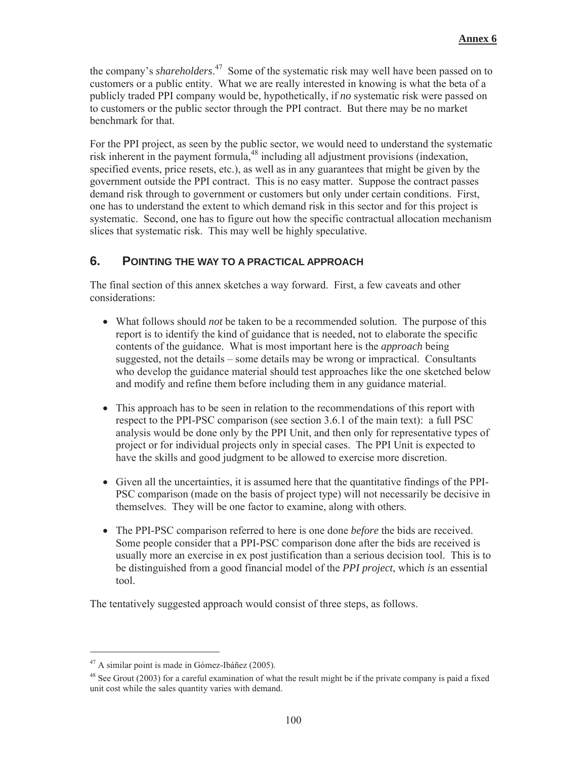the company's *shareholders*.[47] Some of the systematic risk may well have been passed on to customers or a public entity. What we are really interested in knowing is what the beta of a publicly traded PPI company would be, hypothetically, if *no* systematic risk were passed on to customers or the public sector through the PPI contract. But there may be no market benchmark for that.

For the PPI project, as seen by the public sector, we would need to understand the systematic risk inherent in the payment formula,[48] including all adjustment provisions (indexation, specified events, price resets, etc.), as well as in any guarantees that might be given by the government outside the PPI contract. This is no easy matter. Suppose the contract passes demand risk through to government or customers but only under certain conditions. First, one has to understand the extent to which demand risk in this sector and for this project is systematic. Second, one has to figure out how the specific contractual allocation mechanism slices that systematic risk. This may well be highly speculative.

## 6. POINTING THE WAY TO A PRACTICAL APPROACH

The final section of this annex sketches a way forward. First, a few caveats and other considerations:

- What follows should *not* be taken to be a recommended solution. The purpose of this report is to identify the kind of guidance that is needed, not to elaborate the specific contents of the guidance. What is most important here is the *approach* being suggested, not the details – some details may be wrong or impractical. Consultants who develop the guidance material should test approaches like the one sketched below and modify and refine them before including them in any guidance material.

- This approach has to be seen in relation to the recommendations of this report with respect to the PPI-PSC comparison (see section 3.6.1 of the main text): a full PSC analysis would be done only by the PPI Unit, and then only for representative types of project or for individual projects only in special cases. The PPI Unit is expected to have the skills and good judgment to be allowed to exercise more discretion.

- Given all the uncertainties, it is assumed here that the quantitative findings of the PPI-PSC comparison (made on the basis of project type) will not necessarily be decisive in themselves. They will be one factor to examine, along with others.

- The PPI-PSC comparison referred to here is one done *before* the bids are received. Some people consider that a PPI-PSC comparison done after the bids are received is usually more an exercise in ex post justification than a serious decision tool. This is to be distinguished from a good financial model of the *PPI project*, which *is* an essential tool.

The tentatively suggested approach would consist of three steps, as follows.

---

[47] A similar point is made in Gómez-Ibáñez (2005).

[48] See Grout (2003) for a careful examination of what the result might be if the private company is paid a fixed unit cost while the sales quantity varies with demand.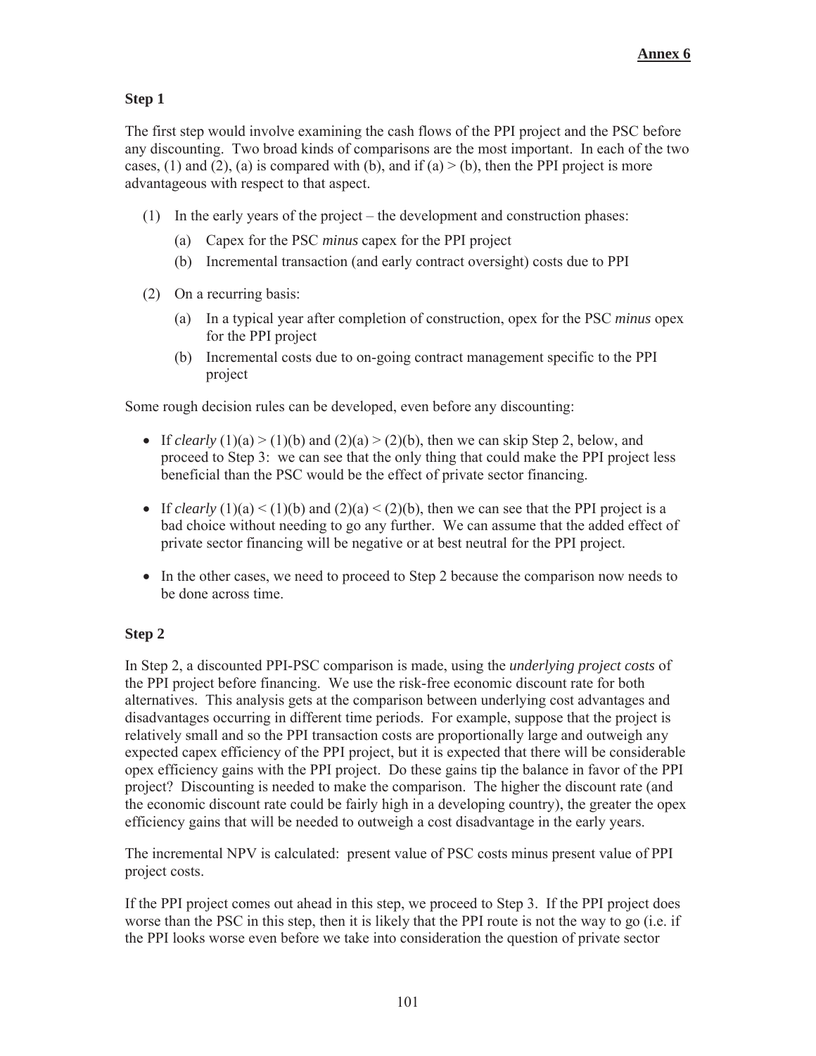**Annex 6**

**Step 1**

The first step would involve examining the cash flows of the PPI project and the PSC before any discounting. Two broad kinds of comparisons are the most important. In each of the two cases, (1) and (2), (a) is compared with (b), and if (a) > (b), then the PPI project is more advantageous with respect to that aspect.

(1) In the early years of the project – the development and construction phases:

  (a) Capex for the PSC *minus* capex for the PPI project

  (b) Incremental transaction (and early contract oversight) costs due to PPI

(2) On a recurring basis:

  (a) In a typical year after completion of construction, opex for the PSC *minus* opex for the PPI project

  (b) Incremental costs due to on-going contract management specific to the PPI project

Some rough decision rules can be developed, even before any discounting:

- If *clearly* (1)(a) > (1)(b) and (2)(a) > (2)(b), then we can skip Step 2, below, and proceed to Step 3: we can see that the only thing that could make the PPI project less beneficial than the PSC would be the effect of private sector financing.
- If *clearly* (1)(a) < (1)(b) and (2)(a) < (2)(b), then we can see that the PPI project is a bad choice without needing to go any further. We can assume that the added effect of private sector financing will be negative or at best neutral for the PPI project.
- In the other cases, we need to proceed to Step 2 because the comparison now needs to be done across time.

**Step 2**

In Step 2, a discounted PPI-PSC comparison is made, using the *underlying project costs* of the PPI project before financing. We use the risk-free economic discount rate for both alternatives. This analysis gets at the comparison between underlying cost advantages and disadvantages occurring in different time periods. For example, suppose that the project is relatively small and so the PPI transaction costs are proportionally large and outweigh any expected capex efficiency of the PPI project, but it is expected that there will be considerable opex efficiency gains with the PPI project. Do these gains tip the balance in favor of the PPI project? Discounting is needed to make the comparison. The higher the discount rate (and the economic discount rate could be fairly high in a developing country), the greater the opex efficiency gains that will be needed to outweigh a cost disadvantage in the early years.

The incremental NPV is calculated: present value of PSC costs minus present value of PPI project costs.

If the PPI project comes out ahead in this step, we proceed to Step 3. If the PPI project does worse than the PSC in this step, then it is likely that the PPI route is not the way to go (i.e. if the PPI looks worse even before we take into consideration the question of private sector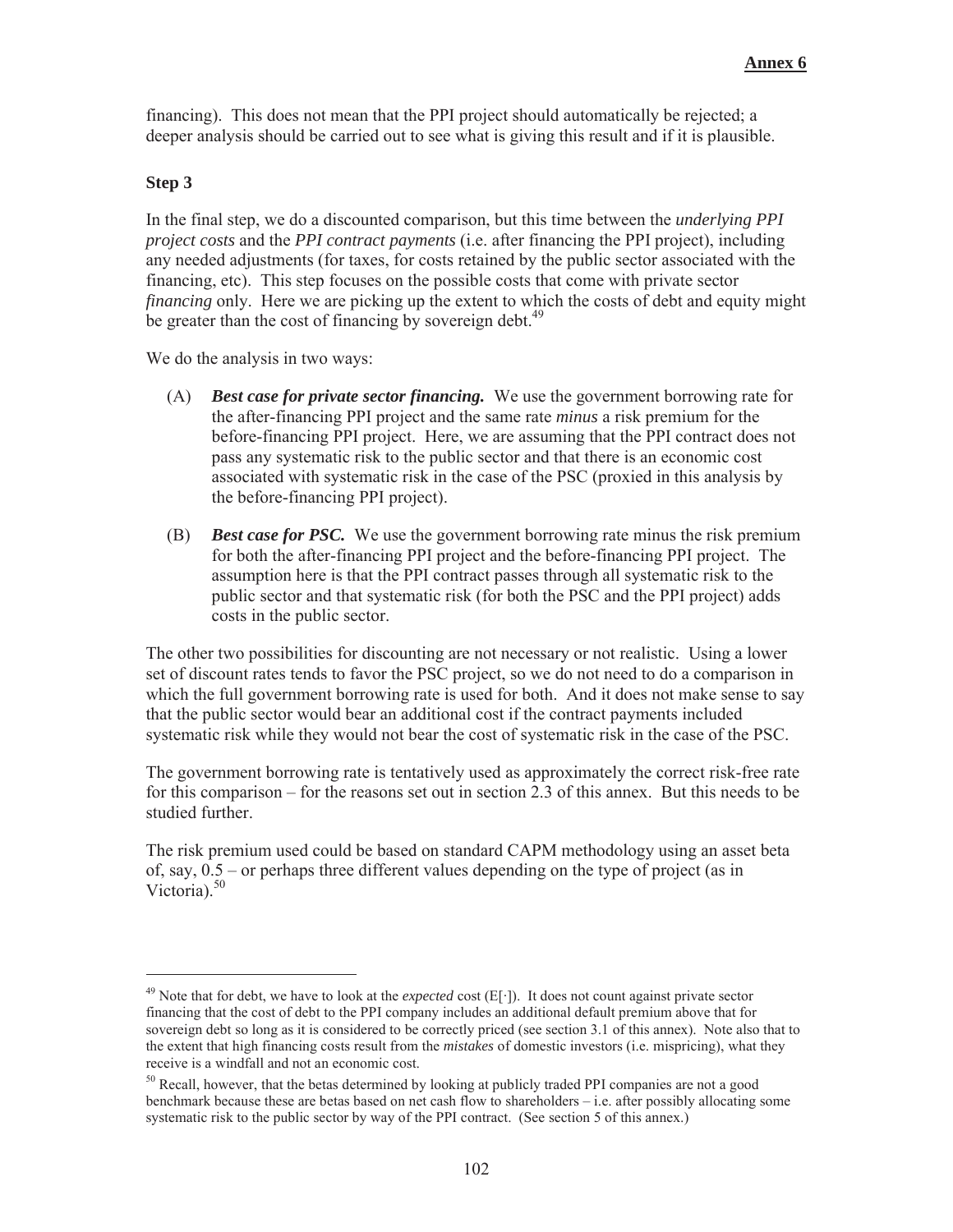financing). This does not mean that the PPI project should automatically be rejected; a deeper analysis should be carried out to see what is giving this result and if it is plausible.

**Step 3**

In the final step, we do a discounted comparison, but this time between the *underlying PPI project costs* and the *PPI contract payments* (i.e. after financing the PPI project), including any needed adjustments (for taxes, for costs retained by the public sector associated with the financing, etc). This step focuses on the possible costs that come with private sector *financing* only. Here we are picking up the extent to which the costs of debt and equity might be greater than the cost of financing by sovereign debt.[49]

We do the analysis in two ways:

(A) ***Best case for private sector financing.*** We use the government borrowing rate for the after-financing PPI project and the same rate *minus* a risk premium for the before-financing PPI project. Here, we are assuming that the PPI contract does not pass any systematic risk to the public sector and that there is an economic cost associated with systematic risk in the case of the PSC (proxied in this analysis by the before-financing PPI project).

(B) ***Best case for PSC.*** We use the government borrowing rate minus the risk premium for both the after-financing PPI project and the before-financing PPI project. The assumption here is that the PPI contract passes through all systematic risk to the public sector and that systematic risk (for both the PSC and the PPI project) adds costs in the public sector.

The other two possibilities for discounting are not necessary or not realistic. Using a lower set of discount rates tends to favor the PSC project, so we do not need to do a comparison in which the full government borrowing rate is used for both. And it does not make sense to say that the public sector would bear an additional cost if the contract payments included systematic risk while they would not bear the cost of systematic risk in the case of the PSC.

The government borrowing rate is tentatively used as approximately the correct risk-free rate for this comparison – for the reasons set out in section 2.3 of this annex. But this needs to be studied further.

The risk premium used could be based on standard CAPM methodology using an asset beta of, say, 0.5 – or perhaps three different values depending on the type of project (as in Victoria).[50]

---

[49] Note that for debt, we have to look at the *expected* cost ($E[\cdot]$). It does not count against private sector financing that the cost of debt to the PPI company includes an additional default premium above that for sovereign debt so long as it is considered to be correctly priced (see section 3.1 of this annex). Note also that to the extent that high financing costs result from the *mistakes* of domestic investors (i.e. mispricing), what they receive is a windfall and not an economic cost.

[50] Recall, however, that the betas determined by looking at publicly traded PPI companies are not a good benchmark because these are betas based on net cash flow to shareholders – i.e. after possibly allocating some systematic risk to the public sector by way of the PPI contract. (See section 5 of this annex.)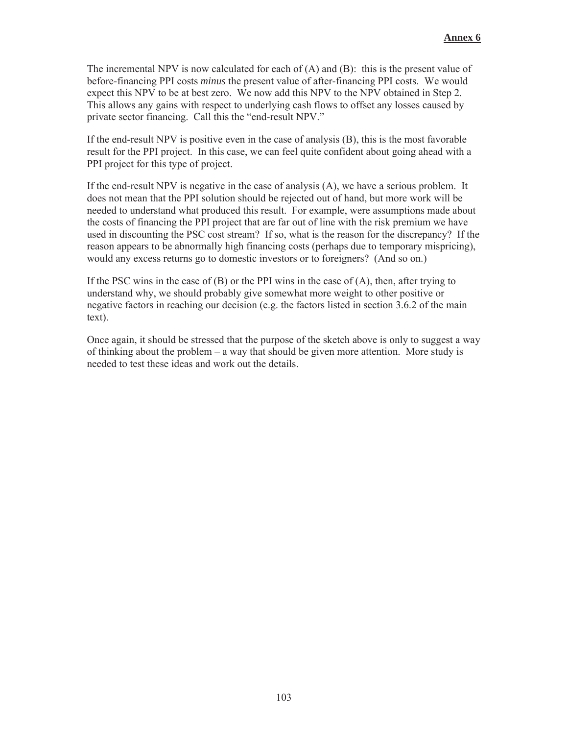The incremental NPV is now calculated for each of (A) and (B): this is the present value of before-financing PPI costs *minus* the present value of after-financing PPI costs. We would expect this NPV to be at best zero. We now add this NPV to the NPV obtained in Step 2. This allows any gains with respect to underlying cash flows to offset any losses caused by private sector financing. Call this the "end-result NPV."

If the end-result NPV is positive even in the case of analysis (B), this is the most favorable result for the PPI project. In this case, we can feel quite confident about going ahead with a PPI project for this type of project.

If the end-result NPV is negative in the case of analysis (A), we have a serious problem. It does not mean that the PPI solution should be rejected out of hand, but more work will be needed to understand what produced this result. For example, were assumptions made about the costs of financing the PPI project that are far out of line with the risk premium we have used in discounting the PSC cost stream? If so, what is the reason for the discrepancy? If the reason appears to be abnormally high financing costs (perhaps due to temporary mispricing), would any excess returns go to domestic investors or to foreigners? (And so on.)

If the PSC wins in the case of (B) or the PPI wins in the case of (A), then, after trying to understand why, we should probably give somewhat more weight to other positive or negative factors in reaching our decision (e.g. the factors listed in section 3.6.2 of the main text).

Once again, it should be stressed that the purpose of the sketch above is only to suggest a way of thinking about the problem – a way that should be given more attention. More study is needed to test these ideas and work out the details.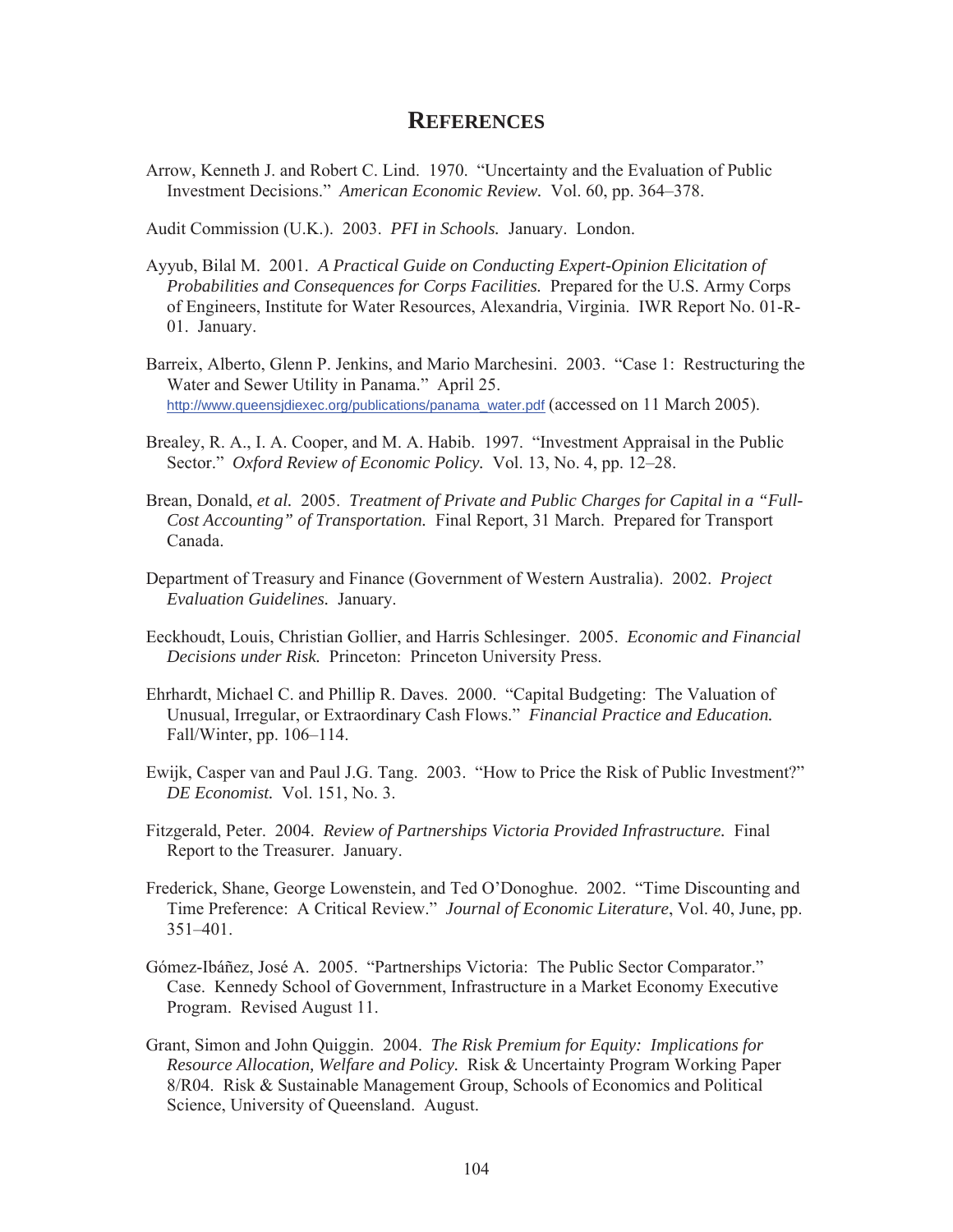# REFERENCES

Arrow, Kenneth J. and Robert C. Lind. 1970. "Uncertainty and the Evaluation of Public Investment Decisions." *American Economic Review.* Vol. 60, pp. 364–378.

Audit Commission (U.K.). 2003. *PFI in Schools.* January. London.

Ayyub, Bilal M. 2001. *A Practical Guide on Conducting Expert-Opinion Elicitation of Probabilities and Consequences for Corps Facilities.* Prepared for the U.S. Army Corps of Engineers, Institute for Water Resources, Alexandria, Virginia. IWR Report No. 01-R-01. January.

Barreix, Alberto, Glenn P. Jenkins, and Mario Marchesini. 2003. "Case 1: Restructuring the Water and Sewer Utility in Panama." April 25. http://www.queensjdiexec.org/publications/panama_water.pdf (accessed on 11 March 2005).

Brealey, R. A., I. A. Cooper, and M. A. Habib. 1997. "Investment Appraisal in the Public Sector." *Oxford Review of Economic Policy.* Vol. 13, No. 4, pp. 12–28.

Brean, Donald, *et al.* 2005. *Treatment of Private and Public Charges for Capital in a "Full-Cost Accounting" of Transportation.* Final Report, 31 March. Prepared for Transport Canada.

Department of Treasury and Finance (Government of Western Australia). 2002. *Project Evaluation Guidelines.* January.

Eeckhoudt, Louis, Christian Gollier, and Harris Schlesinger. 2005. *Economic and Financial Decisions under Risk.* Princeton: Princeton University Press.

Ehrhardt, Michael C. and Phillip R. Daves. 2000. "Capital Budgeting: The Valuation of Unusual, Irregular, or Extraordinary Cash Flows." *Financial Practice and Education.* Fall/Winter, pp. 106–114.

Ewijk, Casper van and Paul J.G. Tang. 2003. "How to Price the Risk of Public Investment?" *DE Economist.* Vol. 151, No. 3.

Fitzgerald, Peter. 2004. *Review of Partnerships Victoria Provided Infrastructure.* Final Report to the Treasurer. January.

Frederick, Shane, George Lowenstein, and Ted O'Donoghue. 2002. "Time Discounting and Time Preference: A Critical Review." *Journal of Economic Literature*, Vol. 40, June, pp. 351–401.

Gómez-Ibáñez, José A. 2005. "Partnerships Victoria: The Public Sector Comparator." Case. Kennedy School of Government, Infrastructure in a Market Economy Executive Program. Revised August 11.

Grant, Simon and John Quiggin. 2004. *The Risk Premium for Equity: Implications for Resource Allocation, Welfare and Policy.* Risk & Uncertainty Program Working Paper 8/R04. Risk & Sustainable Management Group, Schools of Economics and Political Science, University of Queensland. August.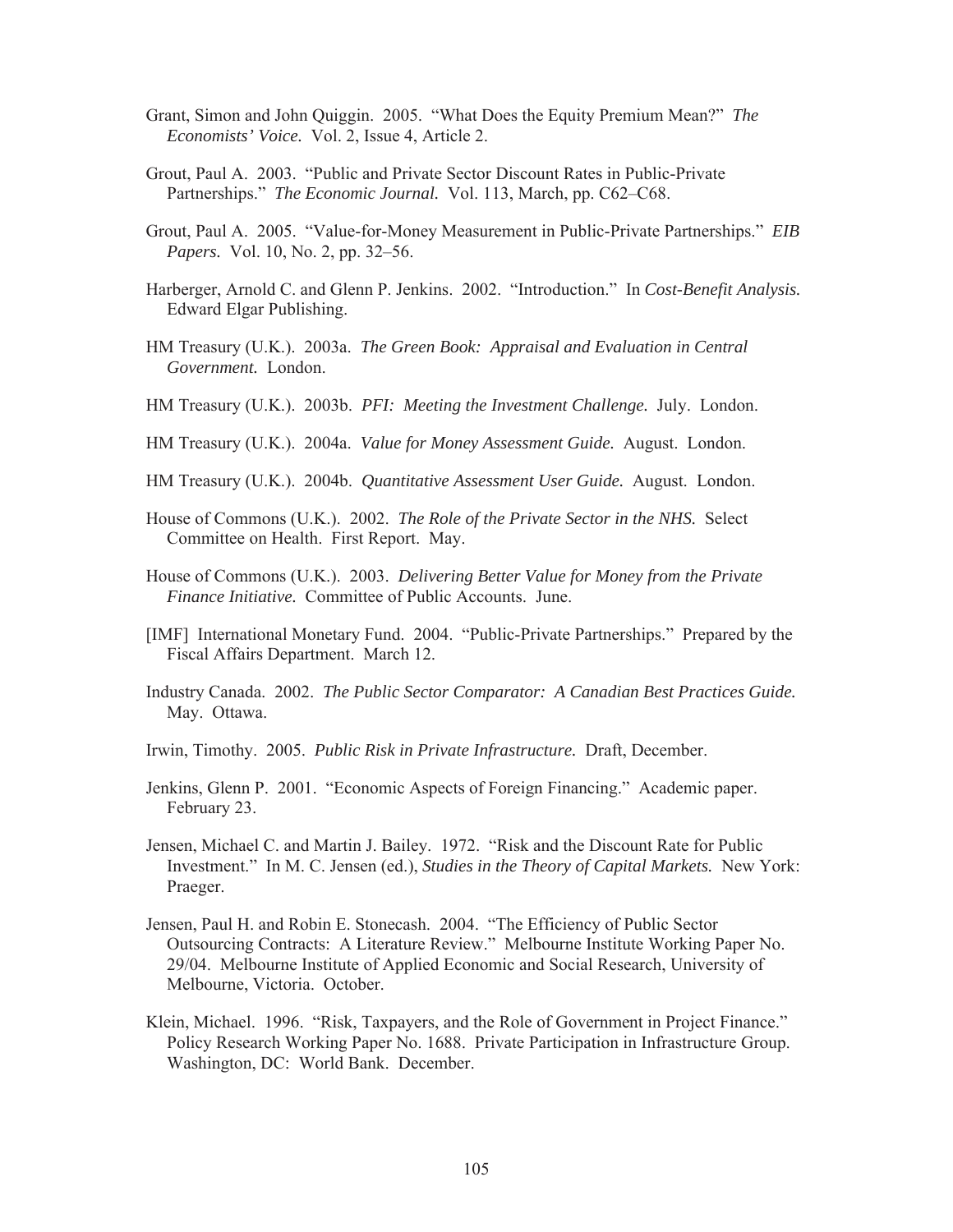Grant, Simon and John Quiggin. 2005. "What Does the Equity Premium Mean?" *The Economists' Voice.* Vol. 2, Issue 4, Article 2.

Grout, Paul A. 2003. "Public and Private Sector Discount Rates in Public-Private Partnerships." *The Economic Journal.* Vol. 113, March, pp. C62–C68.

Grout, Paul A. 2005. "Value-for-Money Measurement in Public-Private Partnerships." *EIB Papers.* Vol. 10, No. 2, pp. 32–56.

Harberger, Arnold C. and Glenn P. Jenkins. 2002. "Introduction." In *Cost-Benefit Analysis.* Edward Elgar Publishing.

HM Treasury (U.K.). 2003a. *The Green Book: Appraisal and Evaluation in Central Government.* London.

HM Treasury (U.K.). 2003b. *PFI: Meeting the Investment Challenge.* July. London.

HM Treasury (U.K.). 2004a. *Value for Money Assessment Guide.* August. London.

HM Treasury (U.K.). 2004b. *Quantitative Assessment User Guide.* August. London.

House of Commons (U.K.). 2002. *The Role of the Private Sector in the NHS.* Select Committee on Health. First Report. May.

House of Commons (U.K.). 2003. *Delivering Better Value for Money from the Private Finance Initiative.* Committee of Public Accounts. June.

[IMF] International Monetary Fund. 2004. "Public-Private Partnerships." Prepared by the Fiscal Affairs Department. March 12.

Industry Canada. 2002. *The Public Sector Comparator: A Canadian Best Practices Guide.* May. Ottawa.

Irwin, Timothy. 2005. *Public Risk in Private Infrastructure.* Draft, December.

Jenkins, Glenn P. 2001. "Economic Aspects of Foreign Financing." Academic paper. February 23.

Jensen, Michael C. and Martin J. Bailey. 1972. "Risk and the Discount Rate for Public Investment." In M. C. Jensen (ed.), *Studies in the Theory of Capital Markets.* New York: Praeger.

Jensen, Paul H. and Robin E. Stonecash. 2004. "The Efficiency of Public Sector Outsourcing Contracts: A Literature Review." Melbourne Institute Working Paper No. 29/04. Melbourne Institute of Applied Economic and Social Research, University of Melbourne, Victoria. October.

Klein, Michael. 1996. "Risk, Taxpayers, and the Role of Government in Project Finance." Policy Research Working Paper No. 1688. Private Participation in Infrastructure Group. Washington, DC: World Bank. December.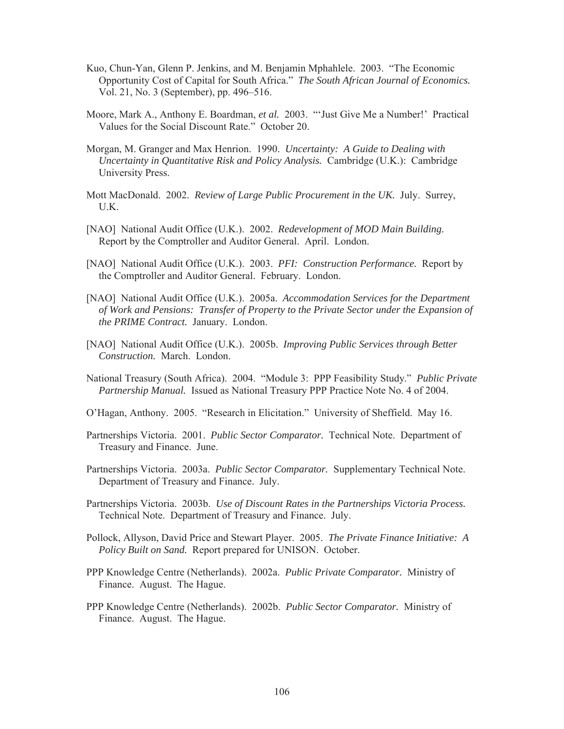Kuo, Chun-Yan, Glenn P. Jenkins, and M. Benjamin Mphahlele. 2003. "The Economic Opportunity Cost of Capital for South Africa." *The South African Journal of Economics.* Vol. 21, No. 3 (September), pp. 496–516.

Moore, Mark A., Anthony E. Boardman, *et al.* 2003. "'Just Give Me a Number!' Practical Values for the Social Discount Rate." October 20.

Morgan, M. Granger and Max Henrion. 1990. *Uncertainty: A Guide to Dealing with Uncertainty in Quantitative Risk and Policy Analysis.* Cambridge (U.K.): Cambridge University Press.

Mott MacDonald. 2002. *Review of Large Public Procurement in the UK.* July. Surrey, U.K.

[NAO] National Audit Office (U.K.). 2002. *Redevelopment of MOD Main Building.* Report by the Comptroller and Auditor General. April. London.

[NAO] National Audit Office (U.K.). 2003. *PFI: Construction Performance.* Report by the Comptroller and Auditor General. February. London.

[NAO] National Audit Office (U.K.). 2005a. *Accommodation Services for the Department of Work and Pensions: Transfer of Property to the Private Sector under the Expansion of the PRIME Contract.* January. London.

[NAO] National Audit Office (U.K.). 2005b. *Improving Public Services through Better Construction.* March. London.

National Treasury (South Africa). 2004. "Module 3: PPP Feasibility Study." *Public Private Partnership Manual.* Issued as National Treasury PPP Practice Note No. 4 of 2004.

O'Hagan, Anthony. 2005. "Research in Elicitation." University of Sheffield. May 16.

Partnerships Victoria. 2001. *Public Sector Comparator.* Technical Note. Department of Treasury and Finance. June.

Partnerships Victoria. 2003a. *Public Sector Comparator.* Supplementary Technical Note. Department of Treasury and Finance. July.

Partnerships Victoria. 2003b. *Use of Discount Rates in the Partnerships Victoria Process.* Technical Note. Department of Treasury and Finance. July.

Pollock, Allyson, David Price and Stewart Player. 2005. *The Private Finance Initiative: A Policy Built on Sand.* Report prepared for UNISON. October.

PPP Knowledge Centre (Netherlands). 2002a. *Public Private Comparator.* Ministry of Finance. August. The Hague.

PPP Knowledge Centre (Netherlands). 2002b. *Public Sector Comparator.* Ministry of Finance. August. The Hague.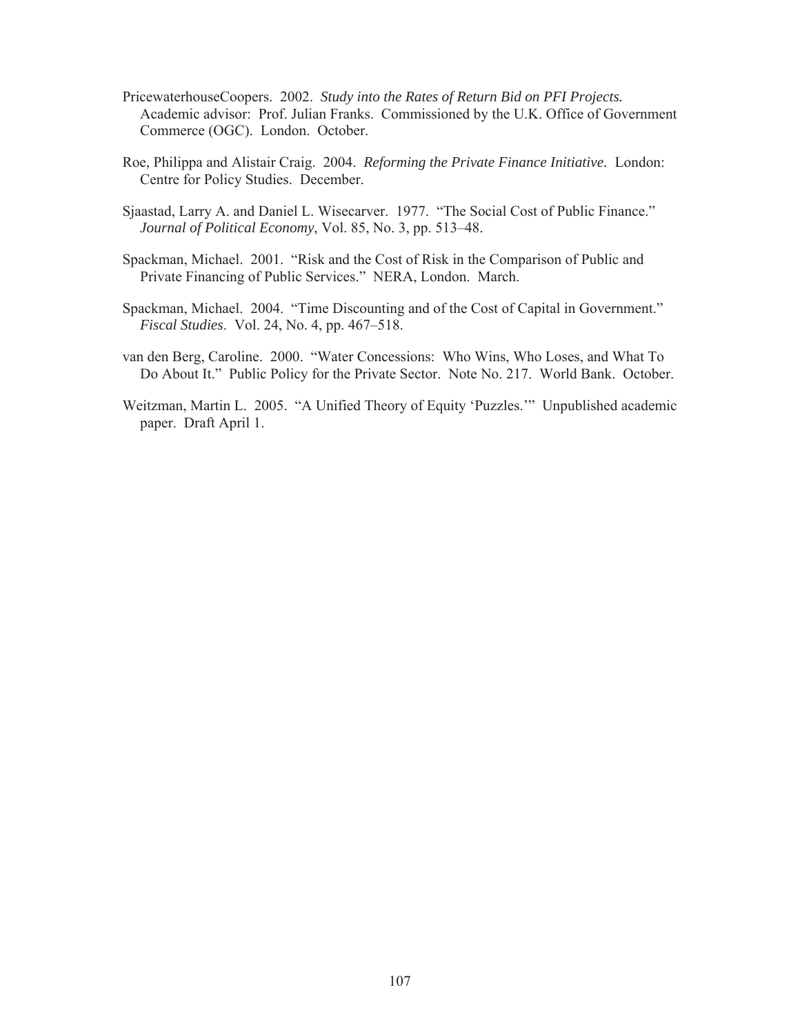PricewaterhouseCoopers. 2002. *Study into the Rates of Return Bid on PFI Projects.* Academic advisor: Prof. Julian Franks. Commissioned by the U.K. Office of Government Commerce (OGC). London. October.

Roe, Philippa and Alistair Craig. 2004. *Reforming the Private Finance Initiative.* London: Centre for Policy Studies. December.

Sjaastad, Larry A. and Daniel L. Wisecarver. 1977. "The Social Cost of Public Finance." *Journal of Political Economy*, Vol. 85, No. 3, pp. 513–48.

Spackman, Michael. 2001. "Risk and the Cost of Risk in the Comparison of Public and Private Financing of Public Services." NERA, London. March.

Spackman, Michael. 2004. "Time Discounting and of the Cost of Capital in Government." *Fiscal Studies*. Vol. 24, No. 4, pp. 467–518.

van den Berg, Caroline. 2000. "Water Concessions: Who Wins, Who Loses, and What To Do About It." Public Policy for the Private Sector. Note No. 217. World Bank. October.

Weitzman, Martin L. 2005. "A Unified Theory of Equity 'Puzzles.'" Unpublished academic paper. Draft April 1.